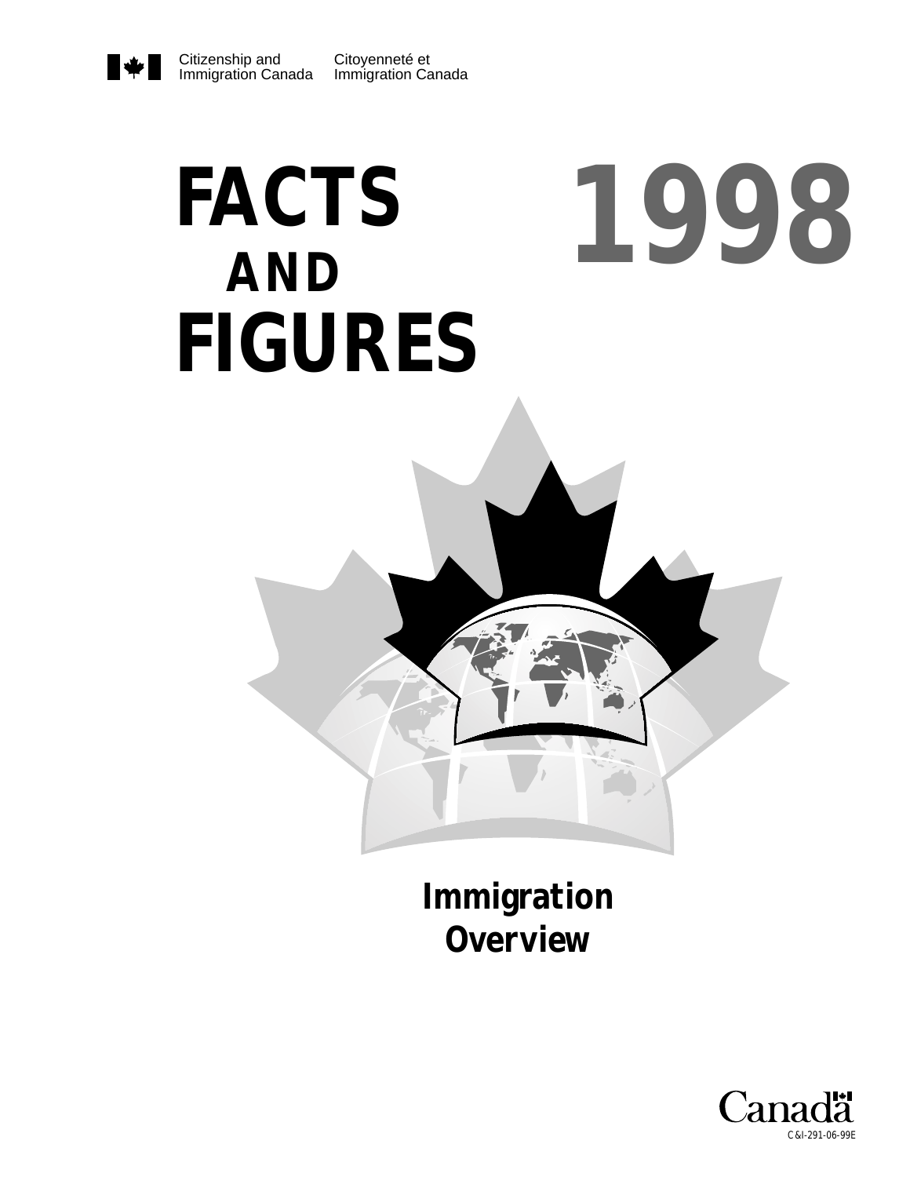Citizenship and Immigration Canada | Citoyenneté et Immigration Canada

# FACTS AND FIGURES 1998

## Immigration Overview

Canada

C&I-291-06-99E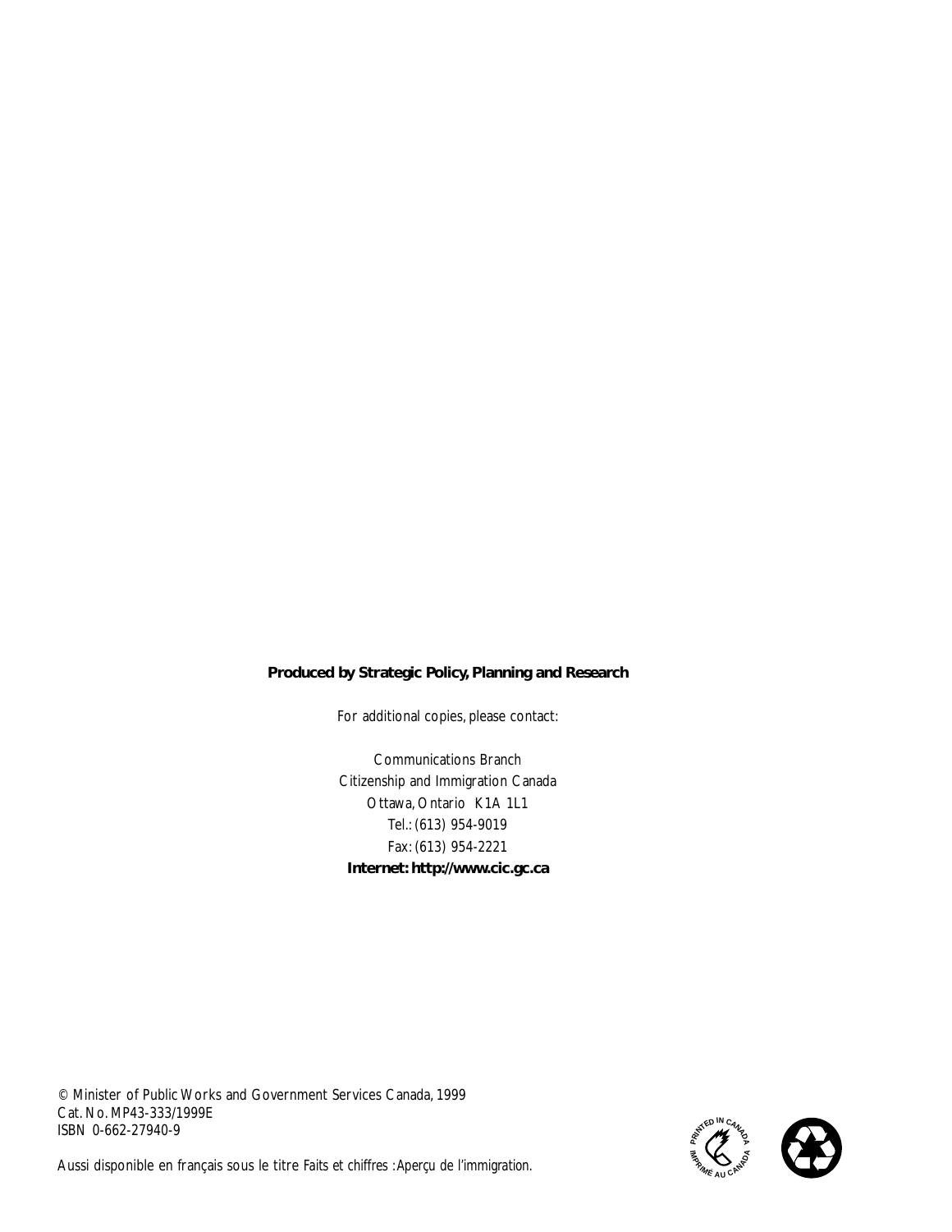**Produced by Strategic Policy, Planning and Research**

For additional copies, please contact:

Communications Branch
Citizenship and Immigration Canada
Ottawa, Ontario K1A 1L1
Tel.: (613) 954-9019
Fax: (613) 954-2221
**Internet: http://www.cic.gc.ca**

© Minister of Public Works and Government Services Canada, 1999
Cat. No. MP43-333/1999E
ISBN 0-662-27940-9

Aussi disponible en français sous le titre *Faits et chiffres : Aperçu de l'immigration*.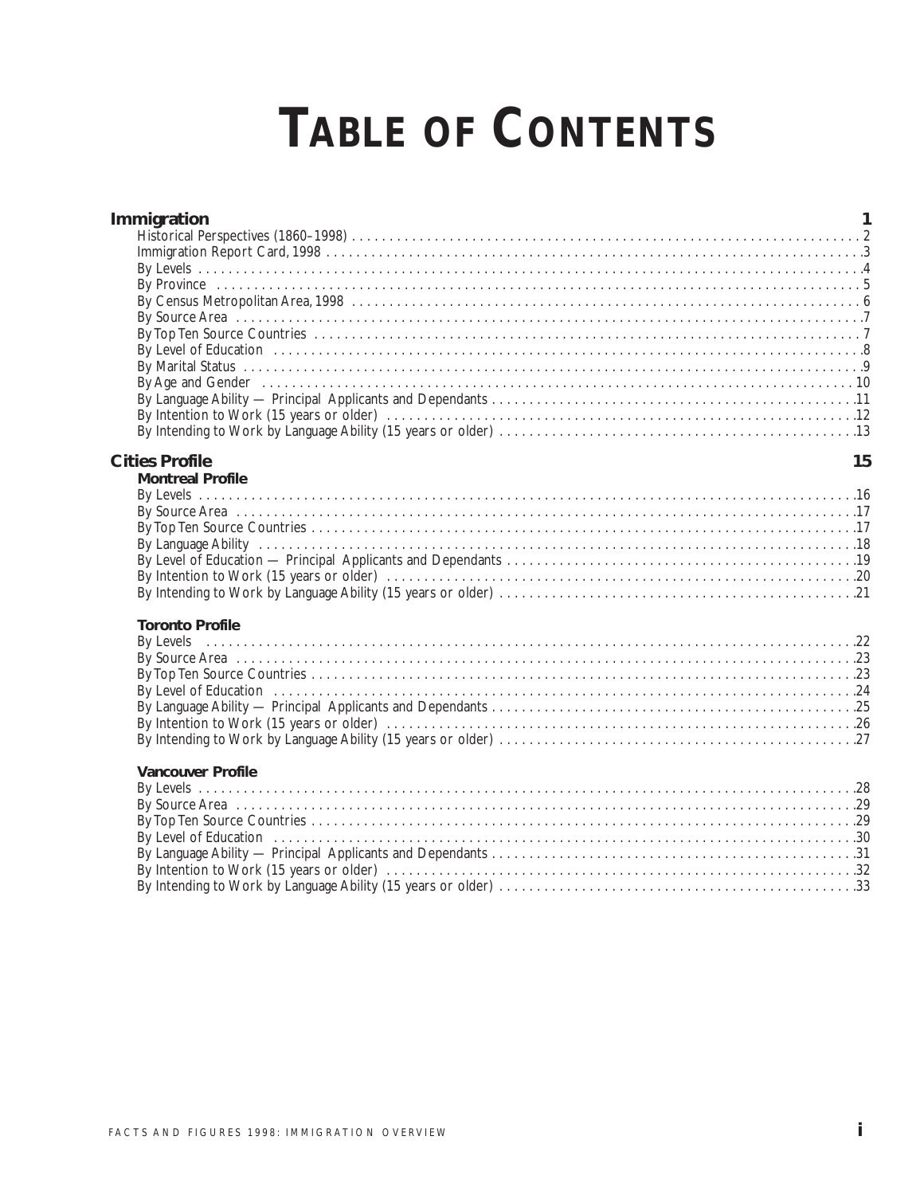# TABLE OF CONTENTS

**Immigration** 1

- Historical Perspectives (1860–1998) 2
- Immigration Report Card, 1998 3
- By Levels 4
- By Province 5
- By Census Metropolitan Area, 1998 6
- By Source Area 7
- By Top Ten Source Countries 7
- By Level of Education 8
- By Marital Status 9
- By Age and Gender 10
- By Language Ability — Principal Applicants and Dependants 11
- By Intention to Work (15 years or older) 12
- By Intending to Work by Language Ability (15 years or older) 13

**Cities Profile** 15

**Montreal Profile**

- By Levels 16
- By Source Area 17
- By Top Ten Source Countries 17
- By Language Ability 18
- By Level of Education — Principal Applicants and Dependants 19
- By Intention to Work (15 years or older) 20
- By Intending to Work by Language Ability (15 years or older) 21

**Toronto Profile**

- By Levels 22
- By Source Area 23
- By Top Ten Source Countries 23
- By Level of Education 24
- By Language Ability — Principal Applicants and Dependants 25
- By Intention to Work (15 years or older) 26
- By Intending to Work by Language Ability (15 years or older) 27

**Vancouver Profile**

- By Levels 28
- By Source Area 29
- By Top Ten Source Countries 29
- By Level of Education 30
- By Language Ability — Principal Applicants and Dependants 31
- By Intention to Work (15 years or older) 32
- By Intending to Work by Language Ability (15 years or older) 33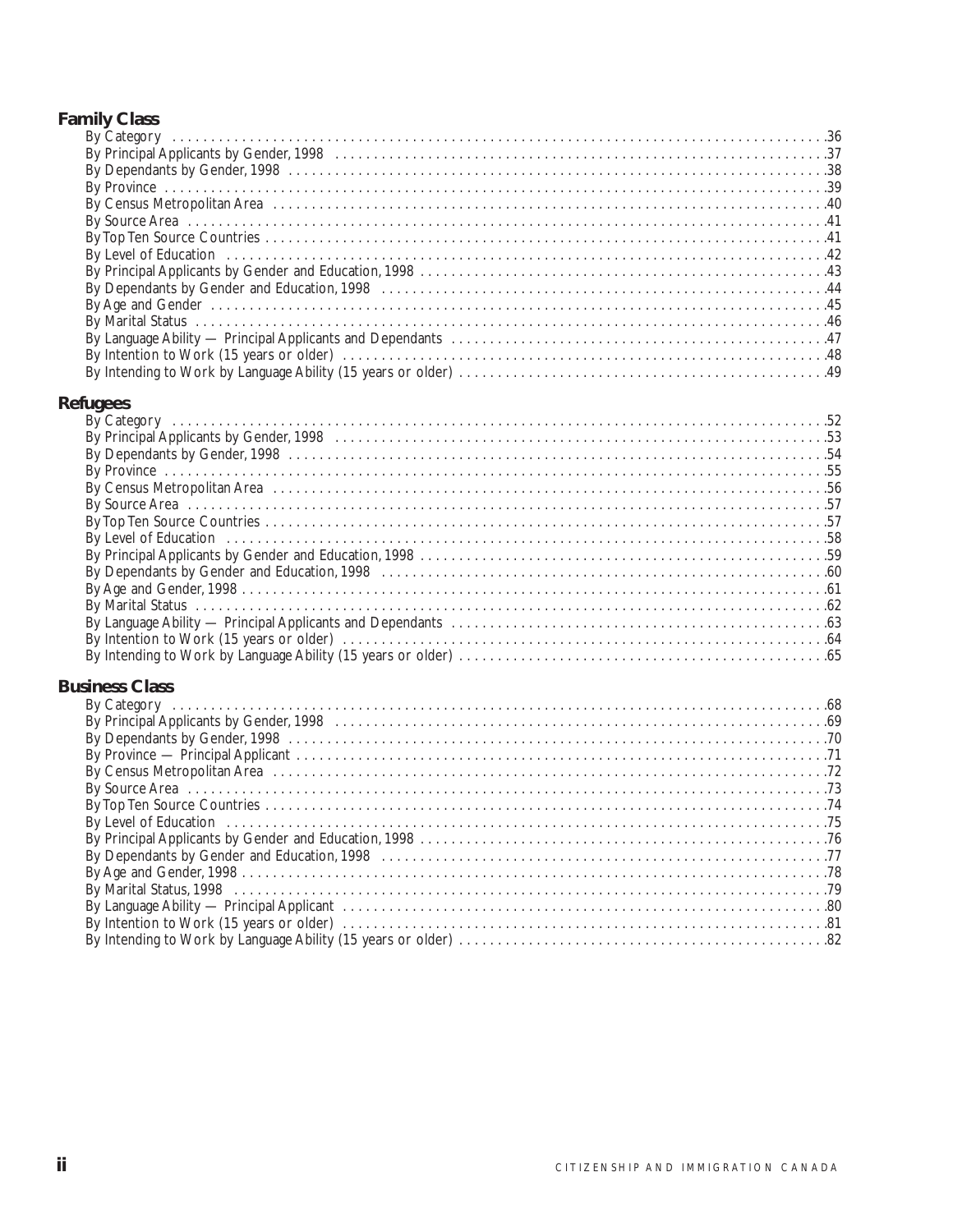## Family Class

By Category ....................................................................................36
By Principal Applicants by Gender, 1998 ....................................................................................37
By Dependants by Gender, 1998 ....................................................................................38
By Province ....................................................................................39
By Census Metropolitan Area ....................................................................................40
By Source Area ....................................................................................41
By Top Ten Source Countries ....................................................................................41
By Level of Education ....................................................................................42
By Principal Applicants by Gender and Education, 1998 ....................................................................................43
By Dependants by Gender and Education, 1998 ....................................................................................44
By Age and Gender ....................................................................................45
By Marital Status ....................................................................................46
By Language Ability — Principal Applicants and Dependants ....................................................................................47
By Intention to Work (15 years or older) ....................................................................................48
By Intending to Work by Language Ability (15 years or older) ....................................................................................49

## Refugees

By Category ....................................................................................52
By Principal Applicants by Gender, 1998 ....................................................................................53
By Dependants by Gender, 1998 ....................................................................................54
By Province ....................................................................................55
By Census Metropolitan Area ....................................................................................56
By Source Area ....................................................................................57
By Top Ten Source Countries ....................................................................................57
By Level of Education ....................................................................................58
By Principal Applicants by Gender and Education, 1998 ....................................................................................59
By Dependants by Gender and Education, 1998 ....................................................................................60
By Age and Gender, 1998 ....................................................................................61
By Marital Status ....................................................................................62
By Language Ability — Principal Applicants and Dependants ....................................................................................63
By Intention to Work (15 years or older) ....................................................................................64
By Intending to Work by Language Ability (15 years or older) ....................................................................................65

## Business Class

By Category ....................................................................................68
By Principal Applicants by Gender, 1998 ....................................................................................69
By Dependants by Gender, 1998 ....................................................................................70
By Province — Principal Applicant ....................................................................................71
By Census Metropolitan Area ....................................................................................72
By Source Area ....................................................................................73
By Top Ten Source Countries ....................................................................................74
By Level of Education ....................................................................................75
By Principal Applicants by Gender and Education, 1998 ....................................................................................76
By Dependants by Gender and Education, 1998 ....................................................................................77
By Age and Gender, 1998 ....................................................................................78
By Marital Status, 1998 ....................................................................................79
By Language Ability — Principal Applicant ....................................................................................80
By Intention to Work (15 years or older) ....................................................................................81
By Intending to Work by Language Ability (15 years or older) ....................................................................................82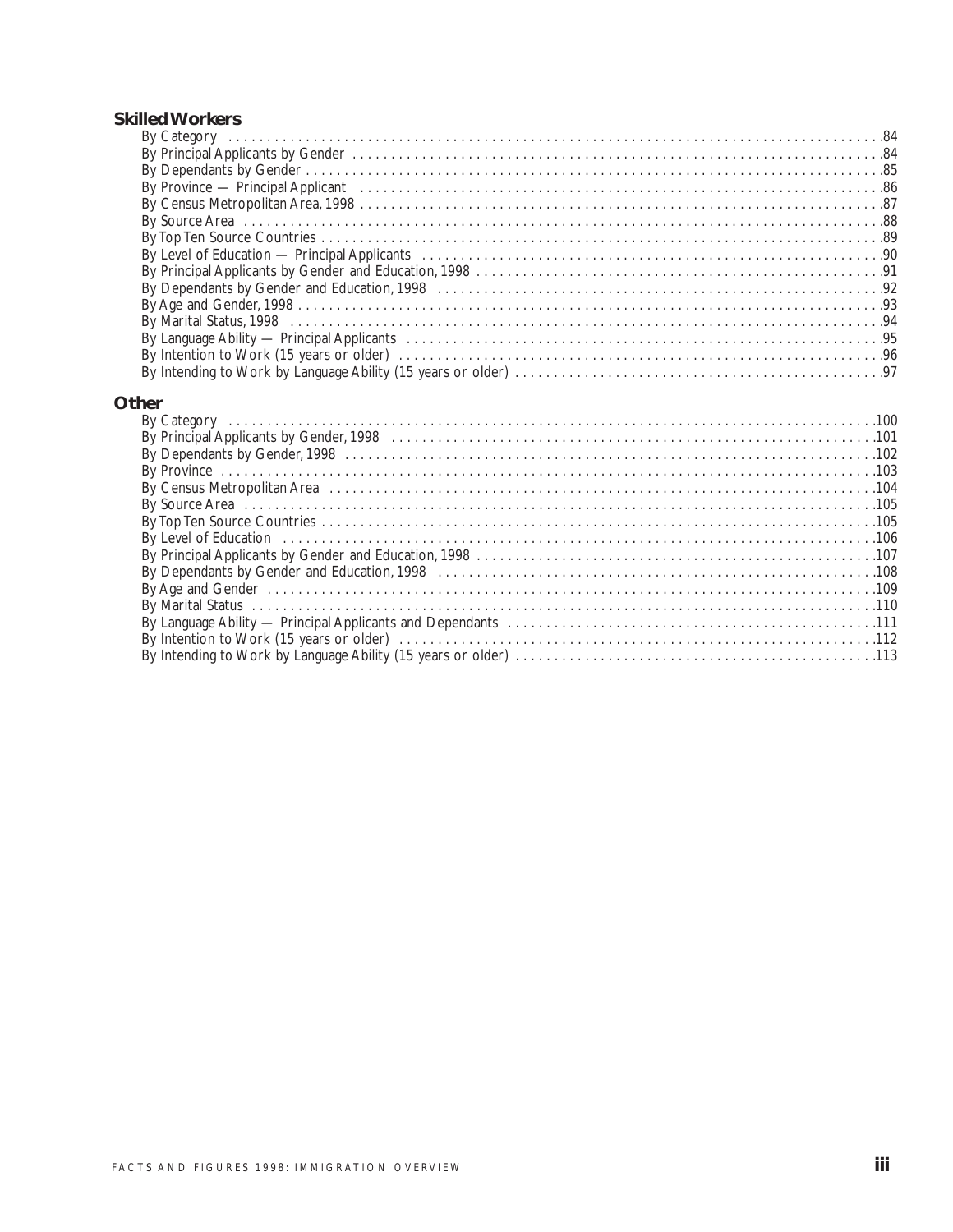### Skilled Workers

By Category . . . 84
By Principal Applicants by Gender . . . 84
By Dependants by Gender . . . 85
By Province — Principal Applicant . . . 86
By Census Metropolitan Area, 1998 . . . 87
By Source Area . . . 88
By Top Ten Source Countries . . . 89
By Level of Education — Principal Applicants . . . 90
By Principal Applicants by Gender and Education, 1998 . . . 91
By Dependants by Gender and Education, 1998 . . . 92
By Age and Gender, 1998 . . . 93
By Marital Status, 1998 . . . 94
By Language Ability — Principal Applicants . . . 95
By Intention to Work (15 years or older) . . . 96
By Intending to Work by Language Ability (15 years or older) . . . 97

### Other

By Category . . . 100
By Principal Applicants by Gender, 1998 . . . 101
By Dependants by Gender, 1998 . . . 102
By Province . . . 103
By Census Metropolitan Area . . . 104
By Source Area . . . 105
By Top Ten Source Countries . . . 105
By Level of Education . . . 106
By Principal Applicants by Gender and Education, 1998 . . . 107
By Dependants by Gender and Education, 1998 . . . 108
By Age and Gender . . . 109
By Marital Status . . . 110
By Language Ability — Principal Applicants and Dependants . . . 111
By Intention to Work (15 years or older) . . . 112
By Intending to Work by Language Ability (15 years or older) . . . 113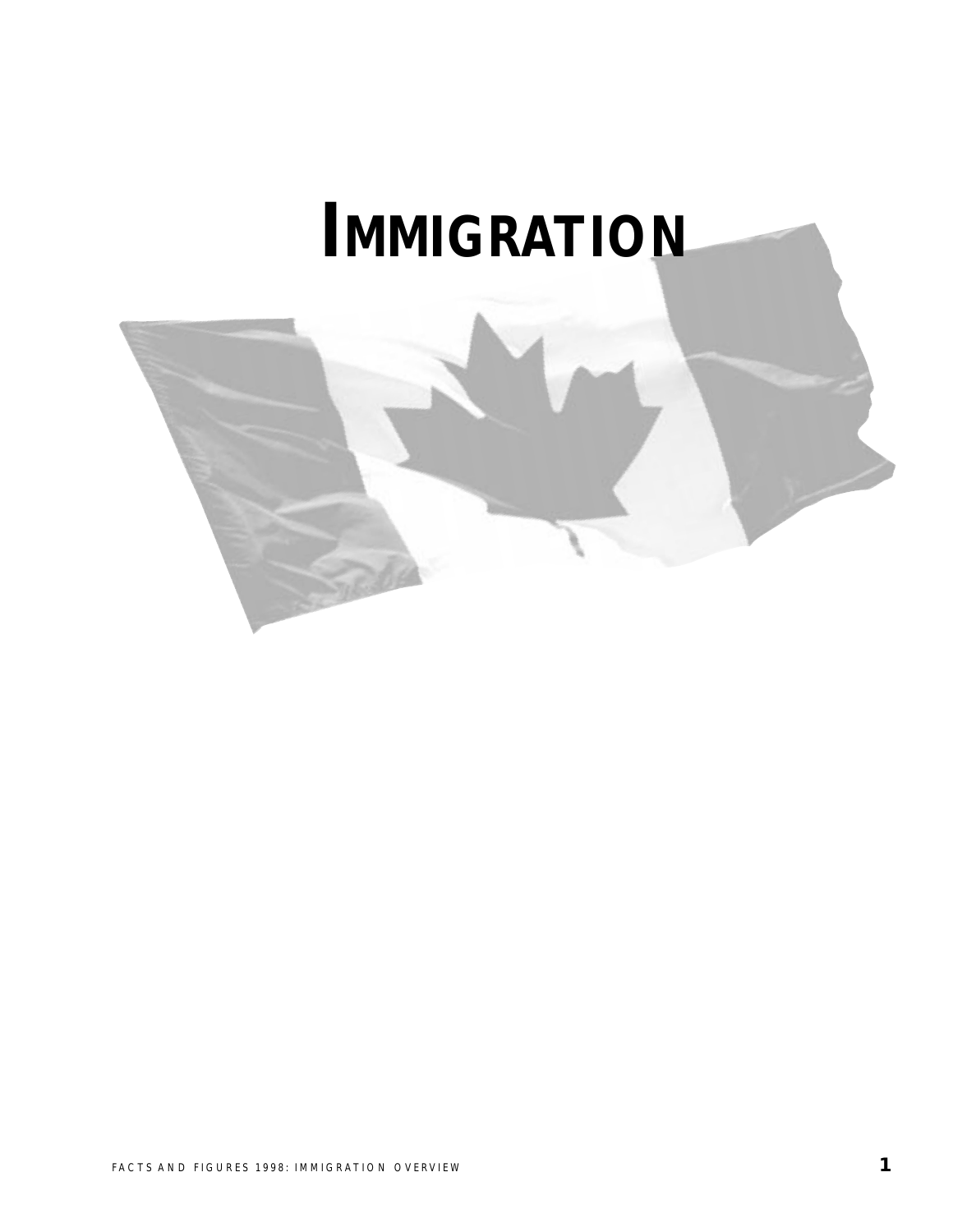# IMMIGRATION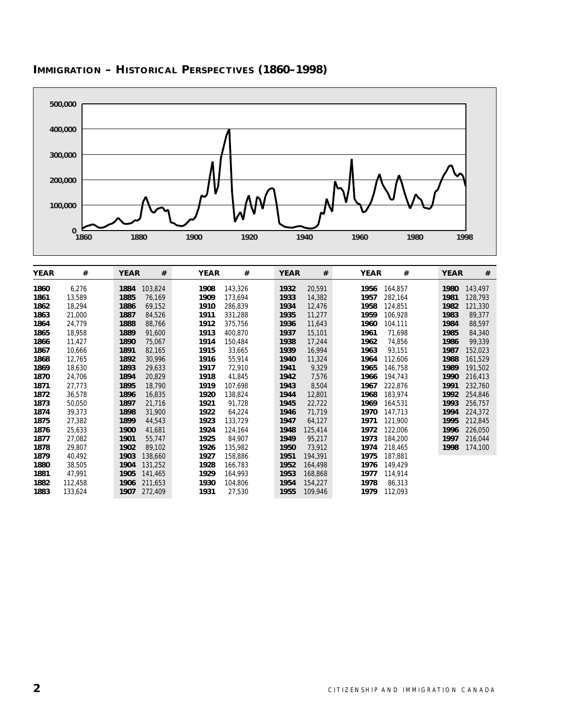## IMMIGRATION – HISTORICAL PERSPECTIVES (1860–1998)

| YEAR | # | YEAR | # | YEAR | # | YEAR | # | YEAR | # | YEAR | # |
|---|---|---|---|---|---|---|---|---|---|---|---|
| **1860** | 6,276 | **1884** | 103,824 | **1908** | 143,326 | **1932** | 20,591 | **1956** | 164,857 | **1980** | 143,497 |
| **1861** | 13,589 | **1885** | 76,169 | **1909** | 173,694 | **1933** | 14,382 | **1957** | 282,164 | **1981** | 128,793 |
| **1862** | 18,294 | **1886** | 69,152 | **1910** | 286,839 | **1934** | 12,476 | **1958** | 124,851 | **1982** | 121,330 |
| **1863** | 21,000 | **1887** | 84,526 | **1911** | 331,288 | **1935** | 11,277 | **1959** | 106,928 | **1983** | 89,377 |
| **1864** | 24,779 | **1888** | 88,766 | **1912** | 375,756 | **1936** | 11,643 | **1960** | 104,111 | **1984** | 88,597 |
| **1865** | 18,958 | **1889** | 91,600 | **1913** | 400,870 | **1937** | 15,101 | **1961** | 71,698 | **1985** | 84,340 |
| **1866** | 11,427 | **1890** | 75,067 | **1914** | 150,484 | **1938** | 17,244 | **1962** | 74,856 | **1986** | 99,339 |
| **1867** | 10,666 | **1891** | 82,165 | **1915** | 33,665 | **1939** | 16,994 | **1963** | 93,151 | **1987** | 152,023 |
| **1868** | 12,765 | **1892** | 30,996 | **1916** | 55,914 | **1940** | 11,324 | **1964** | 112,606 | **1988** | 161,529 |
| **1869** | 18,630 | **1893** | 29,633 | **1917** | 72,910 | **1941** | 9,329 | **1965** | 146,758 | **1989** | 191,502 |
| **1870** | 24,706 | **1894** | 20,829 | **1918** | 41,845 | **1942** | 7,576 | **1966** | 194,743 | **1990** | 216,413 |
| **1871** | 27,773 | **1895** | 18,790 | **1919** | 107,698 | **1943** | 8,504 | **1967** | 222,876 | **1991** | 232,760 |
| **1872** | 36,578 | **1896** | 16,835 | **1920** | 138,824 | **1944** | 12,801 | **1968** | 183,974 | **1992** | 254,846 |
| **1873** | 50,050 | **1897** | 21,716 | **1921** | 91,728 | **1945** | 22,722 | **1969** | 164,531 | **1993** | 256,757 |
| **1874** | 39,373 | **1898** | 31,900 | **1922** | 64,224 | **1946** | 71,719 | **1970** | 147,713 | **1994** | 224,372 |
| **1875** | 27,382 | **1899** | 44,543 | **1923** | 133,729 | **1947** | 64,127 | **1971** | 121,900 | **1995** | 212,845 |
| **1876** | 25,633 | **1900** | 41,681 | **1924** | 124,164 | **1948** | 125,414 | **1972** | 122,006 | **1996** | 226,050 |
| **1877** | 27,082 | **1901** | 55,747 | **1925** | 84,907 | **1949** | 95,217 | **1973** | 184,200 | **1997** | 216,044 |
| **1878** | 29,807 | **1902** | 89,102 | **1926** | 135,982 | **1950** | 73,912 | **1974** | 218,465 | **1998** | 174,100 |
| **1879** | 40,492 | **1903** | 138,660 | **1927** | 158,886 | **1951** | 194,391 | **1975** | 187,881 | | |
| **1880** | 38,505 | **1904** | 131,252 | **1928** | 166,783 | **1952** | 164,498 | **1976** | 149,429 | | |
| **1881** | 47,991 | **1905** | 141,465 | **1929** | 164,993 | **1953** | 168,868 | **1977** | 114,914 | | |
| **1882** | 112,458 | **1906** | 211,653 | **1930** | 104,806 | **1954** | 154,227 | **1978** | 86,313 | | |
| **1883** | 133,624 | **1907** | 272,409 | **1931** | 27,530 | **1955** | 109,946 | **1979** | 112,093 | | |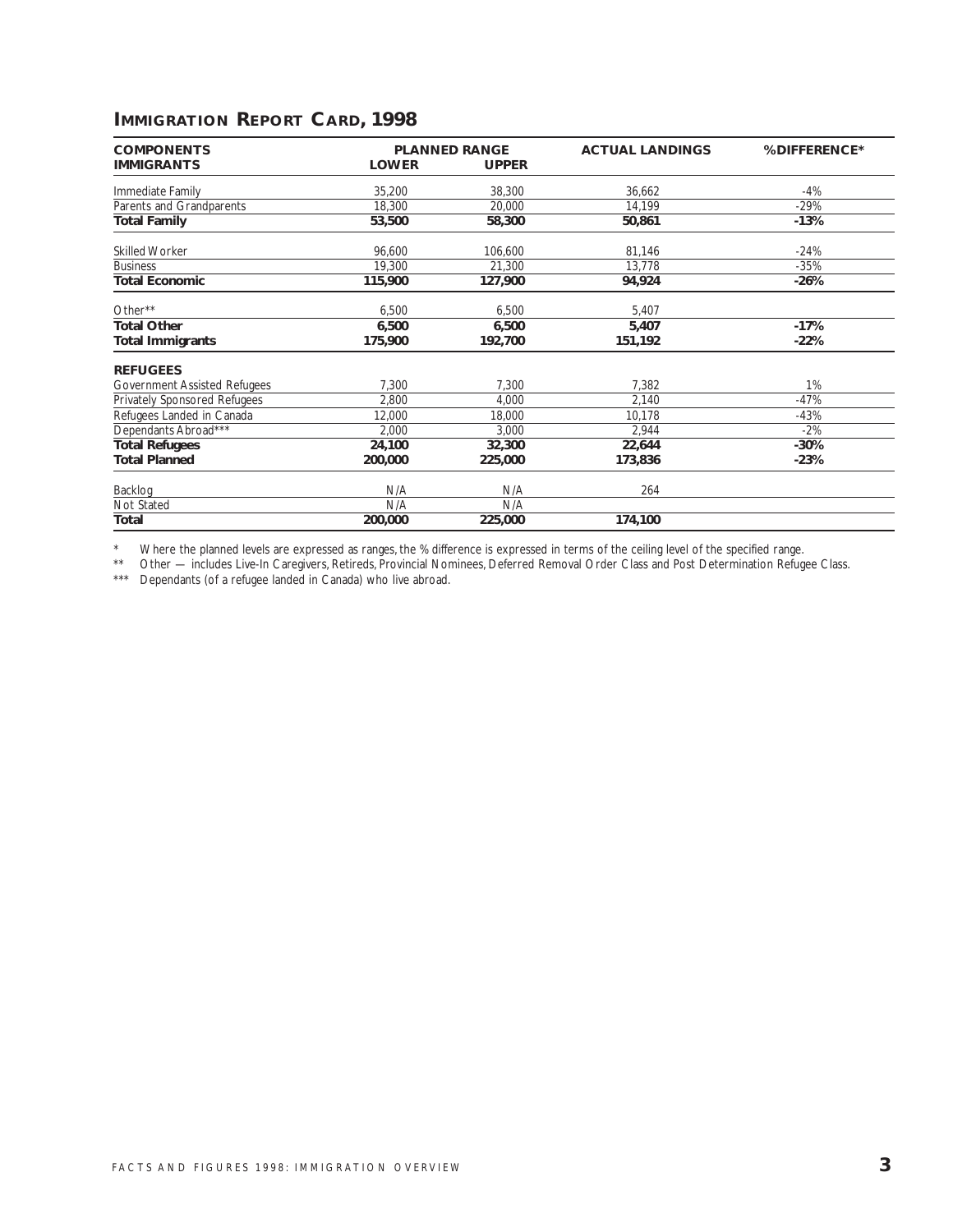## IMMIGRATION REPORT CARD, 1998

| COMPONENTS | PLANNED RANGE | | ACTUAL LANDINGS | %DIFFERENCE* |
|---|---|---|---|---|
| **IMMIGRANTS** | **LOWER** | **UPPER** | | |
| Immediate Family | 35,200 | 38,300 | 36,662 | -4% |
| Parents and Grandparents | 18,300 | 20,000 | 14,199 | -29% |
| **Total Family** | **53,500** | **58,300** | **50,861** | **-13%** |
| Skilled Worker | 96,600 | 106,600 | 81,146 | -24% |
| Business | 19,300 | 21,300 | 13,778 | -35% |
| **Total Economic** | **115,900** | **127,900** | **94,924** | **-26%** |
| Other** | 6,500 | 6,500 | 5,407 | |
| **Total Other** | **6,500** | **6,500** | **5,407** | **-17%** |
| **Total Immigrants** | **175,900** | **192,700** | **151,192** | **-22%** |
| **REFUGEES** | | | | |
| Government Assisted Refugees | 7,300 | 7,300 | 7,382 | 1% |
| Privately Sponsored Refugees | 2,800 | 4,000 | 2,140 | -47% |
| Refugees Landed in Canada | 12,000 | 18,000 | 10,178 | -43% |
| Dependants Abroad*** | 2,000 | 3,000 | 2,944 | -2% |
| **Total Refugees** | **24,100** | **32,300** | **22,644** | **-30%** |
| **Total Planned** | **200,000** | **225,000** | **173,836** | **-23%** |
| Backlog | N/A | N/A | 264 | |
| Not Stated | N/A | N/A | | |
| **Total** | **200,000** | **225,000** | **174,100** | |

\* Where the planned levels are expressed as ranges, the % difference is expressed in terms of the ceiling level of the specified range.

\*\* Other — includes Live-In Caregivers, Retireds, Provincial Nominees, Deferred Removal Order Class and Post Determination Refugee Class.

\*\*\* Dependants (of a refugee landed in Canada) who live abroad.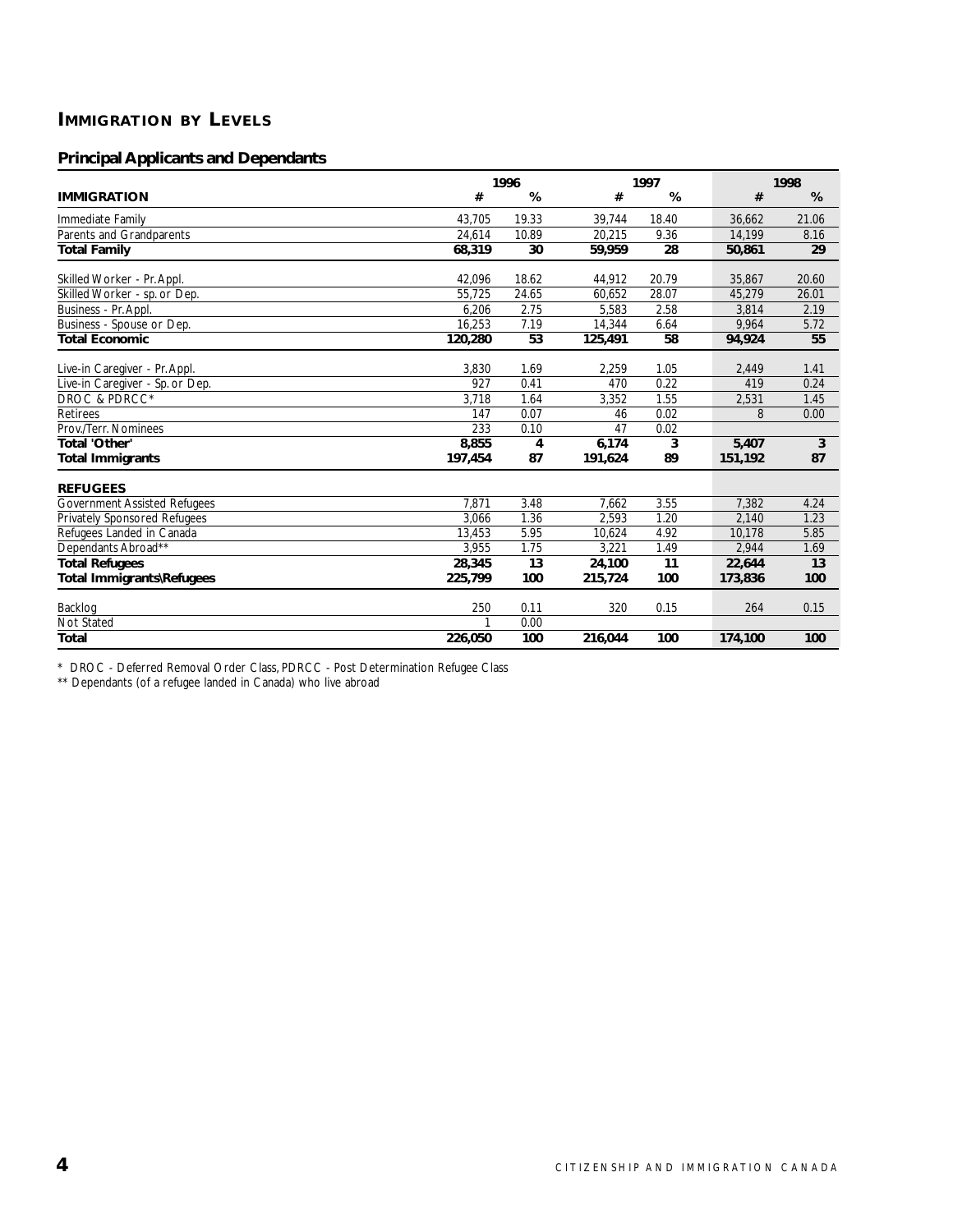## IMMIGRATION BY LEVELS

### Principal Applicants and Dependants

| | 1996 | | 1997 | | 1998 | |
|---|---|---|---|---|---|---|
| **IMMIGRATION** | **#** | **%** | **#** | **%** | **#** | **%** |
| Immediate Family | 43,705 | 19.33 | 39,744 | 18.40 | 36,662 | 21.06 |
| Parents and Grandparents | 24,614 | 10.89 | 20,215 | 9.36 | 14,199 | 8.16 |
| **Total Family** | **68,319** | **30** | **59,959** | **28** | **50,861** | **29** |
| Skilled Worker - Pr.Appl. | 42,096 | 18.62 | 44,912 | 20.79 | 35,867 | 20.60 |
| Skilled Worker - sp. or Dep. | 55,725 | 24.65 | 60,652 | 28.07 | 45,279 | 26.01 |
| Business - Pr.Appl. | 6,206 | 2.75 | 5,583 | 2.58 | 3,814 | 2.19 |
| Business - Spouse or Dep. | 16,253 | 7.19 | 14,344 | 6.64 | 9,964 | 5.72 |
| **Total Economic** | **120,280** | **53** | **125,491** | **58** | **94,924** | **55** |
| Live-in Caregiver - Pr.Appl. | 3,830 | 1.69 | 2,259 | 1.05 | 2,449 | 1.41 |
| Live-in Caregiver - Sp. or Dep. | 927 | 0.41 | 470 | 0.22 | 419 | 0.24 |
| DROC & PDRCC* | 3,718 | 1.64 | 3,352 | 1.55 | 2,531 | 1.45 |
| Retirees | 147 | 0.07 | 46 | 0.02 | 8 | 0.00 |
| Prov./Terr. Nominees | 233 | 0.10 | 47 | 0.02 | | |
| **Total 'Other'** | **8,855** | **4** | **6,174** | **3** | **5,407** | **3** |
| **Total Immigrants** | **197,454** | **87** | **191,624** | **89** | **151,192** | **87** |
| **REFUGEES** | | | | | | |
| Government Assisted Refugees | 7,871 | 3.48 | 7,662 | 3.55 | 7,382 | 4.24 |
| Privately Sponsored Refugees | 3,066 | 1.36 | 2,593 | 1.20 | 2,140 | 1.23 |
| Refugees Landed in Canada | 13,453 | 5.95 | 10,624 | 4.92 | 10,178 | 5.85 |
| Dependants Abroad** | 3,955 | 1.75 | 3,221 | 1.49 | 2,944 | 1.69 |
| **Total Refugees** | **28,345** | **13** | **24,100** | **11** | **22,644** | **13** |
| **Total Immigrants\Refugees** | **225,799** | **100** | **215,724** | **100** | **173,836** | **100** |
| Backlog | 250 | 0.11 | 320 | 0.15 | 264 | 0.15 |
| Not Stated | 1 | 0.00 | | | | |
| **Total** | **226,050** | **100** | **216,044** | **100** | **174,100** | **100** |

* DROC - Deferred Removal Order Class, PDRCC - Post Determination Refugee Class

** Dependants (of a refugee landed in Canada) who live abroad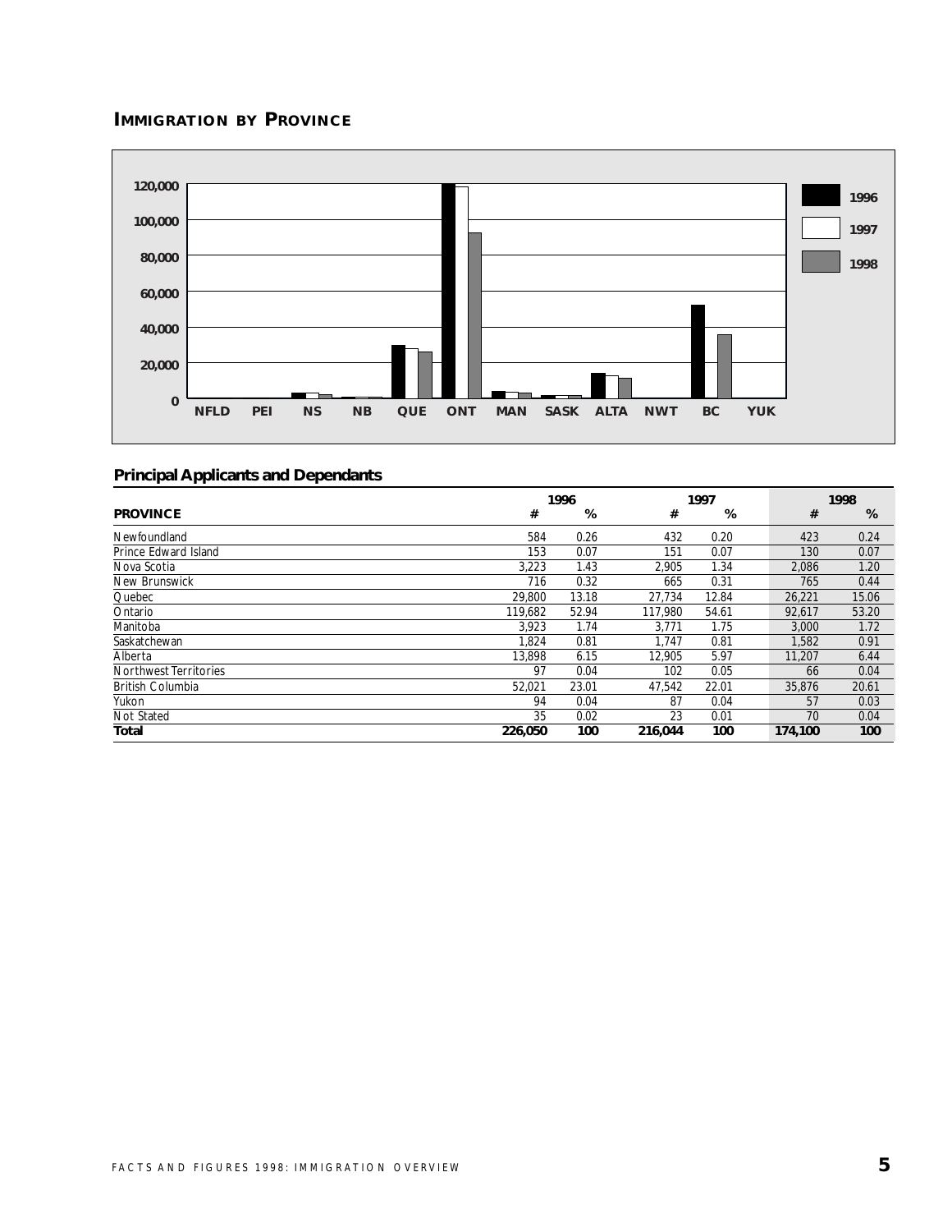## IMMIGRATION BY PROVINCE

### Principal Applicants and Dependants

| PROVINCE | 1996 # | 1996 % | 1997 # | 1997 % | 1998 # | 1998 % |
|---|---|---|---|---|---|---|
| Newfoundland | 584 | 0.26 | 432 | 0.20 | 423 | 0.24 |
| Prince Edward Island | 153 | 0.07 | 151 | 0.07 | 130 | 0.07 |
| Nova Scotia | 3,223 | 1.43 | 2,905 | 1.34 | 2,086 | 1.20 |
| New Brunswick | 716 | 0.32 | 665 | 0.31 | 765 | 0.44 |
| Quebec | 29,800 | 13.18 | 27,734 | 12.84 | 26,221 | 15.06 |
| Ontario | 119,682 | 52.94 | 117,980 | 54.61 | 92,617 | 53.20 |
| Manitoba | 3,923 | 1.74 | 3,771 | 1.75 | 3,000 | 1.72 |
| Saskatchewan | 1,824 | 0.81 | 1,747 | 0.81 | 1,582 | 0.91 |
| Alberta | 13,898 | 6.15 | 12,905 | 5.97 | 11,207 | 6.44 |
| Northwest Territories | 97 | 0.04 | 102 | 0.05 | 66 | 0.04 |
| British Columbia | 52,021 | 23.01 | 47,542 | 22.01 | 35,876 | 20.61 |
| Yukon | 94 | 0.04 | 87 | 0.04 | 57 | 0.03 |
| Not Stated | 35 | 0.02 | 23 | 0.01 | 70 | 0.04 |
| **Total** | **226,050** | **100** | **216,044** | **100** | **174,100** | **100** |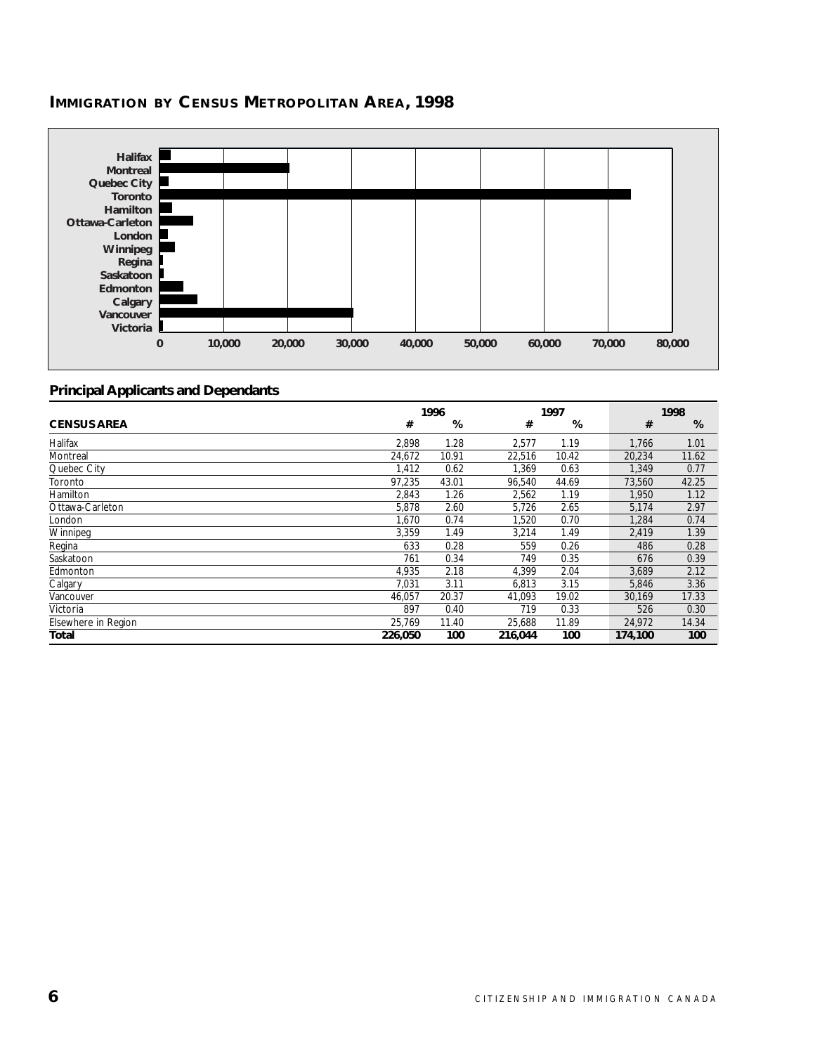## IMMIGRATION BY CENSUS METROPOLITAN AREA, 1998

### Principal Applicants and Dependants

| CENSUS AREA | 1996 # | 1996 % | 1997 # | 1997 % | 1998 # | 1998 % |
|---|---|---|---|---|---|---|
| Halifax | 2,898 | 1.28 | 2,577 | 1.19 | 1,766 | 1.01 |
| Montreal | 24,672 | 10.91 | 22,516 | 10.42 | 20,234 | 11.62 |
| Quebec City | 1,412 | 0.62 | 1,369 | 0.63 | 1,349 | 0.77 |
| Toronto | 97,235 | 43.01 | 96,540 | 44.69 | 73,560 | 42.25 |
| Hamilton | 2,843 | 1.26 | 2,562 | 1.19 | 1,950 | 1.12 |
| Ottawa-Carleton | 5,878 | 2.60 | 5,726 | 2.65 | 5,174 | 2.97 |
| London | 1,670 | 0.74 | 1,520 | 0.70 | 1,284 | 0.74 |
| Winnipeg | 3,359 | 1.49 | 3,214 | 1.49 | 2,419 | 1.39 |
| Regina | 633 | 0.28 | 559 | 0.26 | 486 | 0.28 |
| Saskatoon | 761 | 0.34 | 749 | 0.35 | 676 | 0.39 |
| Edmonton | 4,935 | 2.18 | 4,399 | 2.04 | 3,689 | 2.12 |
| Calgary | 7,031 | 3.11 | 6,813 | 3.15 | 5,846 | 3.36 |
| Vancouver | 46,057 | 20.37 | 41,093 | 19.02 | 30,169 | 17.33 |
| Victoria | 897 | 0.40 | 719 | 0.33 | 526 | 0.30 |
| Elsewhere in Region | 25,769 | 11.40 | 25,688 | 11.89 | 24,972 | 14.34 |
| **Total** | **226,050** | **100** | **216,044** | **100** | **174,100** | **100** |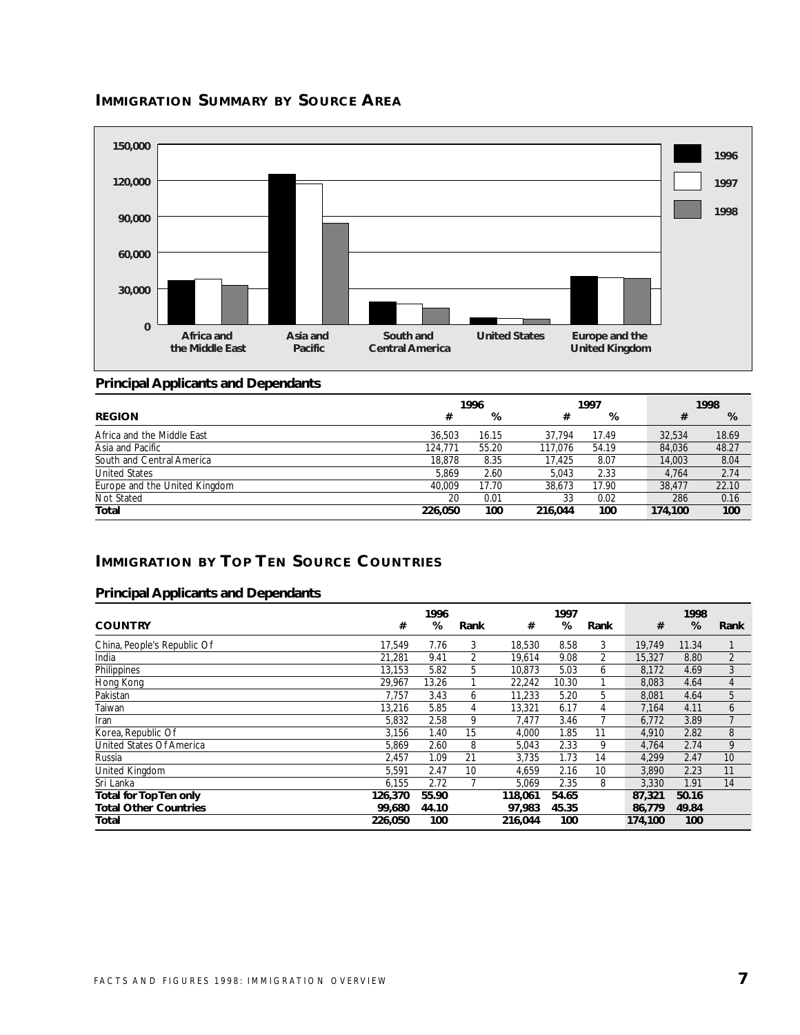## IMMIGRATION SUMMARY BY SOURCE AREA

### Principal Applicants and Dependants

| REGION | 1996 # | 1996 % | 1997 # | 1997 % | 1998 # | 1998 % |
|---|---|---|---|---|---|---|
| Africa and the Middle East | 36,503 | 16.15 | 37,794 | 17.49 | 32,534 | 18.69 |
| Asia and Pacific | 124,771 | 55.20 | 117,076 | 54.19 | 84,036 | 48.27 |
| South and Central America | 18,878 | 8.35 | 17,425 | 8.07 | 14,003 | 8.04 |
| United States | 5,869 | 2.60 | 5,043 | 2.33 | 4,764 | 2.74 |
| Europe and the United Kingdom | 40,009 | 17.70 | 38,673 | 17.90 | 38,477 | 22.10 |
| Not Stated | 20 | 0.01 | 33 | 0.02 | 286 | 0.16 |
| **Total** | **226,050** | **100** | **216,044** | **100** | **174,100** | **100** |

## IMMIGRATION BY TOP TEN SOURCE COUNTRIES

### Principal Applicants and Dependants

| COUNTRY | 1996 # | 1996 % | 1996 Rank | 1997 # | 1997 % | 1997 Rank | 1998 # | 1998 % | 1998 Rank |
|---|---|---|---|---|---|---|---|---|---|
| China, People's Republic Of | 17,549 | 7.76 | 3 | 18,530 | 8.58 | 3 | 19,749 | 11.34 | 1 |
| India | 21,281 | 9.41 | 2 | 19,614 | 9.08 | 2 | 15,327 | 8.80 | 2 |
| Philippines | 13,153 | 5.82 | 5 | 10,873 | 5.03 | 6 | 8,172 | 4.69 | 3 |
| Hong Kong | 29,967 | 13.26 | 1 | 22,242 | 10.30 | 1 | 8,083 | 4.64 | 4 |
| Pakistan | 7,757 | 3.43 | 6 | 11,233 | 5.20 | 5 | 8,081 | 4.64 | 5 |
| Taiwan | 13,216 | 5.85 | 4 | 13,321 | 6.17 | 4 | 7,164 | 4.11 | 6 |
| Iran | 5,832 | 2.58 | 9 | 7,477 | 3.46 | 7 | 6,772 | 3.89 | 7 |
| Korea, Republic Of | 3,156 | 1.40 | 15 | 4,000 | 1.85 | 11 | 4,910 | 2.82 | 8 |
| United States Of America | 5,869 | 2.60 | 8 | 5,043 | 2.33 | 9 | 4,764 | 2.74 | 9 |
| Russia | 2,457 | 1.09 | 21 | 3,735 | 1.73 | 14 | 4,299 | 2.47 | 10 |
| United Kingdom | 5,591 | 2.47 | 10 | 4,659 | 2.16 | 10 | 3,890 | 2.23 | 11 |
| Sri Lanka | 6,155 | 2.72 | 7 | 5,069 | 2.35 | 8 | 3,330 | 1.91 | 14 |
| **Total for Top Ten only** | **126,370** | **55.90** | | **118,061** | **54.65** | | **87,321** | **50.16** | |
| **Total Other Countries** | **99,680** | **44.10** | | **97,983** | **45.35** | | **86,779** | **49.84** | |
| **Total** | **226,050** | **100** | | **216,044** | **100** | | **174,100** | **100** | |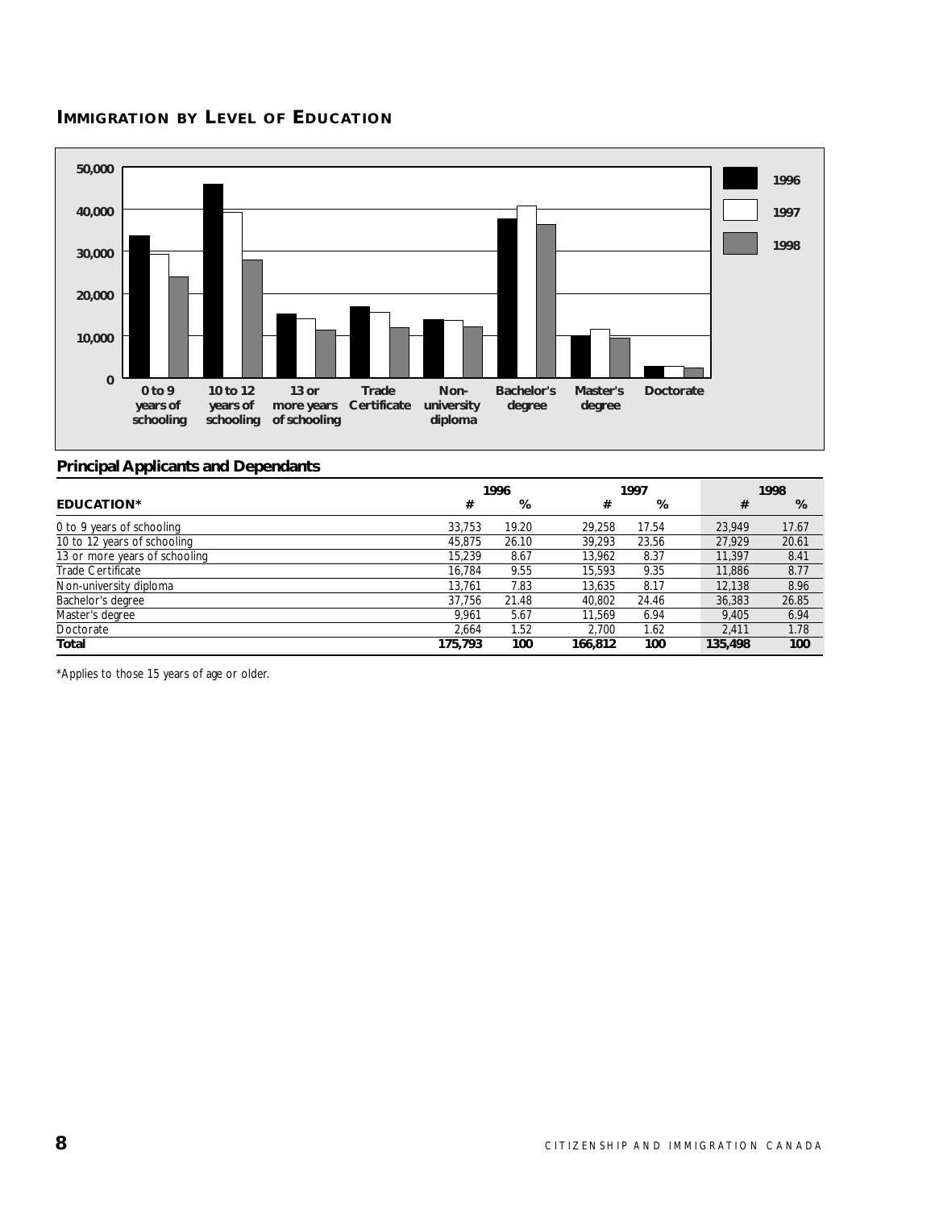## IMMIGRATION BY LEVEL OF EDUCATION

### Principal Applicants and Dependants

| EDUCATION* | 1996 # | 1996 % | 1997 # | 1997 % | 1998 # | 1998 % |
|---|---|---|---|---|---|---|
| 0 to 9 years of schooling | 33,753 | 19.20 | 29,258 | 17.54 | 23,949 | 17.67 |
| 10 to 12 years of schooling | 45,875 | 26.10 | 39,293 | 23.56 | 27,929 | 20.61 |
| 13 or more years of schooling | 15,239 | 8.67 | 13,962 | 8.37 | 11,397 | 8.41 |
| Trade Certificate | 16,784 | 9.55 | 15,593 | 9.35 | 11,886 | 8.77 |
| Non-university diploma | 13,761 | 7.83 | 13,635 | 8.17 | 12,138 | 8.96 |
| Bachelor's degree | 37,756 | 21.48 | 40,802 | 24.46 | 36,383 | 26.85 |
| Master's degree | 9,961 | 5.67 | 11,569 | 6.94 | 9,405 | 6.94 |
| Doctorate | 2,664 | 1.52 | 2,700 | 1.62 | 2,411 | 1.78 |
| **Total** | **175,793** | **100** | **166,812** | **100** | **135,498** | **100** |

*Applies to those 15 years of age or older.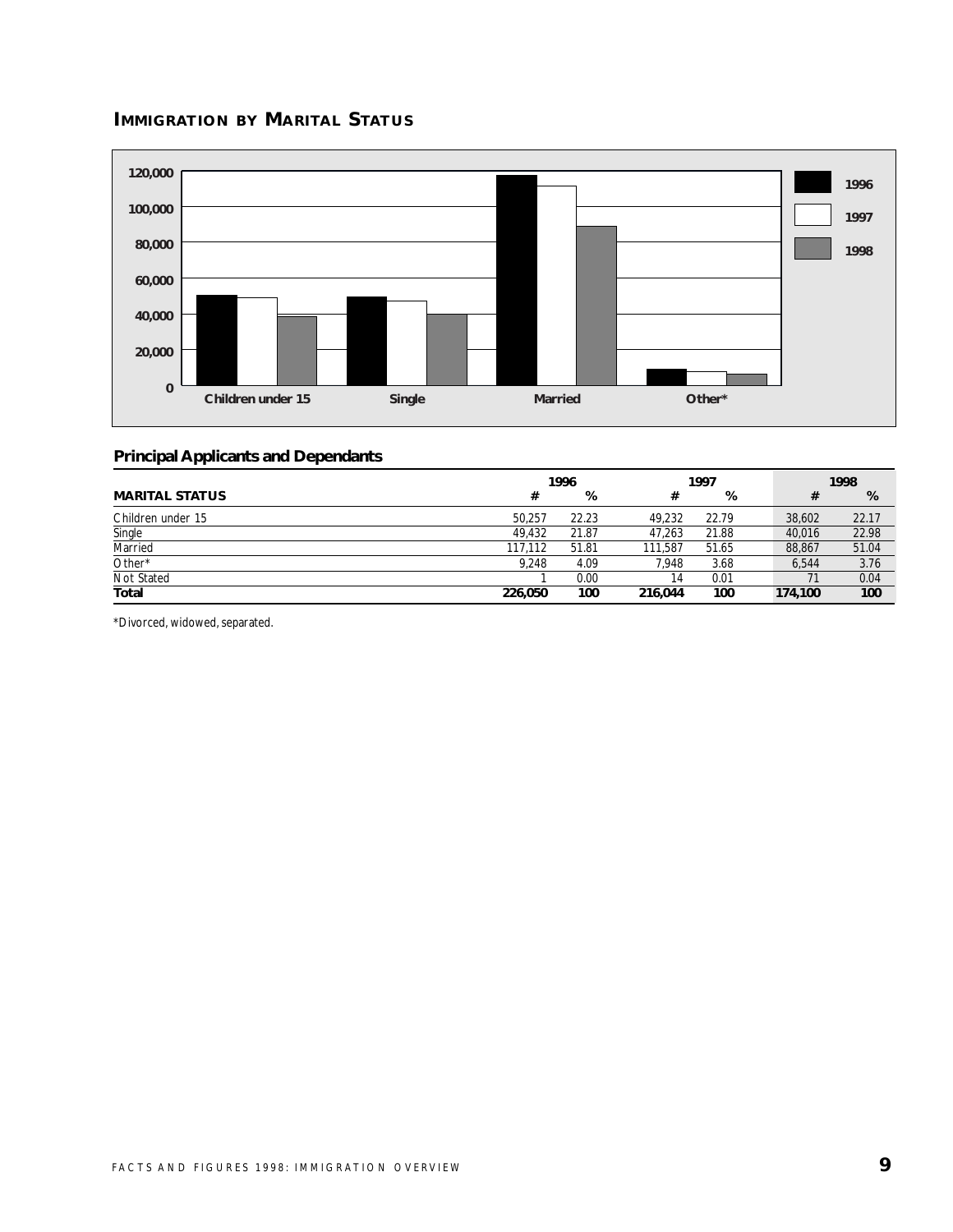## IMMIGRATION BY MARITAL STATUS

### Principal Applicants and Dependants

| MARITAL STATUS | 1996 # | 1996 % | 1997 # | 1997 % | 1998 # | 1998 % |
|---|---|---|---|---|---|---|
| Children under 15 | 50,257 | 22.23 | 49,232 | 22.79 | 38,602 | 22.17 |
| Single | 49,432 | 21.87 | 47,263 | 21.88 | 40,016 | 22.98 |
| Married | 117,112 | 51.81 | 111,587 | 51.65 | 88,867 | 51.04 |
| Other* | 9,248 | 4.09 | 7,948 | 3.68 | 6,544 | 3.76 |
| Not Stated | 1 | 0.00 | 14 | 0.01 | 71 | 0.04 |
| **Total** | **226,050** | **100** | **216,044** | **100** | **174,100** | **100** |

*Divorced, widowed, separated.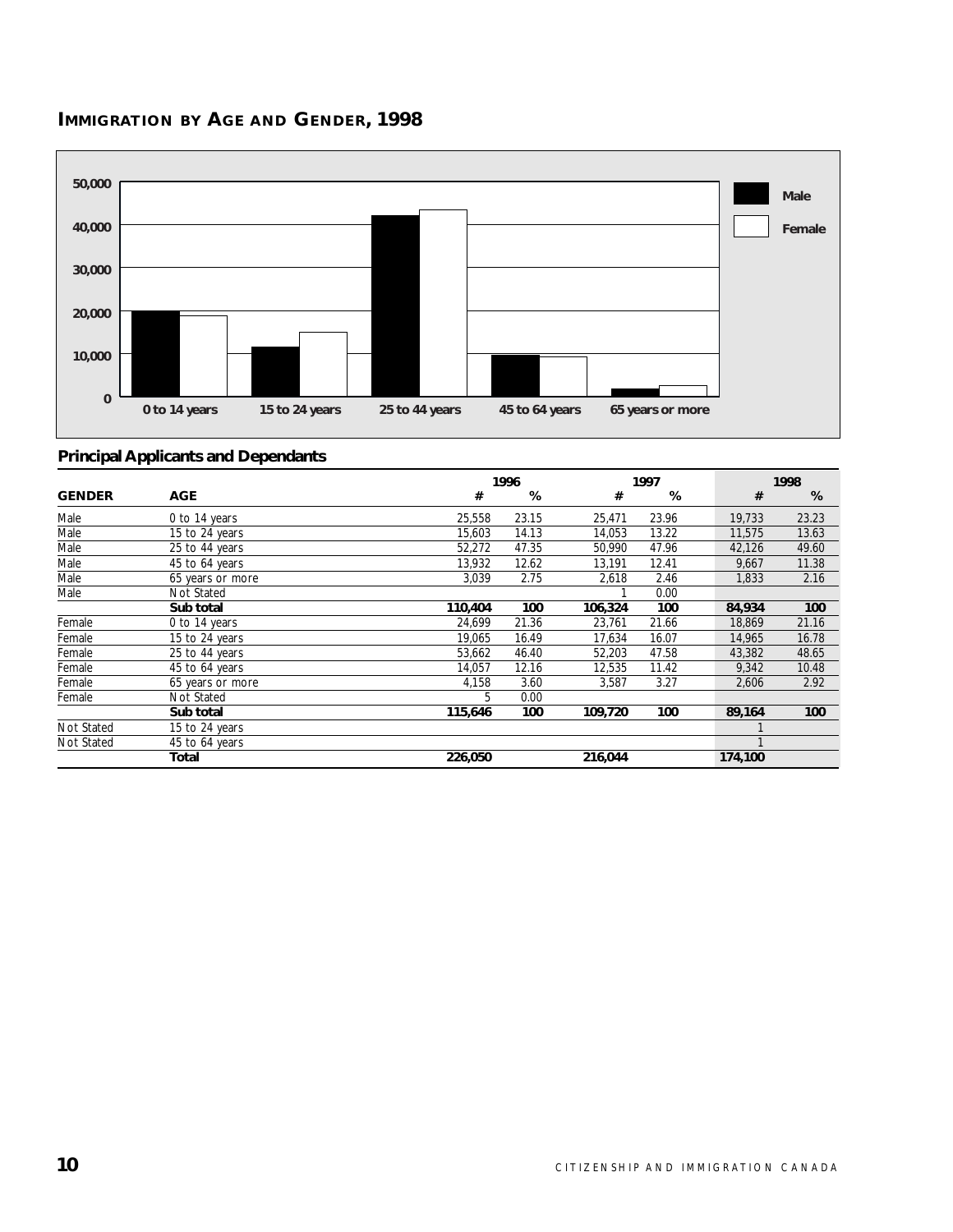## IMMIGRATION BY AGE AND GENDER, 1998

### Principal Applicants and Dependants

| GENDER | AGE | 1996 # | 1996 % | 1997 # | 1997 % | 1998 # | 1998 % |
|---|---|---|---|---|---|---|---|
| Male | 0 to 14 years | 25,558 | 23.15 | 25,471 | 23.96 | 19,733 | 23.23 |
| Male | 15 to 24 years | 15,603 | 14.13 | 14,053 | 13.22 | 11,575 | 13.63 |
| Male | 25 to 44 years | 52,272 | 47.35 | 50,990 | 47.96 | 42,126 | 49.60 |
| Male | 45 to 64 years | 13,932 | 12.62 | 13,191 | 12.41 | 9,667 | 11.38 |
| Male | 65 years or more | 3,039 | 2.75 | 2,618 | 2.46 | 1,833 | 2.16 |
| Male | Not Stated | | | 1 | 0.00 | | |
| | **Sub total** | **110,404** | **100** | **106,324** | **100** | **84,934** | **100** |
| Female | 0 to 14 years | 24,699 | 21.36 | 23,761 | 21.66 | 18,869 | 21.16 |
| Female | 15 to 24 years | 19,065 | 16.49 | 17,634 | 16.07 | 14,965 | 16.78 |
| Female | 25 to 44 years | 53,662 | 46.40 | 52,203 | 47.58 | 43,382 | 48.65 |
| Female | 45 to 64 years | 14,057 | 12.16 | 12,535 | 11.42 | 9,342 | 10.48 |
| Female | 65 years or more | 4,158 | 3.60 | 3,587 | 3.27 | 2,606 | 2.92 |
| Female | Not Stated | 5 | 0.00 | | | | |
| | **Sub total** | **115,646** | **100** | **109,720** | **100** | **89,164** | **100** |
| Not Stated | 15 to 24 years | | | | | 1 | |
| Not Stated | 45 to 64 years | | | | | 1 | |
| | **Total** | **226,050** | | **216,044** | | **174,100** | |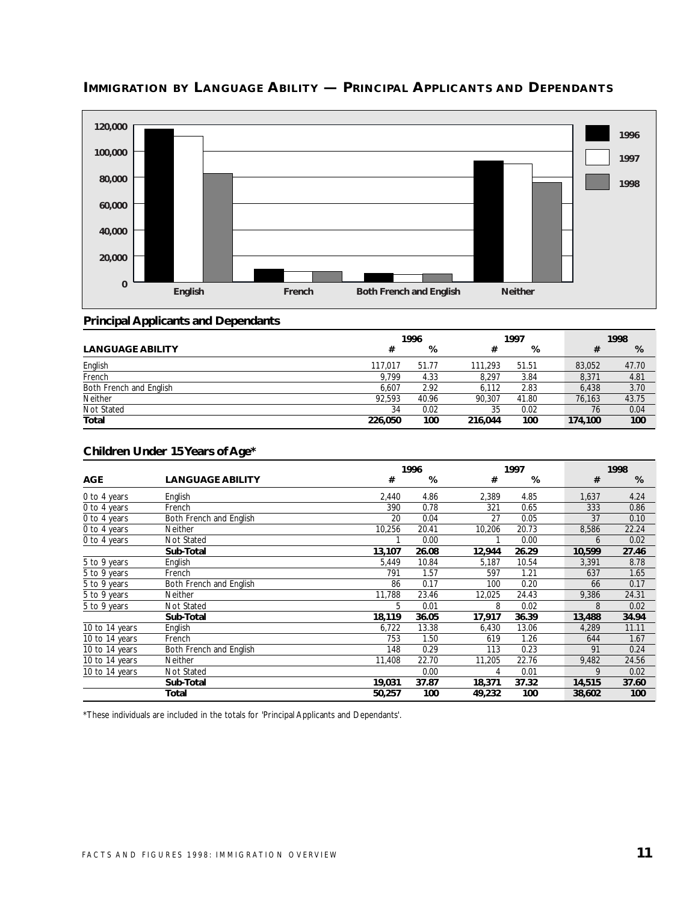## IMMIGRATION BY LANGUAGE ABILITY — PRINCIPAL APPLICANTS AND DEPENDANTS

### Principal Applicants and Dependants

| LANGUAGE ABILITY | 1996 # | 1996 % | 1997 # | 1997 % | 1998 # | 1998 % |
|---|---|---|---|---|---|---|
| English | 117,017 | 51.77 | 111,293 | 51.51 | 83,052 | 47.70 |
| French | 9,799 | 4.33 | 8,297 | 3.84 | 8,371 | 4.81 |
| Both French and English | 6,607 | 2.92 | 6,112 | 2.83 | 6,438 | 3.70 |
| Neither | 92,593 | 40.96 | 90,307 | 41.80 | 76,163 | 43.75 |
| Not Stated | 34 | 0.02 | 35 | 0.02 | 76 | 0.04 |
| **Total** | **226,050** | **100** | **216,044** | **100** | **174,100** | **100** |

### Children Under 15 Years of Age*

| AGE | LANGUAGE ABILITY | 1996 # | 1996 % | 1997 # | 1997 % | 1998 # | 1998 % |
|---|---|---|---|---|---|---|---|
| 0 to 4 years | English | 2,440 | 4.86 | 2,389 | 4.85 | 1,637 | 4.24 |
| 0 to 4 years | French | 390 | 0.78 | 321 | 0.65 | 333 | 0.86 |
| 0 to 4 years | Both French and English | 20 | 0.04 | 27 | 0.05 | 37 | 0.10 |
| 0 to 4 years | Neither | 10,256 | 20.41 | 10,206 | 20.73 | 8,586 | 22.24 |
| 0 to 4 years | Not Stated | 1 | 0.00 | 1 | 0.00 | 6 | 0.02 |
| | **Sub-Total** | **13,107** | **26.08** | **12,944** | **26.29** | **10,599** | **27.46** |
| 5 to 9 years | English | 5,449 | 10.84 | 5,187 | 10.54 | 3,391 | 8.78 |
| 5 to 9 years | French | 791 | 1.57 | 597 | 1.21 | 637 | 1.65 |
| 5 to 9 years | Both French and English | 86 | 0.17 | 100 | 0.20 | 66 | 0.17 |
| 5 to 9 years | Neither | 11,788 | 23.46 | 12,025 | 24.43 | 9,386 | 24.31 |
| 5 to 9 years | Not Stated | 5 | 0.01 | 8 | 0.02 | 8 | 0.02 |
| | **Sub-Total** | **18,119** | **36.05** | **17,917** | **36.39** | **13,488** | **34.94** |
| 10 to 14 years | English | 6,722 | 13.38 | 6,430 | 13.06 | 4,289 | 11.11 |
| 10 to 14 years | French | 753 | 1.50 | 619 | 1.26 | 644 | 1.67 |
| 10 to 14 years | Both French and English | 148 | 0.29 | 113 | 0.23 | 91 | 0.24 |
| 10 to 14 years | Neither | 11,408 | 22.70 | 11,205 | 22.76 | 9,482 | 24.56 |
| 10 to 14 years | Not Stated | | 0.00 | 4 | 0.01 | 9 | 0.02 |
| | **Sub-Total** | **19,031** | **37.87** | **18,371** | **37.32** | **14,515** | **37.60** |
| | **Total** | **50,257** | **100** | **49,232** | **100** | **38,602** | **100** |

*These individuals are included in the totals for 'Principal Applicants and Dependants'.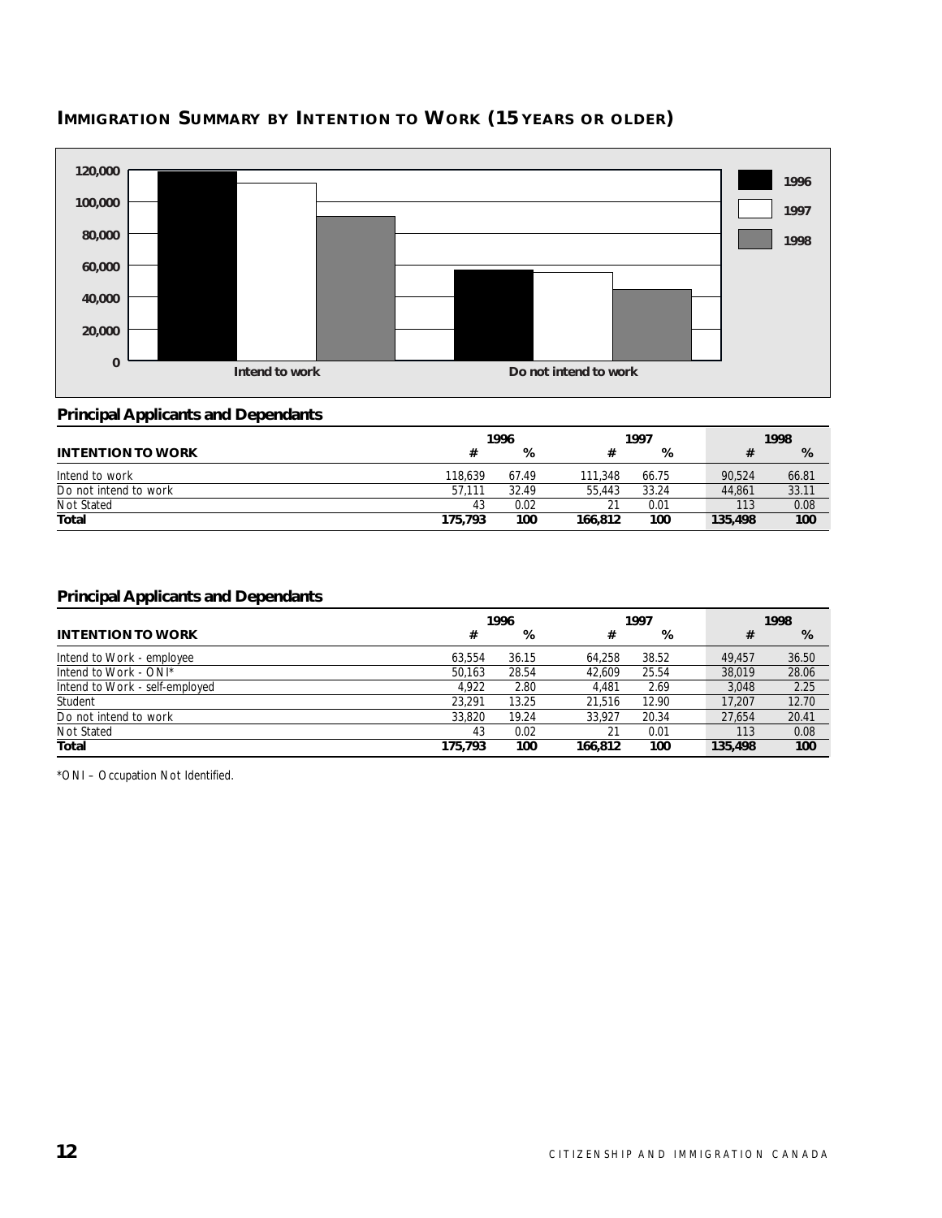## IMMIGRATION SUMMARY BY INTENTION TO WORK (15 YEARS OR OLDER)

### Principal Applicants and Dependants

| INTENTION TO WORK | 1996 # | 1996 % | 1997 # | 1997 % | 1998 # | 1998 % |
|---|---|---|---|---|---|---|
| Intend to work | 118,639 | 67.49 | 111,348 | 66.75 | 90,524 | 66.81 |
| Do not intend to work | 57,111 | 32.49 | 55,443 | 33.24 | 44,861 | 33.11 |
| Not Stated | 43 | 0.02 | 21 | 0.01 | 113 | 0.08 |
| **Total** | **175,793** | **100** | **166,812** | **100** | **135,498** | **100** |

### Principal Applicants and Dependants

| INTENTION TO WORK | 1996 # | 1996 % | 1997 # | 1997 % | 1998 # | 1998 % |
|---|---|---|---|---|---|---|
| Intend to Work - employee | 63,554 | 36.15 | 64,258 | 38.52 | 49,457 | 36.50 |
| Intend to Work - ONI* | 50,163 | 28.54 | 42,609 | 25.54 | 38,019 | 28.06 |
| Intend to Work - self-employed | 4,922 | 2.80 | 4,481 | 2.69 | 3,048 | 2.25 |
| Student | 23,291 | 13.25 | 21,516 | 12.90 | 17,207 | 12.70 |
| Do not intend to work | 33,820 | 19.24 | 33,927 | 20.34 | 27,654 | 20.41 |
| Not Stated | 43 | 0.02 | 21 | 0.01 | 113 | 0.08 |
| **Total** | **175,793** | **100** | **166,812** | **100** | **135,498** | **100** |

*ONI – Occupation Not Identified.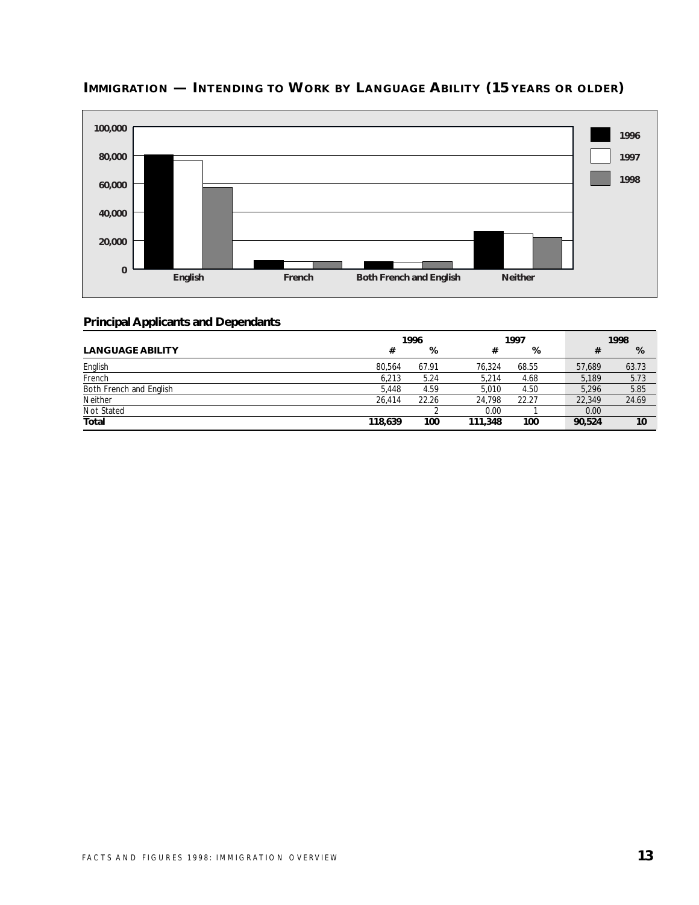## IMMIGRATION — INTENDING TO WORK BY LANGUAGE ABILITY (15 YEARS OR OLDER)

### Principal Applicants and Dependants

| LANGUAGE ABILITY | 1996 # | 1996 % | 1997 # | 1997 % | 1998 # | 1998 % |
|---|---|---|---|---|---|---|
| English | 80,564 | 67.91 | 76,324 | 68.55 | 57,689 | 63.73 |
| French | 6,213 | 5.24 | 5,214 | 4.68 | 5,189 | 5.73 |
| Both French and English | 5,448 | 4.59 | 5,010 | 4.50 | 5,296 | 5.85 |
| Neither | 26,414 | 22.26 | 24,798 | 22.27 | 22,349 | 24.69 |
| Not Stated | | 2 | 0.00 | 1 | 0.00 | |
| **Total** | **118,639** | **100** | **111,348** | **100** | **90,524** | **10** |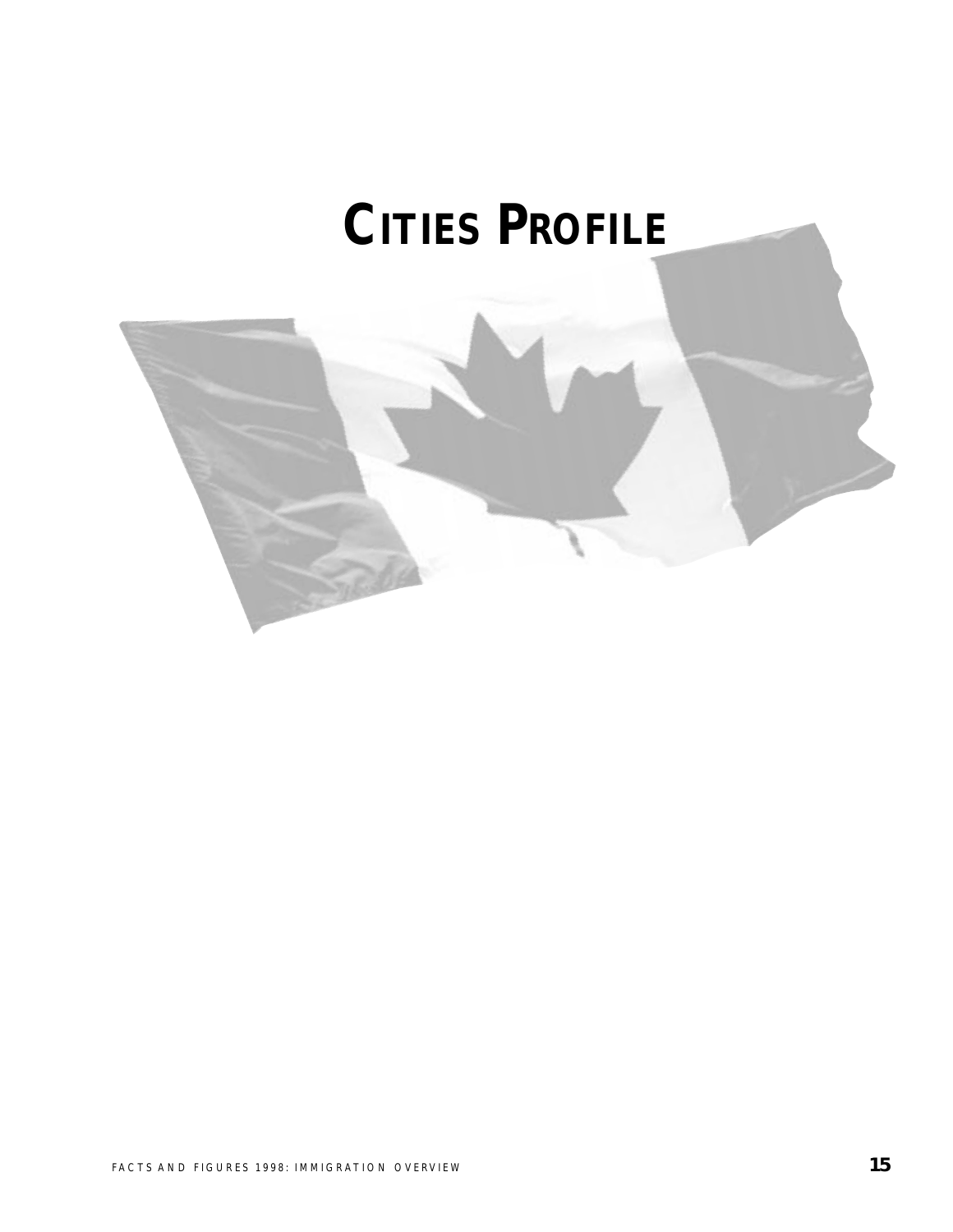# CITIES PROFILE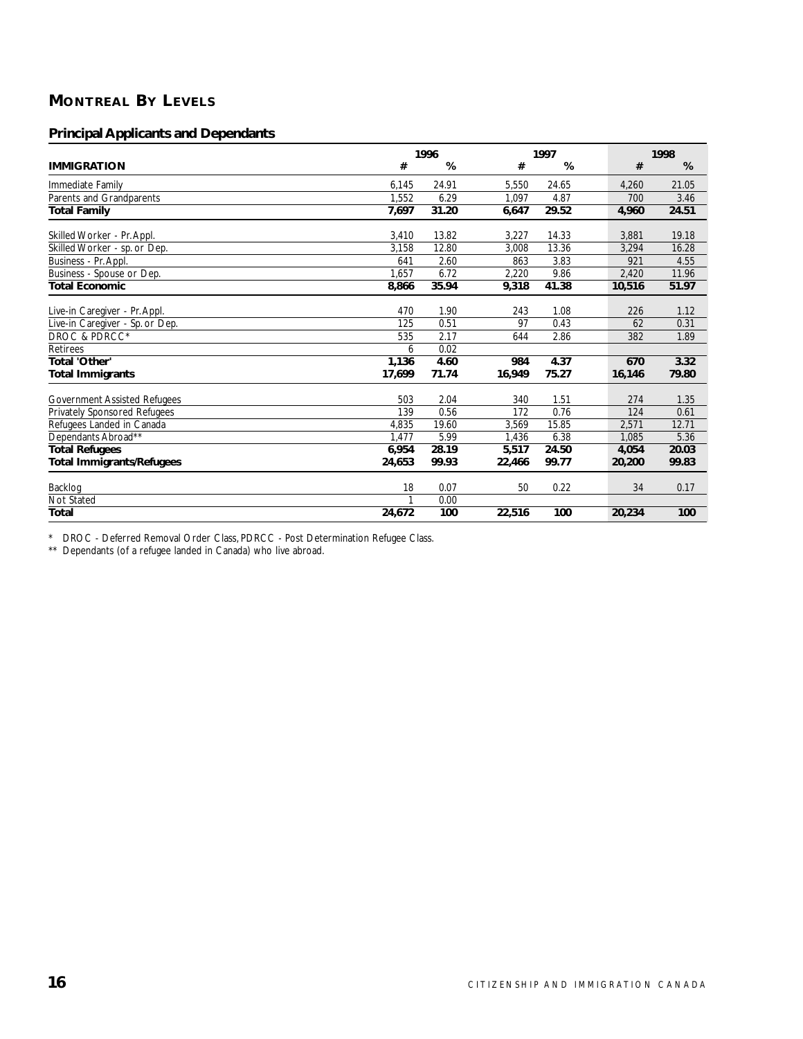## MONTREAL BY LEVELS

### Principal Applicants and Dependants

| IMMIGRATION | 1996 # | 1996 % | 1997 # | 1997 % | 1998 # | 1998 % |
|---|---|---|---|---|---|---|
| Immediate Family | 6,145 | 24.91 | 5,550 | 24.65 | 4,260 | 21.05 |
| Parents and Grandparents | 1,552 | 6.29 | 1,097 | 4.87 | 700 | 3.46 |
| **Total Family** | **7,697** | **31.20** | **6,647** | **29.52** | **4,960** | **24.51** |
| Skilled Worker - Pr. Appl. | 3,410 | 13.82 | 3,227 | 14.33 | 3,881 | 19.18 |
| Skilled Worker - sp. or Dep. | 3,158 | 12.80 | 3,008 | 13.36 | 3,294 | 16.28 |
| Business - Pr. Appl. | 641 | 2.60 | 863 | 3.83 | 921 | 4.55 |
| Business - Spouse or Dep. | 1,657 | 6.72 | 2,220 | 9.86 | 2,420 | 11.96 |
| **Total Economic** | **8,866** | **35.94** | **9,318** | **41.38** | **10,516** | **51.97** |
| Live-in Caregiver - Pr. Appl. | 470 | 1.90 | 243 | 1.08 | 226 | 1.12 |
| Live-in Caregiver - Sp. or Dep. | 125 | 0.51 | 97 | 0.43 | 62 | 0.31 |
| DROC & PDRCC* | 535 | 2.17 | 644 | 2.86 | 382 | 1.89 |
| Retirees | 6 | 0.02 | | | | |
| **Total 'Other'** | **1,136** | **4.60** | **984** | **4.37** | **670** | **3.32** |
| **Total Immigrants** | **17,699** | **71.74** | **16,949** | **75.27** | **16,146** | **79.80** |
| Government Assisted Refugees | 503 | 2.04 | 340 | 1.51 | 274 | 1.35 |
| Privately Sponsored Refugees | 139 | 0.56 | 172 | 0.76 | 124 | 0.61 |
| Refugees Landed in Canada | 4,835 | 19.60 | 3,569 | 15.85 | 2,571 | 12.71 |
| Dependants Abroad** | 1,477 | 5.99 | 1,436 | 6.38 | 1,085 | 5.36 |
| **Total Refugees** | **6,954** | **28.19** | **5,517** | **24.50** | **4,054** | **20.03** |
| **Total Immigrants/Refugees** | **24,653** | **99.93** | **22,466** | **99.77** | **20,200** | **99.83** |
| Backlog | 18 | 0.07 | 50 | 0.22 | 34 | 0.17 |
| Not Stated | 1 | 0.00 | | | | |
| **Total** | **24,672** | **100** | **22,516** | **100** | **20,234** | **100** |

\* DROC - Deferred Removal Order Class, PDRCC - Post Determination Refugee Class.

\*\* Dependants (of a refugee landed in Canada) who live abroad.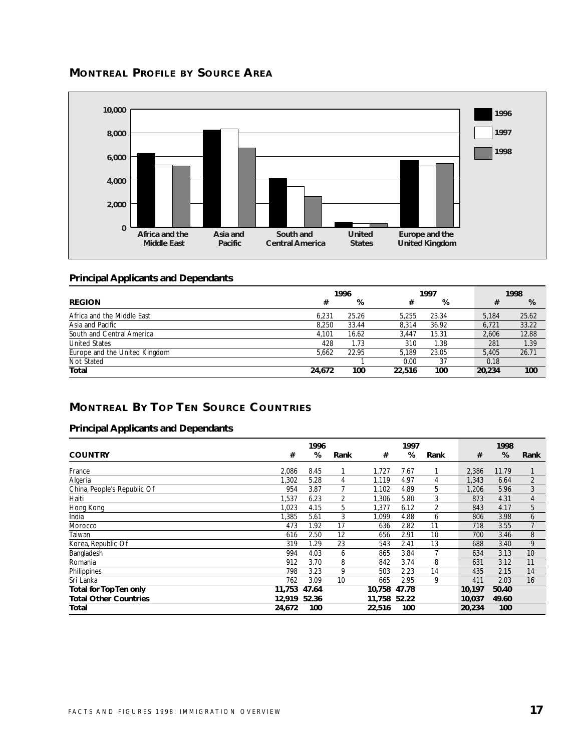## MONTREAL PROFILE BY SOURCE AREA

### Principal Applicants and Dependants

| REGION | 1996 # | 1996 % | 1997 # | 1997 % | 1998 # | 1998 % |
|---|---|---|---|---|---|---|
| Africa and the Middle East | 6,231 | 25.26 | 5,255 | 23.34 | 5,184 | 25.62 |
| Asia and Pacific | 8,250 | 33.44 | 8,314 | 36.92 | 6,721 | 33.22 |
| South and Central America | 4,101 | 16.62 | 3,447 | 15.31 | 2,606 | 12.88 |
| United States | 428 | 1.73 | 310 | 1.38 | 281 | 1.39 |
| Europe and the United Kingdom | 5,662 | 22.95 | 5,189 | 23.05 | 5,405 | 26.71 |
| Not Stated | | 1 | 0.00 | 37 | 0.18 | |
| **Total** | **24,672** | **100** | **22,516** | **100** | **20,234** | **100** |

## MONTREAL BY TOP TEN SOURCE COUNTRIES

### Principal Applicants and Dependants

| COUNTRY | 1996 # | 1996 % | 1996 Rank | 1997 # | 1997 % | 1997 Rank | 1998 # | 1998 % | 1998 Rank |
|---|---|---|---|---|---|---|---|---|---|
| France | 2,086 | 8.45 | 1 | 1,727 | 7.67 | 1 | 2,386 | 11.79 | 1 |
| Algeria | 1,302 | 5.28 | 4 | 1,119 | 4.97 | 4 | 1,343 | 6.64 | 2 |
| China, People's Republic Of | 954 | 3.87 | 7 | 1,102 | 4.89 | 5 | 1,206 | 5.96 | 3 |
| Haiti | 1,537 | 6.23 | 2 | 1,306 | 5.80 | 3 | 873 | 4.31 | 4 |
| Hong Kong | 1,023 | 4.15 | 5 | 1,377 | 6.12 | 2 | 843 | 4.17 | 5 |
| India | 1,385 | 5.61 | 3 | 1,099 | 4.88 | 6 | 806 | 3.98 | 6 |
| Morocco | 473 | 1.92 | 17 | 636 | 2.82 | 11 | 718 | 3.55 | 7 |
| Taiwan | 616 | 2.50 | 12 | 656 | 2.91 | 10 | 700 | 3.46 | 8 |
| Korea, Republic Of | 319 | 1.29 | 23 | 543 | 2.41 | 13 | 688 | 3.40 | 9 |
| Bangladesh | 994 | 4.03 | 6 | 865 | 3.84 | 7 | 634 | 3.13 | 10 |
| Romania | 912 | 3.70 | 8 | 842 | 3.74 | 8 | 631 | 3.12 | 11 |
| Philippines | 798 | 3.23 | 9 | 503 | 2.23 | 14 | 435 | 2.15 | 14 |
| Sri Lanka | 762 | 3.09 | 10 | 665 | 2.95 | 9 | 411 | 2.03 | 16 |
| **Total for Top Ten only** | **11,753** | **47.64** | | **10,758** | **47.78** | | **10,197** | **50.40** | |
| **Total Other Countries** | **12,919** | **52.36** | | **11,758** | **52.22** | | **10,037** | **49.60** | |
| **Total** | **24,672** | **100** | | **22,516** | **100** | | **20,234** | **100** | |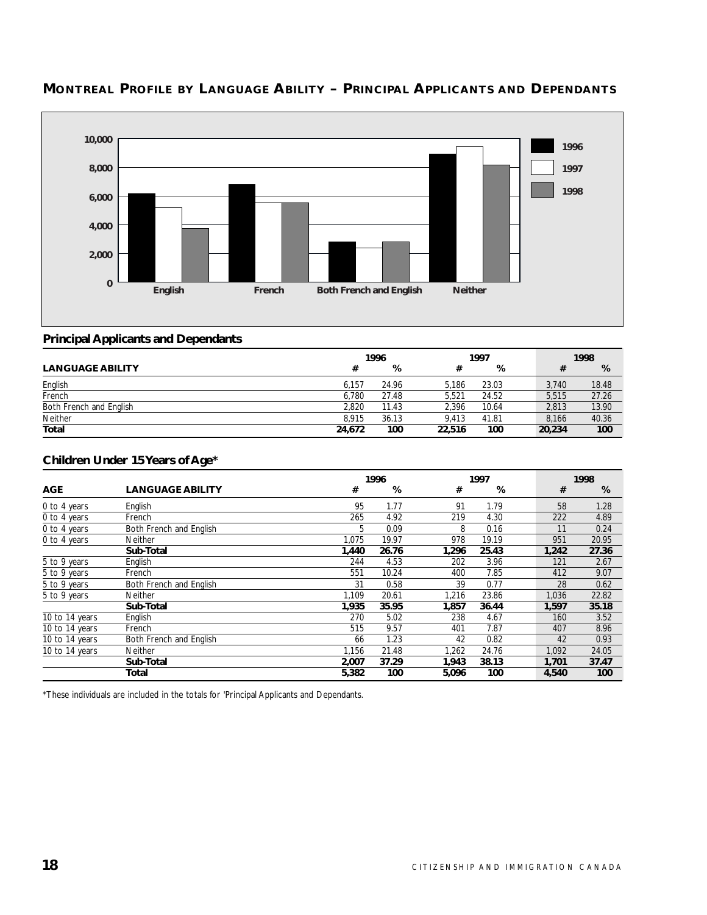## MONTREAL PROFILE BY LANGUAGE ABILITY – PRINCIPAL APPLICANTS AND DEPENDANTS

### Principal Applicants and Dependants

| LANGUAGE ABILITY | 1996 # | 1996 % | 1997 # | 1997 % | 1998 # | 1998 % |
|---|---|---|---|---|---|---|
| English | 6,157 | 24.96 | 5,186 | 23.03 | 3,740 | 18.48 |
| French | 6,780 | 27.48 | 5,521 | 24.52 | 5,515 | 27.26 |
| Both French and English | 2,820 | 11.43 | 2,396 | 10.64 | 2,813 | 13.90 |
| Neither | 8,915 | 36.13 | 9,413 | 41.81 | 8,166 | 40.36 |
| **Total** | **24,672** | **100** | **22,516** | **100** | **20,234** | **100** |

### Children Under 15 Years of Age*

| AGE | LANGUAGE ABILITY | 1996 # | 1996 % | 1997 # | 1997 % | 1998 # | 1998 % |
|---|---|---|---|---|---|---|---|
| 0 to 4 years | English | 95 | 1.77 | 91 | 1.79 | 58 | 1.28 |
| 0 to 4 years | French | 265 | 4.92 | 219 | 4.30 | 222 | 4.89 |
| 0 to 4 years | Both French and English | 5 | 0.09 | 8 | 0.16 | 11 | 0.24 |
| 0 to 4 years | Neither | 1,075 | 19.97 | 978 | 19.19 | 951 | 20.95 |
| | **Sub-Total** | **1,440** | **26.76** | **1,296** | **25.43** | **1,242** | **27.36** |
| 5 to 9 years | English | 244 | 4.53 | 202 | 3.96 | 121 | 2.67 |
| 5 to 9 years | French | 551 | 10.24 | 400 | 7.85 | 412 | 9.07 |
| 5 to 9 years | Both French and English | 31 | 0.58 | 39 | 0.77 | 28 | 0.62 |
| 5 to 9 years | Neither | 1,109 | 20.61 | 1,216 | 23.86 | 1,036 | 22.82 |
| | **Sub-Total** | **1,935** | **35.95** | **1,857** | **36.44** | **1,597** | **35.18** |
| 10 to 14 years | English | 270 | 5.02 | 238 | 4.67 | 160 | 3.52 |
| 10 to 14 years | French | 515 | 9.57 | 401 | 7.87 | 407 | 8.96 |
| 10 to 14 years | Both French and English | 66 | 1.23 | 42 | 0.82 | 42 | 0.93 |
| 10 to 14 years | Neither | 1,156 | 21.48 | 1,262 | 24.76 | 1,092 | 24.05 |
| | **Sub-Total** | **2,007** | **37.29** | **1,943** | **38.13** | **1,701** | **37.47** |
| | **Total** | **5,382** | **100** | **5,096** | **100** | **4,540** | **100** |

*These individuals are included in the totals for 'Principal Applicants and Dependants.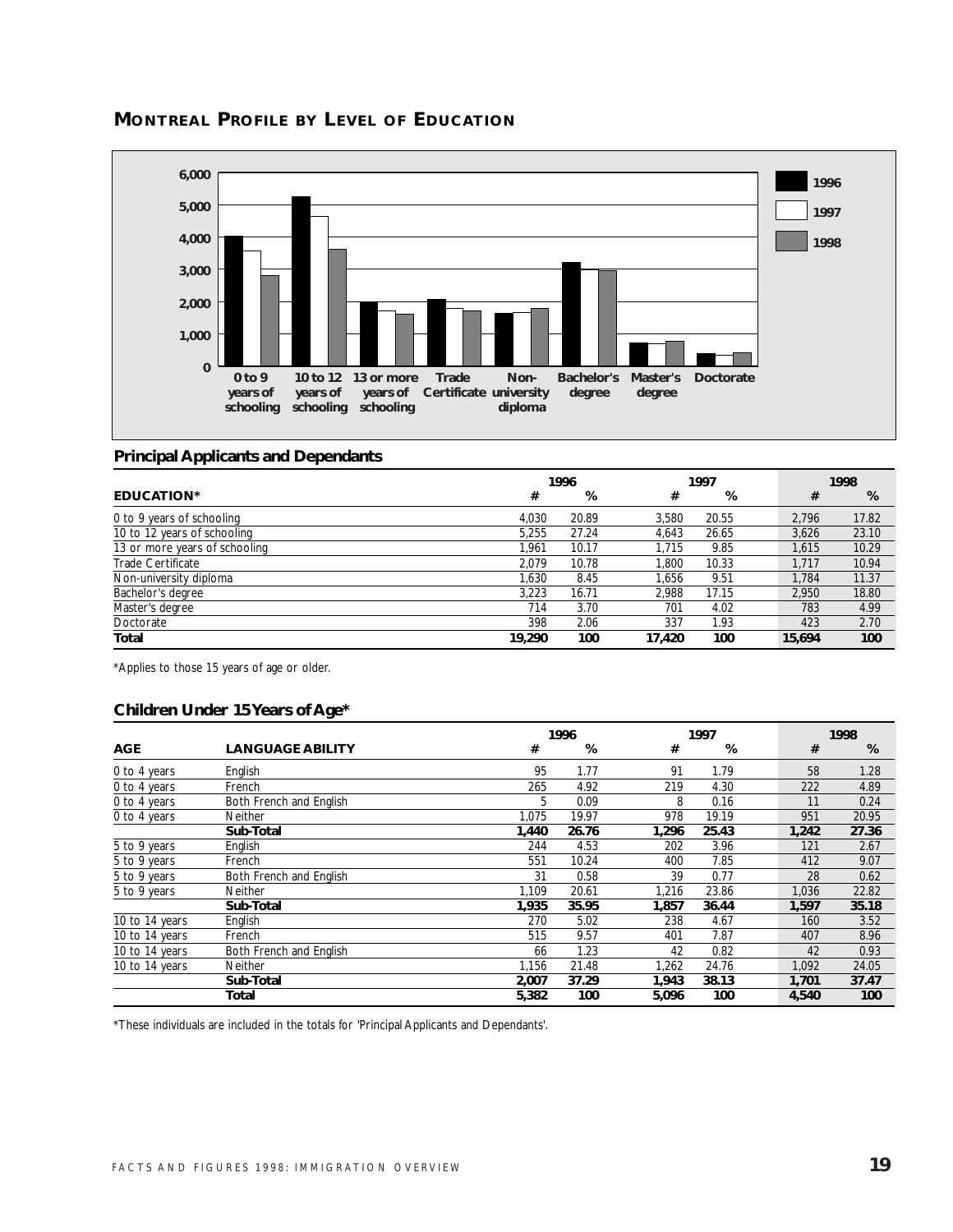## MONTREAL PROFILE BY LEVEL OF EDUCATION

### Principal Applicants and Dependants

| EDUCATION* | 1996 # | 1996 % | 1997 # | 1997 % | 1998 # | 1998 % |
|---|---|---|---|---|---|---|
| 0 to 9 years of schooling | 4,030 | 20.89 | 3,580 | 20.55 | 2,796 | 17.82 |
| 10 to 12 years of schooling | 5,255 | 27.24 | 4,643 | 26.65 | 3,626 | 23.10 |
| 13 or more years of schooling | 1,961 | 10.17 | 1,715 | 9.85 | 1,615 | 10.29 |
| Trade Certificate | 2,079 | 10.78 | 1,800 | 10.33 | 1,717 | 10.94 |
| Non-university diploma | 1,630 | 8.45 | 1,656 | 9.51 | 1,784 | 11.37 |
| Bachelor's degree | 3,223 | 16.71 | 2,988 | 17.15 | 2,950 | 18.80 |
| Master's degree | 714 | 3.70 | 701 | 4.02 | 783 | 4.99 |
| Doctorate | 398 | 2.06 | 337 | 1.93 | 423 | 2.70 |
| **Total** | **19,290** | **100** | **17,420** | **100** | **15,694** | **100** |

*Applies to those 15 years of age or older.

### Children Under 15 Years of Age*

| AGE | LANGUAGE ABILITY | 1996 # | 1996 % | 1997 # | 1997 % | 1998 # | 1998 % |
|---|---|---|---|---|---|---|---|
| 0 to 4 years | English | 95 | 1.77 | 91 | 1.79 | 58 | 1.28 |
| 0 to 4 years | French | 265 | 4.92 | 219 | 4.30 | 222 | 4.89 |
| 0 to 4 years | Both French and English | 5 | 0.09 | 8 | 0.16 | 11 | 0.24 |
| 0 to 4 years | Neither | 1,075 | 19.97 | 978 | 19.19 | 951 | 20.95 |
| | **Sub-Total** | **1,440** | **26.76** | **1,296** | **25.43** | **1,242** | **27.36** |
| 5 to 9 years | English | 244 | 4.53 | 202 | 3.96 | 121 | 2.67 |
| 5 to 9 years | French | 551 | 10.24 | 400 | 7.85 | 412 | 9.07 |
| 5 to 9 years | Both French and English | 31 | 0.58 | 39 | 0.77 | 28 | 0.62 |
| 5 to 9 years | Neither | 1,109 | 20.61 | 1,216 | 23.86 | 1,036 | 22.82 |
| | **Sub-Total** | **1,935** | **35.95** | **1,857** | **36.44** | **1,597** | **35.18** |
| 10 to 14 years | English | 270 | 5.02 | 238 | 4.67 | 160 | 3.52 |
| 10 to 14 years | French | 515 | 9.57 | 401 | 7.87 | 407 | 8.96 |
| 10 to 14 years | Both French and English | 66 | 1.23 | 42 | 0.82 | 42 | 0.93 |
| 10 to 14 years | Neither | 1,156 | 21.48 | 1,262 | 24.76 | 1,092 | 24.05 |
| | **Sub-Total** | **2,007** | **37.29** | **1,943** | **38.13** | **1,701** | **37.47** |
| | **Total** | **5,382** | **100** | **5,096** | **100** | **4,540** | **100** |

*These individuals are included in the totals for 'Principal Applicants and Dependants'.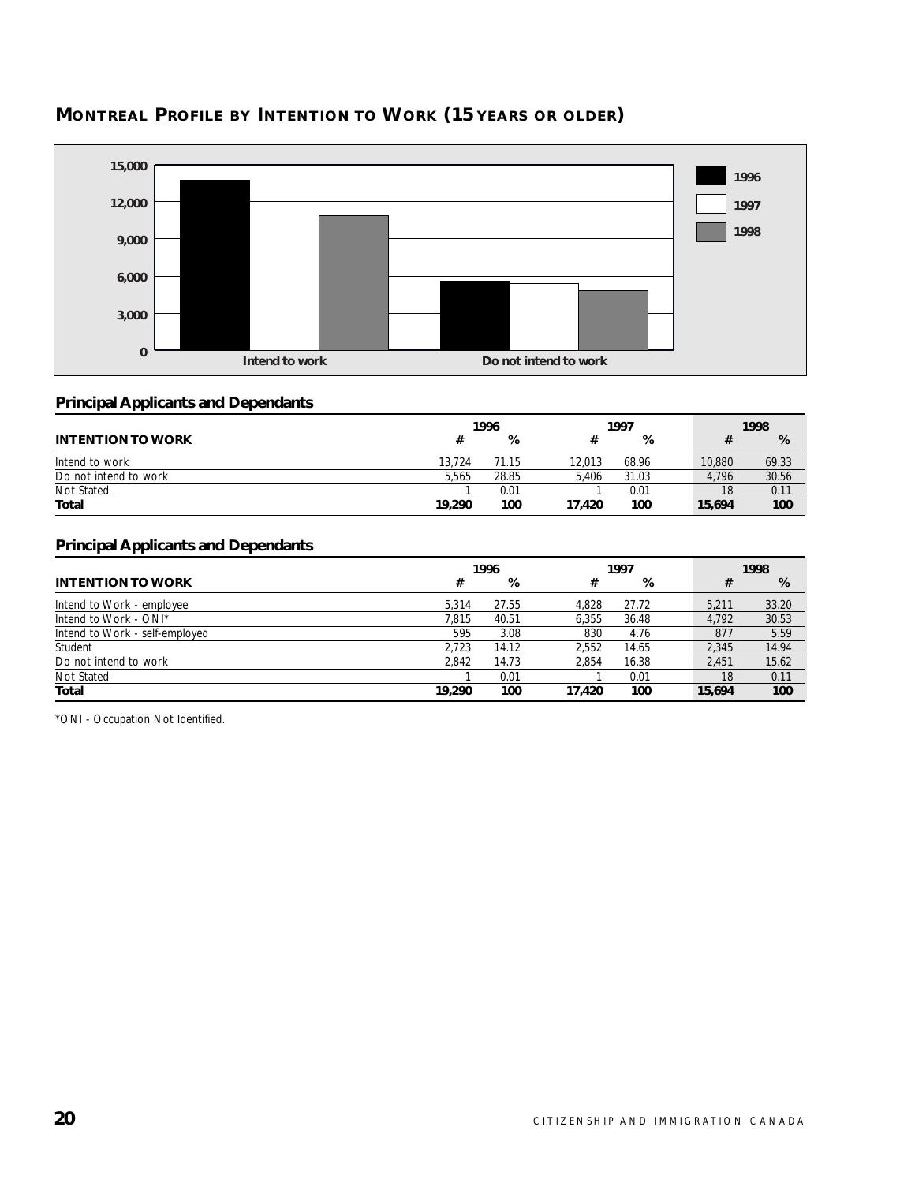## MONTREAL PROFILE BY INTENTION TO WORK (15 YEARS OR OLDER)

### Principal Applicants and Dependants

| INTENTION TO WORK | 1996 # | 1996 % | 1997 # | 1997 % | 1998 # | 1998 % |
|---|---|---|---|---|---|---|
| Intend to work | 13,724 | 71.15 | 12,013 | 68.96 | 10,880 | 69.33 |
| Do not intend to work | 5,565 | 28.85 | 5,406 | 31.03 | 4,796 | 30.56 |
| Not Stated | 1 | 0.01 | 1 | 0.01 | 18 | 0.11 |
| **Total** | **19,290** | **100** | **17,420** | **100** | **15,694** | **100** |

### Principal Applicants and Dependants

| INTENTION TO WORK | 1996 # | 1996 % | 1997 # | 1997 % | 1998 # | 1998 % |
|---|---|---|---|---|---|---|
| Intend to Work - employee | 5,314 | 27.55 | 4,828 | 27.72 | 5,211 | 33.20 |
| Intend to Work - ONI* | 7,815 | 40.51 | 6,355 | 36.48 | 4,792 | 30.53 |
| Intend to Work - self-employed | 595 | 3.08 | 830 | 4.76 | 877 | 5.59 |
| Student | 2,723 | 14.12 | 2,552 | 14.65 | 2,345 | 14.94 |
| Do not intend to work | 2,842 | 14.73 | 2,854 | 16.38 | 2,451 | 15.62 |
| Not Stated | 1 | 0.01 | 1 | 0.01 | 18 | 0.11 |
| **Total** | **19,290** | **100** | **17,420** | **100** | **15,694** | **100** |

*ONI - Occupation Not Identified.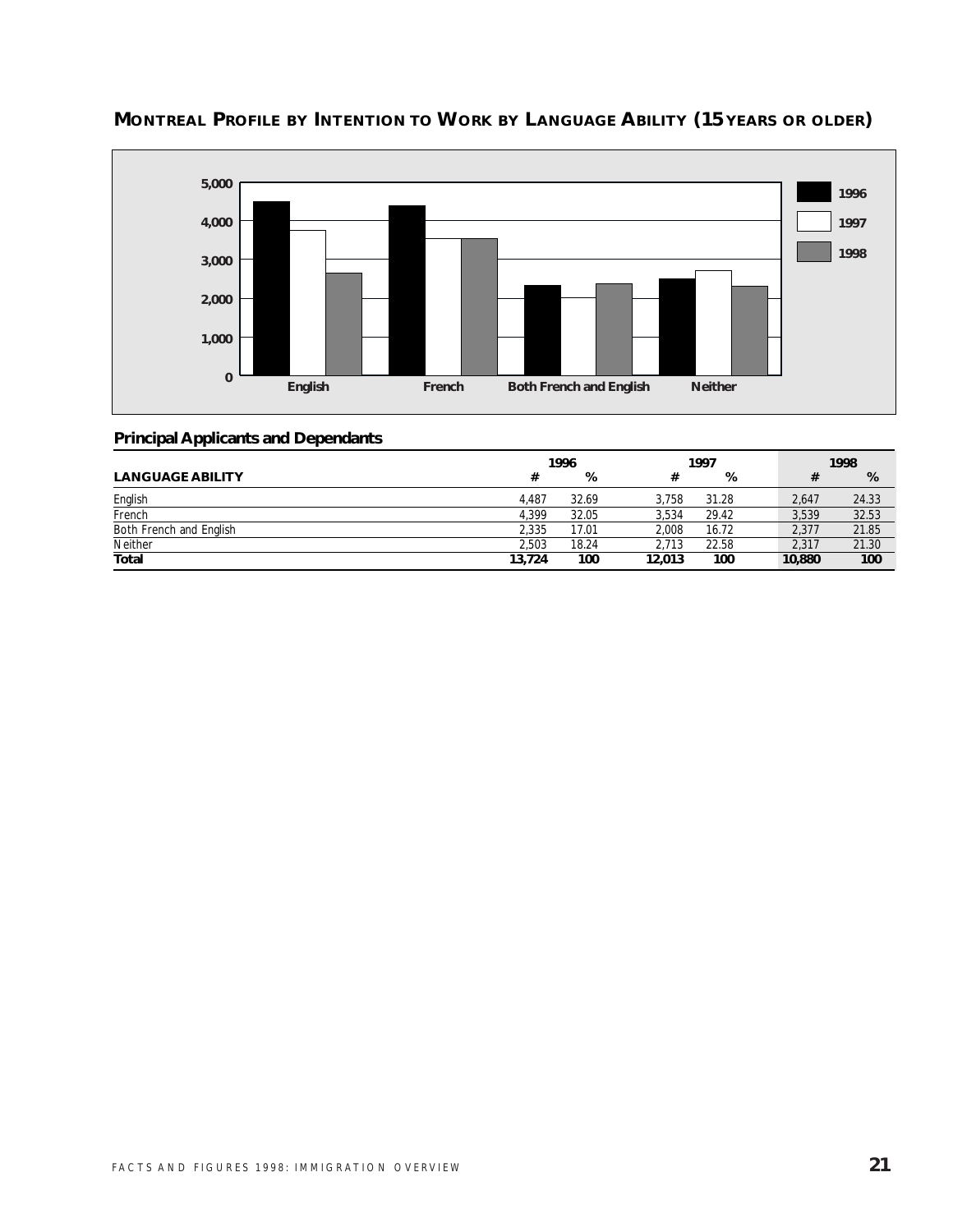## MONTREAL PROFILE BY INTENTION TO WORK BY LANGUAGE ABILITY (15 YEARS OR OLDER)

### Principal Applicants and Dependants

| LANGUAGE ABILITY | 1996 # | 1996 % | 1997 # | 1997 % | 1998 # | 1998 % |
|---|---|---|---|---|---|---|
| English | 4,487 | 32.69 | 3,758 | 31.28 | 2,647 | 24.33 |
| French | 4,399 | 32.05 | 3,534 | 29.42 | 3,539 | 32.53 |
| Both French and English | 2,335 | 17.01 | 2,008 | 16.72 | 2,377 | 21.85 |
| Neither | 2,503 | 18.24 | 2,713 | 22.58 | 2,317 | 21.30 |
| **Total** | **13,724** | **100** | **12,013** | **100** | **10,880** | **100** |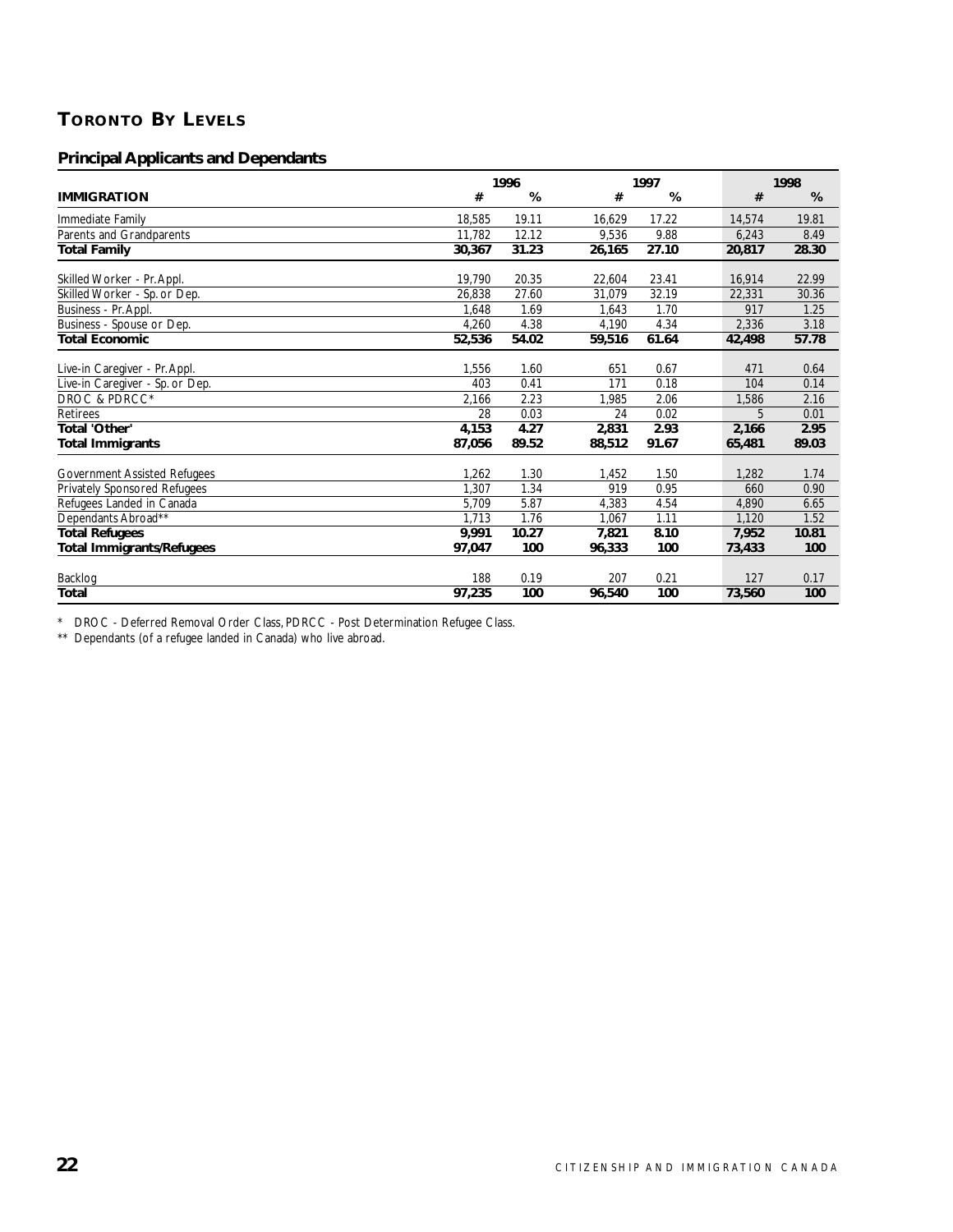## TORONTO BY LEVELS

### Principal Applicants and Dependants

| IMMIGRATION | 1996 # | 1996 % | 1997 # | 1997 % | 1998 # | 1998 % |
|---|---|---|---|---|---|---|
| Immediate Family | 18,585 | 19.11 | 16,629 | 17.22 | 14,574 | 19.81 |
| Parents and Grandparents | 11,782 | 12.12 | 9,536 | 9.88 | 6,243 | 8.49 |
| **Total Family** | **30,367** | **31.23** | **26,165** | **27.10** | **20,817** | **28.30** |
| Skilled Worker - Pr.Appl. | 19,790 | 20.35 | 22,604 | 23.41 | 16,914 | 22.99 |
| Skilled Worker - Sp. or Dep. | 26,838 | 27.60 | 31,079 | 32.19 | 22,331 | 30.36 |
| Business - Pr.Appl. | 1,648 | 1.69 | 1,643 | 1.70 | 917 | 1.25 |
| Business - Spouse or Dep. | 4,260 | 4.38 | 4,190 | 4.34 | 2,336 | 3.18 |
| **Total Economic** | **52,536** | **54.02** | **59,516** | **61.64** | **42,498** | **57.78** |
| Live-in Caregiver - Pr.Appl. | 1,556 | 1.60 | 651 | 0.67 | 471 | 0.64 |
| Live-in Caregiver - Sp. or Dep. | 403 | 0.41 | 171 | 0.18 | 104 | 0.14 |
| DROC & PDRCC* | 2,166 | 2.23 | 1,985 | 2.06 | 1,586 | 2.16 |
| Retirees | 28 | 0.03 | 24 | 0.02 | 5 | 0.01 |
| **Total 'Other'** | **4,153** | **4.27** | **2,831** | **2.93** | **2,166** | **2.95** |
| **Total Immigrants** | **87,056** | **89.52** | **88,512** | **91.67** | **65,481** | **89.03** |
| Government Assisted Refugees | 1,262 | 1.30 | 1,452 | 1.50 | 1,282 | 1.74 |
| Privately Sponsored Refugees | 1,307 | 1.34 | 919 | 0.95 | 660 | 0.90 |
| Refugees Landed in Canada | 5,709 | 5.87 | 4,383 | 4.54 | 4,890 | 6.65 |
| Dependants Abroad** | 1,713 | 1.76 | 1,067 | 1.11 | 1,120 | 1.52 |
| **Total Refugees** | **9,991** | **10.27** | **7,821** | **8.10** | **7,952** | **10.81** |
| **Total Immigrants/Refugees** | **97,047** | **100** | **96,333** | **100** | **73,433** | **100** |
| Backlog | 188 | 0.19 | 207 | 0.21 | 127 | 0.17 |
| **Total** | **97,235** | **100** | **96,540** | **100** | **73,560** | **100** |

* DROC - Deferred Removal Order Class, PDRCC - Post Determination Refugee Class.

** Dependants (of a refugee landed in Canada) who live abroad.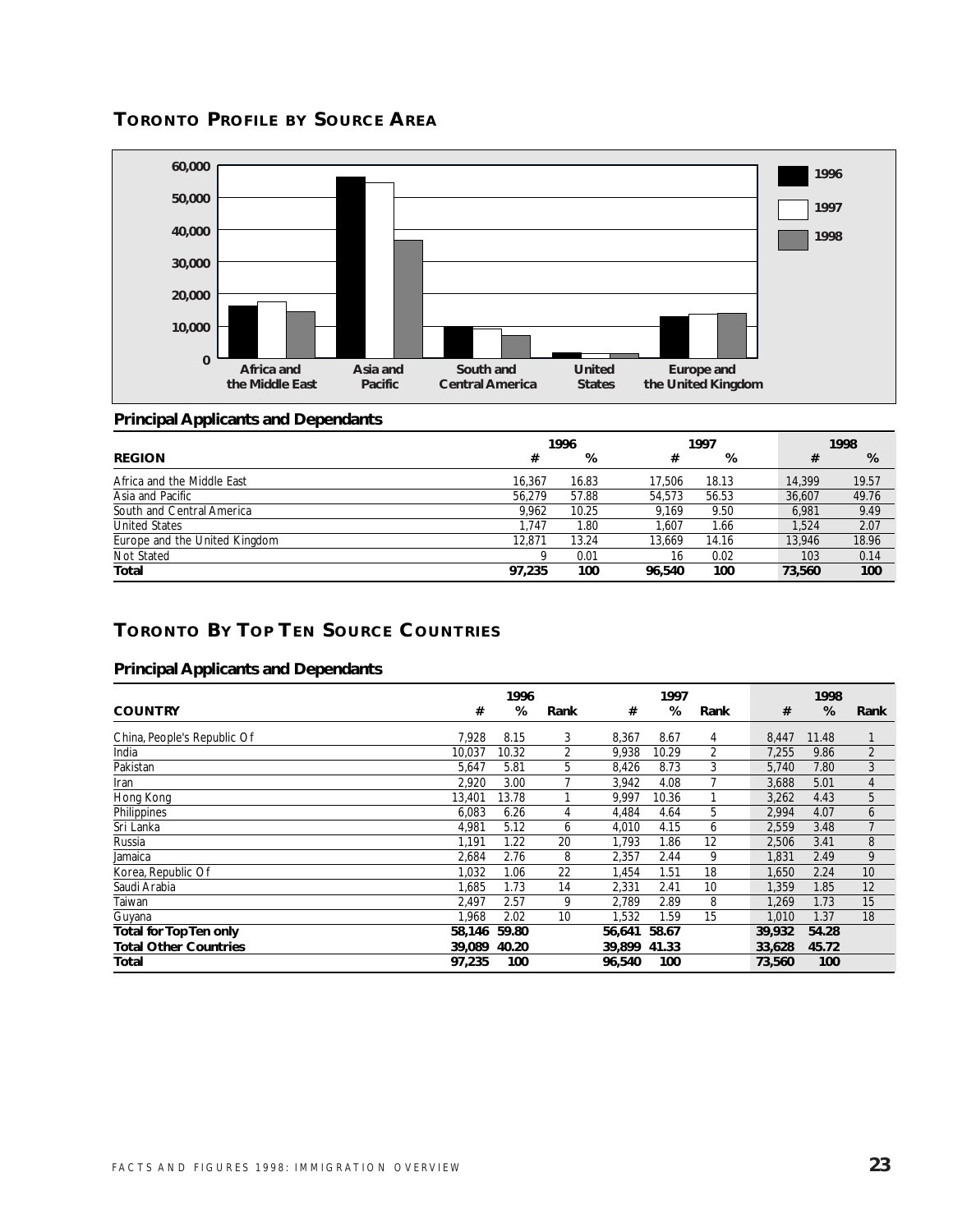## TORONTO PROFILE BY SOURCE AREA

### Principal Applicants and Dependants

| REGION | 1996 # | 1996 % | 1997 # | 1997 % | 1998 # | 1998 % |
|---|---|---|---|---|---|---|
| Africa and the Middle East | 16,367 | 16.83 | 17,506 | 18.13 | 14,399 | 19.57 |
| Asia and Pacific | 56,279 | 57.88 | 54,573 | 56.53 | 36,607 | 49.76 |
| South and Central America | 9,962 | 10.25 | 9,169 | 9.50 | 6,981 | 9.49 |
| United States | 1,747 | 1.80 | 1,607 | 1.66 | 1,524 | 2.07 |
| Europe and the United Kingdom | 12,871 | 13.24 | 13,669 | 14.16 | 13,946 | 18.96 |
| Not Stated | 9 | 0.01 | 16 | 0.02 | 103 | 0.14 |
| **Total** | **97,235** | **100** | **96,540** | **100** | **73,560** | **100** |

## TORONTO BY TOP TEN SOURCE COUNTRIES

### Principal Applicants and Dependants

| COUNTRY | 1996 # | 1996 % | 1996 Rank | 1997 # | 1997 % | 1997 Rank | 1998 # | 1998 % | 1998 Rank |
|---|---|---|---|---|---|---|---|---|---|
| China, People's Republic Of | 7,928 | 8.15 | 3 | 8,367 | 8.67 | 4 | 8,447 | 11.48 | 1 |
| India | 10,037 | 10.32 | 2 | 9,938 | 10.29 | 2 | 7,255 | 9.86 | 2 |
| Pakistan | 5,647 | 5.81 | 5 | 8,426 | 8.73 | 3 | 5,740 | 7.80 | 3 |
| Iran | 2,920 | 3.00 | 7 | 3,942 | 4.08 | 7 | 3,688 | 5.01 | 4 |
| Hong Kong | 13,401 | 13.78 | 1 | 9,997 | 10.36 | 1 | 3,262 | 4.43 | 5 |
| Philippines | 6,083 | 6.26 | 4 | 4,484 | 4.64 | 5 | 2,994 | 4.07 | 6 |
| Sri Lanka | 4,981 | 5.12 | 6 | 4,010 | 4.15 | 6 | 2,559 | 3.48 | 7 |
| Russia | 1,191 | 1.22 | 20 | 1,793 | 1.86 | 12 | 2,506 | 3.41 | 8 |
| Jamaica | 2,684 | 2.76 | 8 | 2,357 | 2.44 | 9 | 1,831 | 2.49 | 9 |
| Korea, Republic Of | 1,032 | 1.06 | 22 | 1,454 | 1.51 | 18 | 1,650 | 2.24 | 10 |
| Saudi Arabia | 1,685 | 1.73 | 14 | 2,331 | 2.41 | 10 | 1,359 | 1.85 | 12 |
| Taiwan | 2,497 | 2.57 | 9 | 2,789 | 2.89 | 8 | 1,269 | 1.73 | 15 |
| Guyana | 1,968 | 2.02 | 10 | 1,532 | 1.59 | 15 | 1,010 | 1.37 | 18 |
| **Total for Top Ten only** | **58,146** | **59.80** | | **56,641** | **58.67** | | **39,932** | **54.28** | |
| **Total Other Countries** | **39,089** | **40.20** | | **39,899** | **41.33** | | **33,628** | **45.72** | |
| **Total** | **97,235** | **100** | | **96,540** | **100** | | **73,560** | **100** | |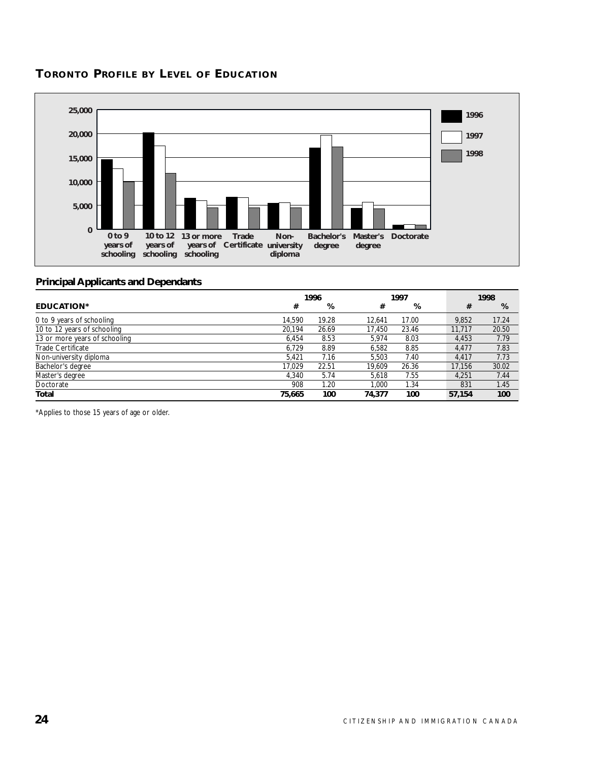## TORONTO PROFILE BY LEVEL OF EDUCATION

### Principal Applicants and Dependants

| EDUCATION* | 1996 # | 1996 % | 1997 # | 1997 % | 1998 # | 1998 % |
|---|---|---|---|---|---|---|
| 0 to 9 years of schooling | 14,590 | 19.28 | 12,641 | 17.00 | 9,852 | 17.24 |
| 10 to 12 years of schooling | 20,194 | 26.69 | 17,450 | 23.46 | 11,717 | 20.50 |
| 13 or more years of schooling | 6,454 | 8.53 | 5,974 | 8.03 | 4,453 | 7.79 |
| Trade Certificate | 6,729 | 8.89 | 6,582 | 8.85 | 4,477 | 7.83 |
| Non-university diploma | 5,421 | 7.16 | 5,503 | 7.40 | 4,417 | 7.73 |
| Bachelor's degree | 17,029 | 22.51 | 19,609 | 26.36 | 17,156 | 30.02 |
| Master's degree | 4,340 | 5.74 | 5,618 | 7.55 | 4,251 | 7.44 |
| Doctorate | 908 | 1.20 | 1,000 | 1.34 | 831 | 1.45 |
| **Total** | **75,665** | **100** | **74,377** | **100** | **57,154** | **100** |

*Applies to those 15 years of age or older.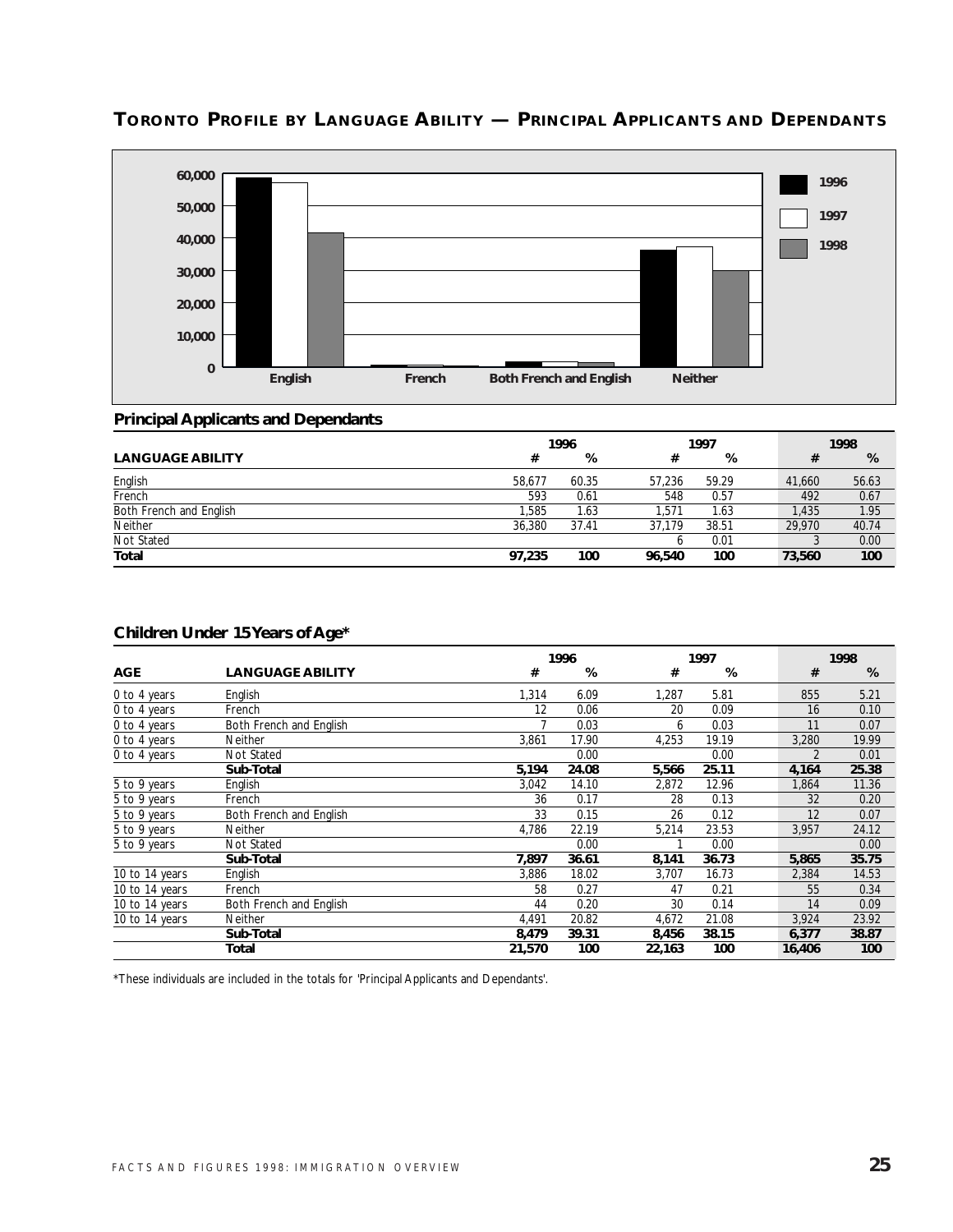## TORONTO PROFILE BY LANGUAGE ABILITY — PRINCIPAL APPLICANTS AND DEPENDANTS

### Principal Applicants and Dependants

| LANGUAGE ABILITY | 1996 # | 1996 % | 1997 # | 1997 % | 1998 # | 1998 % |
|---|---|---|---|---|---|---|
| English | 58,677 | 60.35 | 57,236 | 59.29 | 41,660 | 56.63 |
| French | 593 | 0.61 | 548 | 0.57 | 492 | 0.67 |
| Both French and English | 1,585 | 1.63 | 1,571 | 1.63 | 1,435 | 1.95 |
| Neither | 36,380 | 37.41 | 37,179 | 38.51 | 29,970 | 40.74 |
| Not Stated | | | 6 | 0.01 | 3 | 0.00 |
| **Total** | **97,235** | **100** | **96,540** | **100** | **73,560** | **100** |

### Children Under 15 Years of Age*

| AGE | LANGUAGE ABILITY | 1996 # | 1996 % | 1997 # | 1997 % | 1998 # | 1998 % |
|---|---|---|---|---|---|---|---|
| 0 to 4 years | English | 1,314 | 6.09 | 1,287 | 5.81 | 855 | 5.21 |
| 0 to 4 years | French | 12 | 0.06 | 20 | 0.09 | 16 | 0.10 |
| 0 to 4 years | Both French and English | 7 | 0.03 | 6 | 0.03 | 11 | 0.07 |
| 0 to 4 years | Neither | 3,861 | 17.90 | 4,253 | 19.19 | 3,280 | 19.99 |
| 0 to 4 years | Not Stated | | 0.00 | | 0.00 | 2 | 0.01 |
| | **Sub-Total** | **5,194** | **24.08** | **5,566** | **25.11** | **4,164** | **25.38** |
| 5 to 9 years | English | 3,042 | 14.10 | 2,872 | 12.96 | 1,864 | 11.36 |
| 5 to 9 years | French | 36 | 0.17 | 28 | 0.13 | 32 | 0.20 |
| 5 to 9 years | Both French and English | 33 | 0.15 | 26 | 0.12 | 12 | 0.07 |
| 5 to 9 years | Neither | 4,786 | 22.19 | 5,214 | 23.53 | 3,957 | 24.12 |
| 5 to 9 years | Not Stated | | 0.00 | 1 | 0.00 | | 0.00 |
| | **Sub-Total** | **7,897** | **36.61** | **8,141** | **36.73** | **5,865** | **35.75** |
| 10 to 14 years | English | 3,886 | 18.02 | 3,707 | 16.73 | 2,384 | 14.53 |
| 10 to 14 years | French | 58 | 0.27 | 47 | 0.21 | 55 | 0.34 |
| 10 to 14 years | Both French and English | 44 | 0.20 | 30 | 0.14 | 14 | 0.09 |
| 10 to 14 years | Neither | 4,491 | 20.82 | 4,672 | 21.08 | 3,924 | 23.92 |
| | **Sub-Total** | **8,479** | **39.31** | **8,456** | **38.15** | **6,377** | **38.87** |
| | **Total** | **21,570** | **100** | **22,163** | **100** | **16,406** | **100** |

*These individuals are included in the totals for 'Principal Applicants and Dependants'.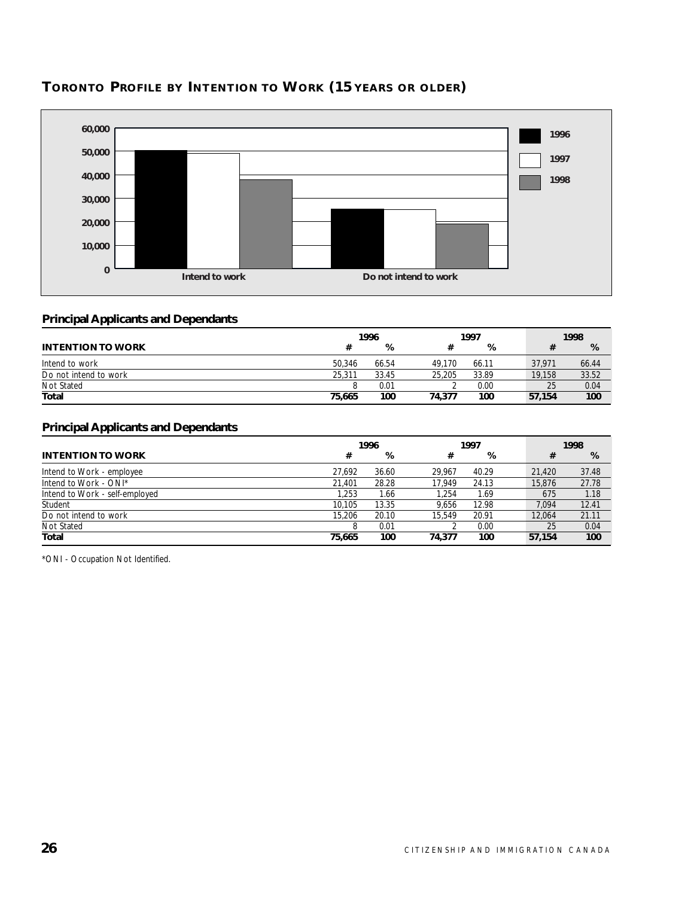## TORONTO PROFILE BY INTENTION TO WORK (15 YEARS OR OLDER)

### Principal Applicants and Dependants

| INTENTION TO WORK | 1996 # | 1996 % | 1997 # | 1997 % | 1998 # | 1998 % |
|---|---|---|---|---|---|---|
| Intend to work | 50,346 | 66.54 | 49,170 | 66.11 | 37,971 | 66.44 |
| Do not intend to work | 25,311 | 33.45 | 25,205 | 33.89 | 19,158 | 33.52 |
| Not Stated | 8 | 0.01 | 2 | 0.00 | 25 | 0.04 |
| **Total** | **75,665** | **100** | **74,377** | **100** | **57,154** | **100** |

### Principal Applicants and Dependants

| INTENTION TO WORK | 1996 # | 1996 % | 1997 # | 1997 % | 1998 # | 1998 % |
|---|---|---|---|---|---|---|
| Intend to Work - employee | 27,692 | 36.60 | 29,967 | 40.29 | 21,420 | 37.48 |
| Intend to Work - ONI* | 21,401 | 28.28 | 17,949 | 24.13 | 15,876 | 27.78 |
| Intend to Work - self-employed | 1,253 | 1.66 | 1,254 | 1.69 | 675 | 1.18 |
| Student | 10,105 | 13.35 | 9,656 | 12.98 | 7,094 | 12.41 |
| Do not intend to work | 15,206 | 20.10 | 15,549 | 20.91 | 12,064 | 21.11 |
| Not Stated | 8 | 0.01 | 2 | 0.00 | 25 | 0.04 |
| **Total** | **75,665** | **100** | **74,377** | **100** | **57,154** | **100** |

*ONI - Occupation Not Identified.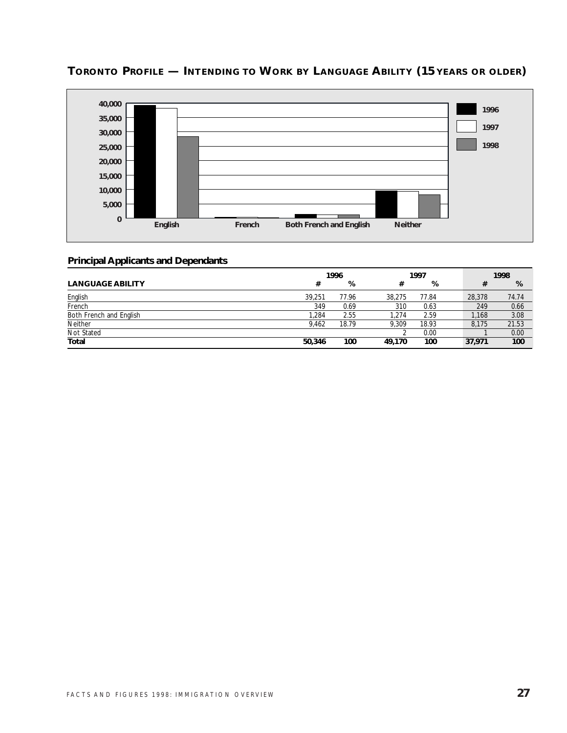## TORONTO PROFILE — INTENDING TO WORK BY LANGUAGE ABILITY (15 YEARS OR OLDER)

### Principal Applicants and Dependants

| LANGUAGE ABILITY | 1996 # | 1996 % | 1997 # | 1997 % | 1998 # | 1998 % |
|---|---|---|---|---|---|---|
| English | 39,251 | 77.96 | 38,275 | 77.84 | 28,378 | 74.74 |
| French | 349 | 0.69 | 310 | 0.63 | 249 | 0.66 |
| Both French and English | 1,284 | 2.55 | 1,274 | 2.59 | 1,168 | 3.08 |
| Neither | 9,462 | 18.79 | 9,309 | 18.93 | 8,175 | 21.53 |
| Not Stated | | | 2 | 0.00 | 1 | 0.00 |
| **Total** | **50,346** | **100** | **49,170** | **100** | **37,971** | **100** |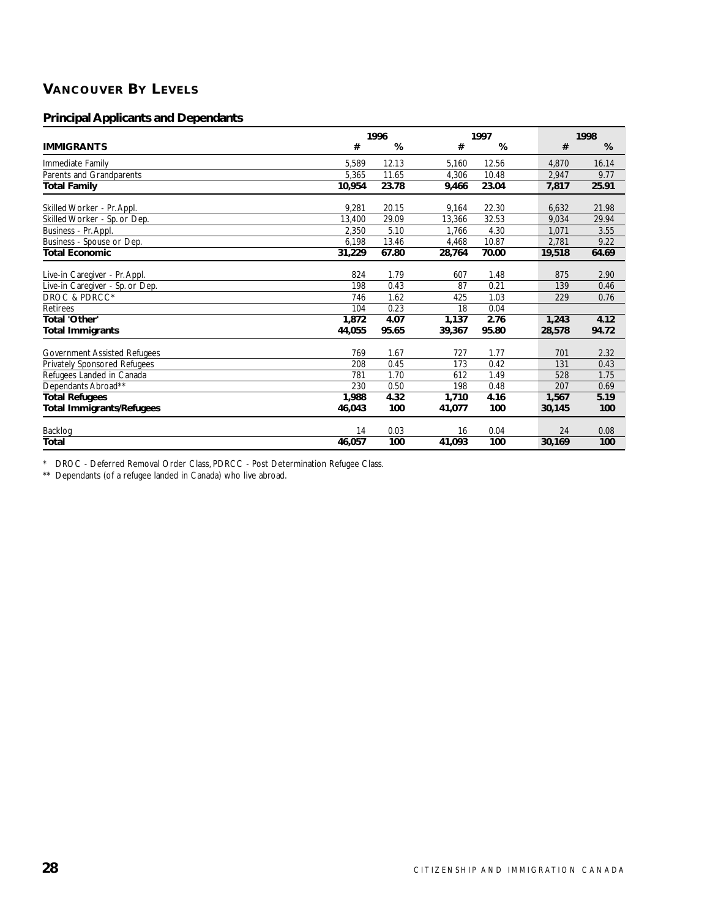## VANCOUVER BY LEVELS

### Principal Applicants and Dependants

| IMMIGRANTS | 1996 # | 1996 % | 1997 # | 1997 % | 1998 # | 1998 % |
|---|---|---|---|---|---|---|
| Immediate Family | 5,589 | 12.13 | 5,160 | 12.56 | 4,870 | 16.14 |
| Parents and Grandparents | 5,365 | 11.65 | 4,306 | 10.48 | 2,947 | 9.77 |
| **Total Family** | **10,954** | **23.78** | **9,466** | **23.04** | **7,817** | **25.91** |
| Skilled Worker - Pr.Appl. | 9,281 | 20.15 | 9,164 | 22.30 | 6,632 | 21.98 |
| Skilled Worker - Sp. or Dep. | 13,400 | 29.09 | 13,366 | 32.53 | 9,034 | 29.94 |
| Business - Pr.Appl. | 2,350 | 5.10 | 1,766 | 4.30 | 1,071 | 3.55 |
| Business - Spouse or Dep. | 6,198 | 13.46 | 4,468 | 10.87 | 2,781 | 9.22 |
| **Total Economic** | **31,229** | **67.80** | **28,764** | **70.00** | **19,518** | **64.69** |
| Live-in Caregiver - Pr.Appl. | 824 | 1.79 | 607 | 1.48 | 875 | 2.90 |
| Live-in Caregiver - Sp. or Dep. | 198 | 0.43 | 87 | 0.21 | 139 | 0.46 |
| DROC & PDRCC* | 746 | 1.62 | 425 | 1.03 | 229 | 0.76 |
| Retirees | 104 | 0.23 | 18 | 0.04 | | |
| **Total 'Other'** | **1,872** | **4.07** | **1,137** | **2.76** | **1,243** | **4.12** |
| **Total Immigrants** | **44,055** | **95.65** | **39,367** | **95.80** | **28,578** | **94.72** |
| Government Assisted Refugees | 769 | 1.67 | 727 | 1.77 | 701 | 2.32 |
| Privately Sponsored Refugees | 208 | 0.45 | 173 | 0.42 | 131 | 0.43 |
| Refugees Landed in Canada | 781 | 1.70 | 612 | 1.49 | 528 | 1.75 |
| Dependants Abroad** | 230 | 0.50 | 198 | 0.48 | 207 | 0.69 |
| **Total Refugees** | **1,988** | **4.32** | **1,710** | **4.16** | **1,567** | **5.19** |
| **Total Immigrants/Refugees** | **46,043** | **100** | **41,077** | **100** | **30,145** | **100** |
| Backlog | 14 | 0.03 | 16 | 0.04 | 24 | 0.08 |
| **Total** | **46,057** | **100** | **41,093** | **100** | **30,169** | **100** |

\* DROC - Deferred Removal Order Class, PDRCC - Post Determination Refugee Class.

** Dependants (of a refugee landed in Canada) who live abroad.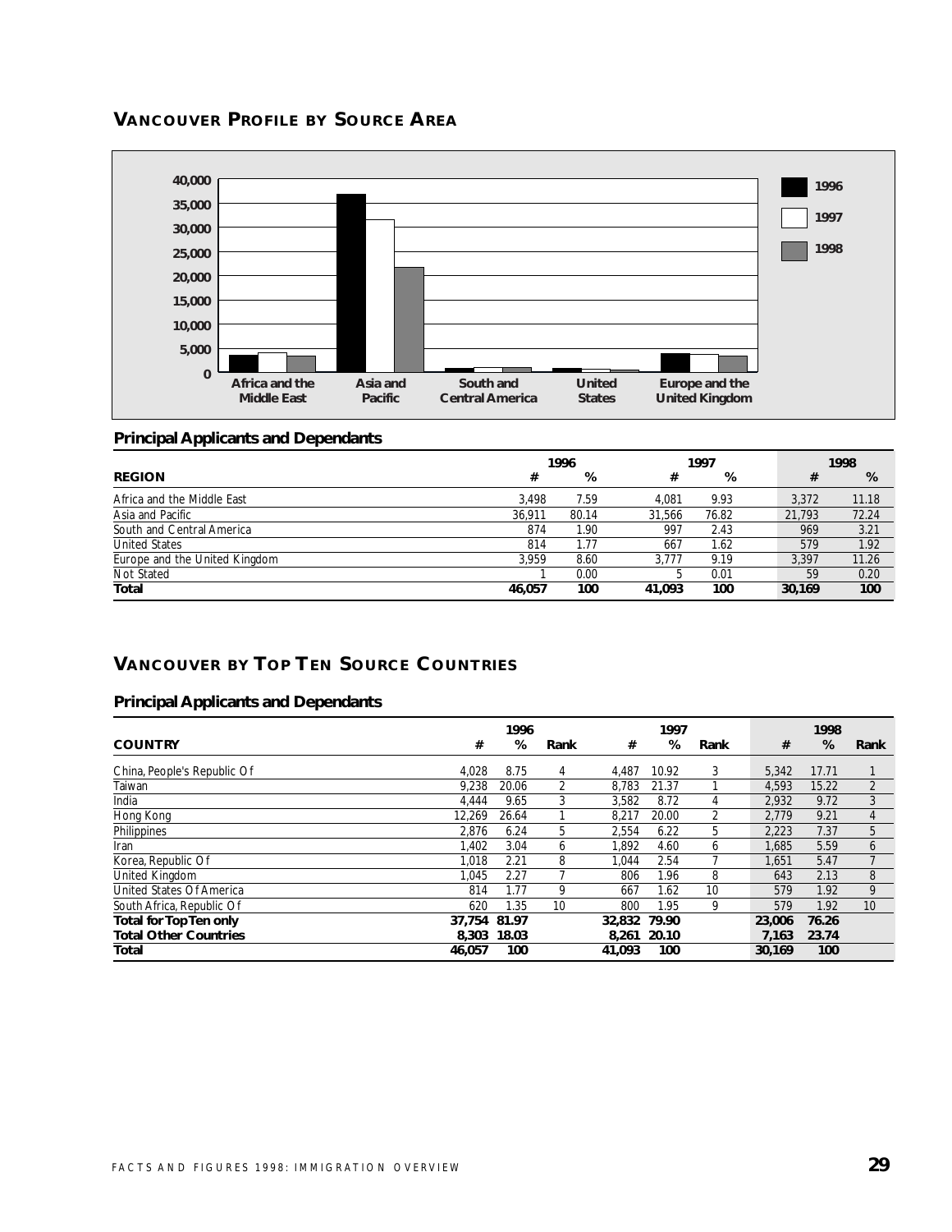## VANCOUVER PROFILE BY SOURCE AREA

### Principal Applicants and Dependants

| REGION | 1996 # | 1996 % | 1997 # | 1997 % | 1998 # | 1998 % |
|---|---|---|---|---|---|---|
| Africa and the Middle East | 3,498 | 7.59 | 4,081 | 9.93 | 3,372 | 11.18 |
| Asia and Pacific | 36,911 | 80.14 | 31,566 | 76.82 | 21,793 | 72.24 |
| South and Central America | 874 | 1.90 | 997 | 2.43 | 969 | 3.21 |
| United States | 814 | 1.77 | 667 | 1.62 | 579 | 1.92 |
| Europe and the United Kingdom | 3,959 | 8.60 | 3,777 | 9.19 | 3,397 | 11.26 |
| Not Stated | 1 | 0.00 | 5 | 0.01 | 59 | 0.20 |
| **Total** | **46,057** | **100** | **41,093** | **100** | **30,169** | **100** |

## VANCOUVER BY TOP TEN SOURCE COUNTRIES

### Principal Applicants and Dependants

| COUNTRY | 1996 # | 1996 % | 1996 Rank | 1997 # | 1997 % | 1997 Rank | 1998 # | 1998 % | 1998 Rank |
|---|---|---|---|---|---|---|---|---|---|
| China, People's Republic Of | 4,028 | 8.75 | 4 | 4,487 | 10.92 | 3 | 5,342 | 17.71 | 1 |
| Taiwan | 9,238 | 20.06 | 2 | 8,783 | 21.37 | 1 | 4,593 | 15.22 | 2 |
| India | 4,444 | 9.65 | 3 | 3,582 | 8.72 | 4 | 2,932 | 9.72 | 3 |
| Hong Kong | 12,269 | 26.64 | 1 | 8,217 | 20.00 | 2 | 2,779 | 9.21 | 4 |
| Philippines | 2,876 | 6.24 | 5 | 2,554 | 6.22 | 5 | 2,223 | 7.37 | 5 |
| Iran | 1,402 | 3.04 | 6 | 1,892 | 4.60 | 6 | 1,685 | 5.59 | 6 |
| Korea, Republic Of | 1,018 | 2.21 | 8 | 1,044 | 2.54 | 7 | 1,651 | 5.47 | 7 |
| United Kingdom | 1,045 | 2.27 | 7 | 806 | 1.96 | 8 | 643 | 2.13 | 8 |
| United States Of America | 814 | 1.77 | 9 | 667 | 1.62 | 10 | 579 | 1.92 | 9 |
| South Africa, Republic Of | 620 | 1.35 | 10 | 800 | 1.95 | 9 | 579 | 1.92 | 10 |
| **Total for Top Ten only** | **37,754** | **81.97** | | **32,832** | **79.90** | | **23,006** | **76.26** | |
| **Total Other Countries** | **8,303** | **18.03** | | **8,261** | **20.10** | | **7,163** | **23.74** | |
| **Total** | **46,057** | **100** | | **41,093** | **100** | | **30,169** | **100** | |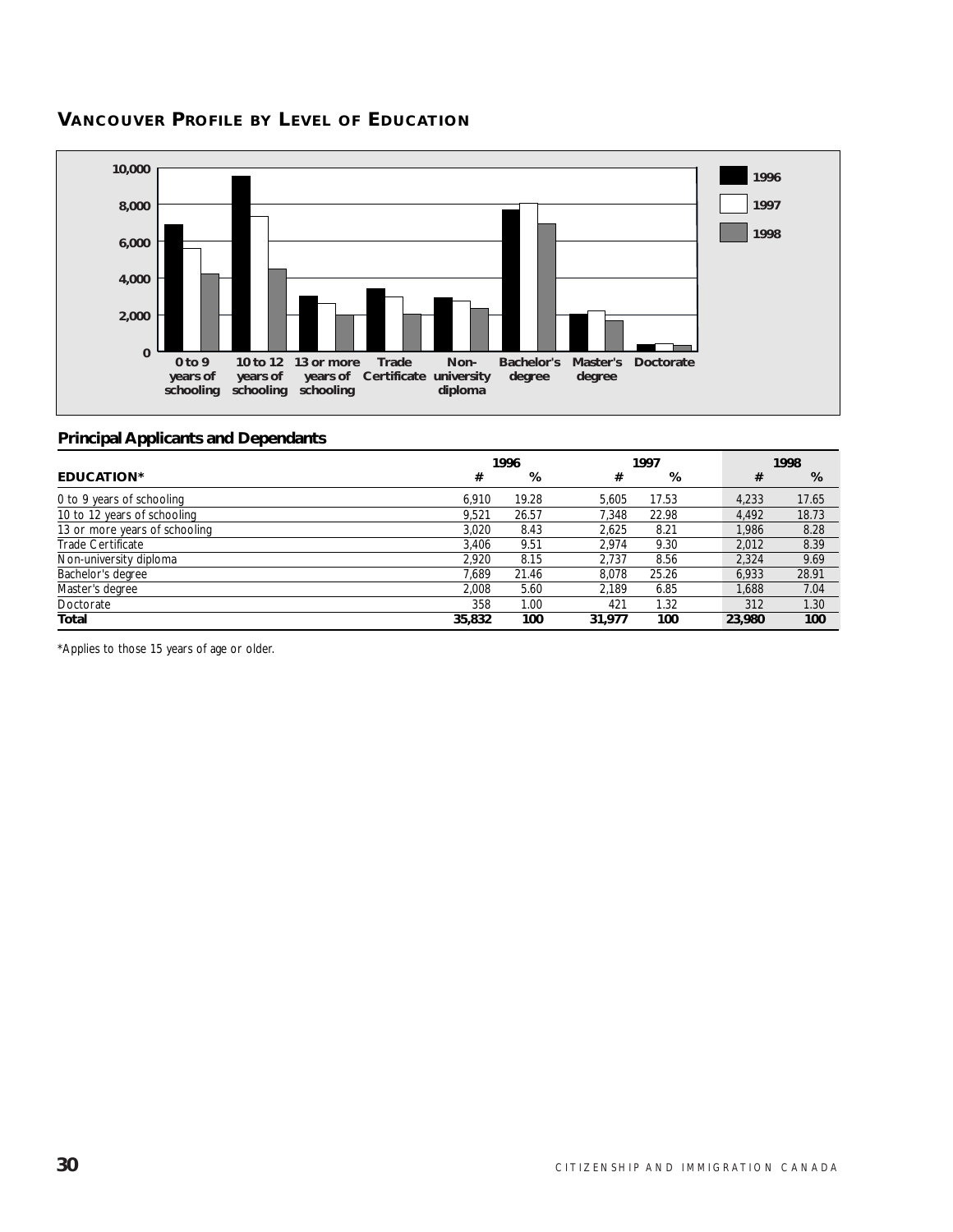## VANCOUVER PROFILE BY LEVEL OF EDUCATION

### Principal Applicants and Dependants

| EDUCATION* | 1996 # | 1996 % | 1997 # | 1997 % | 1998 # | 1998 % |
|---|---|---|---|---|---|---|
| 0 to 9 years of schooling | 6,910 | 19.28 | 5,605 | 17.53 | 4,233 | 17.65 |
| 10 to 12 years of schooling | 9,521 | 26.57 | 7,348 | 22.98 | 4,492 | 18.73 |
| 13 or more years of schooling | 3,020 | 8.43 | 2,625 | 8.21 | 1,986 | 8.28 |
| Trade Certificate | 3,406 | 9.51 | 2,974 | 9.30 | 2,012 | 8.39 |
| Non-university diploma | 2,920 | 8.15 | 2,737 | 8.56 | 2,324 | 9.69 |
| Bachelor's degree | 7,689 | 21.46 | 8,078 | 25.26 | 6,933 | 28.91 |
| Master's degree | 2,008 | 5.60 | 2,189 | 6.85 | 1,688 | 7.04 |
| Doctorate | 358 | 1.00 | 421 | 1.32 | 312 | 1.30 |
| **Total** | **35,832** | **100** | **31,977** | **100** | **23,980** | **100** |

*Applies to those 15 years of age or older.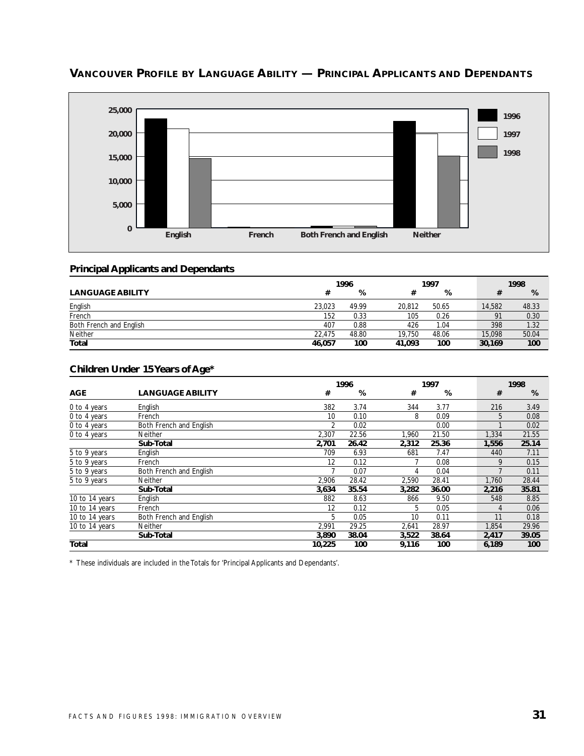## VANCOUVER PROFILE BY LANGUAGE ABILITY — PRINCIPAL APPLICANTS AND DEPENDANTS

### Principal Applicants and Dependants

| LANGUAGE ABILITY | 1996 # | 1996 % | 1997 # | 1997 % | 1998 # | 1998 % |
|---|---|---|---|---|---|---|
| English | 23,023 | 49.99 | 20,812 | 50.65 | 14,582 | 48.33 |
| French | 152 | 0.33 | 105 | 0.26 | 91 | 0.30 |
| Both French and English | 407 | 0.88 | 426 | 1.04 | 398 | 1.32 |
| Neither | 22,475 | 48.80 | 19,750 | 48.06 | 15,098 | 50.04 |
| **Total** | **46,057** | **100** | **41,093** | **100** | **30,169** | **100** |

### Children Under 15 Years of Age*

| AGE | LANGUAGE ABILITY | 1996 # | 1996 % | 1997 # | 1997 % | 1998 # | 1998 % |
|---|---|---|---|---|---|---|---|
| 0 to 4 years | English | 382 | 3.74 | 344 | 3.77 | 216 | 3.49 |
| 0 to 4 years | French | 10 | 0.10 | 8 | 0.09 | 5 | 0.08 |
| 0 to 4 years | Both French and English | 2 | 0.02 | | 0.00 | 1 | 0.02 |
| 0 to 4 years | Neither | 2,307 | 22.56 | 1,960 | 21.50 | 1,334 | 21.55 |
| | **Sub-Total** | **2,701** | **26.42** | **2,312** | **25.36** | **1,556** | **25.14** |
| 5 to 9 years | English | 709 | 6.93 | 681 | 7.47 | 440 | 7.11 |
| 5 to 9 years | French | 12 | 0.12 | 7 | 0.08 | 9 | 0.15 |
| 5 to 9 years | Both French and English | 7 | 0.07 | 4 | 0.04 | 7 | 0.11 |
| 5 to 9 years | Neither | 2,906 | 28.42 | 2,590 | 28.41 | 1,760 | 28.44 |
| | **Sub-Total** | **3,634** | **35.54** | **3,282** | **36.00** | **2,216** | **35.81** |
| 10 to 14 years | English | 882 | 8.63 | 866 | 9.50 | 548 | 8.85 |
| 10 to 14 years | French | 12 | 0.12 | 5 | 0.05 | 4 | 0.06 |
| 10 to 14 years | Both French and English | 5 | 0.05 | 10 | 0.11 | 11 | 0.18 |
| 10 to 14 years | Neither | 2,991 | 29.25 | 2,641 | 28.97 | 1,854 | 29.96 |
| | **Sub-Total** | **3,890** | **38.04** | **3,522** | **38.64** | **2,417** | **39.05** |
| **Total** | | **10,225** | **100** | **9,116** | **100** | **6,189** | **100** |

\* These individuals are included in the Totals for 'Principal Applicants and Dependants'.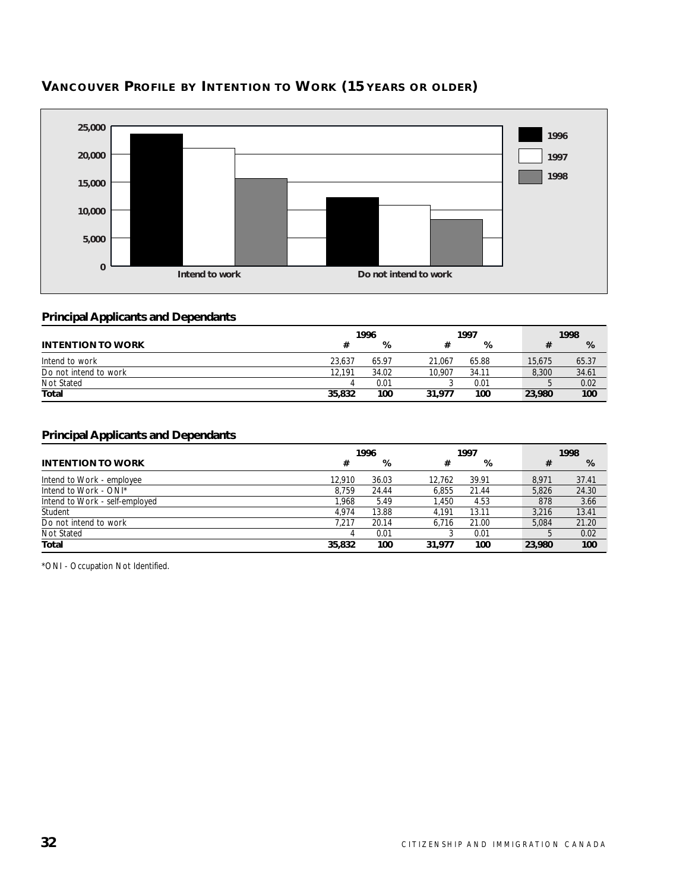## VANCOUVER PROFILE BY INTENTION TO WORK (15 YEARS OR OLDER)

### Principal Applicants and Dependants

| INTENTION TO WORK | 1996 # | 1996 % | 1997 # | 1997 % | 1998 # | 1998 % |
|---|---|---|---|---|---|---|
| Intend to work | 23,637 | 65.97 | 21,067 | 65.88 | 15,675 | 65.37 |
| Do not intend to work | 12,191 | 34.02 | 10,907 | 34.11 | 8,300 | 34.61 |
| Not Stated | 4 | 0.01 | 3 | 0.01 | 5 | 0.02 |
| **Total** | **35,832** | **100** | **31,977** | **100** | **23,980** | **100** |

### Principal Applicants and Dependants

| INTENTION TO WORK | 1996 # | 1996 % | 1997 # | 1997 % | 1998 # | 1998 % |
|---|---|---|---|---|---|---|
| Intend to Work - employee | 12,910 | 36.03 | 12,762 | 39.91 | 8,971 | 37.41 |
| Intend to Work - ONI* | 8,759 | 24.44 | 6,855 | 21.44 | 5,826 | 24.30 |
| Intend to Work - self-employed | 1,968 | 5.49 | 1,450 | 4.53 | 878 | 3.66 |
| Student | 4,974 | 13.88 | 4,191 | 13.11 | 3,216 | 13.41 |
| Do not intend to work | 7,217 | 20.14 | 6,716 | 21.00 | 5,084 | 21.20 |
| Not Stated | 4 | 0.01 | 3 | 0.01 | 5 | 0.02 |
| **Total** | **35,832** | **100** | **31,977** | **100** | **23,980** | **100** |

*ONI - Occupation Not Identified.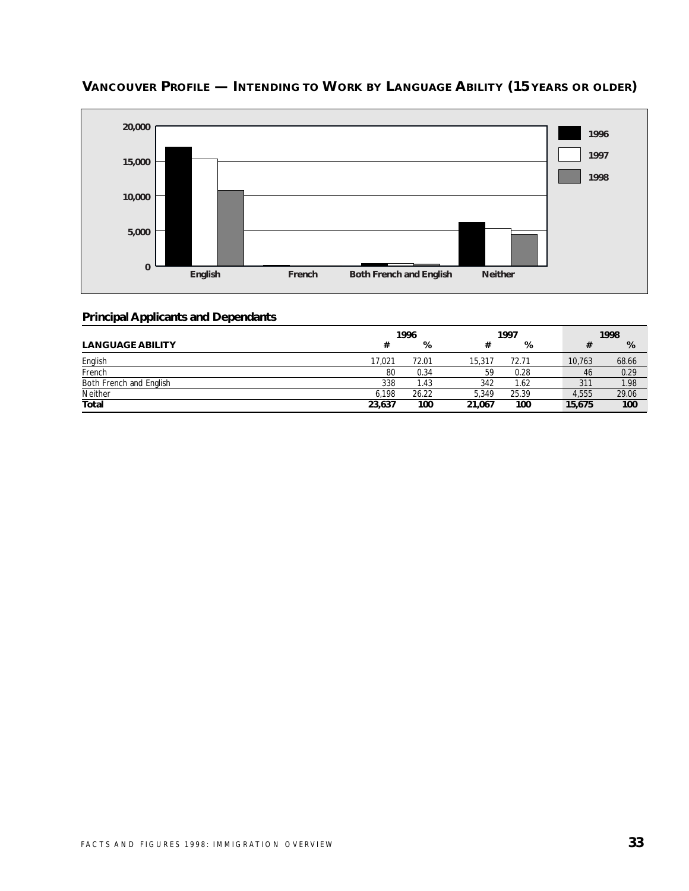## VANCOUVER PROFILE — INTENDING TO WORK BY LANGUAGE ABILITY (15 YEARS OR OLDER)

### Principal Applicants and Dependants

| LANGUAGE ABILITY | 1996 # | 1996 % | 1997 # | 1997 % | 1998 # | 1998 % |
|---|---|---|---|---|---|---|
| English | 17,021 | 72.01 | 15,317 | 72.71 | 10,763 | 68.66 |
| French | 80 | 0.34 | 59 | 0.28 | 46 | 0.29 |
| Both French and English | 338 | 1.43 | 342 | 1.62 | 311 | 1.98 |
| Neither | 6,198 | 26.22 | 5,349 | 25.39 | 4,555 | 29.06 |
| **Total** | **23,637** | **100** | **21,067** | **100** | **15,675** | **100** |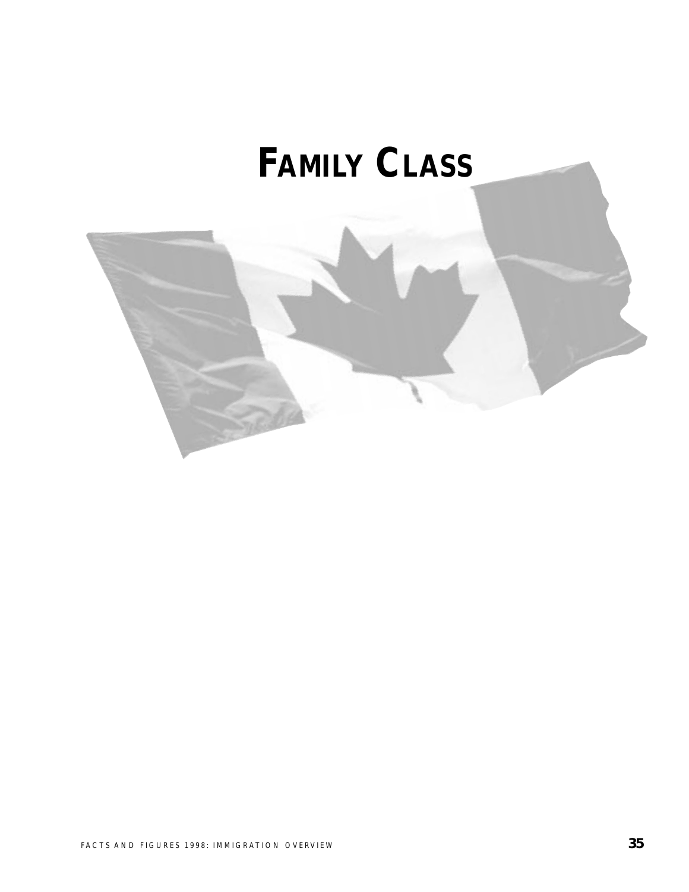# FAMILY CLASS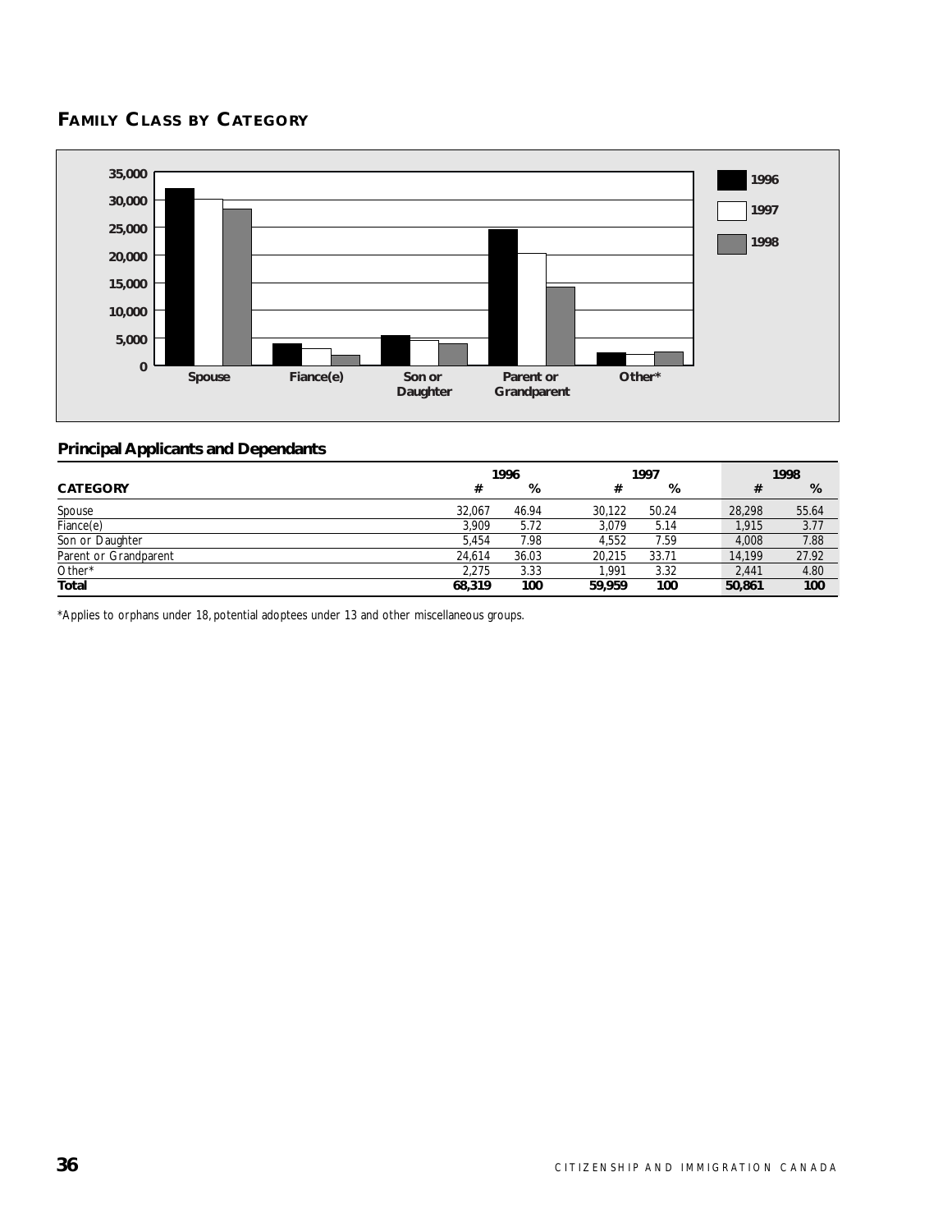## FAMILY CLASS BY CATEGORY

### Principal Applicants and Dependants

| CATEGORY | 1996 # | 1996 % | 1997 # | 1997 % | 1998 # | 1998 % |
|---|---|---|---|---|---|---|
| Spouse | 32,067 | 46.94 | 30,122 | 50.24 | 28,298 | 55.64 |
| Fiance(e) | 3,909 | 5.72 | 3,079 | 5.14 | 1,915 | 3.77 |
| Son or Daughter | 5,454 | 7.98 | 4,552 | 7.59 | 4,008 | 7.88 |
| Parent or Grandparent | 24,614 | 36.03 | 20,215 | 33.71 | 14,199 | 27.92 |
| Other* | 2,275 | 3.33 | 1,991 | 3.32 | 2,441 | 4.80 |
| **Total** | **68,319** | **100** | **59,959** | **100** | **50,861** | **100** |

*Applies to orphans under 18, potential adoptees under 13 and other miscellaneous groups.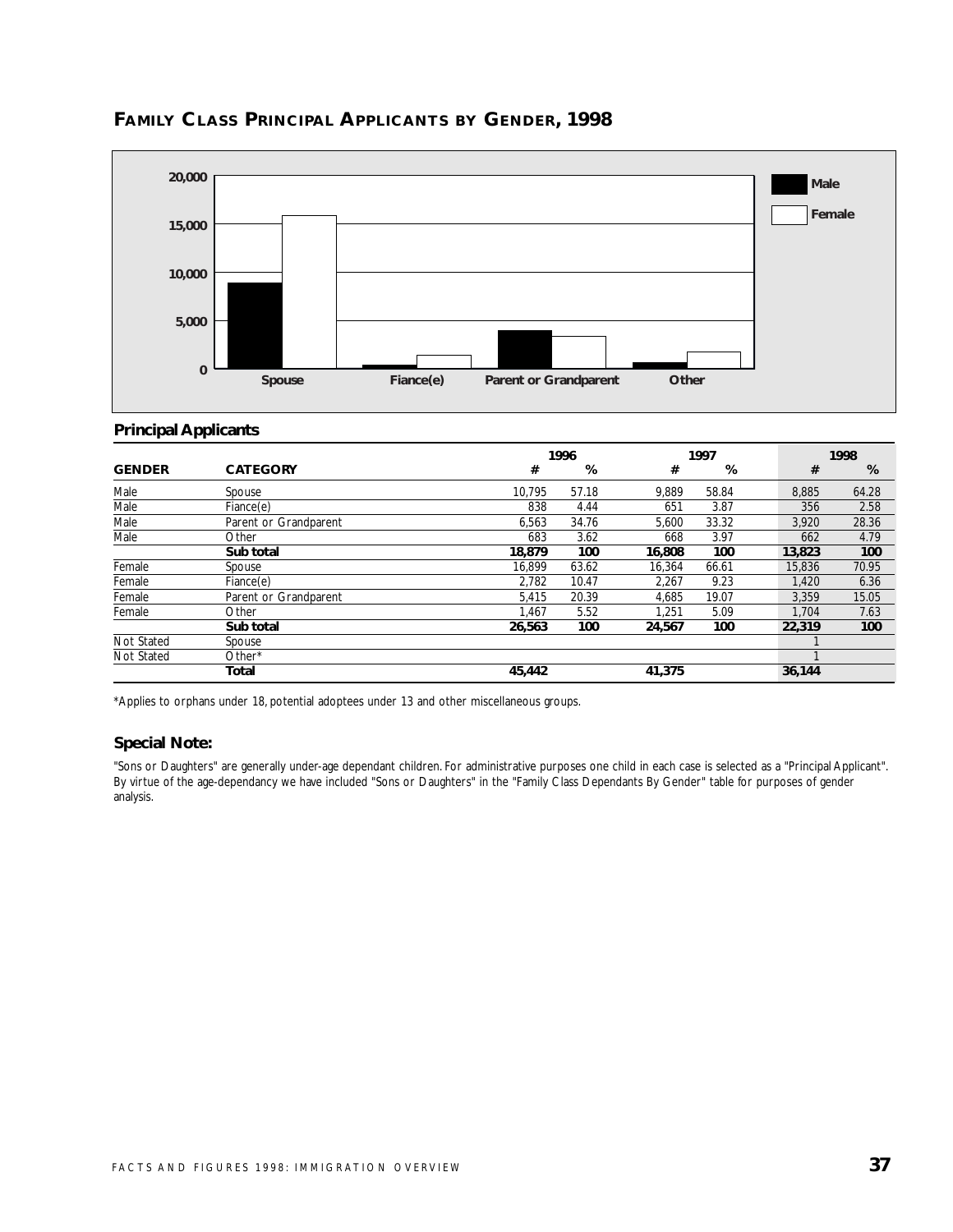## FAMILY CLASS PRINCIPAL APPLICANTS BY GENDER, 1998

### Principal Applicants

| GENDER | CATEGORY | 1996 # | 1996 % | 1997 # | 1997 % | 1998 # | 1998 % |
|---|---|---|---|---|---|---|---|
| Male | Spouse | 10,795 | 57.18 | 9,889 | 58.84 | 8,885 | 64.28 |
| Male | Fiance(e) | 838 | 4.44 | 651 | 3.87 | 356 | 2.58 |
| Male | Parent or Grandparent | 6,563 | 34.76 | 5,600 | 33.32 | 3,920 | 28.36 |
| Male | Other | 683 | 3.62 | 668 | 3.97 | 662 | 4.79 |
| | **Sub total** | **18,879** | **100** | **16,808** | **100** | **13,823** | **100** |
| Female | Spouse | 16,899 | 63.62 | 16,364 | 66.61 | 15,836 | 70.95 |
| Female | Fiance(e) | 2,782 | 10.47 | 2,267 | 9.23 | 1,420 | 6.36 |
| Female | Parent or Grandparent | 5,415 | 20.39 | 4,685 | 19.07 | 3,359 | 15.05 |
| Female | Other | 1,467 | 5.52 | 1,251 | 5.09 | 1,704 | 7.63 |
| | **Sub total** | **26,563** | **100** | **24,567** | **100** | **22,319** | **100** |
| Not Stated | Spouse | | | | | 1 | |
| Not Stated | Other* | | | | | 1 | |
| | **Total** | **45,442** | | **41,375** | | **36,144** | |

*Applies to orphans under 18, potential adoptees under 13 and other miscellaneous groups.

### Special Note:

"Sons or Daughters" are generally under-age dependant children. For administrative purposes one child in each case is selected as a "Principal Applicant". By virtue of the age-dependancy we have included "Sons or Daughters" in the "Family Class Dependants By Gender" table for purposes of gender analysis.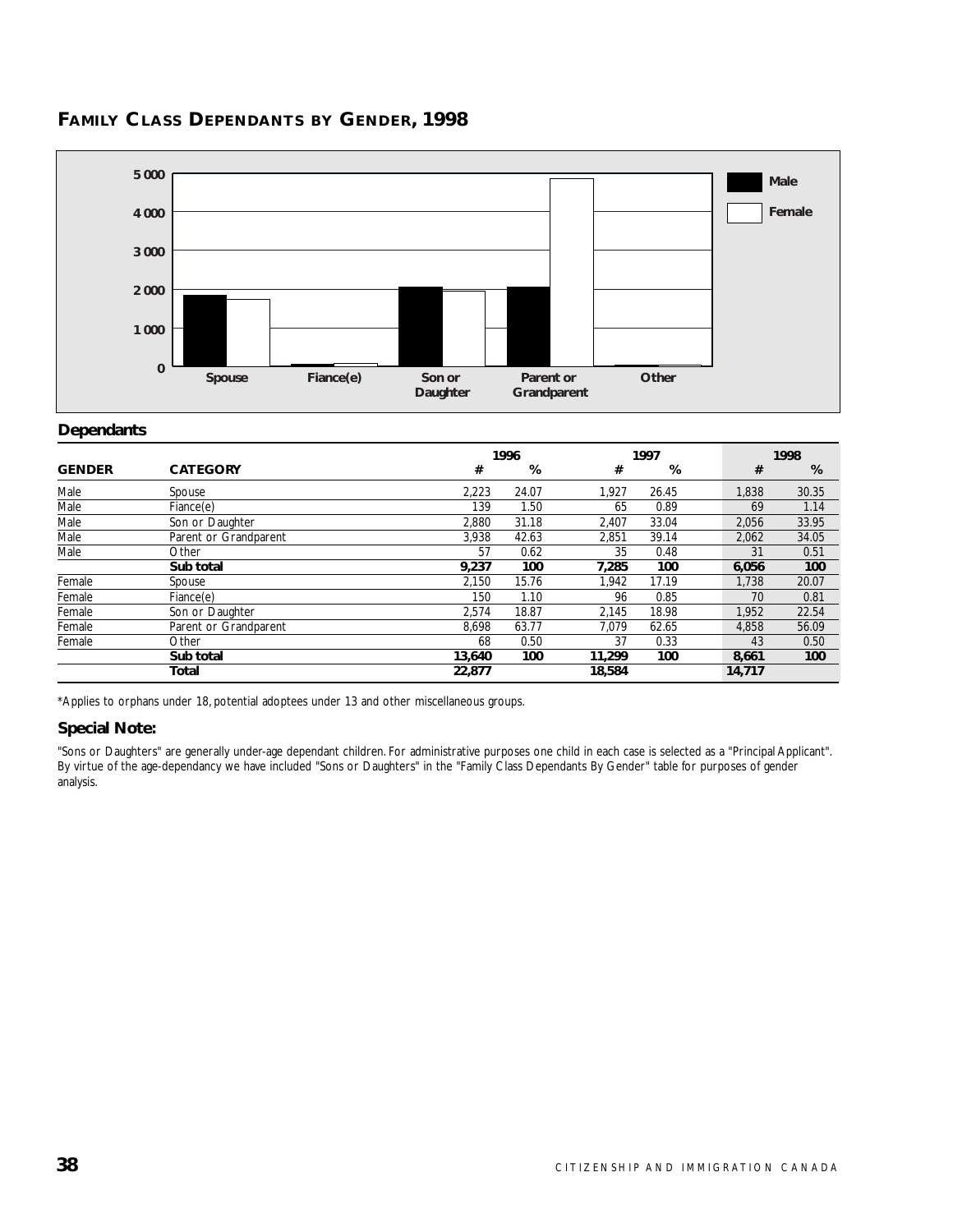## FAMILY CLASS DEPENDANTS BY GENDER, 1998

### Dependants

| GENDER | CATEGORY | 1996 # | 1996 % | 1997 # | 1997 % | 1998 # | 1998 % |
|---|---|---|---|---|---|---|---|
| Male | Spouse | 2,223 | 24.07 | 1,927 | 26.45 | 1,838 | 30.35 |
| Male | Fiance(e) | 139 | 1.50 | 65 | 0.89 | 69 | 1.14 |
| Male | Son or Daughter | 2,880 | 31.18 | 2,407 | 33.04 | 2,056 | 33.95 |
| Male | Parent or Grandparent | 3,938 | 42.63 | 2,851 | 39.14 | 2,062 | 34.05 |
| Male | Other | 57 | 0.62 | 35 | 0.48 | 31 | 0.51 |
| | **Sub total** | **9,237** | **100** | **7,285** | **100** | **6,056** | **100** |
| Female | Spouse | 2,150 | 15.76 | 1,942 | 17.19 | 1,738 | 20.07 |
| Female | Fiance(e) | 150 | 1.10 | 96 | 0.85 | 70 | 0.81 |
| Female | Son or Daughter | 2,574 | 18.87 | 2,145 | 18.98 | 1,952 | 22.54 |
| Female | Parent or Grandparent | 8,698 | 63.77 | 7,079 | 62.65 | 4,858 | 56.09 |
| Female | Other | 68 | 0.50 | 37 | 0.33 | 43 | 0.50 |
| | **Sub total** | **13,640** | **100** | **11,299** | **100** | **8,661** | **100** |
| | **Total** | **22,877** | | **18,584** | | **14,717** | |

*Applies to orphans under 18, potential adoptees under 13 and other miscellaneous groups.

### Special Note:

"Sons or Daughters" are generally under-age dependant children. For administrative purposes one child in each case is selected as a "Principal Applicant". By virtue of the age-dependancy we have included "Sons or Daughters" in the "Family Class Dependants By Gender" table for purposes of gender analysis.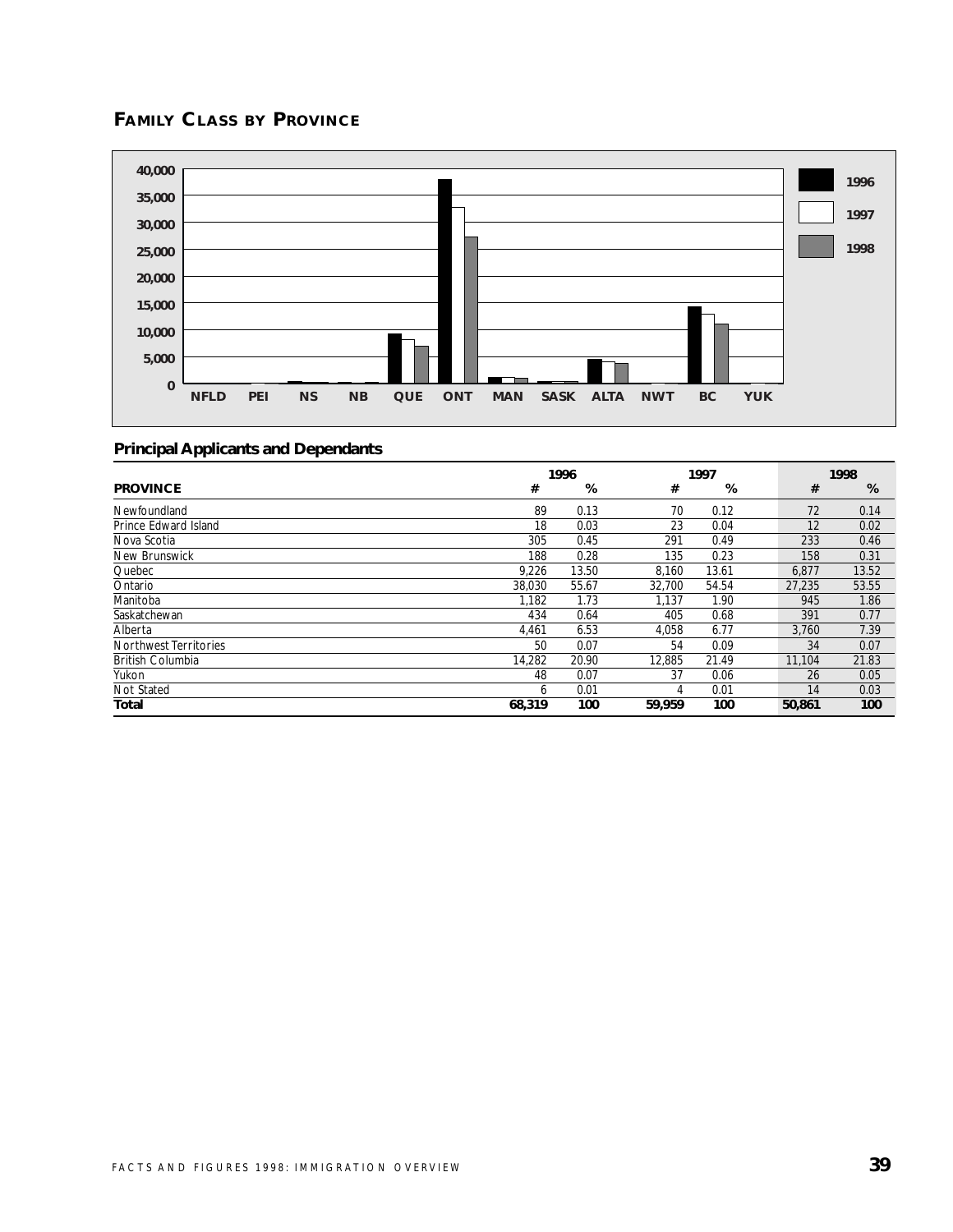## FAMILY CLASS BY PROVINCE

### Principal Applicants and Dependants

| PROVINCE | 1996 # | 1996 % | 1997 # | 1997 % | 1998 # | 1998 % |
|---|---|---|---|---|---|---|
| Newfoundland | 89 | 0.13 | 70 | 0.12 | 72 | 0.14 |
| Prince Edward Island | 18 | 0.03 | 23 | 0.04 | 12 | 0.02 |
| Nova Scotia | 305 | 0.45 | 291 | 0.49 | 233 | 0.46 |
| New Brunswick | 188 | 0.28 | 135 | 0.23 | 158 | 0.31 |
| Quebec | 9,226 | 13.50 | 8,160 | 13.61 | 6,877 | 13.52 |
| Ontario | 38,030 | 55.67 | 32,700 | 54.54 | 27,235 | 53.55 |
| Manitoba | 1,182 | 1.73 | 1,137 | 1.90 | 945 | 1.86 |
| Saskatchewan | 434 | 0.64 | 405 | 0.68 | 391 | 0.77 |
| Alberta | 4,461 | 6.53 | 4,058 | 6.77 | 3,760 | 7.39 |
| Northwest Territories | 50 | 0.07 | 54 | 0.09 | 34 | 0.07 |
| British Columbia | 14,282 | 20.90 | 12,885 | 21.49 | 11,104 | 21.83 |
| Yukon | 48 | 0.07 | 37 | 0.06 | 26 | 0.05 |
| Not Stated | 6 | 0.01 | 4 | 0.01 | 14 | 0.03 |
| **Total** | **68,319** | **100** | **59,959** | **100** | **50,861** | **100** |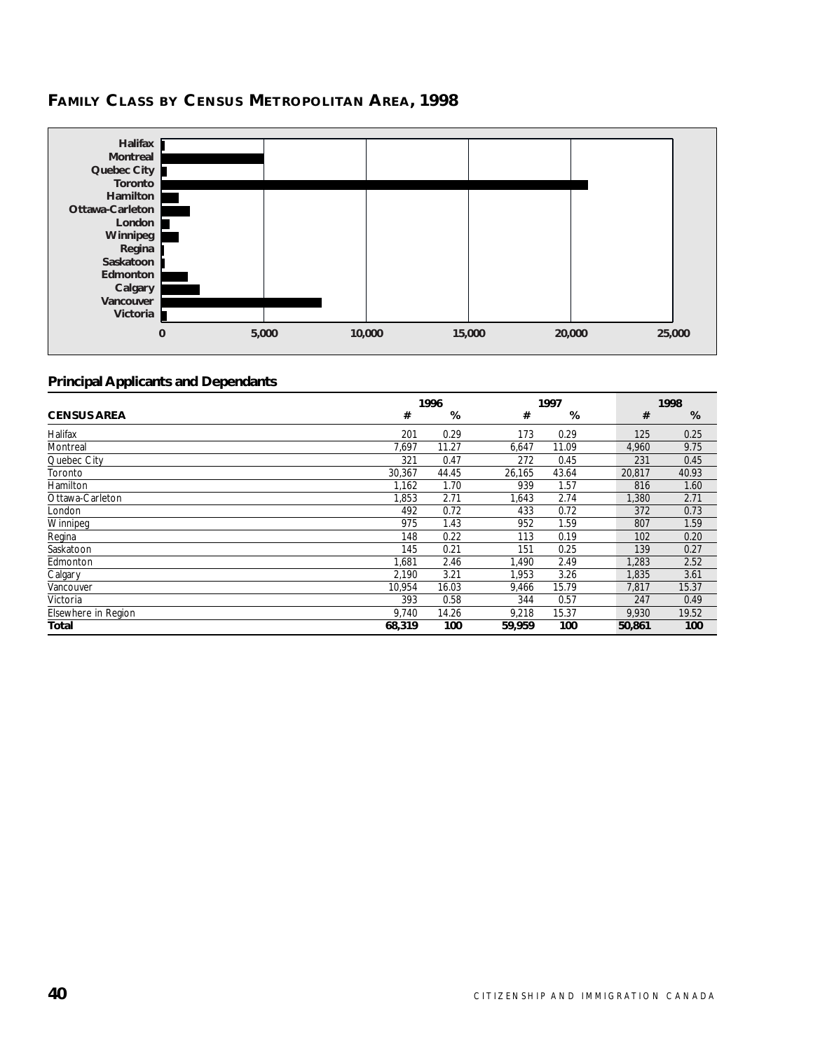## FAMILY CLASS BY CENSUS METROPOLITAN AREA, 1998

### Principal Applicants and Dependants

| CENSUS AREA | 1996 # | 1996 % | 1997 # | 1997 % | 1998 # | 1998 % |
|---|---|---|---|---|---|---|
| Halifax | 201 | 0.29 | 173 | 0.29 | 125 | 0.25 |
| Montreal | 7,697 | 11.27 | 6,647 | 11.09 | 4,960 | 9.75 |
| Quebec City | 321 | 0.47 | 272 | 0.45 | 231 | 0.45 |
| Toronto | 30,367 | 44.45 | 26,165 | 43.64 | 20,817 | 40.93 |
| Hamilton | 1,162 | 1.70 | 939 | 1.57 | 816 | 1.60 |
| Ottawa-Carleton | 1,853 | 2.71 | 1,643 | 2.74 | 1,380 | 2.71 |
| London | 492 | 0.72 | 433 | 0.72 | 372 | 0.73 |
| Winnipeg | 975 | 1.43 | 952 | 1.59 | 807 | 1.59 |
| Regina | 148 | 0.22 | 113 | 0.19 | 102 | 0.20 |
| Saskatoon | 145 | 0.21 | 151 | 0.25 | 139 | 0.27 |
| Edmonton | 1,681 | 2.46 | 1,490 | 2.49 | 1,283 | 2.52 |
| Calgary | 2,190 | 3.21 | 1,953 | 3.26 | 1,835 | 3.61 |
| Vancouver | 10,954 | 16.03 | 9,466 | 15.79 | 7,817 | 15.37 |
| Victoria | 393 | 0.58 | 344 | 0.57 | 247 | 0.49 |
| Elsewhere in Region | 9,740 | 14.26 | 9,218 | 15.37 | 9,930 | 19.52 |
| **Total** | **68,319** | **100** | **59,959** | **100** | **50,861** | **100** |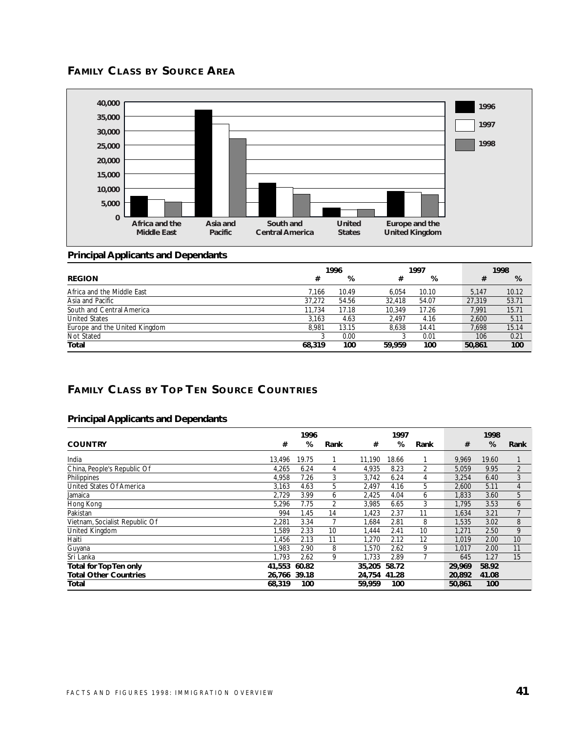## FAMILY CLASS BY SOURCE AREA

### Principal Applicants and Dependants

| REGION | 1996 # | 1996 % | 1997 # | 1997 % | 1998 # | 1998 % |
|---|---|---|---|---|---|---|
| Africa and the Middle East | 7,166 | 10.49 | 6,054 | 10.10 | 5,147 | 10.12 |
| Asia and Pacific | 37,272 | 54.56 | 32,418 | 54.07 | 27,319 | 53.71 |
| South and Central America | 11,734 | 17.18 | 10,349 | 17.26 | 7,991 | 15.71 |
| United States | 3,163 | 4.63 | 2,497 | 4.16 | 2,600 | 5.11 |
| Europe and the United Kingdom | 8,981 | 13.15 | 8,638 | 14.41 | 7,698 | 15.14 |
| Not Stated | 3 | 0.00 | 3 | 0.01 | 106 | 0.21 |
| **Total** | **68,319** | **100** | **59,959** | **100** | **50,861** | **100** |

## FAMILY CLASS BY TOP TEN SOURCE COUNTRIES

### Principal Applicants and Dependants

| COUNTRY | 1996 # | 1996 % | 1996 Rank | 1997 # | 1997 % | 1997 Rank | 1998 # | 1998 % | 1998 Rank |
|---|---|---|---|---|---|---|---|---|---|
| India | 13,496 | 19.75 | 1 | 11,190 | 18.66 | 1 | 9,969 | 19.60 | 1 |
| China, People's Republic Of | 4,265 | 6.24 | 4 | 4,935 | 8.23 | 2 | 5,059 | 9.95 | 2 |
| Philippines | 4,958 | 7.26 | 3 | 3,742 | 6.24 | 4 | 3,254 | 6.40 | 3 |
| United States Of America | 3,163 | 4.63 | 5 | 2,497 | 4.16 | 5 | 2,600 | 5.11 | 4 |
| Jamaica | 2,729 | 3.99 | 6 | 2,425 | 4.04 | 6 | 1,833 | 3.60 | 5 |
| Hong Kong | 5,296 | 7.75 | 2 | 3,985 | 6.65 | 3 | 1,795 | 3.53 | 6 |
| Pakistan | 994 | 1.45 | 14 | 1,423 | 2.37 | 11 | 1,634 | 3.21 | 7 |
| Vietnam, Socialist Republic Of | 2,281 | 3.34 | 7 | 1,684 | 2.81 | 8 | 1,535 | 3.02 | 8 |
| United Kingdom | 1,589 | 2.33 | 10 | 1,444 | 2.41 | 10 | 1,271 | 2.50 | 9 |
| Haiti | 1,456 | 2.13 | 11 | 1,270 | 2.12 | 12 | 1,019 | 2.00 | 10 |
| Guyana | 1,983 | 2.90 | 8 | 1,570 | 2.62 | 9 | 1,017 | 2.00 | 11 |
| Sri Lanka | 1,793 | 2.62 | 9 | 1,733 | 2.89 | 7 | 645 | 1.27 | 15 |
| **Total for Top Ten only** | **41,553** | **60.82** | | **35,205** | **58.72** | | **29,969** | **58.92** | |
| **Total Other Countries** | **26,766** | **39.18** | | **24,754** | **41.28** | | **20,892** | **41.08** | |
| **Total** | **68,319** | **100** | | **59,959** | **100** | | **50,861** | **100** | |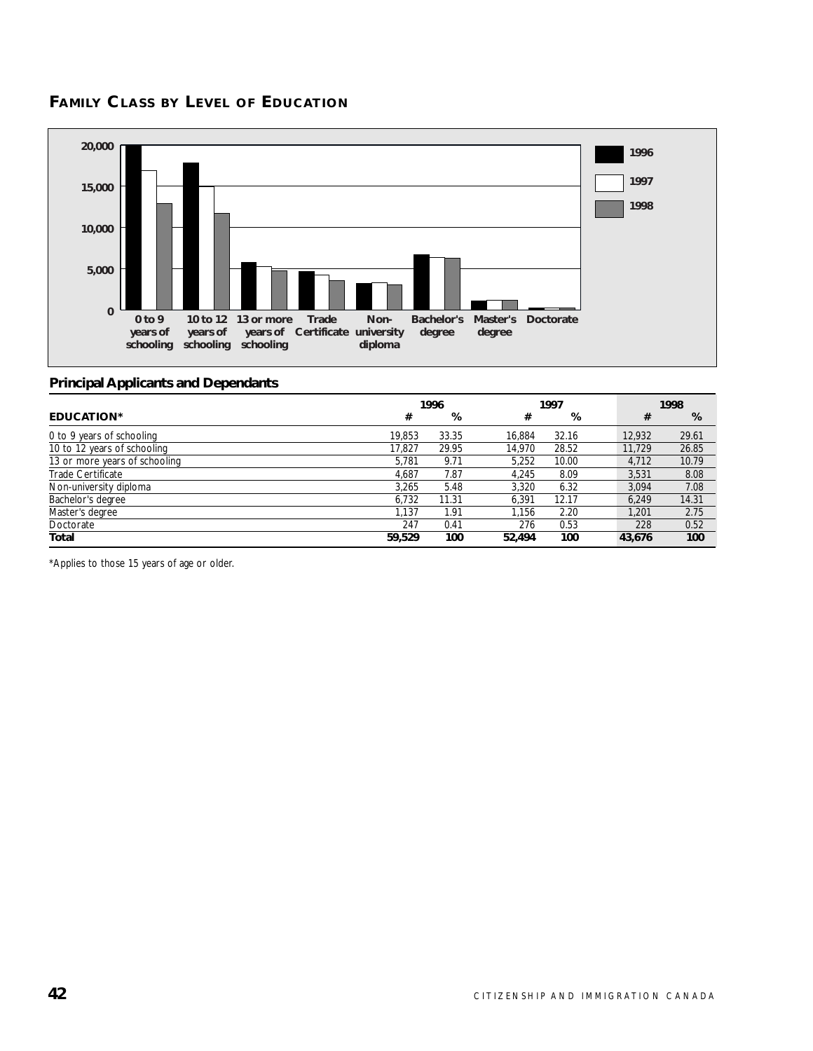## FAMILY CLASS BY LEVEL OF EDUCATION

### Principal Applicants and Dependants

| EDUCATION* | 1996 # | 1996 % | 1997 # | 1997 % | 1998 # | 1998 % |
|---|---|---|---|---|---|---|
| 0 to 9 years of schooling | 19,853 | 33.35 | 16,884 | 32.16 | 12,932 | 29.61 |
| 10 to 12 years of schooling | 17,827 | 29.95 | 14,970 | 28.52 | 11,729 | 26.85 |
| 13 or more years of schooling | 5,781 | 9.71 | 5,252 | 10.00 | 4,712 | 10.79 |
| Trade Certificate | 4,687 | 7.87 | 4,245 | 8.09 | 3,531 | 8.08 |
| Non-university diploma | 3,265 | 5.48 | 3,320 | 6.32 | 3,094 | 7.08 |
| Bachelor's degree | 6,732 | 11.31 | 6,391 | 12.17 | 6,249 | 14.31 |
| Master's degree | 1,137 | 1.91 | 1,156 | 2.20 | 1,201 | 2.75 |
| Doctorate | 247 | 0.41 | 276 | 0.53 | 228 | 0.52 |
| **Total** | **59,529** | **100** | **52,494** | **100** | **43,676** | **100** |

*Applies to those 15 years of age or older.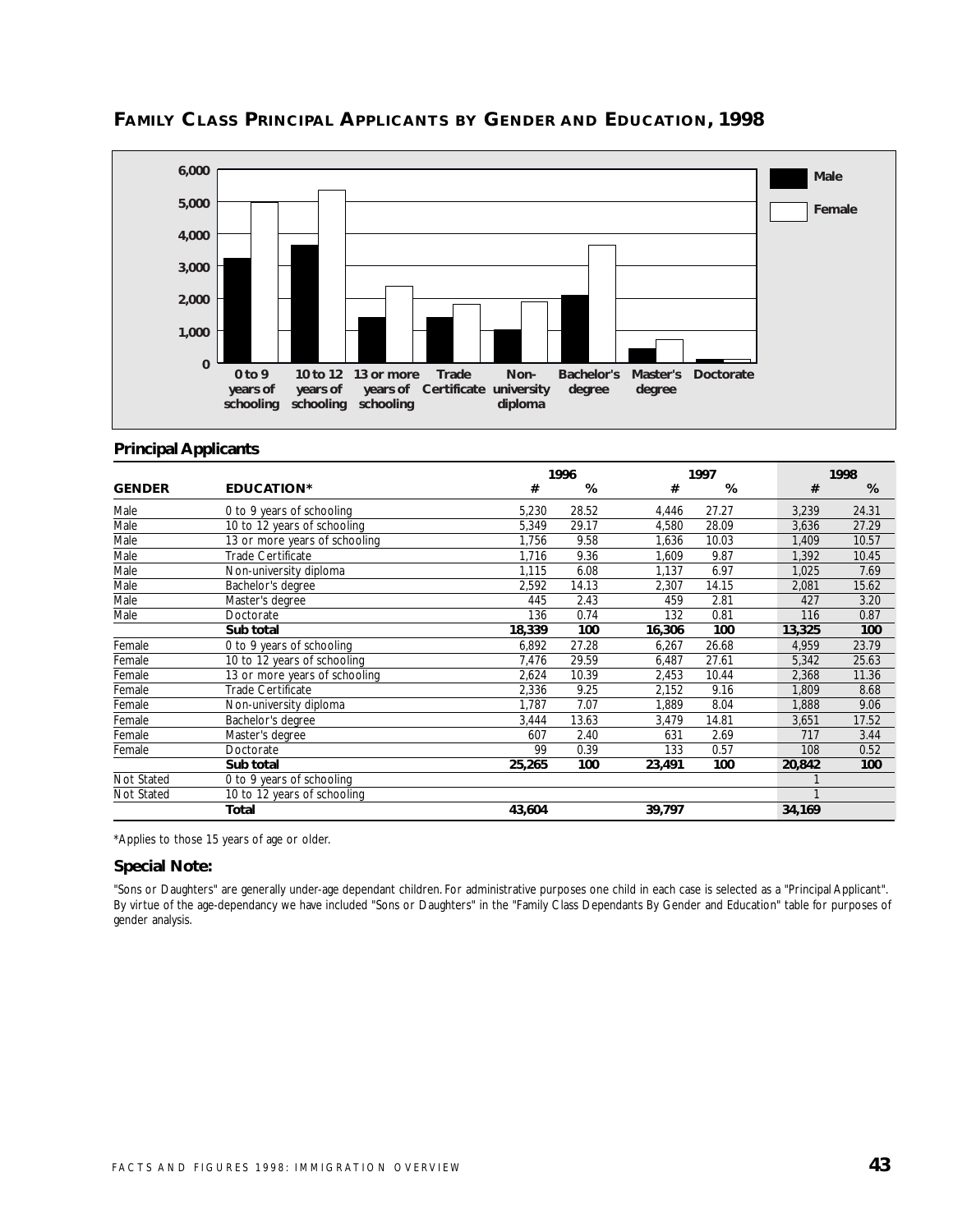## FAMILY CLASS PRINCIPAL APPLICANTS BY GENDER AND EDUCATION, 1998

### Principal Applicants

| GENDER | EDUCATION* | 1996 # | 1996 % | 1997 # | 1997 % | 1998 # | 1998 % |
|---|---|---|---|---|---|---|---|
| Male | 0 to 9 years of schooling | 5,230 | 28.52 | 4,446 | 27.27 | 3,239 | 24.31 |
| Male | 10 to 12 years of schooling | 5,349 | 29.17 | 4,580 | 28.09 | 3,636 | 27.29 |
| Male | 13 or more years of schooling | 1,756 | 9.58 | 1,636 | 10.03 | 1,409 | 10.57 |
| Male | Trade Certificate | 1,716 | 9.36 | 1,609 | 9.87 | 1,392 | 10.45 |
| Male | Non-university diploma | 1,115 | 6.08 | 1,137 | 6.97 | 1,025 | 7.69 |
| Male | Bachelor's degree | 2,592 | 14.13 | 2,307 | 14.15 | 2,081 | 15.62 |
| Male | Master's degree | 445 | 2.43 | 459 | 2.81 | 427 | 3.20 |
| Male | Doctorate | 136 | 0.74 | 132 | 0.81 | 116 | 0.87 |
| | **Sub total** | **18,339** | **100** | **16,306** | **100** | **13,325** | **100** |
| Female | 0 to 9 years of schooling | 6,892 | 27.28 | 6,267 | 26.68 | 4,959 | 23.79 |
| Female | 10 to 12 years of schooling | 7,476 | 29.59 | 6,487 | 27.61 | 5,342 | 25.63 |
| Female | 13 or more years of schooling | 2,624 | 10.39 | 2,453 | 10.44 | 2,368 | 11.36 |
| Female | Trade Certificate | 2,336 | 9.25 | 2,152 | 9.16 | 1,809 | 8.68 |
| Female | Non-university diploma | 1,787 | 7.07 | 1,889 | 8.04 | 1,888 | 9.06 |
| Female | Bachelor's degree | 3,444 | 13.63 | 3,479 | 14.81 | 3,651 | 17.52 |
| Female | Master's degree | 607 | 2.40 | 631 | 2.69 | 717 | 3.44 |
| Female | Doctorate | 99 | 0.39 | 133 | 0.57 | 108 | 0.52 |
| | **Sub total** | **25,265** | **100** | **23,491** | **100** | **20,842** | **100** |
| Not Stated | 0 to 9 years of schooling | | | | | 1 | |
| Not Stated | 10 to 12 years of schooling | | | | | 1 | |
| | **Total** | **43,604** | | **39,797** | | **34,169** | |

*Applies to those 15 years of age or older.

### Special Note:

"Sons or Daughters" are generally under-age dependant children. For administrative purposes one child in each case is selected as a "Principal Applicant". By virtue of the age-dependancy we have included "Sons or Daughters" in the "Family Class Dependants By Gender and Education" table for purposes of gender analysis.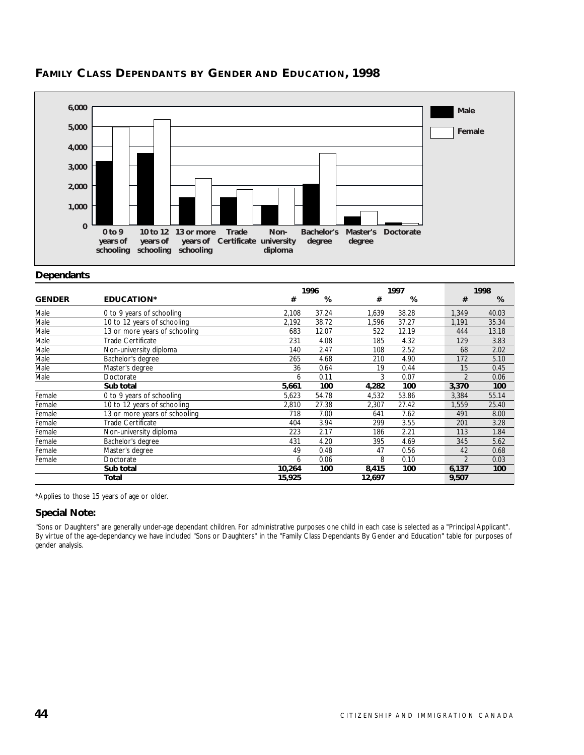## FAMILY CLASS DEPENDANTS BY GENDER AND EDUCATION, 1998

### Dependants

| GENDER | EDUCATION* | 1996 # | 1996 % | 1997 # | 1997 % | 1998 # | 1998 % |
|---|---|---|---|---|---|---|---|
| Male | 0 to 9 years of schooling | 2,108 | 37.24 | 1,639 | 38.28 | 1,349 | 40.03 |
| Male | 10 to 12 years of schooling | 2,192 | 38.72 | 1,596 | 37.27 | 1,191 | 35.34 |
| Male | 13 or more years of schooling | 683 | 12.07 | 522 | 12.19 | 444 | 13.18 |
| Male | Trade Certificate | 231 | 4.08 | 185 | 4.32 | 129 | 3.83 |
| Male | Non-university diploma | 140 | 2.47 | 108 | 2.52 | 68 | 2.02 |
| Male | Bachelor's degree | 265 | 4.68 | 210 | 4.90 | 172 | 5.10 |
| Male | Master's degree | 36 | 0.64 | 19 | 0.44 | 15 | 0.45 |
| Male | Doctorate | 6 | 0.11 | 3 | 0.07 | 2 | 0.06 |
| | **Sub total** | **5,661** | **100** | **4,282** | **100** | **3,370** | **100** |
| Female | 0 to 9 years of schooling | 5,623 | 54.78 | 4,532 | 53.86 | 3,384 | 55.14 |
| Female | 10 to 12 years of schooling | 2,810 | 27.38 | 2,307 | 27.42 | 1,559 | 25.40 |
| Female | 13 or more years of schooling | 718 | 7.00 | 641 | 7.62 | 491 | 8.00 |
| Female | Trade Certificate | 404 | 3.94 | 299 | 3.55 | 201 | 3.28 |
| Female | Non-university diploma | 223 | 2.17 | 186 | 2.21 | 113 | 1.84 |
| Female | Bachelor's degree | 431 | 4.20 | 395 | 4.69 | 345 | 5.62 |
| Female | Master's degree | 49 | 0.48 | 47 | 0.56 | 42 | 0.68 |
| Female | Doctorate | 6 | 0.06 | 8 | 0.10 | 2 | 0.03 |
| | **Sub total** | **10,264** | **100** | **8,415** | **100** | **6,137** | **100** |
| | **Total** | **15,925** | | **12,697** | | **9,507** | |

*Applies to those 15 years of age or older.

### Special Note:

"Sons or Daughters" are generally under-age dependant children. For administrative purposes one child in each case is selected as a "Principal Applicant". By virtue of the age-dependancy we have included "Sons or Daughters" in the "Family Class Dependants By Gender and Education" table for purposes of gender analysis.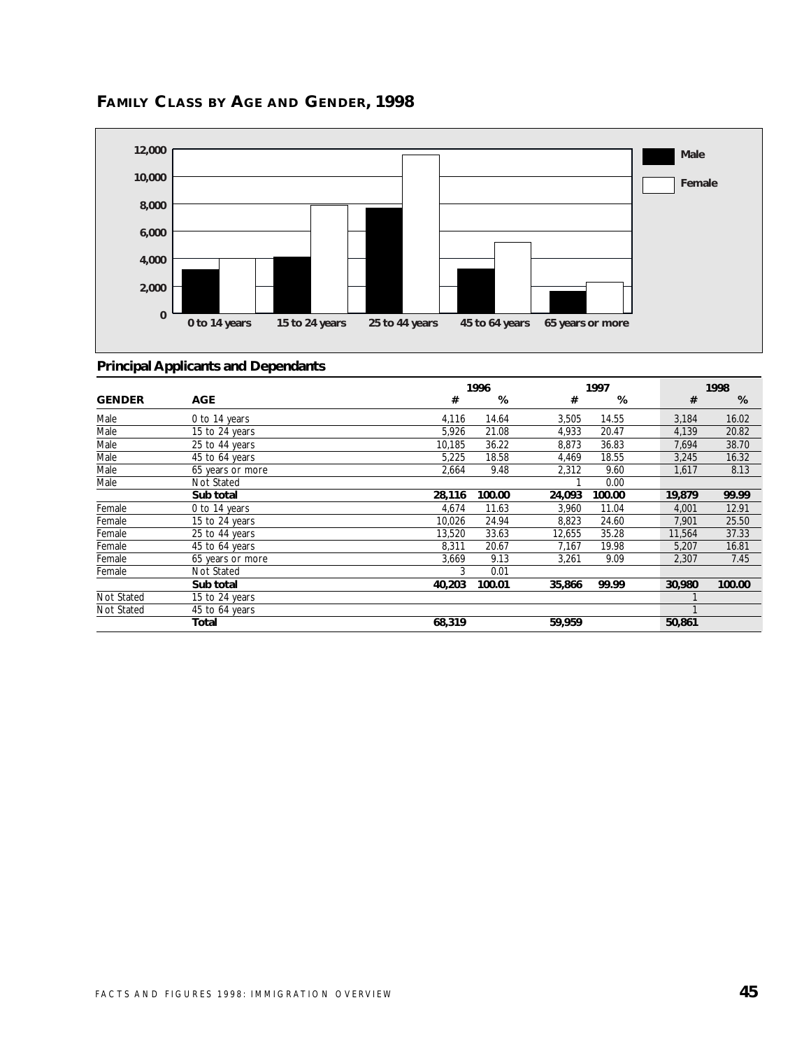## FAMILY CLASS BY AGE AND GENDER, 1998

### Principal Applicants and Dependants

| GENDER | AGE | 1996 # | 1996 % | 1997 # | 1997 % | 1998 # | 1998 % |
|---|---|---|---|---|---|---|---|
| Male | 0 to 14 years | 4,116 | 14.64 | 3,505 | 14.55 | 3,184 | 16.02 |
| Male | 15 to 24 years | 5,926 | 21.08 | 4,933 | 20.47 | 4,139 | 20.82 |
| Male | 25 to 44 years | 10,185 | 36.22 | 8,873 | 36.83 | 7,694 | 38.70 |
| Male | 45 to 64 years | 5,225 | 18.58 | 4,469 | 18.55 | 3,245 | 16.32 |
| Male | 65 years or more | 2,664 | 9.48 | 2,312 | 9.60 | 1,617 | 8.13 |
| Male | Not Stated | | | 1 | 0.00 | | |
| | **Sub total** | **28,116** | **100.00** | **24,093** | **100.00** | **19,879** | **99.99** |
| Female | 0 to 14 years | 4,674 | 11.63 | 3,960 | 11.04 | 4,001 | 12.91 |
| Female | 15 to 24 years | 10,026 | 24.94 | 8,823 | 24.60 | 7,901 | 25.50 |
| Female | 25 to 44 years | 13,520 | 33.63 | 12,655 | 35.28 | 11,564 | 37.33 |
| Female | 45 to 64 years | 8,311 | 20.67 | 7,167 | 19.98 | 5,207 | 16.81 |
| Female | 65 years or more | 3,669 | 9.13 | 3,261 | 9.09 | 2,307 | 7.45 |
| Female | Not Stated | 3 | 0.01 | | | | |
| | **Sub total** | **40,203** | **100.01** | **35,866** | **99.99** | **30,980** | **100.00** |
| Not Stated | 15 to 24 years | | | | | 1 | |
| Not Stated | 45 to 64 years | | | | | 1 | |
| | **Total** | **68,319** | | **59,959** | | **50,861** | |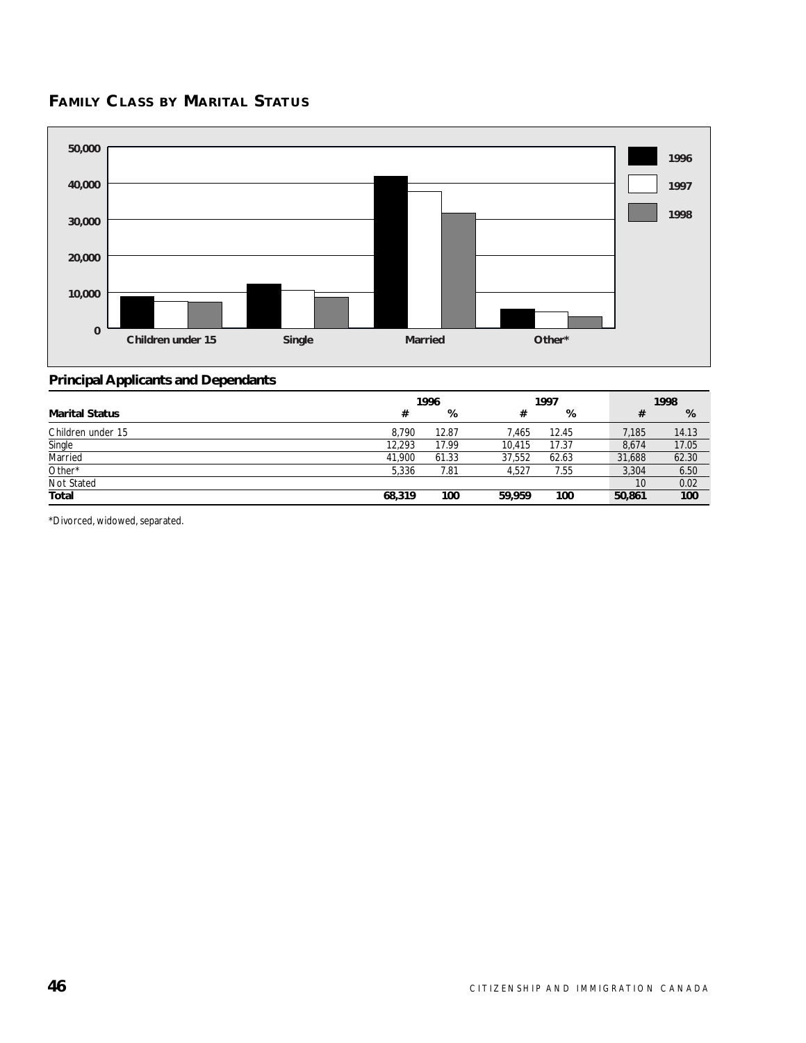## FAMILY CLASS BY MARITAL STATUS

### Principal Applicants and Dependants

| Marital Status | 1996 # | 1996 % | 1997 # | 1997 % | 1998 # | 1998 % |
|---|---|---|---|---|---|---|
| Children under 15 | 8,790 | 12.87 | 7,465 | 12.45 | 7,185 | 14.13 |
| Single | 12,293 | 17.99 | 10,415 | 17.37 | 8,674 | 17.05 |
| Married | 41,900 | 61.33 | 37,552 | 62.63 | 31,688 | 62.30 |
| Other* | 5,336 | 7.81 | 4,527 | 7.55 | 3,304 | 6.50 |
| Not Stated | | | | | 10 | 0.02 |
| **Total** | **68,319** | **100** | **59,959** | **100** | **50,861** | **100** |

*Divorced, widowed, separated.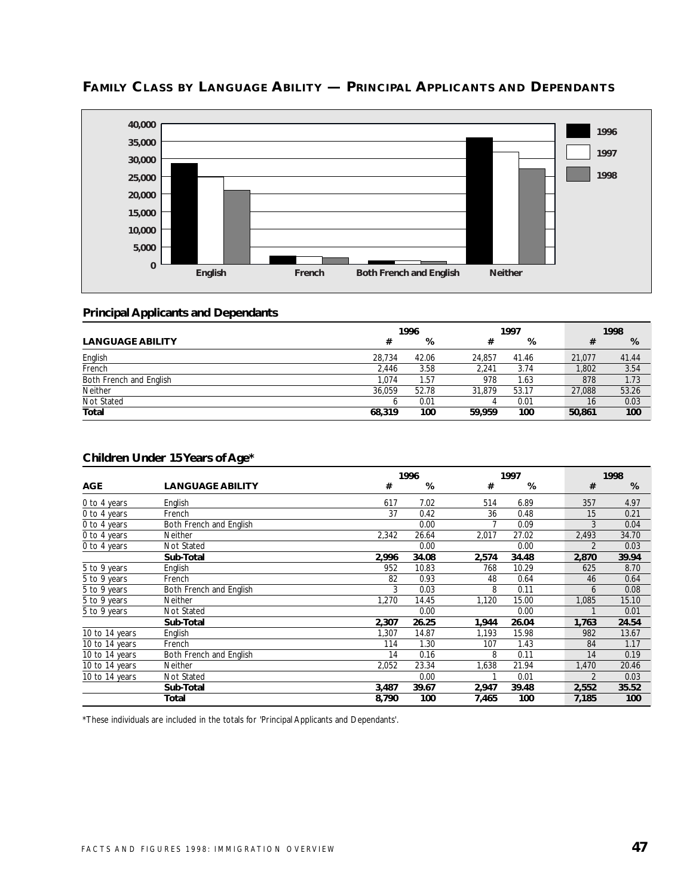## FAMILY CLASS BY LANGUAGE ABILITY — PRINCIPAL APPLICANTS AND DEPENDANTS

### Principal Applicants and Dependants

| LANGUAGE ABILITY | 1996 # | 1996 % | 1997 # | 1997 % | 1998 # | 1998 % |
|---|---|---|---|---|---|---|
| English | 28,734 | 42.06 | 24,857 | 41.46 | 21,077 | 41.44 |
| French | 2,446 | 3.58 | 2,241 | 3.74 | 1,802 | 3.54 |
| Both French and English | 1,074 | 1.57 | 978 | 1.63 | 878 | 1.73 |
| Neither | 36,059 | 52.78 | 31,879 | 53.17 | 27,088 | 53.26 |
| Not Stated | 6 | 0.01 | 4 | 0.01 | 16 | 0.03 |
| **Total** | **68,319** | **100** | **59,959** | **100** | **50,861** | **100** |

### Children Under 15 Years of Age*

| AGE | LANGUAGE ABILITY | 1996 # | 1996 % | 1997 # | 1997 % | 1998 # | 1998 % |
|---|---|---|---|---|---|---|---|
| 0 to 4 years | English | 617 | 7.02 | 514 | 6.89 | 357 | 4.97 |
| 0 to 4 years | French | 37 | 0.42 | 36 | 0.48 | 15 | 0.21 |
| 0 to 4 years | Both French and English | | 0.00 | 7 | 0.09 | 3 | 0.04 |
| 0 to 4 years | Neither | 2,342 | 26.64 | 2,017 | 27.02 | 2,493 | 34.70 |
| 0 to 4 years | Not Stated | | 0.00 | | 0.00 | 2 | 0.03 |
| | **Sub-Total** | **2,996** | **34.08** | **2,574** | **34.48** | **2,870** | **39.94** |
| 5 to 9 years | English | 952 | 10.83 | 768 | 10.29 | 625 | 8.70 |
| 5 to 9 years | French | 82 | 0.93 | 48 | 0.64 | 46 | 0.64 |
| 5 to 9 years | Both French and English | 3 | 0.03 | 8 | 0.11 | 6 | 0.08 |
| 5 to 9 years | Neither | 1,270 | 14.45 | 1,120 | 15.00 | 1,085 | 15.10 |
| 5 to 9 years | Not Stated | | 0.00 | | 0.00 | 1 | 0.01 |
| | **Sub-Total** | **2,307** | **26.25** | **1,944** | **26.04** | **1,763** | **24.54** |
| 10 to 14 years | English | 1,307 | 14.87 | 1,193 | 15.98 | 982 | 13.67 |
| 10 to 14 years | French | 114 | 1.30 | 107 | 1.43 | 84 | 1.17 |
| 10 to 14 years | Both French and English | 14 | 0.16 | 8 | 0.11 | 14 | 0.19 |
| 10 to 14 years | Neither | 2,052 | 23.34 | 1,638 | 21.94 | 1,470 | 20.46 |
| 10 to 14 years | Not Stated | | 0.00 | 1 | 0.01 | 2 | 0.03 |
| | **Sub-Total** | **3,487** | **39.67** | **2,947** | **39.48** | **2,552** | **35.52** |
| | **Total** | **8,790** | **100** | **7,465** | **100** | **7,185** | **100** |

*These individuals are included in the totals for 'Principal Applicants and Dependants'.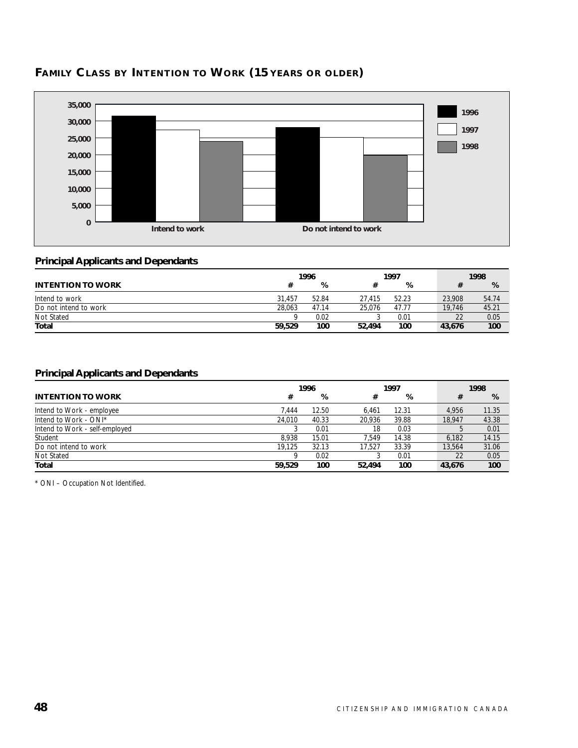## FAMILY CLASS BY INTENTION TO WORK (15 YEARS OR OLDER)

### Principal Applicants and Dependants

| INTENTION TO WORK | 1996 # | 1996 % | 1997 # | 1997 % | 1998 # | 1998 % |
|---|---|---|---|---|---|---|
| Intend to work | 31,457 | 52.84 | 27,415 | 52.23 | 23,908 | 54.74 |
| Do not intend to work | 28,063 | 47.14 | 25,076 | 47.77 | 19,746 | 45.21 |
| Not Stated | 9 | 0.02 | 3 | 0.01 | 22 | 0.05 |
| **Total** | **59,529** | **100** | **52,494** | **100** | **43,676** | **100** |

### Principal Applicants and Dependants

| INTENTION TO WORK | 1996 # | 1996 % | 1997 # | 1997 % | 1998 # | 1998 % |
|---|---|---|---|---|---|---|
| Intend to Work - employee | 7,444 | 12.50 | 6,461 | 12.31 | 4,956 | 11.35 |
| Intend to Work - ONI* | 24,010 | 40.33 | 20,936 | 39.88 | 18,947 | 43.38 |
| Intend to Work - self-employed | 3 | 0.01 | 18 | 0.03 | 5 | 0.01 |
| Student | 8,938 | 15.01 | 7,549 | 14.38 | 6,182 | 14.15 |
| Do not intend to work | 19,125 | 32.13 | 17,527 | 33.39 | 13,564 | 31.06 |
| Not Stated | 9 | 0.02 | 3 | 0.01 | 22 | 0.05 |
| **Total** | **59,529** | **100** | **52,494** | **100** | **43,676** | **100** |

* ONI – Occupation Not Identified.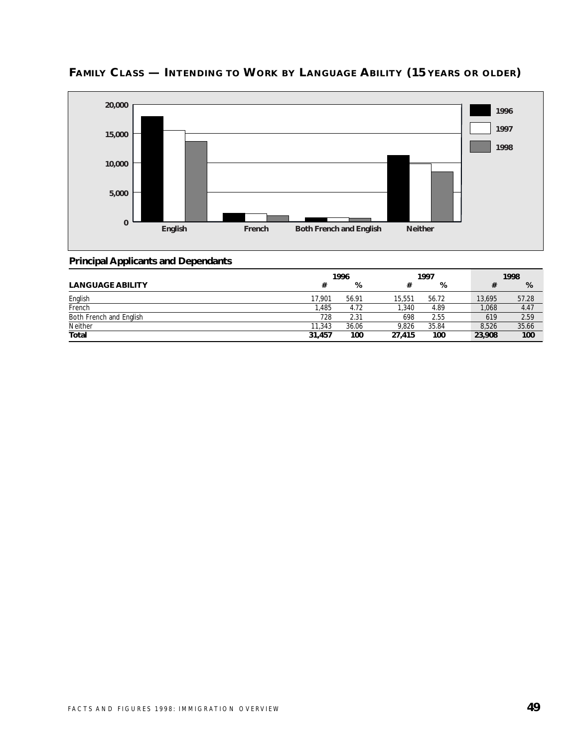## FAMILY CLASS — INTENDING TO WORK BY LANGUAGE ABILITY (15 YEARS OR OLDER)

### Principal Applicants and Dependants

| LANGUAGE ABILITY | 1996 # | 1996 % | 1997 # | 1997 % | 1998 # | 1998 % |
|---|---|---|---|---|---|---|
| English | 17,901 | 56.91 | 15,551 | 56.72 | 13,695 | 57.28 |
| French | 1,485 | 4.72 | 1,340 | 4.89 | 1,068 | 4.47 |
| Both French and English | 728 | 2.31 | 698 | 2.55 | 619 | 2.59 |
| Neither | 11,343 | 36.06 | 9,826 | 35.84 | 8,526 | 35.66 |
| **Total** | **31,457** | **100** | **27,415** | **100** | **23,908** | **100** |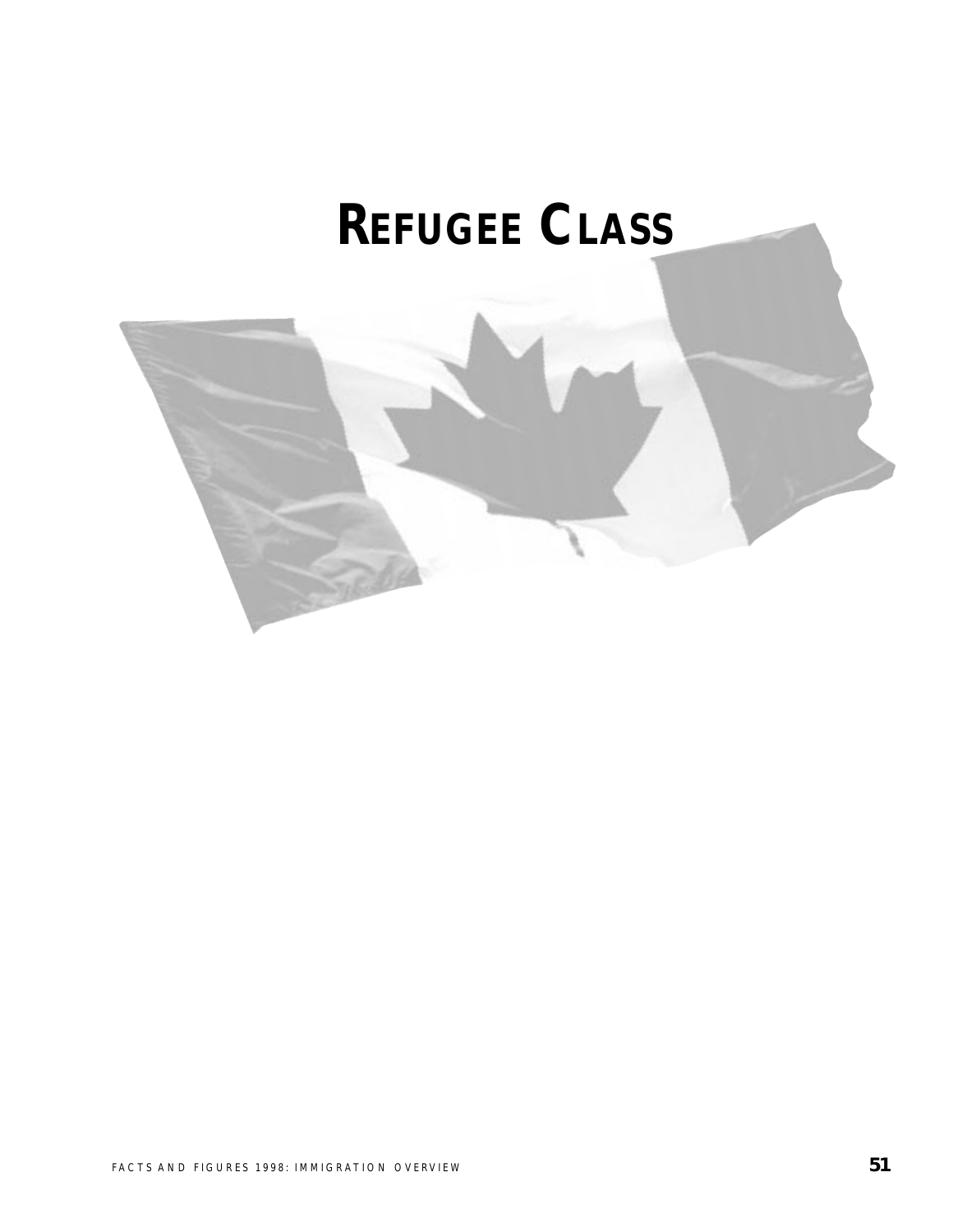# REFUGEE CLASS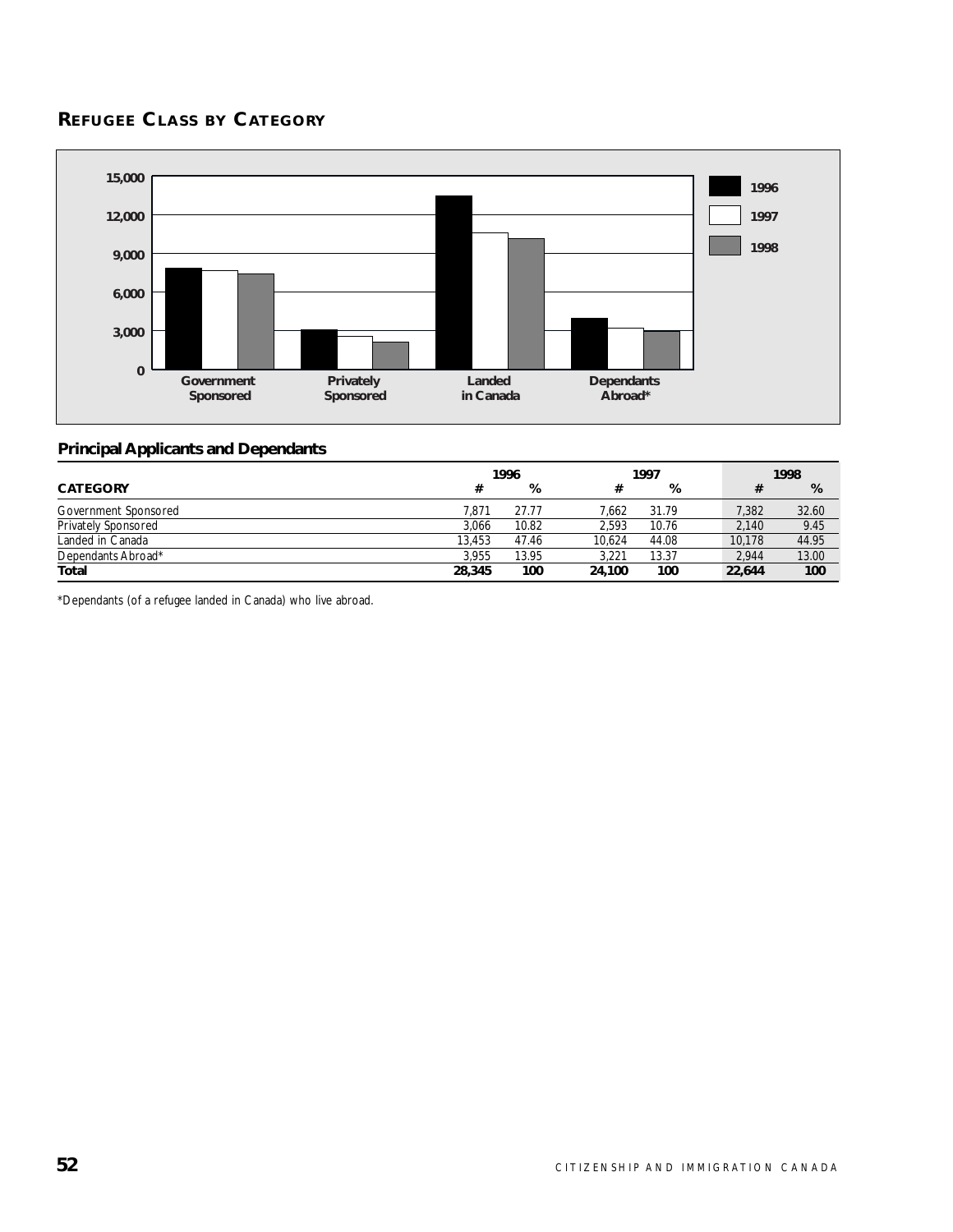## REFUGEE CLASS BY CATEGORY

## Principal Applicants and Dependants

| CATEGORY | 1996 # | 1996 % | 1997 # | 1997 % | 1998 # | 1998 % |
|---|---|---|---|---|---|---|
| Government Sponsored | 7,871 | 27.77 | 7,662 | 31.79 | 7,382 | 32.60 |
| Privately Sponsored | 3,066 | 10.82 | 2,593 | 10.76 | 2,140 | 9.45 |
| Landed in Canada | 13,453 | 47.46 | 10,624 | 44.08 | 10,178 | 44.95 |
| Dependants Abroad* | 3,955 | 13.95 | 3,221 | 13.37 | 2,944 | 13.00 |
| **Total** | **28,345** | **100** | **24,100** | **100** | **22,644** | **100** |

*Dependants (of a refugee landed in Canada) who live abroad.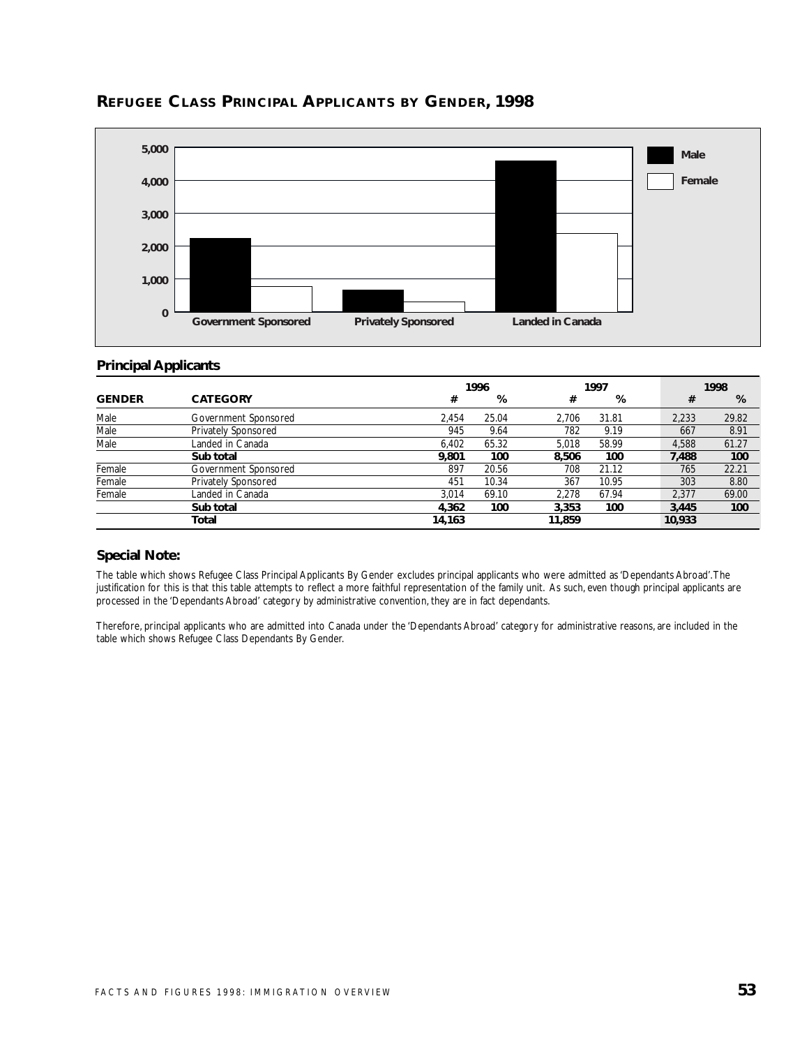## REFUGEE CLASS PRINCIPAL APPLICANTS BY GENDER, 1998

### Principal Applicants

| GENDER | CATEGORY | 1996 # | 1996 % | 1997 # | 1997 % | 1998 # | 1998 % |
|---|---|---|---|---|---|---|---|
| Male | Government Sponsored | 2,454 | 25.04 | 2,706 | 31.81 | 2,233 | 29.82 |
| Male | Privately Sponsored | 945 | 9.64 | 782 | 9.19 | 667 | 8.91 |
| Male | Landed in Canada | 6,402 | 65.32 | 5,018 | 58.99 | 4,588 | 61.27 |
| | **Sub total** | **9,801** | **100** | **8,506** | **100** | **7,488** | **100** |
| Female | Government Sponsored | 897 | 20.56 | 708 | 21.12 | 765 | 22.21 |
| Female | Privately Sponsored | 451 | 10.34 | 367 | 10.95 | 303 | 8.80 |
| Female | Landed in Canada | 3,014 | 69.10 | 2,278 | 67.94 | 2,377 | 69.00 |
| | **Sub total** | **4,362** | **100** | **3,353** | **100** | **3,445** | **100** |
| | **Total** | **14,163** | | **11,859** | | **10,933** | |

### Special Note:

The table which shows Refugee Class Principal Applicants By Gender excludes principal applicants who were admitted as 'Dependants Abroad'. The justification for this is that this table attempts to reflect a more faithful representation of the family unit. As such, even though principal applicants are processed in the 'Dependants Abroad' category by administrative convention, they are in fact dependants.

Therefore, principal applicants who are admitted into Canada under the 'Dependants Abroad' category for administrative reasons, are included in the table which shows Refugee Class Dependants By Gender.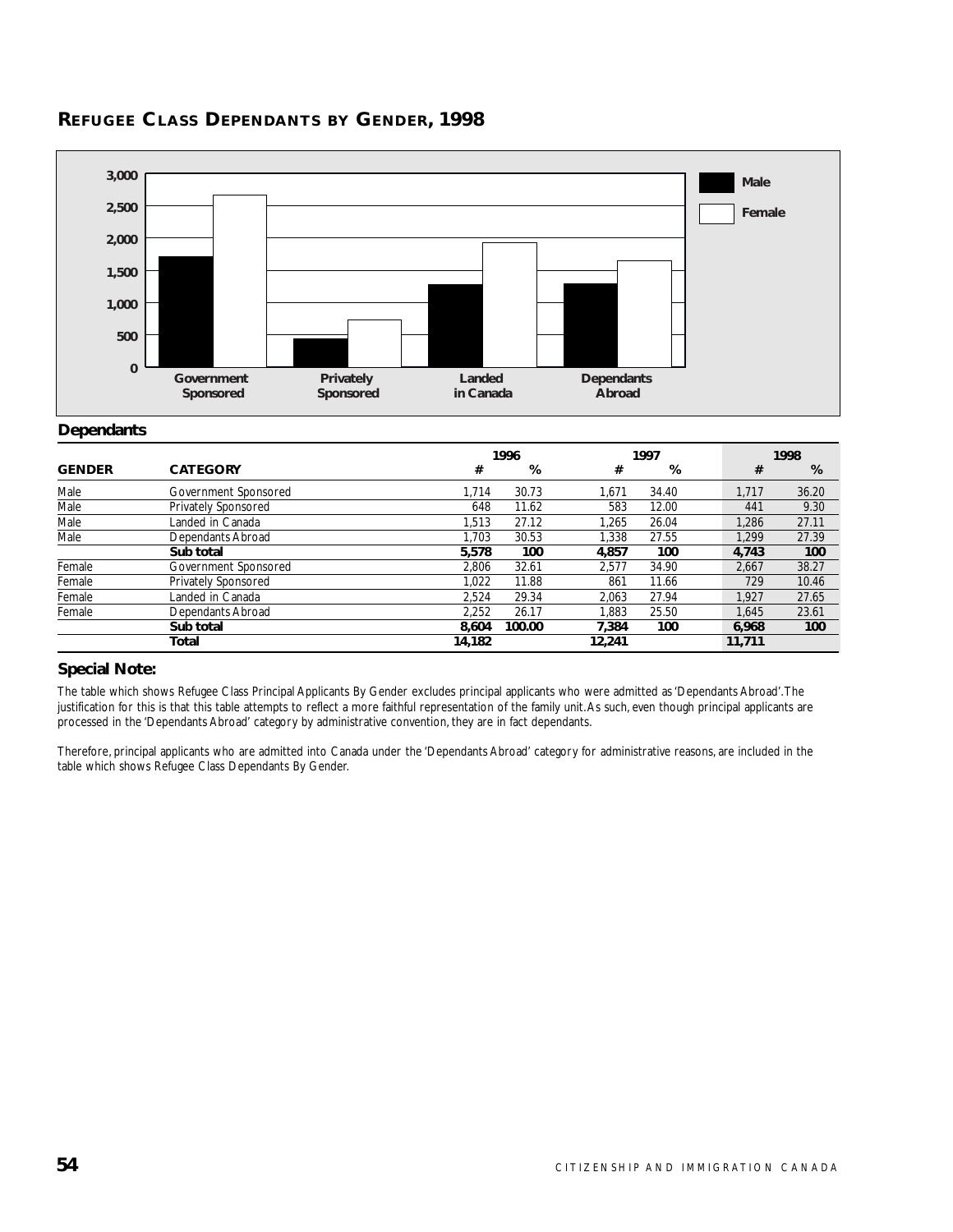## REFUGEE CLASS DEPENDANTS BY GENDER, 1998

### Dependants

| GENDER | CATEGORY | 1996 # | 1996 % | 1997 # | 1997 % | 1998 # | 1998 % |
|---|---|---|---|---|---|---|---|
| Male | Government Sponsored | 1,714 | 30.73 | 1,671 | 34.40 | 1,717 | 36.20 |
| Male | Privately Sponsored | 648 | 11.62 | 583 | 12.00 | 441 | 9.30 |
| Male | Landed in Canada | 1,513 | 27.12 | 1,265 | 26.04 | 1,286 | 27.11 |
| Male | Dependants Abroad | 1,703 | 30.53 | 1,338 | 27.55 | 1,299 | 27.39 |
| | **Sub total** | **5,578** | **100** | **4,857** | **100** | **4,743** | **100** |
| Female | Government Sponsored | 2,806 | 32.61 | 2,577 | 34.90 | 2,667 | 38.27 |
| Female | Privately Sponsored | 1,022 | 11.88 | 861 | 11.66 | 729 | 10.46 |
| Female | Landed in Canada | 2,524 | 29.34 | 2,063 | 27.94 | 1,927 | 27.65 |
| Female | Dependants Abroad | 2,252 | 26.17 | 1,883 | 25.50 | 1,645 | 23.61 |
| | **Sub total** | **8,604** | **100.00** | **7,384** | **100** | **6,968** | **100** |
| | **Total** | **14,182** | | **12,241** | | **11,711** | |

### Special Note:

The table which shows Refugee Class Principal Applicants By Gender excludes principal applicants who were admitted as 'Dependants Abroad'. The justification for this is that this table attempts to reflect a more faithful representation of the family unit. As such, even though principal applicants are processed in the 'Dependants Abroad' category by administrative convention, they are in fact dependants.

Therefore, principal applicants who are admitted into Canada under the 'Dependants Abroad' category for administrative reasons, are included in the table which shows Refugee Class Dependants By Gender.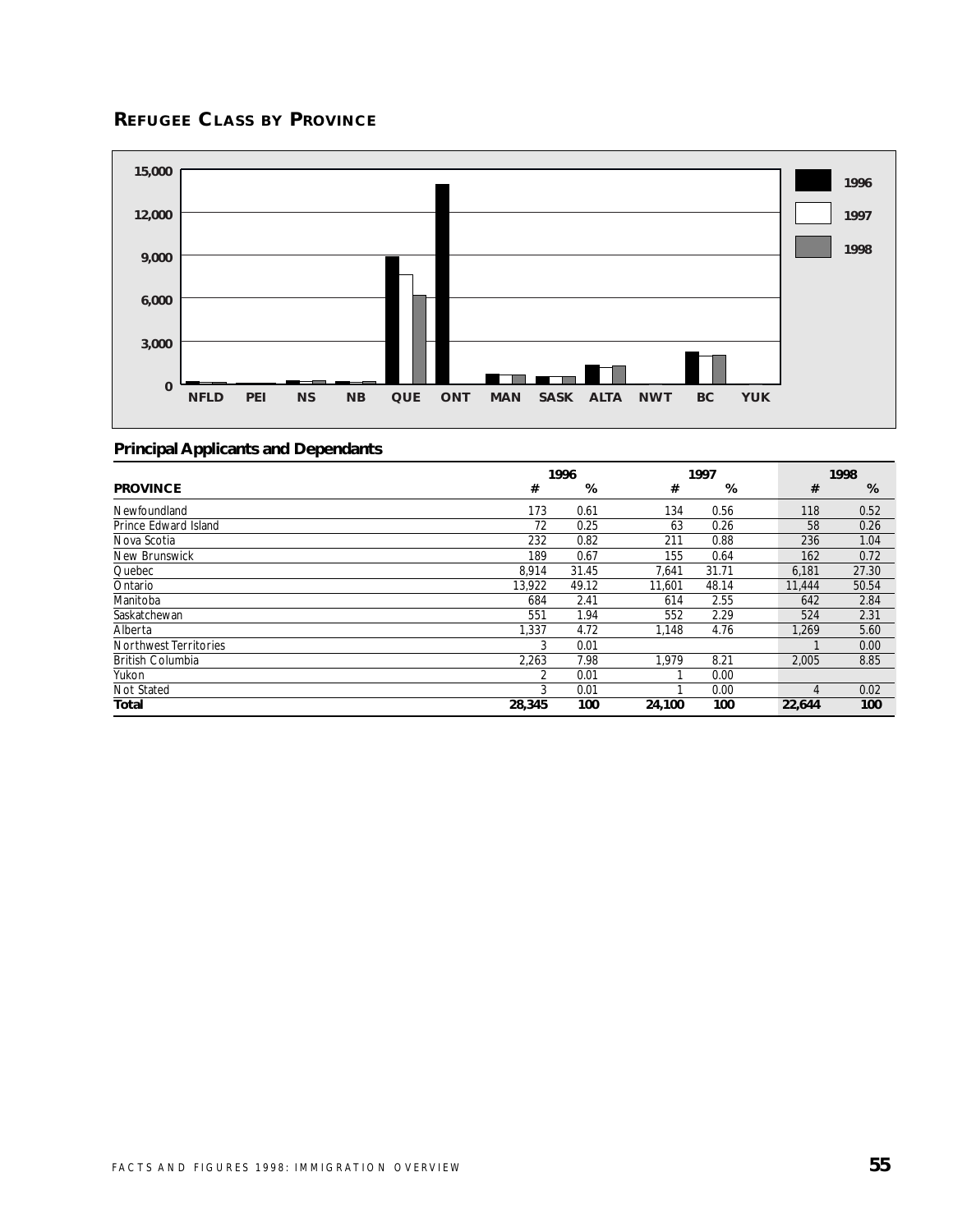## REFUGEE CLASS BY PROVINCE

### Principal Applicants and Dependants

| PROVINCE | 1996 # | 1996 % | 1997 # | 1997 % | 1998 # | 1998 % |
|---|---|---|---|---|---|---|
| Newfoundland | 173 | 0.61 | 134 | 0.56 | 118 | 0.52 |
| Prince Edward Island | 72 | 0.25 | 63 | 0.26 | 58 | 0.26 |
| Nova Scotia | 232 | 0.82 | 211 | 0.88 | 236 | 1.04 |
| New Brunswick | 189 | 0.67 | 155 | 0.64 | 162 | 0.72 |
| Quebec | 8,914 | 31.45 | 7,641 | 31.71 | 6,181 | 27.30 |
| Ontario | 13,922 | 49.12 | 11,601 | 48.14 | 11,444 | 50.54 |
| Manitoba | 684 | 2.41 | 614 | 2.55 | 642 | 2.84 |
| Saskatchewan | 551 | 1.94 | 552 | 2.29 | 524 | 2.31 |
| Alberta | 1,337 | 4.72 | 1,148 | 4.76 | 1,269 | 5.60 |
| Northwest Territories | 3 | 0.01 | | | 1 | 0.00 |
| British Columbia | 2,263 | 7.98 | 1,979 | 8.21 | 2,005 | 8.85 |
| Yukon | 2 | 0.01 | 1 | 0.00 | | |
| Not Stated | 3 | 0.01 | 1 | 0.00 | 4 | 0.02 |
| **Total** | **28,345** | **100** | **24,100** | **100** | **22,644** | **100** |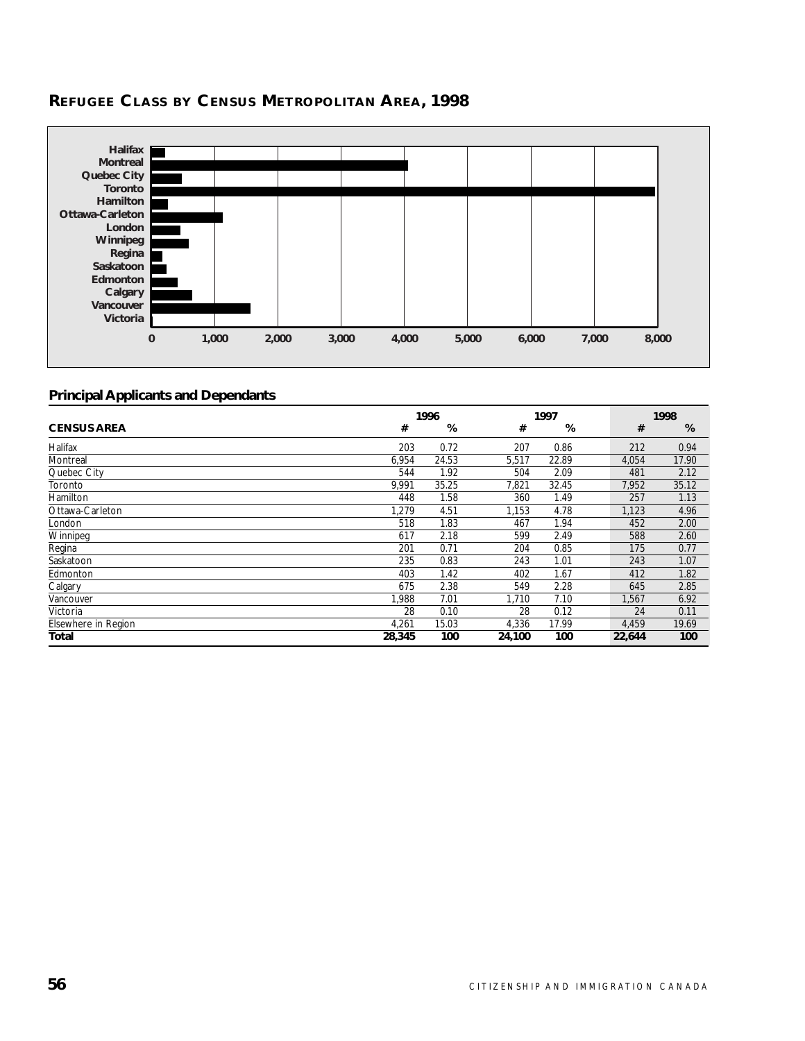## REFUGEE CLASS BY CENSUS METROPOLITAN AREA, 1998

### Principal Applicants and Dependants

| CENSUS AREA | 1996 # | 1996 % | 1997 # | 1997 % | 1998 # | 1998 % |
|---|---|---|---|---|---|---|
| Halifax | 203 | 0.72 | 207 | 0.86 | 212 | 0.94 |
| Montreal | 6,954 | 24.53 | 5,517 | 22.89 | 4,054 | 17.90 |
| Quebec City | 544 | 1.92 | 504 | 2.09 | 481 | 2.12 |
| Toronto | 9,991 | 35.25 | 7,821 | 32.45 | 7,952 | 35.12 |
| Hamilton | 448 | 1.58 | 360 | 1.49 | 257 | 1.13 |
| Ottawa-Carleton | 1,279 | 4.51 | 1,153 | 4.78 | 1,123 | 4.96 |
| London | 518 | 1.83 | 467 | 1.94 | 452 | 2.00 |
| Winnipeg | 617 | 2.18 | 599 | 2.49 | 588 | 2.60 |
| Regina | 201 | 0.71 | 204 | 0.85 | 175 | 0.77 |
| Saskatoon | 235 | 0.83 | 243 | 1.01 | 243 | 1.07 |
| Edmonton | 403 | 1.42 | 402 | 1.67 | 412 | 1.82 |
| Calgary | 675 | 2.38 | 549 | 2.28 | 645 | 2.85 |
| Vancouver | 1,988 | 7.01 | 1,710 | 7.10 | 1,567 | 6.92 |
| Victoria | 28 | 0.10 | 28 | 0.12 | 24 | 0.11 |
| Elsewhere in Region | 4,261 | 15.03 | 4,336 | 17.99 | 4,459 | 19.69 |
| **Total** | **28,345** | **100** | **24,100** | **100** | **22,644** | **100** |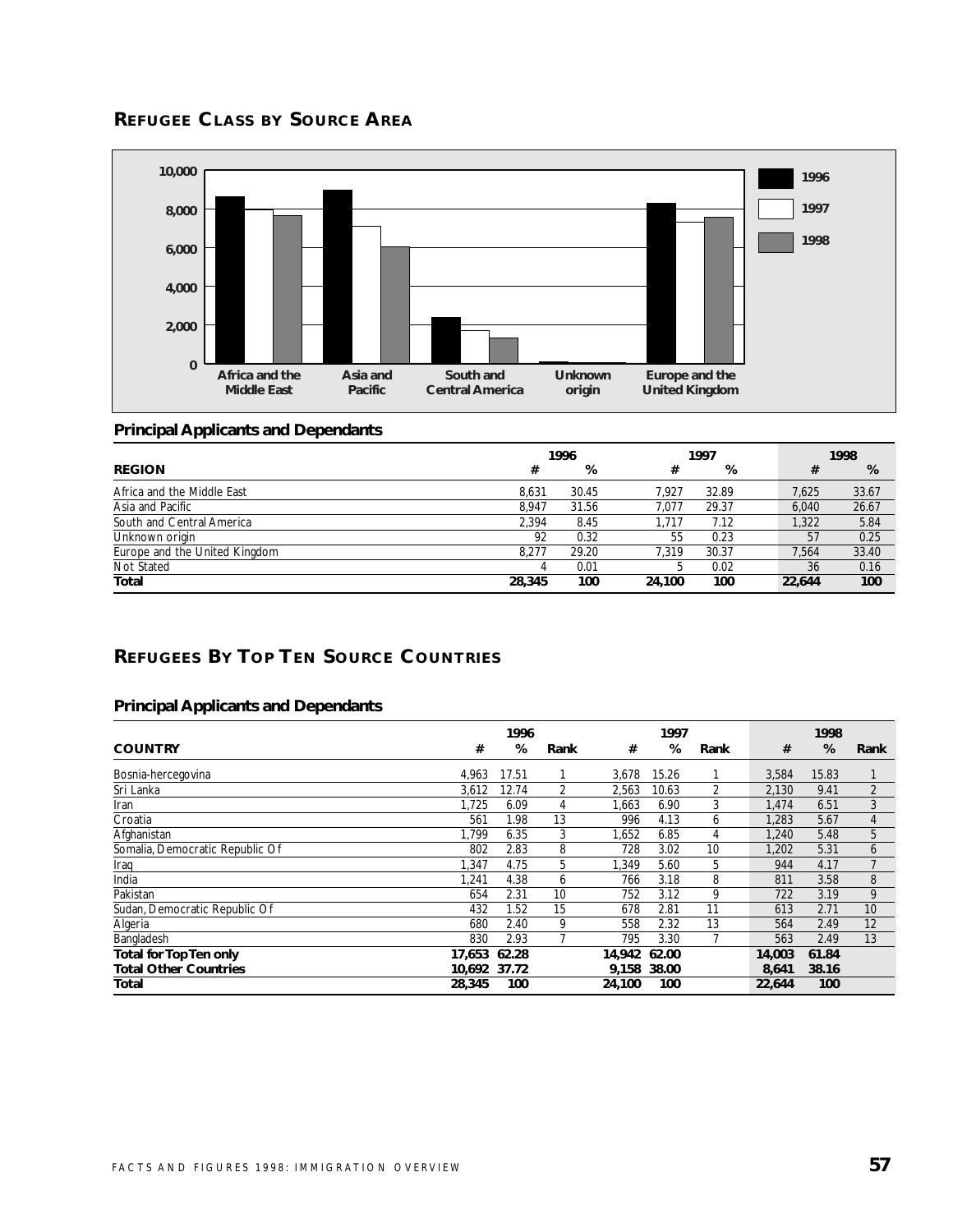## REFUGEE CLASS BY SOURCE AREA

### Principal Applicants and Dependants

| REGION | 1996 # | 1996 % | 1997 # | 1997 % | 1998 # | 1998 % |
|---|---|---|---|---|---|---|
| Africa and the Middle East | 8,631 | 30.45 | 7,927 | 32.89 | 7,625 | 33.67 |
| Asia and Pacific | 8,947 | 31.56 | 7,077 | 29.37 | 6,040 | 26.67 |
| South and Central America | 2,394 | 8.45 | 1,717 | 7.12 | 1,322 | 5.84 |
| Unknown origin | 92 | 0.32 | 55 | 0.23 | 57 | 0.25 |
| Europe and the United Kingdom | 8,277 | 29.20 | 7,319 | 30.37 | 7,564 | 33.40 |
| Not Stated | 4 | 0.01 | 5 | 0.02 | 36 | 0.16 |
| **Total** | **28,345** | **100** | **24,100** | **100** | **22,644** | **100** |

## REFUGEES BY TOP TEN SOURCE COUNTRIES

### Principal Applicants and Dependants

| COUNTRY | 1996 # | 1996 % | 1996 Rank | 1997 # | 1997 % | 1997 Rank | 1998 # | 1998 % | 1998 Rank |
|---|---|---|---|---|---|---|---|---|---|
| Bosnia-hercegovina | 4,963 | 17.51 | 1 | 3,678 | 15.26 | 1 | 3,584 | 15.83 | 1 |
| Sri Lanka | 3,612 | 12.74 | 2 | 2,563 | 10.63 | 2 | 2,130 | 9.41 | 2 |
| Iran | 1,725 | 6.09 | 4 | 1,663 | 6.90 | 3 | 1,474 | 6.51 | 3 |
| Croatia | 561 | 1.98 | 13 | 996 | 4.13 | 6 | 1,283 | 5.67 | 4 |
| Afghanistan | 1,799 | 6.35 | 3 | 1,652 | 6.85 | 4 | 1,240 | 5.48 | 5 |
| Somalia, Democratic Republic Of | 802 | 2.83 | 8 | 728 | 3.02 | 10 | 1,202 | 5.31 | 6 |
| Iraq | 1,347 | 4.75 | 5 | 1,349 | 5.60 | 5 | 944 | 4.17 | 7 |
| India | 1,241 | 4.38 | 6 | 766 | 3.18 | 8 | 811 | 3.58 | 8 |
| Pakistan | 654 | 2.31 | 10 | 752 | 3.12 | 9 | 722 | 3.19 | 9 |
| Sudan, Democratic Republic Of | 432 | 1.52 | 15 | 678 | 2.81 | 11 | 613 | 2.71 | 10 |
| Algeria | 680 | 2.40 | 9 | 558 | 2.32 | 13 | 564 | 2.49 | 12 |
| Bangladesh | 830 | 2.93 | 7 | 795 | 3.30 | 7 | 563 | 2.49 | 13 |
| **Total for Top Ten only** | **17,653** | **62.28** | | **14,942** | **62.00** | | **14,003** | **61.84** | |
| **Total Other Countries** | **10,692** | **37.72** | | **9,158** | **38.00** | | **8,641** | **38.16** | |
| **Total** | **28,345** | **100** | | **24,100** | **100** | | **22,644** | **100** | |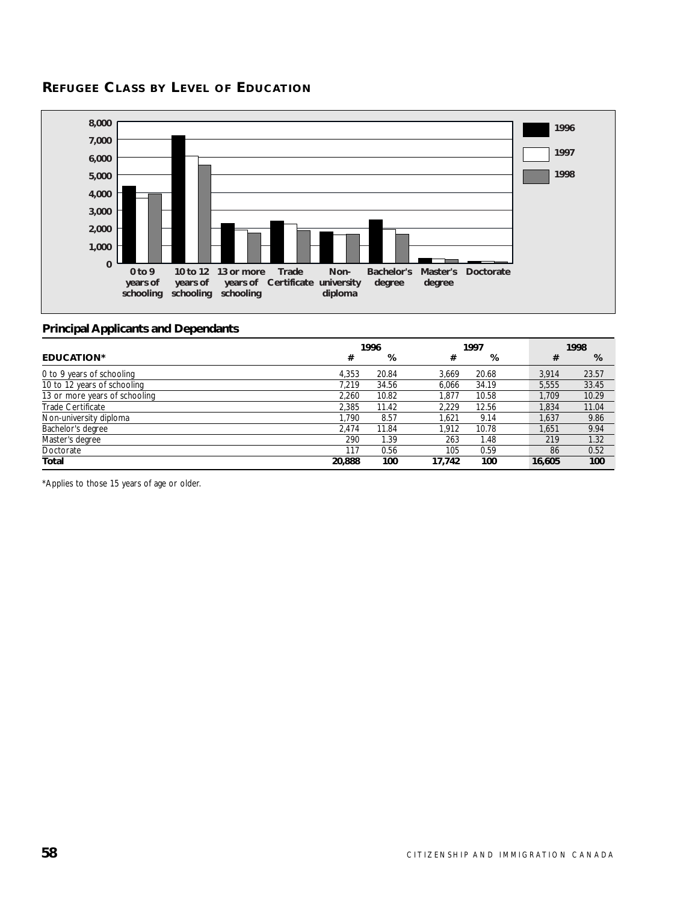## REFUGEE CLASS BY LEVEL OF EDUCATION

### Principal Applicants and Dependants

| EDUCATION* | 1996 # | 1996 % | 1997 # | 1997 % | 1998 # | 1998 % |
|---|---|---|---|---|---|---|
| 0 to 9 years of schooling | 4,353 | 20.84 | 3,669 | 20.68 | 3,914 | 23.57 |
| 10 to 12 years of schooling | 7,219 | 34.56 | 6,066 | 34.19 | 5,555 | 33.45 |
| 13 or more years of schooling | 2,260 | 10.82 | 1,877 | 10.58 | 1,709 | 10.29 |
| Trade Certificate | 2,385 | 11.42 | 2,229 | 12.56 | 1,834 | 11.04 |
| Non-university diploma | 1,790 | 8.57 | 1,621 | 9.14 | 1,637 | 9.86 |
| Bachelor's degree | 2,474 | 11.84 | 1,912 | 10.78 | 1,651 | 9.94 |
| Master's degree | 290 | 1.39 | 263 | 1.48 | 219 | 1.32 |
| Doctorate | 117 | 0.56 | 105 | 0.59 | 86 | 0.52 |
| **Total** | **20,888** | **100** | **17,742** | **100** | **16,605** | **100** |

*Applies to those 15 years of age or older.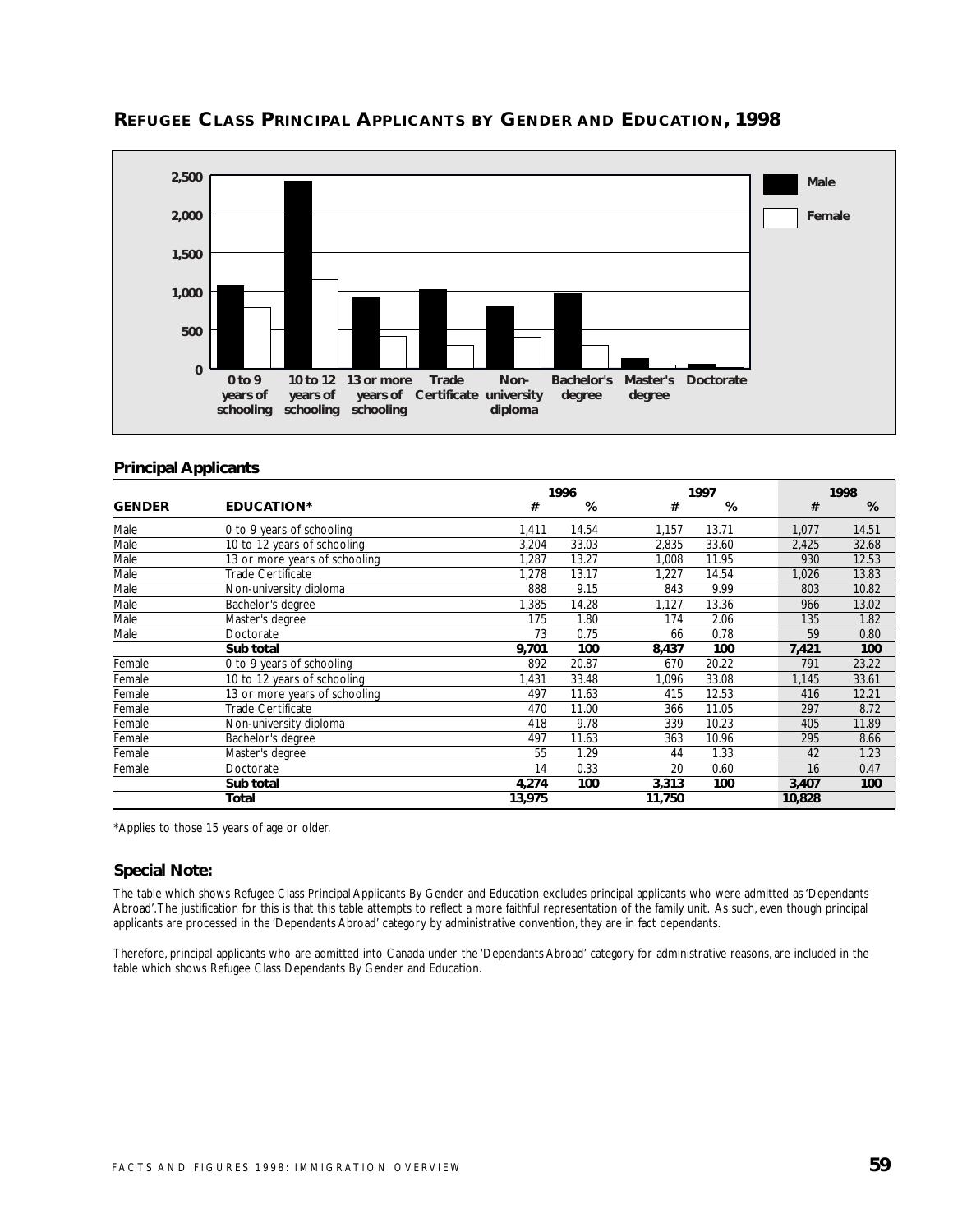## REFEREE CLASS PRINCIPAL APPLICANTS BY GENDER AND EDUCATION, 1998

### Principal Applicants

| GENDER | EDUCATION* | 1996 # | 1996 % | 1997 # | 1997 % | 1998 # | 1998 % |
|---|---|---|---|---|---|---|---|
| Male | 0 to 9 years of schooling | 1,411 | 14.54 | 1,157 | 13.71 | 1,077 | 14.51 |
| Male | 10 to 12 years of schooling | 3,204 | 33.03 | 2,835 | 33.60 | 2,425 | 32.68 |
| Male | 13 or more years of schooling | 1,287 | 13.27 | 1,008 | 11.95 | 930 | 12.53 |
| Male | Trade Certificate | 1,278 | 13.17 | 1,227 | 14.54 | 1,026 | 13.83 |
| Male | Non-university diploma | 888 | 9.15 | 843 | 9.99 | 803 | 10.82 |
| Male | Bachelor's degree | 1,385 | 14.28 | 1,127 | 13.36 | 966 | 13.02 |
| Male | Master's degree | 175 | 1.80 | 174 | 2.06 | 135 | 1.82 |
| Male | Doctorate | 73 | 0.75 | 66 | 0.78 | 59 | 0.80 |
| | **Sub total** | **9,701** | **100** | **8,437** | **100** | **7,421** | **100** |
| Female | 0 to 9 years of schooling | 892 | 20.87 | 670 | 20.22 | 791 | 23.22 |
| Female | 10 to 12 years of schooling | 1,431 | 33.48 | 1,096 | 33.08 | 1,145 | 33.61 |
| Female | 13 or more years of schooling | 497 | 11.63 | 415 | 12.53 | 416 | 12.21 |
| Female | Trade Certificate | 470 | 11.00 | 366 | 11.05 | 297 | 8.72 |
| Female | Non-university diploma | 418 | 9.78 | 339 | 10.23 | 405 | 11.89 |
| Female | Bachelor's degree | 497 | 11.63 | 363 | 10.96 | 295 | 8.66 |
| Female | Master's degree | 55 | 1.29 | 44 | 1.33 | 42 | 1.23 |
| Female | Doctorate | 14 | 0.33 | 20 | 0.60 | 16 | 0.47 |
| | **Sub total** | **4,274** | **100** | **3,313** | **100** | **3,407** | **100** |
| | **Total** | **13,975** | | **11,750** | | **10,828** | |

*Applies to those 15 years of age or older.

### Special Note:

The table which shows Refugee Class Principal Applicants By Gender and Education excludes principal applicants who were admitted as 'Dependants Abroad'. The justification for this is that this table attempts to reflect a more faithful representation of the family unit. As such, even though principal applicants are processed in the 'Dependants Abroad' category by administrative convention, they are in fact dependants.

Therefore, principal applicants who are admitted into Canada under the 'Dependants Abroad' category for administrative reasons, are included in the table which shows Refugee Class Dependants By Gender and Education.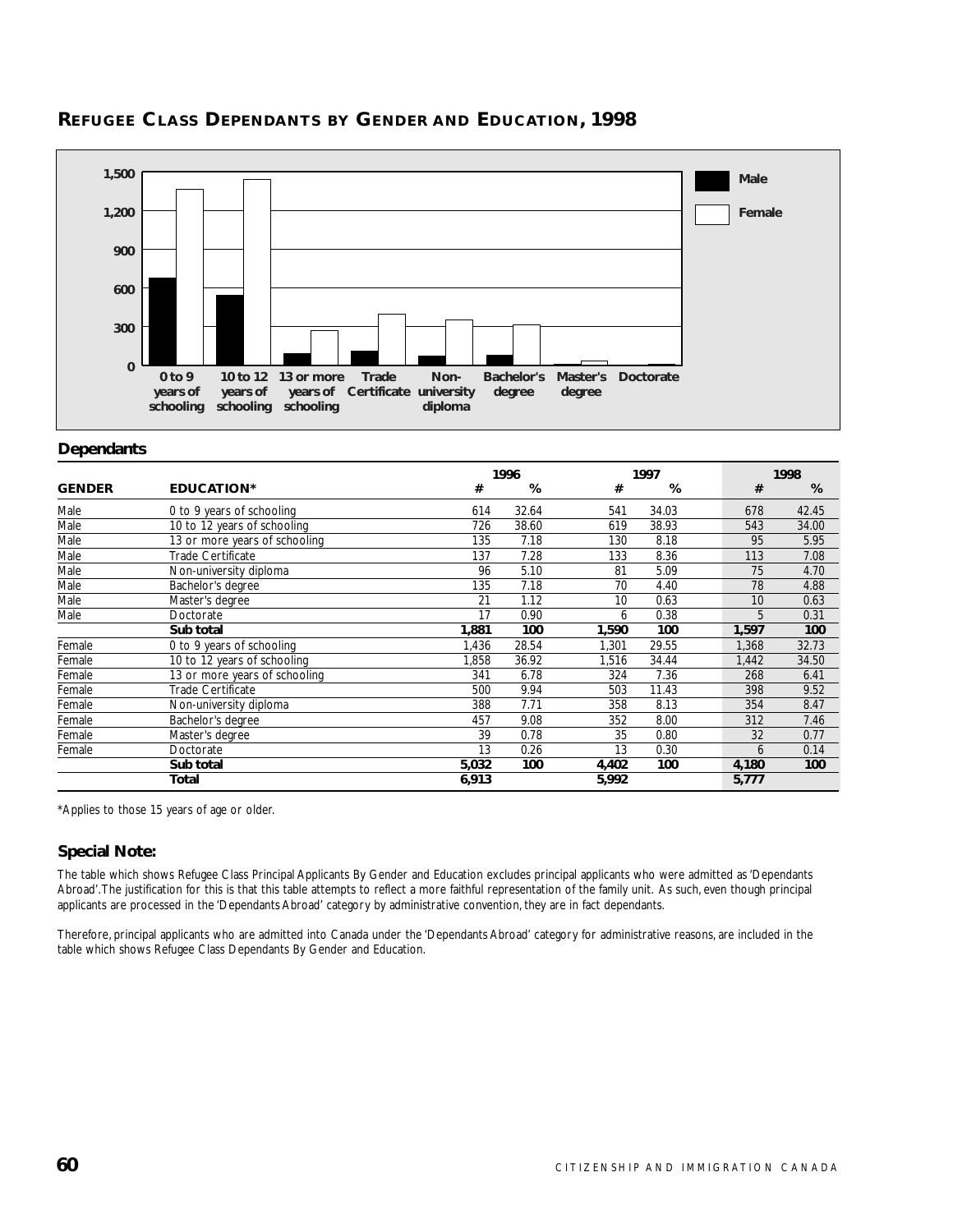## REFUGEE CLASS DEPENDANTS BY GENDER AND EDUCATION, 1998

### Dependants

| GENDER | EDUCATION* | 1996 # | 1996 % | 1997 # | 1997 % | 1998 # | 1998 % |
|---|---|---|---|---|---|---|---|
| Male | 0 to 9 years of schooling | 614 | 32.64 | 541 | 34.03 | 678 | 42.45 |
| Male | 10 to 12 years of schooling | 726 | 38.60 | 619 | 38.93 | 543 | 34.00 |
| Male | 13 or more years of schooling | 135 | 7.18 | 130 | 8.18 | 95 | 5.95 |
| Male | Trade Certificate | 137 | 7.28 | 133 | 8.36 | 113 | 7.08 |
| Male | Non-university diploma | 96 | 5.10 | 81 | 5.09 | 75 | 4.70 |
| Male | Bachelor's degree | 135 | 7.18 | 70 | 4.40 | 78 | 4.88 |
| Male | Master's degree | 21 | 1.12 | 10 | 0.63 | 10 | 0.63 |
| Male | Doctorate | 17 | 0.90 | 6 | 0.38 | 5 | 0.31 |
| | **Sub total** | **1,881** | **100** | **1,590** | **100** | **1,597** | **100** |
| Female | 0 to 9 years of schooling | 1,436 | 28.54 | 1,301 | 29.55 | 1,368 | 32.73 |
| Female | 10 to 12 years of schooling | 1,858 | 36.92 | 1,516 | 34.44 | 1,442 | 34.50 |
| Female | 13 or more years of schooling | 341 | 6.78 | 324 | 7.36 | 268 | 6.41 |
| Female | Trade Certificate | 500 | 9.94 | 503 | 11.43 | 398 | 9.52 |
| Female | Non-university diploma | 388 | 7.71 | 358 | 8.13 | 354 | 8.47 |
| Female | Bachelor's degree | 457 | 9.08 | 352 | 8.00 | 312 | 7.46 |
| Female | Master's degree | 39 | 0.78 | 35 | 0.80 | 32 | 0.77 |
| Female | Doctorate | 13 | 0.26 | 13 | 0.30 | 6 | 0.14 |
| | **Sub total** | **5,032** | **100** | **4,402** | **100** | **4,180** | **100** |
| | **Total** | **6,913** | | **5,992** | | **5,777** | |

*Applies to those 15 years of age or older.

### Special Note:

The table which shows Refugee Class Principal Applicants By Gender and Education excludes principal applicants who were admitted as 'Dependants Abroad'. The justification for this is that this table attempts to reflect a more faithful representation of the family unit. As such, even though principal applicants are processed in the 'Dependants Abroad' category by administrative convention, they are in fact dependants.

Therefore, principal applicants who are admitted into Canada under the 'Dependants Abroad' category for administrative reasons, are included in the table which shows Refugee Class Dependants By Gender and Education.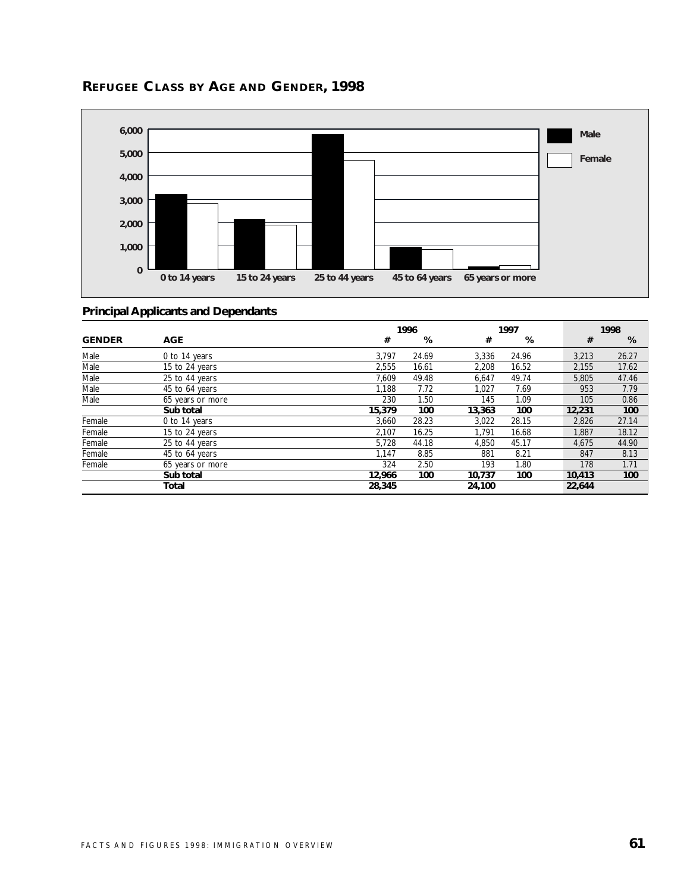## REFUGEE CLASS BY AGE AND GENDER, 1998

### Principal Applicants and Dependants

| GENDER | AGE | 1996 # | 1996 % | 1997 # | 1997 % | 1998 # | 1998 % |
|---|---|---|---|---|---|---|---|
| Male | 0 to 14 years | 3,797 | 24.69 | 3,336 | 24.96 | 3,213 | 26.27 |
| Male | 15 to 24 years | 2,555 | 16.61 | 2,208 | 16.52 | 2,155 | 17.62 |
| Male | 25 to 44 years | 7,609 | 49.48 | 6,647 | 49.74 | 5,805 | 47.46 |
| Male | 45 to 64 years | 1,188 | 7.72 | 1,027 | 7.69 | 953 | 7.79 |
| Male | 65 years or more | 230 | 1.50 | 145 | 1.09 | 105 | 0.86 |
| | **Sub total** | **15,379** | **100** | **13,363** | **100** | **12,231** | **100** |
| Female | 0 to 14 years | 3,660 | 28.23 | 3,022 | 28.15 | 2,826 | 27.14 |
| Female | 15 to 24 years | 2,107 | 16.25 | 1,791 | 16.68 | 1,887 | 18.12 |
| Female | 25 to 44 years | 5,728 | 44.18 | 4,850 | 45.17 | 4,675 | 44.90 |
| Female | 45 to 64 years | 1,147 | 8.85 | 881 | 8.21 | 847 | 8.13 |
| Female | 65 years or more | 324 | 2.50 | 193 | 1.80 | 178 | 1.71 |
| | **Sub total** | **12,966** | **100** | **10,737** | **100** | **10,413** | **100** |
| | **Total** | **28,345** | | **24,100** | | **22,644** | |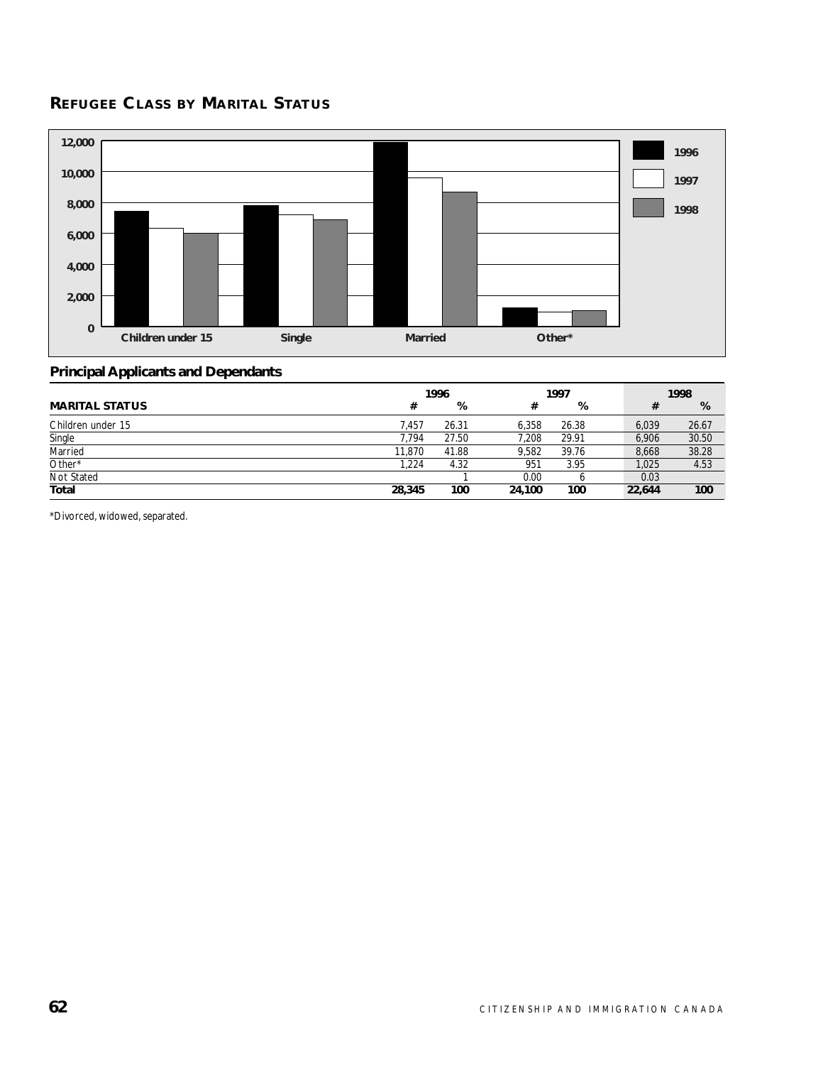## REFUGEE CLASS BY MARITAL STATUS

### Principal Applicants and Dependants

| MARITAL STATUS | 1996 | | 1997 | | 1998 | |
|---|---|---|---|---|---|---|
| | # | % | # | % | # | % |
| Children under 15 | 7,457 | 26.31 | 6,358 | 26.38 | 6,039 | 26.67 |
| Single | 7,794 | 27.50 | 7,208 | 29.91 | 6,906 | 30.50 |
| Married | 11,870 | 41.88 | 9,582 | 39.76 | 8,668 | 38.28 |
| Other* | 1,224 | 4.32 | 951 | 3.95 | 1,025 | 4.53 |
| Not Stated | | 1 | 0.00 | 6 | 0.03 | |
| **Total** | **28,345** | **100** | **24,100** | **100** | **22,644** | **100** |

*Divorced, widowed, separated.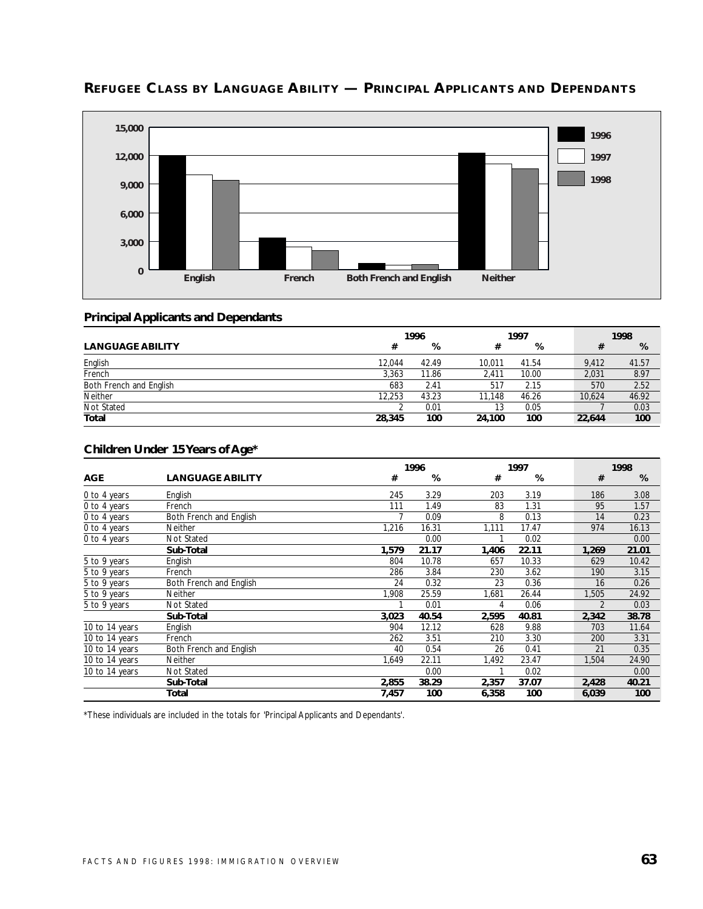## REFUGEE CLASS BY LANGUAGE ABILITY — PRINCIPAL APPLICANTS AND DEPENDANTS

### Principal Applicants and Dependants

| LANGUAGE ABILITY | 1996 # | 1996 % | 1997 # | 1997 % | 1998 # | 1998 % |
|---|---|---|---|---|---|---|
| English | 12,044 | 42.49 | 10,011 | 41.54 | 9,412 | 41.57 |
| French | 3,363 | 11.86 | 2,411 | 10.00 | 2,031 | 8.97 |
| Both French and English | 683 | 2.41 | 517 | 2.15 | 570 | 2.52 |
| Neither | 12,253 | 43.23 | 11,148 | 46.26 | 10,624 | 46.92 |
| Not Stated | 2 | 0.01 | 13 | 0.05 | 7 | 0.03 |
| **Total** | **28,345** | **100** | **24,100** | **100** | **22,644** | **100** |

### Children Under 15 Years of Age*

| AGE | LANGUAGE ABILITY | 1996 # | 1996 % | 1997 # | 1997 % | 1998 # | 1998 % |
|---|---|---|---|---|---|---|---|
| 0 to 4 years | English | 245 | 3.29 | 203 | 3.19 | 186 | 3.08 |
| 0 to 4 years | French | 111 | 1.49 | 83 | 1.31 | 95 | 1.57 |
| 0 to 4 years | Both French and English | 7 | 0.09 | 8 | 0.13 | 14 | 0.23 |
| 0 to 4 years | Neither | 1,216 | 16.31 | 1,111 | 17.47 | 974 | 16.13 |
| 0 to 4 years | Not Stated | | 0.00 | 1 | 0.02 | | 0.00 |
| | **Sub-Total** | **1,579** | **21.17** | **1,406** | **22.11** | **1,269** | **21.01** |
| 5 to 9 years | English | 804 | 10.78 | 657 | 10.33 | 629 | 10.42 |
| 5 to 9 years | French | 286 | 3.84 | 230 | 3.62 | 190 | 3.15 |
| 5 to 9 years | Both French and English | 24 | 0.32 | 23 | 0.36 | 16 | 0.26 |
| 5 to 9 years | Neither | 1,908 | 25.59 | 1,681 | 26.44 | 1,505 | 24.92 |
| 5 to 9 years | Not Stated | 1 | 0.01 | 4 | 0.06 | 2 | 0.03 |
| | **Sub-Total** | **3,023** | **40.54** | **2,595** | **40.81** | **2,342** | **38.78** |
| 10 to 14 years | English | 904 | 12.12 | 628 | 9.88 | 703 | 11.64 |
| 10 to 14 years | French | 262 | 3.51 | 210 | 3.30 | 200 | 3.31 |
| 10 to 14 years | Both French and English | 40 | 0.54 | 26 | 0.41 | 21 | 0.35 |
| 10 to 14 years | Neither | 1,649 | 22.11 | 1,492 | 23.47 | 1,504 | 24.90 |
| 10 to 14 years | Not Stated | | 0.00 | 1 | 0.02 | | 0.00 |
| | **Sub-Total** | **2,855** | **38.29** | **2,357** | **37.07** | **2,428** | **40.21** |
| | **Total** | **7,457** | **100** | **6,358** | **100** | **6,039** | **100** |

*These individuals are included in the totals for 'Principal Applicants and Dependants'.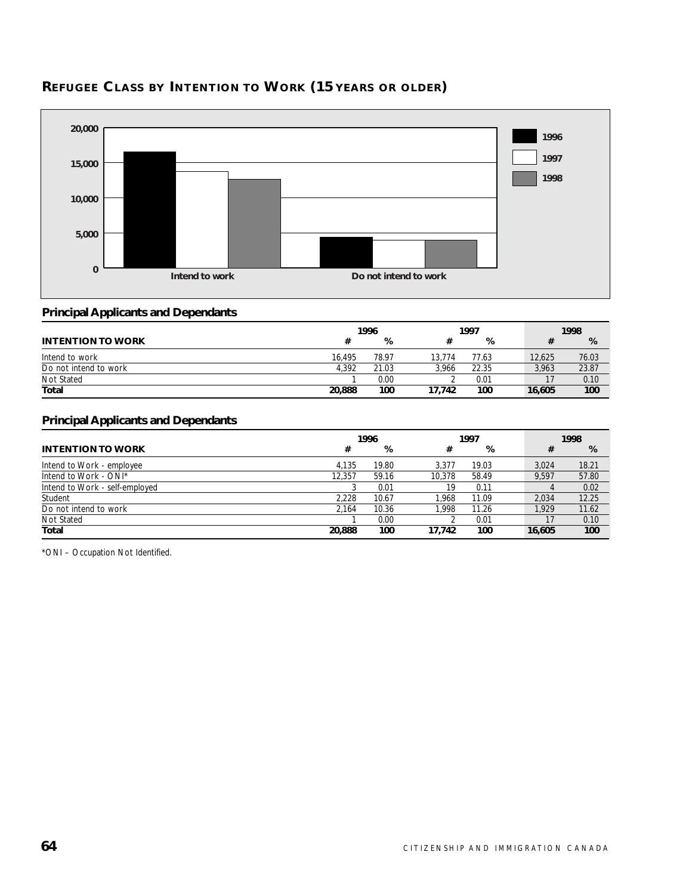## REFUGEE CLASS BY INTENTION TO WORK (15 YEARS OR OLDER)

### Principal Applicants and Dependants

| INTENTION TO WORK | 1996 # | 1996 % | 1997 # | 1997 % | 1998 # | 1998 % |
|---|---|---|---|---|---|---|
| Intend to work | 16,495 | 78.97 | 13,774 | 77.63 | 12,625 | 76.03 |
| Do not intend to work | 4,392 | 21.03 | 3,966 | 22.35 | 3,963 | 23.87 |
| Not Stated | 1 | 0.00 | 2 | 0.01 | 17 | 0.10 |
| **Total** | **20,888** | **100** | **17,742** | **100** | **16,605** | **100** |

### Principal Applicants and Dependants

| INTENTION TO WORK | 1996 # | 1996 % | 1997 # | 1997 % | 1998 # | 1998 % |
|---|---|---|---|---|---|---|
| Intend to Work - employee | 4,135 | 19.80 | 3,377 | 19.03 | 3,024 | 18.21 |
| Intend to Work - ONI* | 12,357 | 59.16 | 10,378 | 58.49 | 9,597 | 57.80 |
| Intend to Work - self-employed | 3 | 0.01 | 19 | 0.11 | 4 | 0.02 |
| Student | 2,228 | 10.67 | 1,968 | 11.09 | 2,034 | 12.25 |
| Do not intend to work | 2,164 | 10.36 | 1,998 | 11.26 | 1,929 | 11.62 |
| Not Stated | 1 | 0.00 | 2 | 0.01 | 17 | 0.10 |
| **Total** | **20,888** | **100** | **17,742** | **100** | **16,605** | **100** |

*ONI – Occupation Not Identified.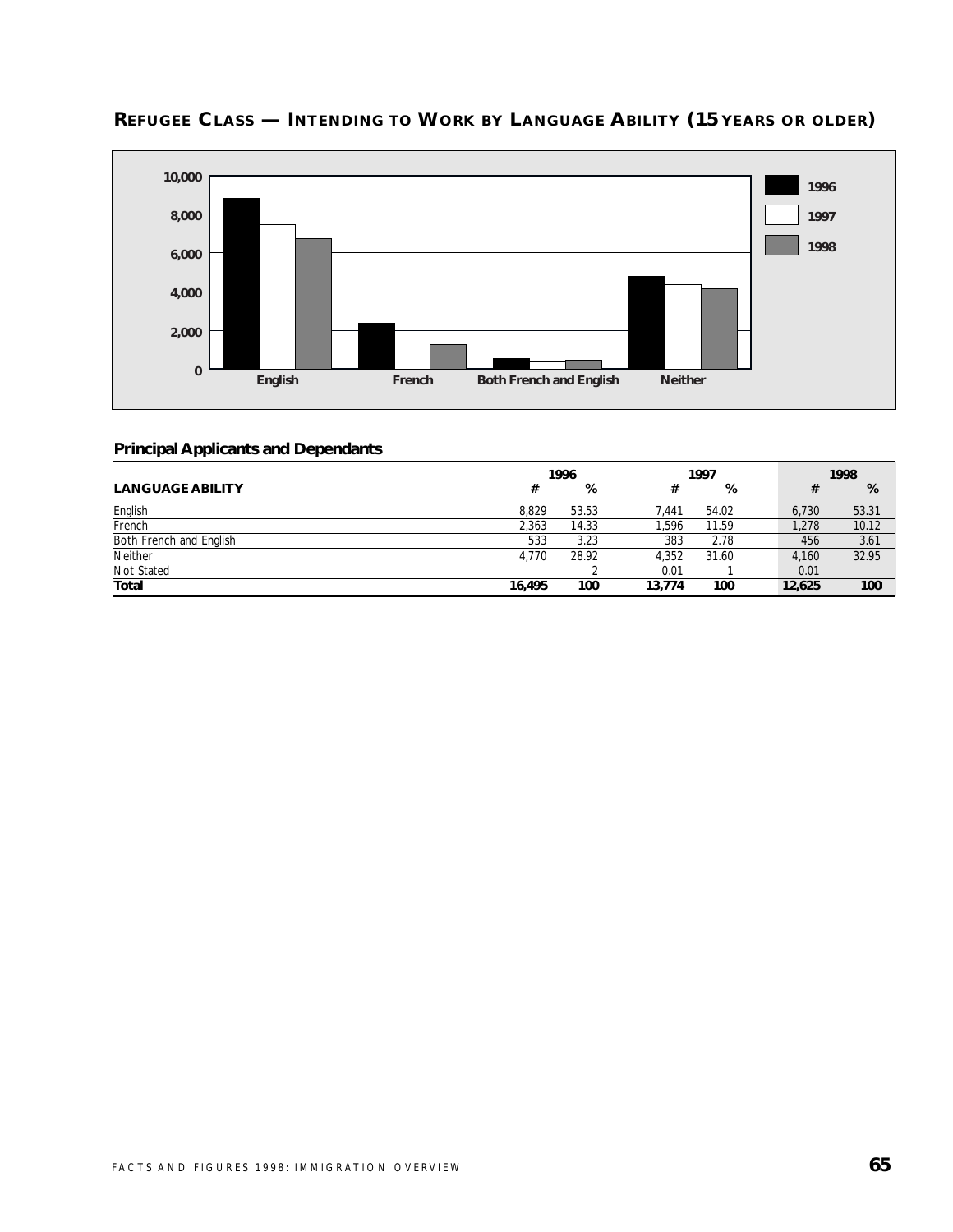## REFUGEE CLASS — INTENDING TO WORK BY LANGUAGE ABILITY (15 YEARS OR OLDER)

### Principal Applicants and Dependants

| LANGUAGE ABILITY | 1996 # | 1996 % | 1997 # | 1997 % | 1998 # | 1998 % |
|---|---|---|---|---|---|---|
| English | 8,829 | 53.53 | 7,441 | 54.02 | 6,730 | 53.31 |
| French | 2,363 | 14.33 | 1,596 | 11.59 | 1,278 | 10.12 |
| Both French and English | 533 | 3.23 | 383 | 2.78 | 456 | 3.61 |
| Neither | 4,770 | 28.92 | 4,352 | 31.60 | 4,160 | 32.95 |
| Not Stated | | 2 | 0.01 | 1 | 0.01 | |
| **Total** | **16,495** | **100** | **13,774** | **100** | **12,625** | **100** |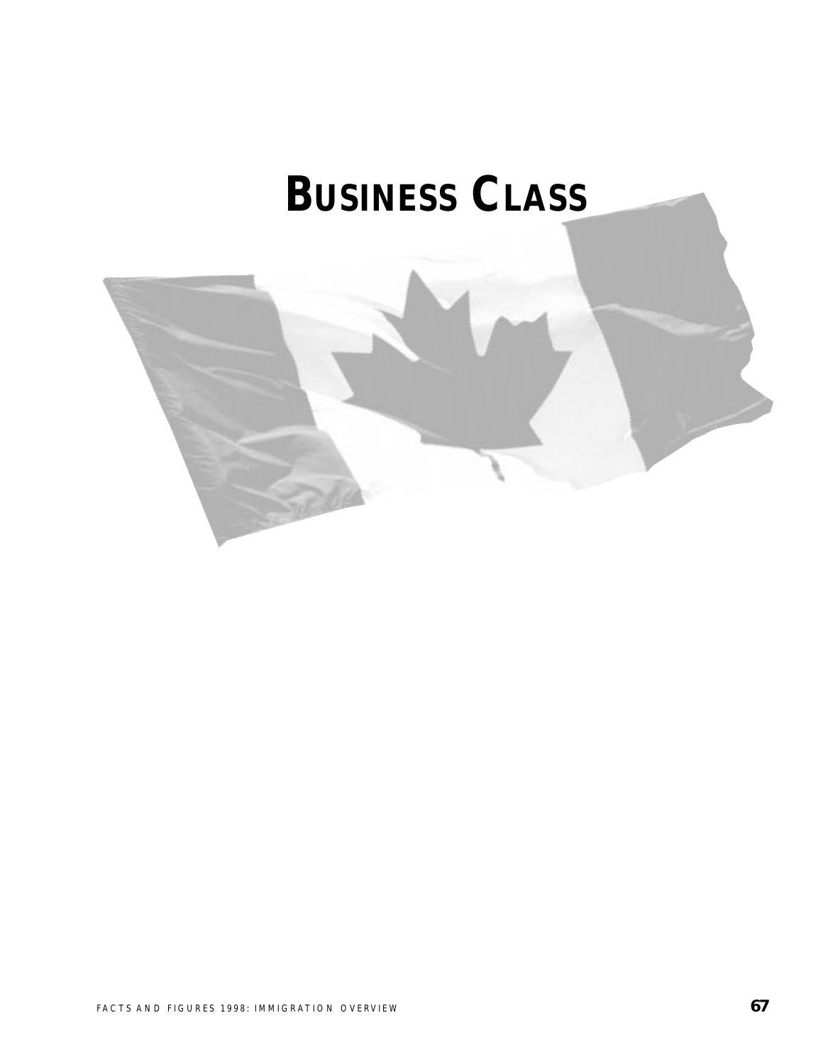# BUSINESS CLASS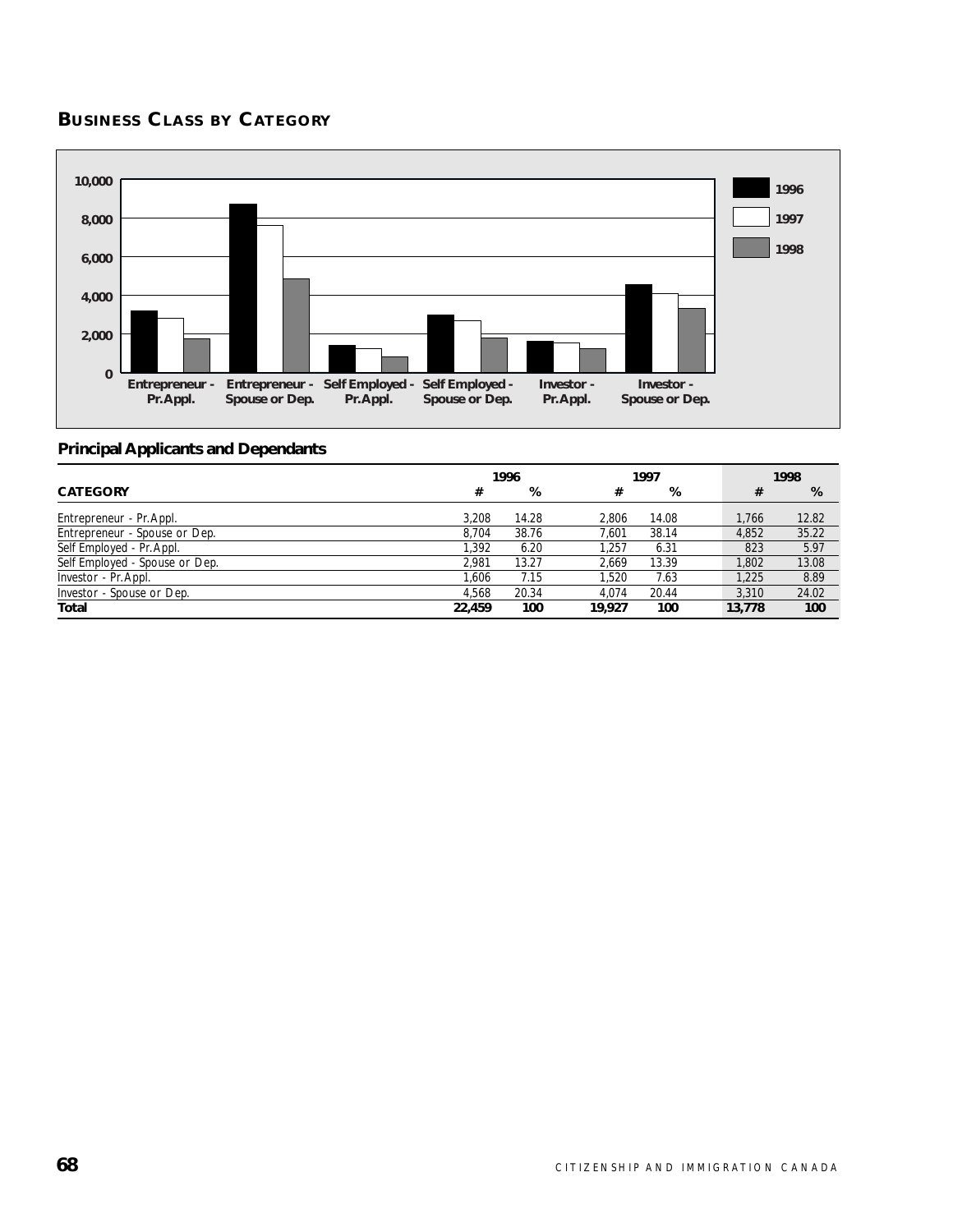## BUSINESS CLASS BY CATEGORY

### Principal Applicants and Dependants

| CATEGORY | 1996 # | 1996 % | 1997 # | 1997 % | 1998 # | 1998 % |
|---|---|---|---|---|---|---|
| Entrepreneur - Pr.Appl. | 3,208 | 14.28 | 2,806 | 14.08 | 1,766 | 12.82 |
| Entrepreneur - Spouse or Dep. | 8,704 | 38.76 | 7,601 | 38.14 | 4,852 | 35.22 |
| Self Employed - Pr.Appl. | 1,392 | 6.20 | 1,257 | 6.31 | 823 | 5.97 |
| Self Employed - Spouse or Dep. | 2,981 | 13.27 | 2,669 | 13.39 | 1,802 | 13.08 |
| Investor - Pr.Appl. | 1,606 | 7.15 | 1,520 | 7.63 | 1,225 | 8.89 |
| Investor - Spouse or Dep. | 4,568 | 20.34 | 4,074 | 20.44 | 3,310 | 24.02 |
| **Total** | **22,459** | **100** | **19,927** | **100** | **13,778** | **100** |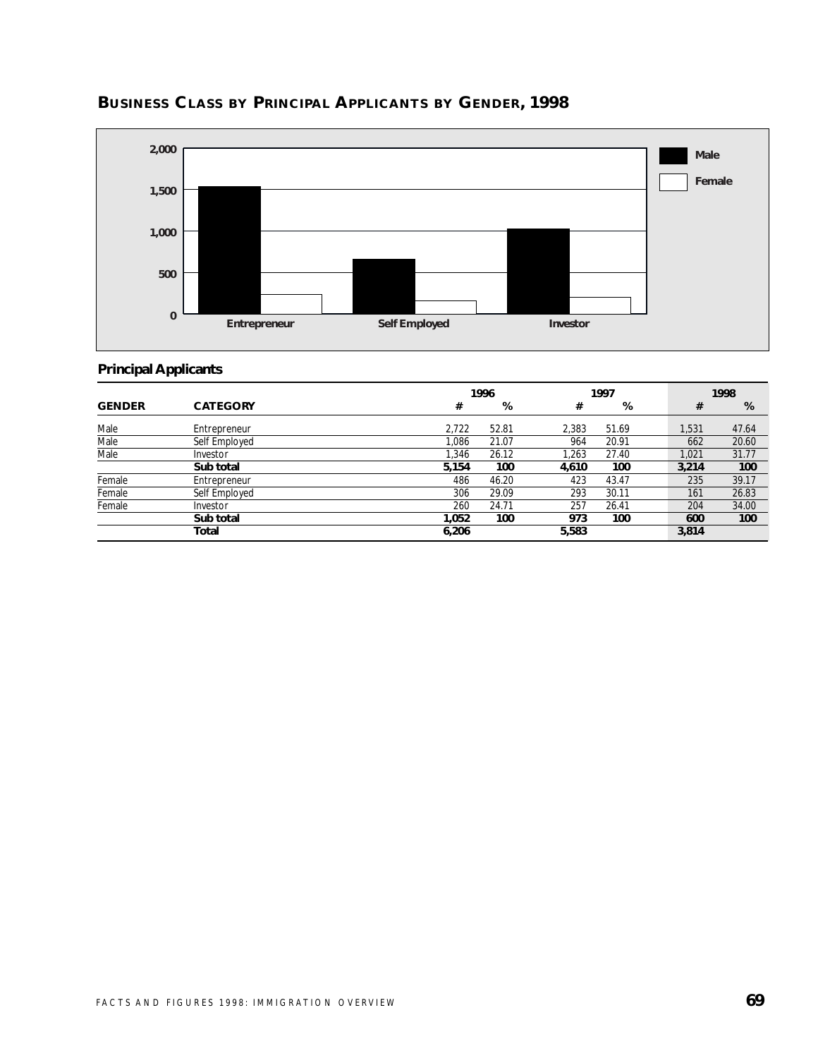## BUSINESS CLASS BY PRINCIPAL APPLICANTS BY GENDER, 1998

### Principal Applicants

| GENDER | CATEGORY | 1996 # | 1996 % | 1997 # | 1997 % | 1998 # | 1998 % |
|---|---|---|---|---|---|---|---|
| Male | Entrepreneur | 2,722 | 52.81 | 2,383 | 51.69 | 1,531 | 47.64 |
| Male | Self Employed | 1,086 | 21.07 | 964 | 20.91 | 662 | 20.60 |
| Male | Investor | 1,346 | 26.12 | 1,263 | 27.40 | 1,021 | 31.77 |
| | **Sub total** | **5,154** | **100** | **4,610** | **100** | **3,214** | **100** |
| Female | Entrepreneur | 486 | 46.20 | 423 | 43.47 | 235 | 39.17 |
| Female | Self Employed | 306 | 29.09 | 293 | 30.11 | 161 | 26.83 |
| Female | Investor | 260 | 24.71 | 257 | 26.41 | 204 | 34.00 |
| | **Sub total** | **1,052** | **100** | **973** | **100** | **600** | **100** |
| | **Total** | **6,206** | | **5,583** | | **3,814** | |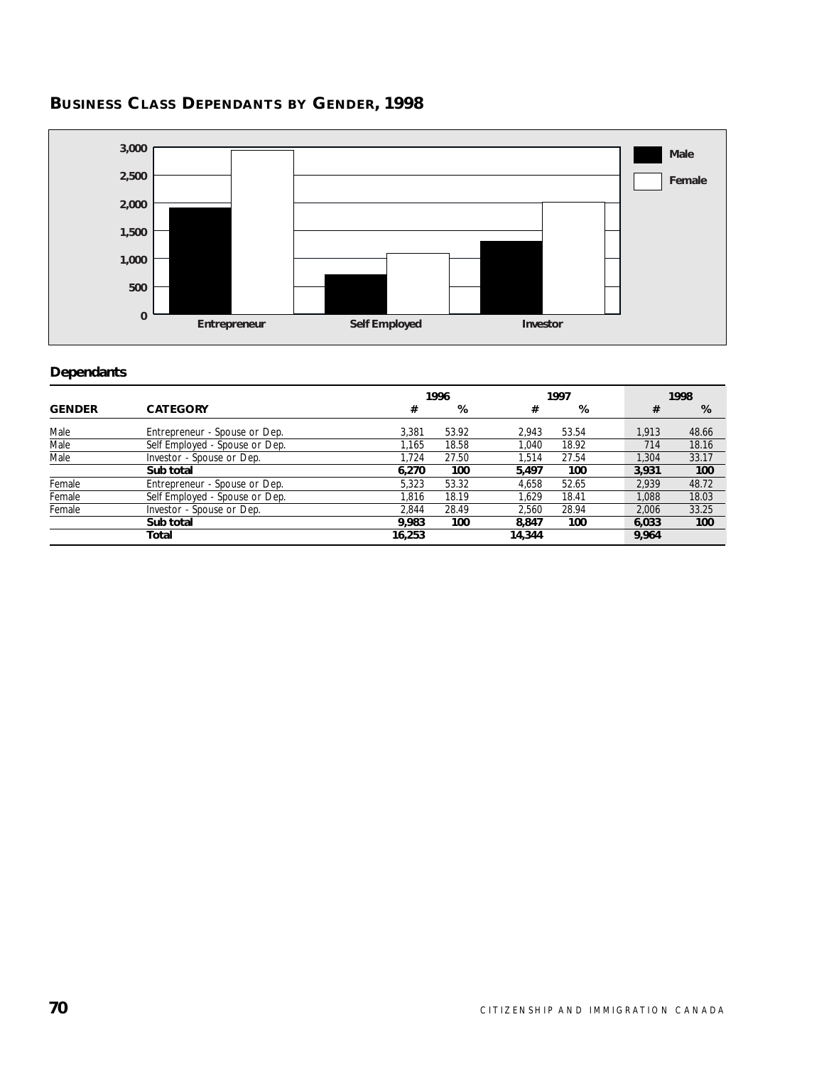## BUSINESS CLASS DEPENDANTS BY GENDER, 1998

### Dependants

| GENDER | CATEGORY | 1996 # | 1996 % | 1997 # | 1997 % | 1998 # | 1998 % |
|---|---|---|---|---|---|---|---|
| Male | Entrepreneur - Spouse or Dep. | 3,381 | 53.92 | 2,943 | 53.54 | 1,913 | 48.66 |
| Male | Self Employed - Spouse or Dep. | 1,165 | 18.58 | 1,040 | 18.92 | 714 | 18.16 |
| Male | Investor - Spouse or Dep. | 1,724 | 27.50 | 1,514 | 27.54 | 1,304 | 33.17 |
| | **Sub total** | **6,270** | **100** | **5,497** | **100** | **3,931** | **100** |
| Female | Entrepreneur - Spouse or Dep. | 5,323 | 53.32 | 4,658 | 52.65 | 2,939 | 48.72 |
| Female | Self Employed - Spouse or Dep. | 1,816 | 18.19 | 1,629 | 18.41 | 1,088 | 18.03 |
| Female | Investor - Spouse or Dep. | 2,844 | 28.49 | 2,560 | 28.94 | 2,006 | 33.25 |
| | **Sub total** | **9,983** | **100** | **8,847** | **100** | **6,033** | **100** |
| | **Total** | **16,253** | | **14,344** | | **9,964** | |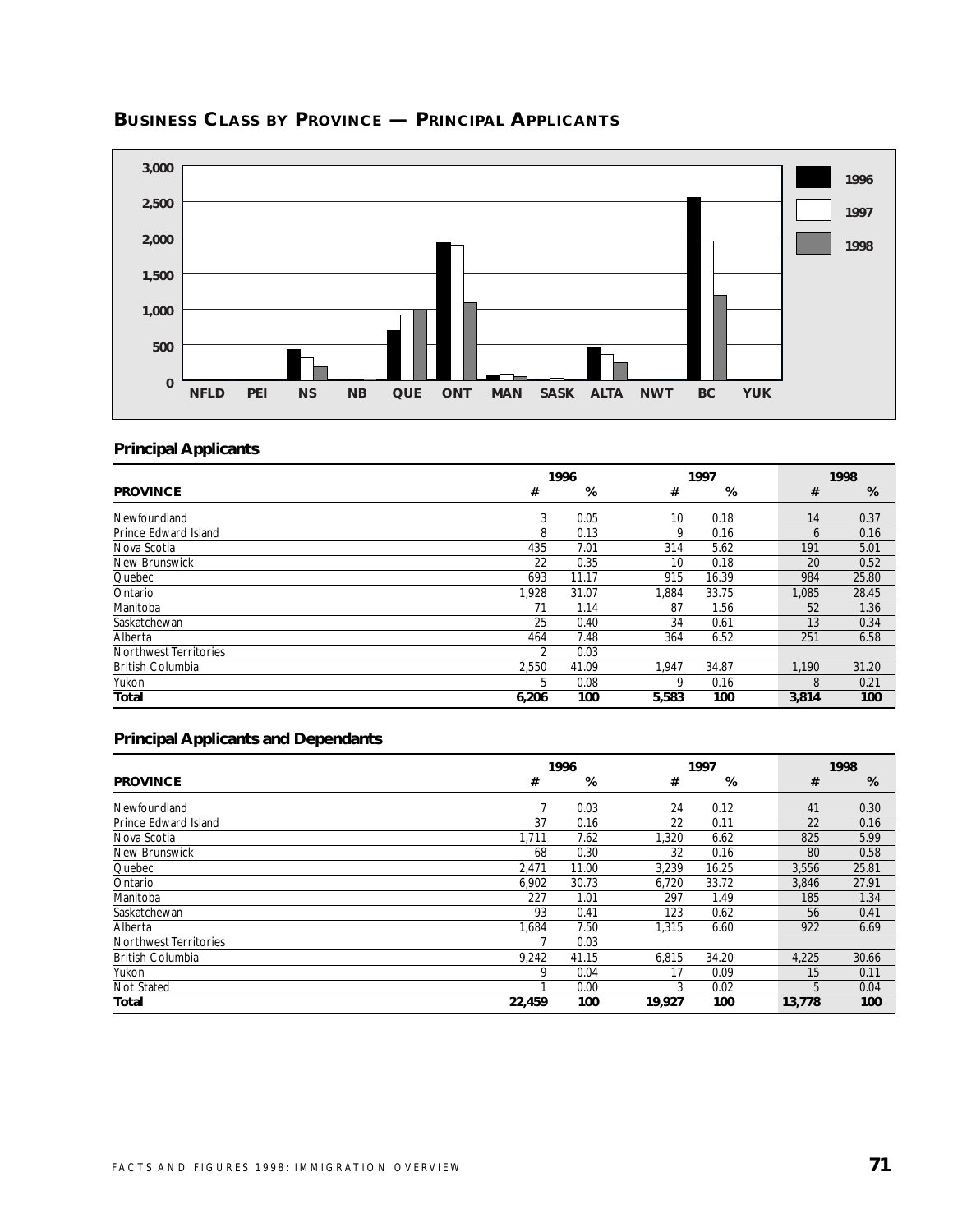## BUSINESS CLASS BY PROVINCE — PRINCIPAL APPLICANTS

### Principal Applicants

| PROVINCE | 1996 # | 1996 % | 1997 # | 1997 % | 1998 # | 1998 % |
|---|---|---|---|---|---|---|
| Newfoundland | 3 | 0.05 | 10 | 0.18 | 14 | 0.37 |
| Prince Edward Island | 8 | 0.13 | 9 | 0.16 | 6 | 0.16 |
| Nova Scotia | 435 | 7.01 | 314 | 5.62 | 191 | 5.01 |
| New Brunswick | 22 | 0.35 | 10 | 0.18 | 20 | 0.52 |
| Quebec | 693 | 11.17 | 915 | 16.39 | 984 | 25.80 |
| Ontario | 1,928 | 31.07 | 1,884 | 33.75 | 1,085 | 28.45 |
| Manitoba | 71 | 1.14 | 87 | 1.56 | 52 | 1.36 |
| Saskatchewan | 25 | 0.40 | 34 | 0.61 | 13 | 0.34 |
| Alberta | 464 | 7.48 | 364 | 6.52 | 251 | 6.58 |
| Northwest Territories | 2 | 0.03 | | | | |
| British Columbia | 2,550 | 41.09 | 1,947 | 34.87 | 1,190 | 31.20 |
| Yukon | 5 | 0.08 | 9 | 0.16 | 8 | 0.21 |
| **Total** | **6,206** | **100** | **5,583** | **100** | **3,814** | **100** |

### Principal Applicants and Dependants

| PROVINCE | 1996 # | 1996 % | 1997 # | 1997 % | 1998 # | 1998 % |
|---|---|---|---|---|---|---|
| Newfoundland | 7 | 0.03 | 24 | 0.12 | 41 | 0.30 |
| Prince Edward Island | 37 | 0.16 | 22 | 0.11 | 22 | 0.16 |
| Nova Scotia | 1,711 | 7.62 | 1,320 | 6.62 | 825 | 5.99 |
| New Brunswick | 68 | 0.30 | 32 | 0.16 | 80 | 0.58 |
| Quebec | 2,471 | 11.00 | 3,239 | 16.25 | 3,556 | 25.81 |
| Ontario | 6,902 | 30.73 | 6,720 | 33.72 | 3,846 | 27.91 |
| Manitoba | 227 | 1.01 | 297 | 1.49 | 185 | 1.34 |
| Saskatchewan | 93 | 0.41 | 123 | 0.62 | 56 | 0.41 |
| Alberta | 1,684 | 7.50 | 1,315 | 6.60 | 922 | 6.69 |
| Northwest Territories | 7 | 0.03 | | | | |
| British Columbia | 9,242 | 41.15 | 6,815 | 34.20 | 4,225 | 30.66 |
| Yukon | 9 | 0.04 | 17 | 0.09 | 15 | 0.11 |
| Not Stated | 1 | 0.00 | 3 | 0.02 | 5 | 0.04 |
| **Total** | **22,459** | **100** | **19,927** | **100** | **13,778** | **100** |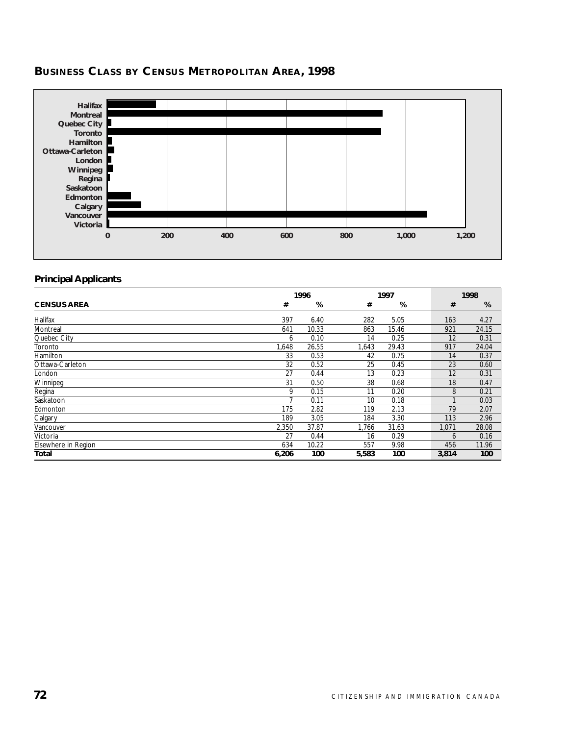## BUSINESS CLASS BY CENSUS METROPOLITAN AREA, 1998

### Principal Applicants

| CENSUS AREA | 1996 # | 1996 % | 1997 # | 1997 % | 1998 # | 1998 % |
|---|---|---|---|---|---|---|
| Halifax | 397 | 6.40 | 282 | 5.05 | 163 | 4.27 |
| Montreal | 641 | 10.33 | 863 | 15.46 | 921 | 24.15 |
| Quebec City | 6 | 0.10 | 14 | 0.25 | 12 | 0.31 |
| Toronto | 1,648 | 26.55 | 1,643 | 29.43 | 917 | 24.04 |
| Hamilton | 33 | 0.53 | 42 | 0.75 | 14 | 0.37 |
| Ottawa-Carleton | 32 | 0.52 | 25 | 0.45 | 23 | 0.60 |
| London | 27 | 0.44 | 13 | 0.23 | 12 | 0.31 |
| Winnipeg | 31 | 0.50 | 38 | 0.68 | 18 | 0.47 |
| Regina | 9 | 0.15 | 11 | 0.20 | 8 | 0.21 |
| Saskatoon | 7 | 0.11 | 10 | 0.18 | 1 | 0.03 |
| Edmonton | 175 | 2.82 | 119 | 2.13 | 79 | 2.07 |
| Calgary | 189 | 3.05 | 184 | 3.30 | 113 | 2.96 |
| Vancouver | 2,350 | 37.87 | 1,766 | 31.63 | 1,071 | 28.08 |
| Victoria | 27 | 0.44 | 16 | 0.29 | 6 | 0.16 |
| Elsewhere in Region | 634 | 10.22 | 557 | 9.98 | 456 | 11.96 |
| **Total** | **6,206** | **100** | **5,583** | **100** | **3,814** | **100** |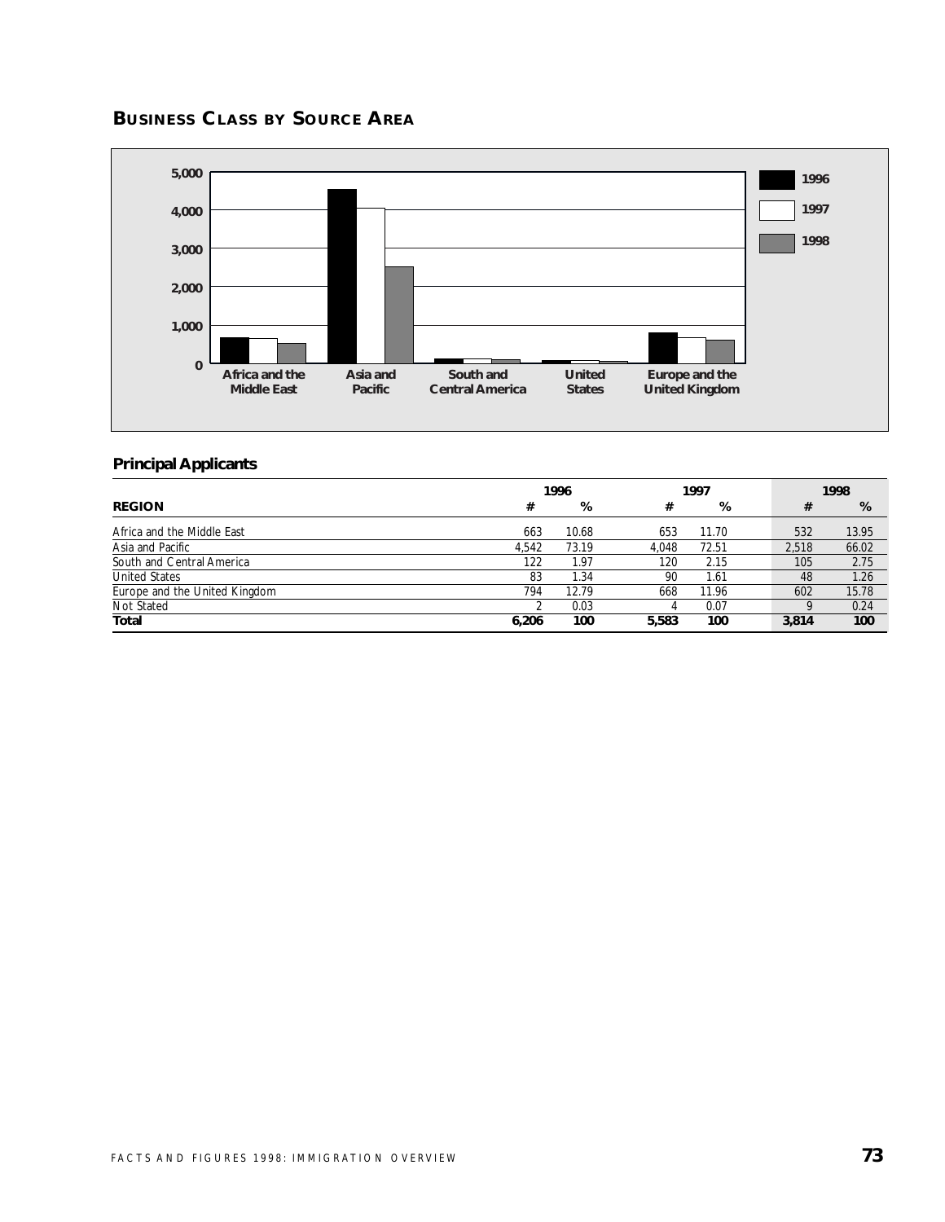## BUSINESS CLASS BY SOURCE AREA

## Principal Applicants

| REGION | 1996 # | 1996 % | 1997 # | 1997 % | 1998 # | 1998 % |
|---|---|---|---|---|---|---|
| Africa and the Middle East | 663 | 10.68 | 653 | 11.70 | 532 | 13.95 |
| Asia and Pacific | 4,542 | 73.19 | 4,048 | 72.51 | 2,518 | 66.02 |
| South and Central America | 122 | 1.97 | 120 | 2.15 | 105 | 2.75 |
| United States | 83 | 1.34 | 90 | 1.61 | 48 | 1.26 |
| Europe and the United Kingdom | 794 | 12.79 | 668 | 11.96 | 602 | 15.78 |
| Not Stated | 2 | 0.03 | 4 | 0.07 | 9 | 0.24 |
| **Total** | **6,206** | **100** | **5,583** | **100** | **3,814** | **100** |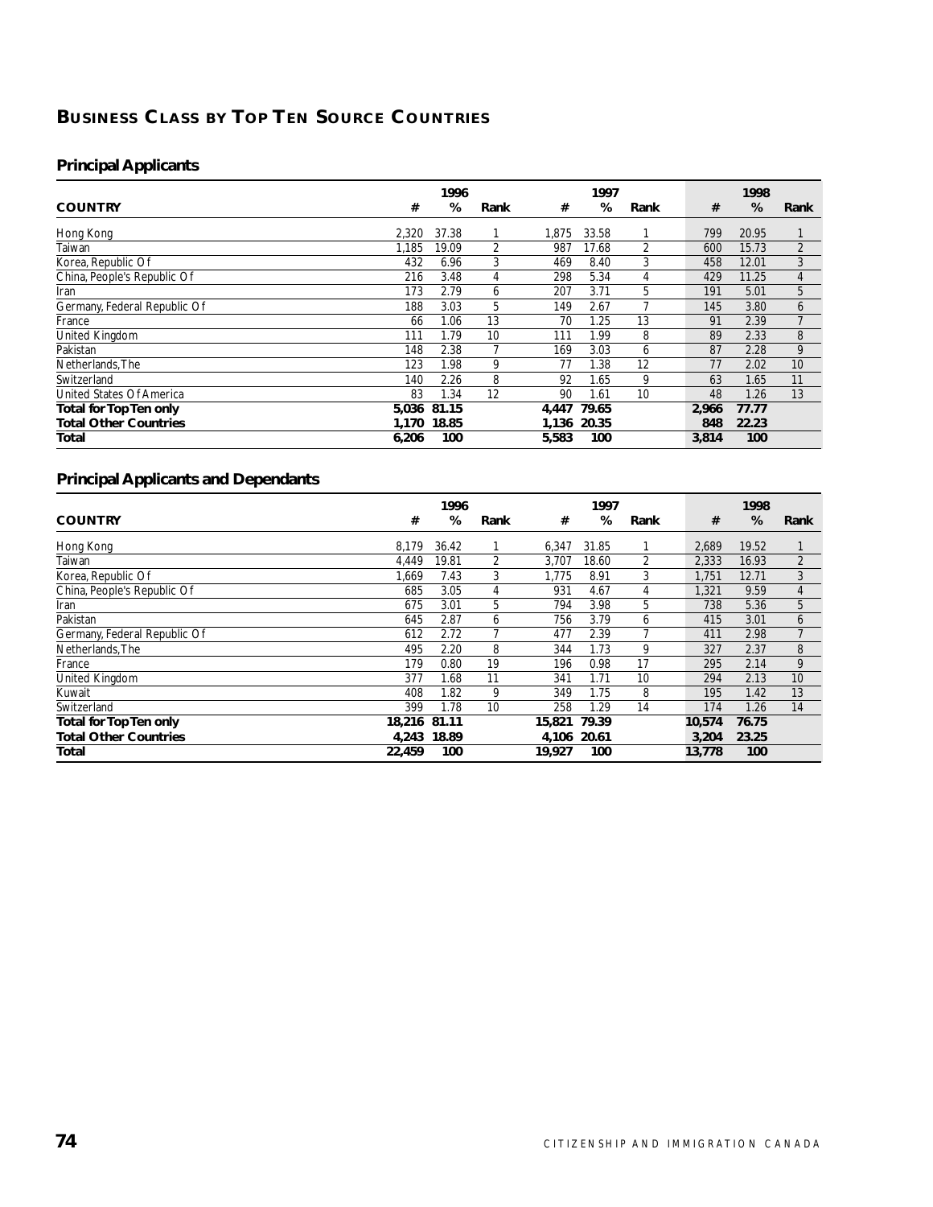## BUSINESS CLASS BY TOP TEN SOURCE COUNTRIES

### Principal Applicants

| COUNTRY | 1996 # | 1996 % | 1996 Rank | 1997 # | 1997 % | 1997 Rank | 1998 # | 1998 % | 1998 Rank |
|---|---|---|---|---|---|---|---|---|---|
| Hong Kong | 2,320 | 37.38 | 1 | 1,875 | 33.58 | 1 | 799 | 20.95 | 1 |
| Taiwan | 1,185 | 19.09 | 2 | 987 | 17.68 | 2 | 600 | 15.73 | 2 |
| Korea, Republic Of | 432 | 6.96 | 3 | 469 | 8.40 | 3 | 458 | 12.01 | 3 |
| China, People's Republic Of | 216 | 3.48 | 4 | 298 | 5.34 | 4 | 429 | 11.25 | 4 |
| Iran | 173 | 2.79 | 6 | 207 | 3.71 | 5 | 191 | 5.01 | 5 |
| Germany, Federal Republic Of | 188 | 3.03 | 5 | 149 | 2.67 | 7 | 145 | 3.80 | 6 |
| France | 66 | 1.06 | 13 | 70 | 1.25 | 13 | 91 | 2.39 | 7 |
| United Kingdom | 111 | 1.79 | 10 | 111 | 1.99 | 8 | 89 | 2.33 | 8 |
| Pakistan | 148 | 2.38 | 7 | 169 | 3.03 | 6 | 87 | 2.28 | 9 |
| Netherlands, The | 123 | 1.98 | 9 | 77 | 1.38 | 12 | 77 | 2.02 | 10 |
| Switzerland | 140 | 2.26 | 8 | 92 | 1.65 | 9 | 63 | 1.65 | 11 |
| United States Of America | 83 | 1.34 | 12 | 90 | 1.61 | 10 | 48 | 1.26 | 13 |
| **Total for Top Ten only** | **5,036** | **81.15** | | **4,447** | **79.65** | | **2,966** | **77.77** | |
| **Total Other Countries** | **1,170** | **18.85** | | **1,136** | **20.35** | | **848** | **22.23** | |
| **Total** | **6,206** | **100** | | **5,583** | **100** | | **3,814** | **100** | |

### Principal Applicants and Dependants

| COUNTRY | 1996 # | 1996 % | 1996 Rank | 1997 # | 1997 % | 1997 Rank | 1998 # | 1998 % | 1998 Rank |
|---|---|---|---|---|---|---|---|---|---|
| Hong Kong | 8,179 | 36.42 | 1 | 6,347 | 31.85 | 1 | 2,689 | 19.52 | 1 |
| Taiwan | 4,449 | 19.81 | 2 | 3,707 | 18.60 | 2 | 2,333 | 16.93 | 2 |
| Korea, Republic Of | 1,669 | 7.43 | 3 | 1,775 | 8.91 | 3 | 1,751 | 12.71 | 3 |
| China, People's Republic Of | 685 | 3.05 | 4 | 931 | 4.67 | 4 | 1,321 | 9.59 | 4 |
| Iran | 675 | 3.01 | 5 | 794 | 3.98 | 5 | 738 | 5.36 | 5 |
| Pakistan | 645 | 2.87 | 6 | 756 | 3.79 | 6 | 415 | 3.01 | 6 |
| Germany, Federal Republic Of | 612 | 2.72 | 7 | 477 | 2.39 | 7 | 411 | 2.98 | 7 |
| Netherlands, The | 495 | 2.20 | 8 | 344 | 1.73 | 9 | 327 | 2.37 | 8 |
| France | 179 | 0.80 | 19 | 196 | 0.98 | 17 | 295 | 2.14 | 9 |
| United Kingdom | 377 | 1.68 | 11 | 341 | 1.71 | 10 | 294 | 2.13 | 10 |
| Kuwait | 408 | 1.82 | 9 | 349 | 1.75 | 8 | 195 | 1.42 | 13 |
| Switzerland | 399 | 1.78 | 10 | 258 | 1.29 | 14 | 174 | 1.26 | 14 |
| **Total for Top Ten only** | **18,216** | **81.11** | | **15,821** | **79.39** | | **10,574** | **76.75** | |
| **Total Other Countries** | **4,243** | **18.89** | | **4,106** | **20.61** | | **3,204** | **23.25** | |
| **Total** | **22,459** | **100** | | **19,927** | **100** | | **13,778** | **100** | |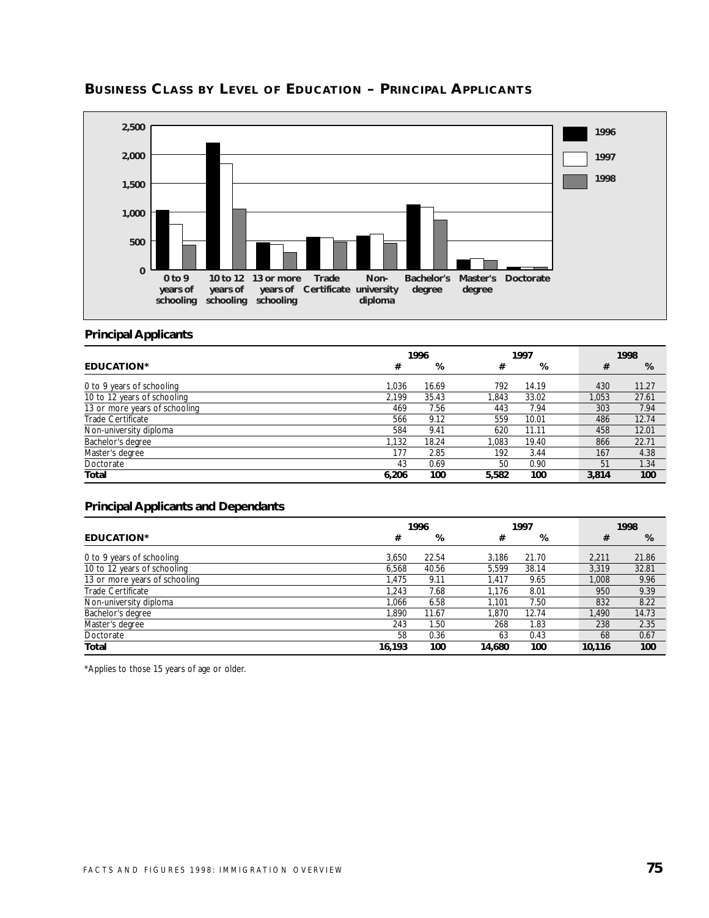## BUSINESS CLASS BY LEVEL OF EDUCATION – PRINCIPAL APPLICANTS

### Principal Applicants

| EDUCATION* | 1996 # | 1996 % | 1997 # | 1997 % | 1998 # | 1998 % |
|---|---|---|---|---|---|---|
| 0 to 9 years of schooling | 1,036 | 16.69 | 792 | 14.19 | 430 | 11.27 |
| 10 to 12 years of schooling | 2,199 | 35.43 | 1,843 | 33.02 | 1,053 | 27.61 |
| 13 or more years of schooling | 469 | 7.56 | 443 | 7.94 | 303 | 7.94 |
| Trade Certificate | 566 | 9.12 | 559 | 10.01 | 486 | 12.74 |
| Non-university diploma | 584 | 9.41 | 620 | 11.11 | 458 | 12.01 |
| Bachelor's degree | 1,132 | 18.24 | 1,083 | 19.40 | 866 | 22.71 |
| Master's degree | 177 | 2.85 | 192 | 3.44 | 167 | 4.38 |
| Doctorate | 43 | 0.69 | 50 | 0.90 | 51 | 1.34 |
| **Total** | **6,206** | **100** | **5,582** | **100** | **3,814** | **100** |

### Principal Applicants and Dependants

| EDUCATION* | 1996 # | 1996 % | 1997 # | 1997 % | 1998 # | 1998 % |
|---|---|---|---|---|---|---|
| 0 to 9 years of schooling | 3,650 | 22.54 | 3,186 | 21.70 | 2,211 | 21.86 |
| 10 to 12 years of schooling | 6,568 | 40.56 | 5,599 | 38.14 | 3,319 | 32.81 |
| 13 or more years of schooling | 1,475 | 9.11 | 1,417 | 9.65 | 1,008 | 9.96 |
| Trade Certificate | 1,243 | 7.68 | 1,176 | 8.01 | 950 | 9.39 |
| Non-university diploma | 1,066 | 6.58 | 1,101 | 7.50 | 832 | 8.22 |
| Bachelor's degree | 1,890 | 11.67 | 1,870 | 12.74 | 1,490 | 14.73 |
| Master's degree | 243 | 1.50 | 268 | 1.83 | 238 | 2.35 |
| Doctorate | 58 | 0.36 | 63 | 0.43 | 68 | 0.67 |
| **Total** | **16,193** | **100** | **14,680** | **100** | **10,116** | **100** |

*Applies to those 15 years of age or older.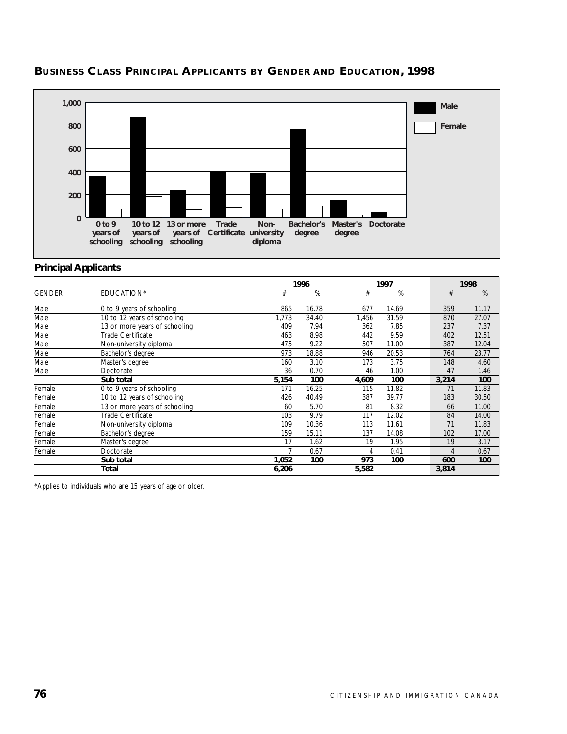## BUSINESS CLASS PRINCIPAL APPLICANTS BY GENDER AND EDUCATION, 1998

### Principal Applicants

| GENDER | EDUCATION* | 1996 # | 1996 % | 1997 # | 1997 % | 1998 # | 1998 % |
|---|---|---|---|---|---|---|---|
| Male | 0 to 9 years of schooling | 865 | 16.78 | 677 | 14.69 | 359 | 11.17 |
| Male | 10 to 12 years of schooling | 1,773 | 34.40 | 1,456 | 31.59 | 870 | 27.07 |
| Male | 13 or more years of schooling | 409 | 7.94 | 362 | 7.85 | 237 | 7.37 |
| Male | Trade Certificate | 463 | 8.98 | 442 | 9.59 | 402 | 12.51 |
| Male | Non-university diploma | 475 | 9.22 | 507 | 11.00 | 387 | 12.04 |
| Male | Bachelor's degree | 973 | 18.88 | 946 | 20.53 | 764 | 23.77 |
| Male | Master's degree | 160 | 3.10 | 173 | 3.75 | 148 | 4.60 |
| Male | Doctorate | 36 | 0.70 | 46 | 1.00 | 47 | 1.46 |
| | **Sub total** | **5,154** | **100** | **4,609** | **100** | **3,214** | **100** |
| Female | 0 to 9 years of schooling | 171 | 16.25 | 115 | 11.82 | 71 | 11.83 |
| Female | 10 to 12 years of schooling | 426 | 40.49 | 387 | 39.77 | 183 | 30.50 |
| Female | 13 or more years of schooling | 60 | 5.70 | 81 | 8.32 | 66 | 11.00 |
| Female | Trade Certificate | 103 | 9.79 | 117 | 12.02 | 84 | 14.00 |
| Female | Non-university diploma | 109 | 10.36 | 113 | 11.61 | 71 | 11.83 |
| Female | Bachelor's degree | 159 | 15.11 | 137 | 14.08 | 102 | 17.00 |
| Female | Master's degree | 17 | 1.62 | 19 | 1.95 | 19 | 3.17 |
| Female | Doctorate | 7 | 0.67 | 4 | 0.41 | 4 | 0.67 |
| | **Sub total** | **1,052** | **100** | **973** | **100** | **600** | **100** |
| | **Total** | **6,206** | | **5,582** | | **3,814** | |

*Applies to individuals who are 15 years of age or older.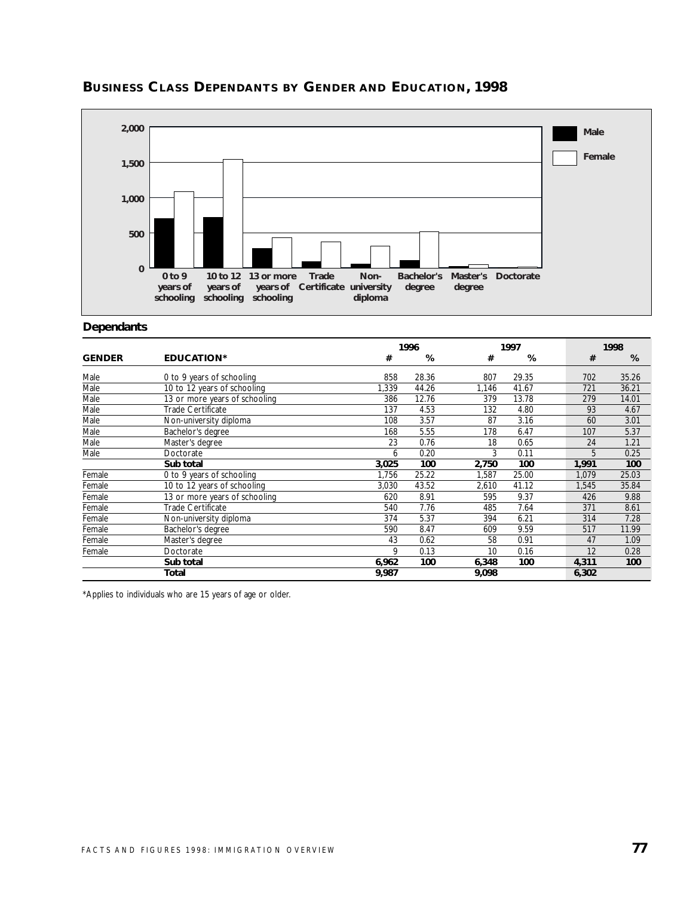## BUSINESS CLASS DEPENDANTS BY GENDER AND EDUCATION, 1998

### Dependants

| GENDER | EDUCATION* | 1996 # | 1996 % | 1997 # | 1997 % | 1998 # | 1998 % |
|---|---|---|---|---|---|---|---|
| Male | 0 to 9 years of schooling | 858 | 28.36 | 807 | 29.35 | 702 | 35.26 |
| Male | 10 to 12 years of schooling | 1,339 | 44.26 | 1,146 | 41.67 | 721 | 36.21 |
| Male | 13 or more years of schooling | 386 | 12.76 | 379 | 13.78 | 279 | 14.01 |
| Male | Trade Certificate | 137 | 4.53 | 132 | 4.80 | 93 | 4.67 |
| Male | Non-university diploma | 108 | 3.57 | 87 | 3.16 | 60 | 3.01 |
| Male | Bachelor's degree | 168 | 5.55 | 178 | 6.47 | 107 | 5.37 |
| Male | Master's degree | 23 | 0.76 | 18 | 0.65 | 24 | 1.21 |
| Male | Doctorate | 6 | 0.20 | 3 | 0.11 | 5 | 0.25 |
| | **Sub total** | **3,025** | **100** | **2,750** | **100** | **1,991** | **100** |
| Female | 0 to 9 years of schooling | 1,756 | 25.22 | 1,587 | 25.00 | 1,079 | 25.03 |
| Female | 10 to 12 years of schooling | 3,030 | 43.52 | 2,610 | 41.12 | 1,545 | 35.84 |
| Female | 13 or more years of schooling | 620 | 8.91 | 595 | 9.37 | 426 | 9.88 |
| Female | Trade Certificate | 540 | 7.76 | 485 | 7.64 | 371 | 8.61 |
| Female | Non-university diploma | 374 | 5.37 | 394 | 6.21 | 314 | 7.28 |
| Female | Bachelor's degree | 590 | 8.47 | 609 | 9.59 | 517 | 11.99 |
| Female | Master's degree | 43 | 0.62 | 58 | 0.91 | 47 | 1.09 |
| Female | Doctorate | 9 | 0.13 | 10 | 0.16 | 12 | 0.28 |
| | **Sub total** | **6,962** | **100** | **6,348** | **100** | **4,311** | **100** |
| | **Total** | **9,987** | | **9,098** | | **6,302** | |

*Applies to individuals who are 15 years of age or older.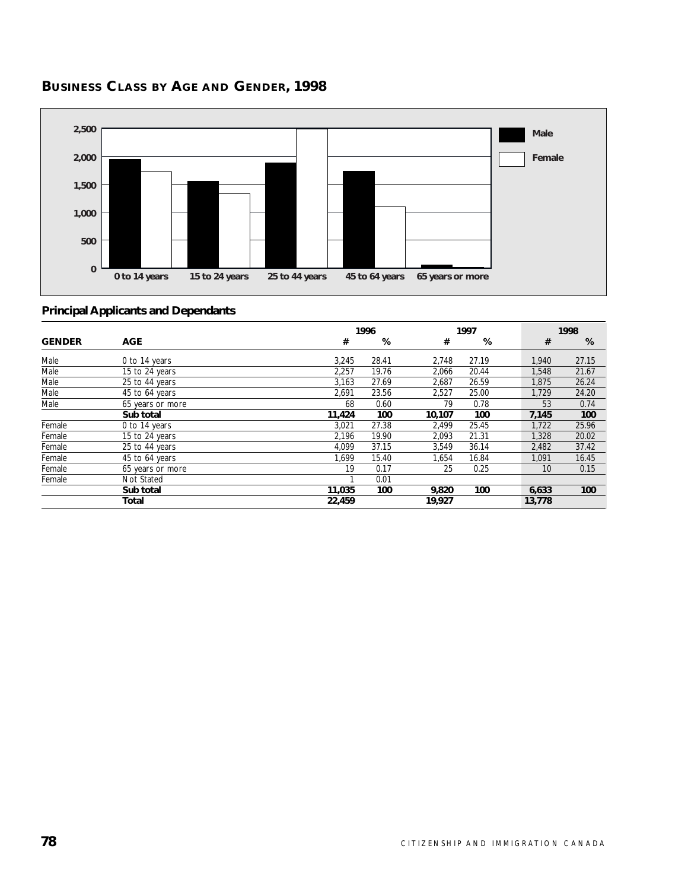## BUSINESS CLASS BY AGE AND GENDER, 1998

### Principal Applicants and Dependants

| GENDER | AGE | 1996 # | 1996 % | 1997 # | 1997 % | 1998 # | 1998 % |
|---|---|---|---|---|---|---|---|
| Male | 0 to 14 years | 3,245 | 28.41 | 2,748 | 27.19 | 1,940 | 27.15 |
| Male | 15 to 24 years | 2,257 | 19.76 | 2,066 | 20.44 | 1,548 | 21.67 |
| Male | 25 to 44 years | 3,163 | 27.69 | 2,687 | 26.59 | 1,875 | 26.24 |
| Male | 45 to 64 years | 2,691 | 23.56 | 2,527 | 25.00 | 1,729 | 24.20 |
| Male | 65 years or more | 68 | 0.60 | 79 | 0.78 | 53 | 0.74 |
| | **Sub total** | **11,424** | **100** | **10,107** | **100** | **7,145** | **100** |
| Female | 0 to 14 years | 3,021 | 27.38 | 2,499 | 25.45 | 1,722 | 25.96 |
| Female | 15 to 24 years | 2,196 | 19.90 | 2,093 | 21.31 | 1,328 | 20.02 |
| Female | 25 to 44 years | 4,099 | 37.15 | 3,549 | 36.14 | 2,482 | 37.42 |
| Female | 45 to 64 years | 1,699 | 15.40 | 1,654 | 16.84 | 1,091 | 16.45 |
| Female | 65 years or more | 19 | 0.17 | 25 | 0.25 | 10 | 0.15 |
| Female | Not Stated | 1 | 0.01 | | | | |
| | **Sub total** | **11,035** | **100** | **9,820** | **100** | **6,633** | **100** |
| | **Total** | **22,459** | | **19,927** | | **13,778** | |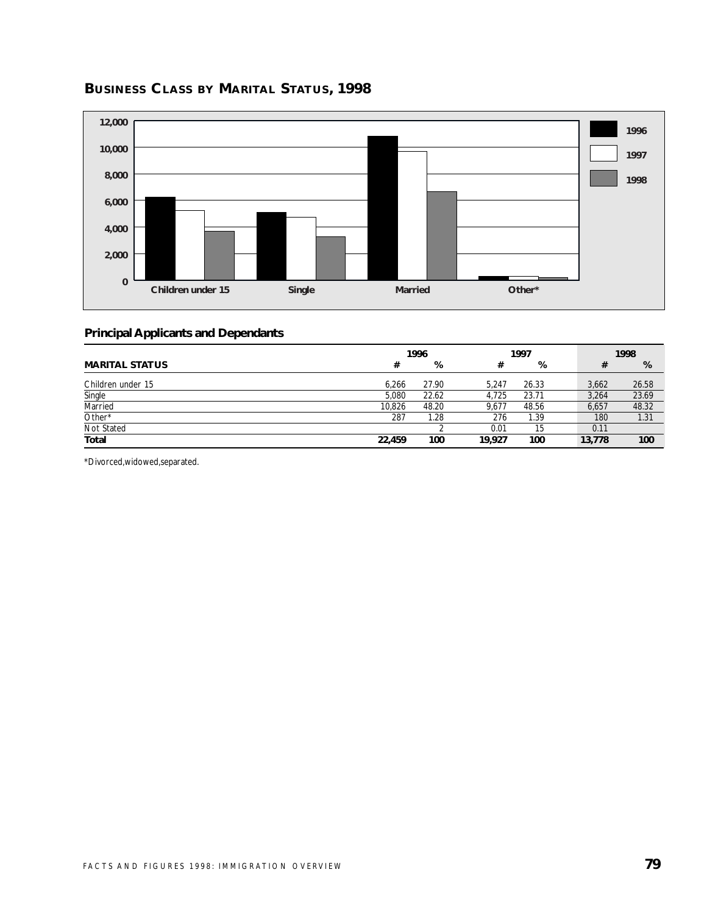## BUSINESS CLASS BY MARITAL STATUS, 1998

### Principal Applicants and Dependants

| MARITAL STATUS | 1996 # | 1996 % | 1997 # | 1997 % | 1998 # | 1998 % |
|---|---|---|---|---|---|---|
| Children under 15 | 6,266 | 27.90 | 5,247 | 26.33 | 3,662 | 26.58 |
| Single | 5,080 | 22.62 | 4,725 | 23.71 | 3,264 | 23.69 |
| Married | 10,826 | 48.20 | 9,677 | 48.56 | 6,657 | 48.32 |
| Other* | 287 | 1.28 | 276 | 1.39 | 180 | 1.31 |
| Not Stated | | 2 | 0.01 | 15 | 0.11 | |
| **Total** | **22,459** | **100** | **19,927** | **100** | **13,778** | **100** |

*Divorced,widowed,separated.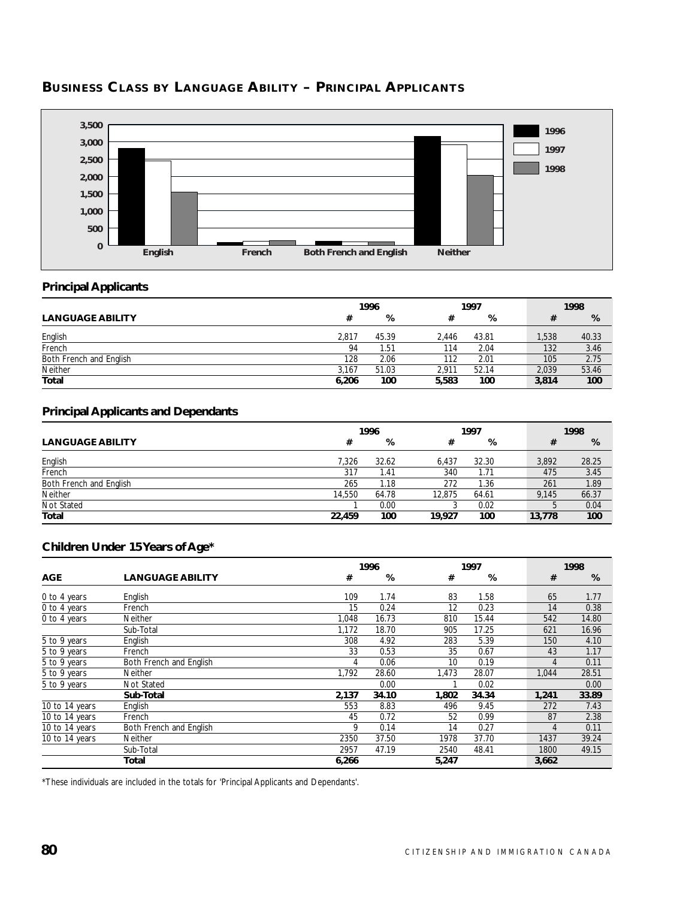## BUSINESS CLASS BY LANGUAGE ABILITY – PRINCIPAL APPLICANTS

### Principal Applicants

| LANGUAGE ABILITY | 1996 # | 1996 % | 1997 # | 1997 % | 1998 # | 1998 % |
|---|---|---|---|---|---|---|
| English | 2,817 | 45.39 | 2,446 | 43.81 | 1,538 | 40.33 |
| French | 94 | 1.51 | 114 | 2.04 | 132 | 3.46 |
| Both French and English | 128 | 2.06 | 112 | 2.01 | 105 | 2.75 |
| Neither | 3,167 | 51.03 | 2,911 | 52.14 | 2,039 | 53.46 |
| **Total** | **6,206** | **100** | **5,583** | **100** | **3,814** | **100** |

### Principal Applicants and Dependants

| LANGUAGE ABILITY | 1996 # | 1996 % | 1997 # | 1997 % | 1998 # | 1998 % |
|---|---|---|---|---|---|---|
| English | 7,326 | 32.62 | 6,437 | 32.30 | 3,892 | 28.25 |
| French | 317 | 1.41 | 340 | 1.71 | 475 | 3.45 |
| Both French and English | 265 | 1.18 | 272 | 1.36 | 261 | 1.89 |
| Neither | 14,550 | 64.78 | 12,875 | 64.61 | 9,145 | 66.37 |
| Not Stated | 1 | 0.00 | 3 | 0.02 | 5 | 0.04 |
| **Total** | **22,459** | **100** | **19,927** | **100** | **13,778** | **100** |

### Children Under 15 Years of Age*

| AGE | LANGUAGE ABILITY | 1996 # | 1996 % | 1997 # | 1997 % | 1998 # | 1998 % |
|---|---|---|---|---|---|---|---|
| 0 to 4 years | English | 109 | 1.74 | 83 | 1.58 | 65 | 1.77 |
| 0 to 4 years | French | 15 | 0.24 | 12 | 0.23 | 14 | 0.38 |
| 0 to 4 years | Neither | 1,048 | 16.73 | 810 | 15.44 | 542 | 14.80 |
| | Sub-Total | 1,172 | 18.70 | 905 | 17.25 | 621 | 16.96 |
| 5 to 9 years | English | 308 | 4.92 | 283 | 5.39 | 150 | 4.10 |
| 5 to 9 years | French | 33 | 0.53 | 35 | 0.67 | 43 | 1.17 |
| 5 to 9 years | Both French and English | 4 | 0.06 | 10 | 0.19 | 4 | 0.11 |
| 5 to 9 years | Neither | 1,792 | 28.60 | 1,473 | 28.07 | 1,044 | 28.51 |
| 5 to 9 years | Not Stated | | 0.00 | 1 | 0.02 | | 0.00 |
| | **Sub-Total** | **2,137** | **34.10** | **1,802** | **34.34** | **1,241** | **33.89** |
| 10 to 14 years | English | 553 | 8.83 | 496 | 9.45 | 272 | 7.43 |
| 10 to 14 years | French | 45 | 0.72 | 52 | 0.99 | 87 | 2.38 |
| 10 to 14 years | Both French and English | 9 | 0.14 | 14 | 0.27 | 4 | 0.11 |
| 10 to 14 years | Neither | 2350 | 37.50 | 1978 | 37.70 | 1437 | 39.24 |
| | Sub-Total | 2957 | 47.19 | 2540 | 48.41 | 1800 | 49.15 |
| | **Total** | **6,266** | | **5,247** | | **3,662** | |

*These individuals are included in the totals for 'Principal Applicants and Dependants'.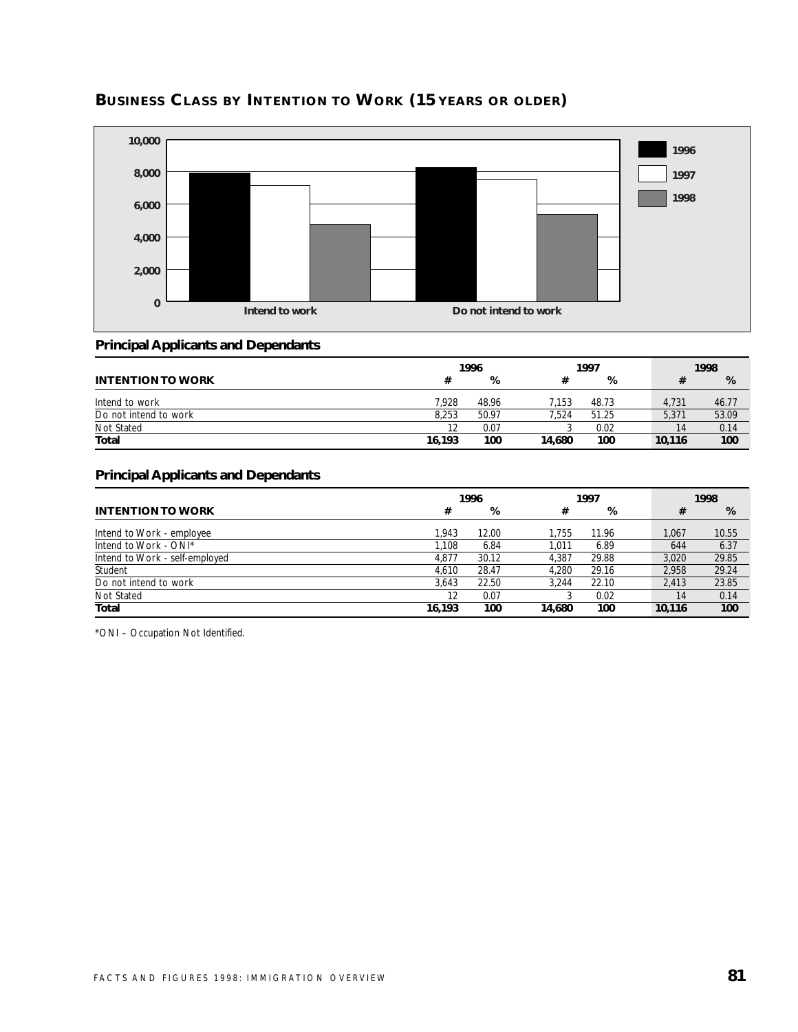## BUSINESS CLASS BY INTENTION TO WORK (15 YEARS OR OLDER)

### Principal Applicants and Dependants

| INTENTION TO WORK | 1996 # | 1996 % | 1997 # | 1997 % | 1998 # | 1998 % |
|---|---|---|---|---|---|---|
| Intend to work | 7,928 | 48.96 | 7,153 | 48.73 | 4,731 | 46.77 |
| Do not intend to work | 8,253 | 50.97 | 7,524 | 51.25 | 5,371 | 53.09 |
| Not Stated | 12 | 0.07 | 3 | 0.02 | 14 | 0.14 |
| **Total** | **16,193** | **100** | **14,680** | **100** | **10,116** | **100** |

### Principal Applicants and Dependants

| INTENTION TO WORK | 1996 # | 1996 % | 1997 # | 1997 % | 1998 # | 1998 % |
|---|---|---|---|---|---|---|
| Intend to Work - employee | 1,943 | 12.00 | 1,755 | 11.96 | 1,067 | 10.55 |
| Intend to Work - ONI* | 1,108 | 6.84 | 1,011 | 6.89 | 644 | 6.37 |
| Intend to Work - self-employed | 4,877 | 30.12 | 4,387 | 29.88 | 3,020 | 29.85 |
| Student | 4,610 | 28.47 | 4,280 | 29.16 | 2,958 | 29.24 |
| Do not intend to work | 3,643 | 22.50 | 3,244 | 22.10 | 2,413 | 23.85 |
| Not Stated | 12 | 0.07 | 3 | 0.02 | 14 | 0.14 |
| **Total** | **16,193** | **100** | **14,680** | **100** | **10,116** | **100** |

*ONI – Occupation Not Identified.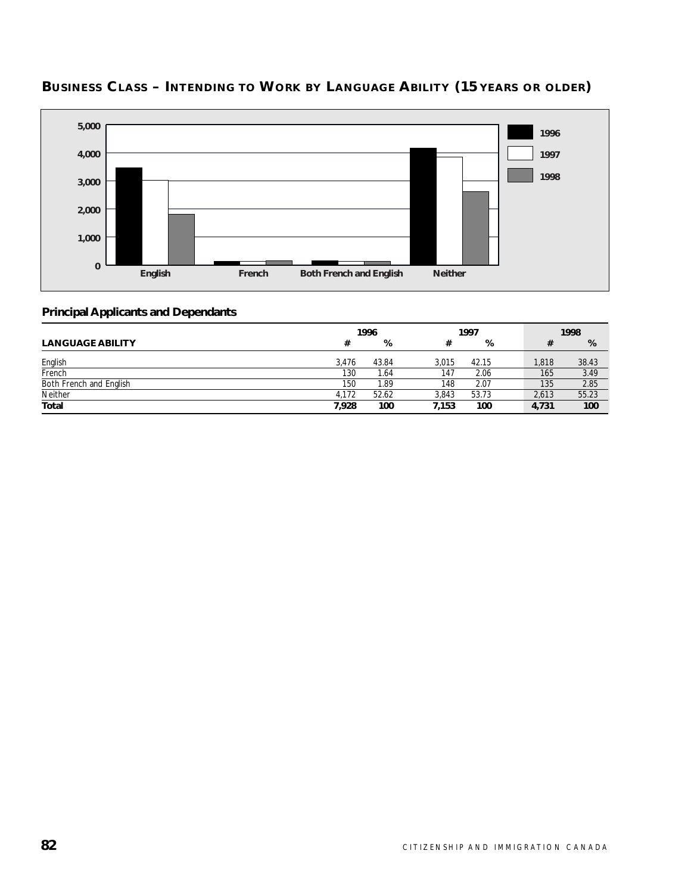## BUSINESS CLASS – INTENDING TO WORK BY LANGUAGE ABILITY (15 YEARS OR OLDER)

### Principal Applicants and Dependants

| LANGUAGE ABILITY | 1996 # | 1996 % | 1997 # | 1997 % | 1998 # | 1998 % |
|---|---|---|---|---|---|---|
| English | 3,476 | 43.84 | 3,015 | 42.15 | 1,818 | 38.43 |
| French | 130 | 1.64 | 147 | 2.06 | 165 | 3.49 |
| Both French and English | 150 | 1.89 | 148 | 2.07 | 135 | 2.85 |
| Neither | 4,172 | 52.62 | 3,843 | 53.73 | 2,613 | 55.23 |
| **Total** | **7,928** | **100** | **7,153** | **100** | **4,731** | **100** |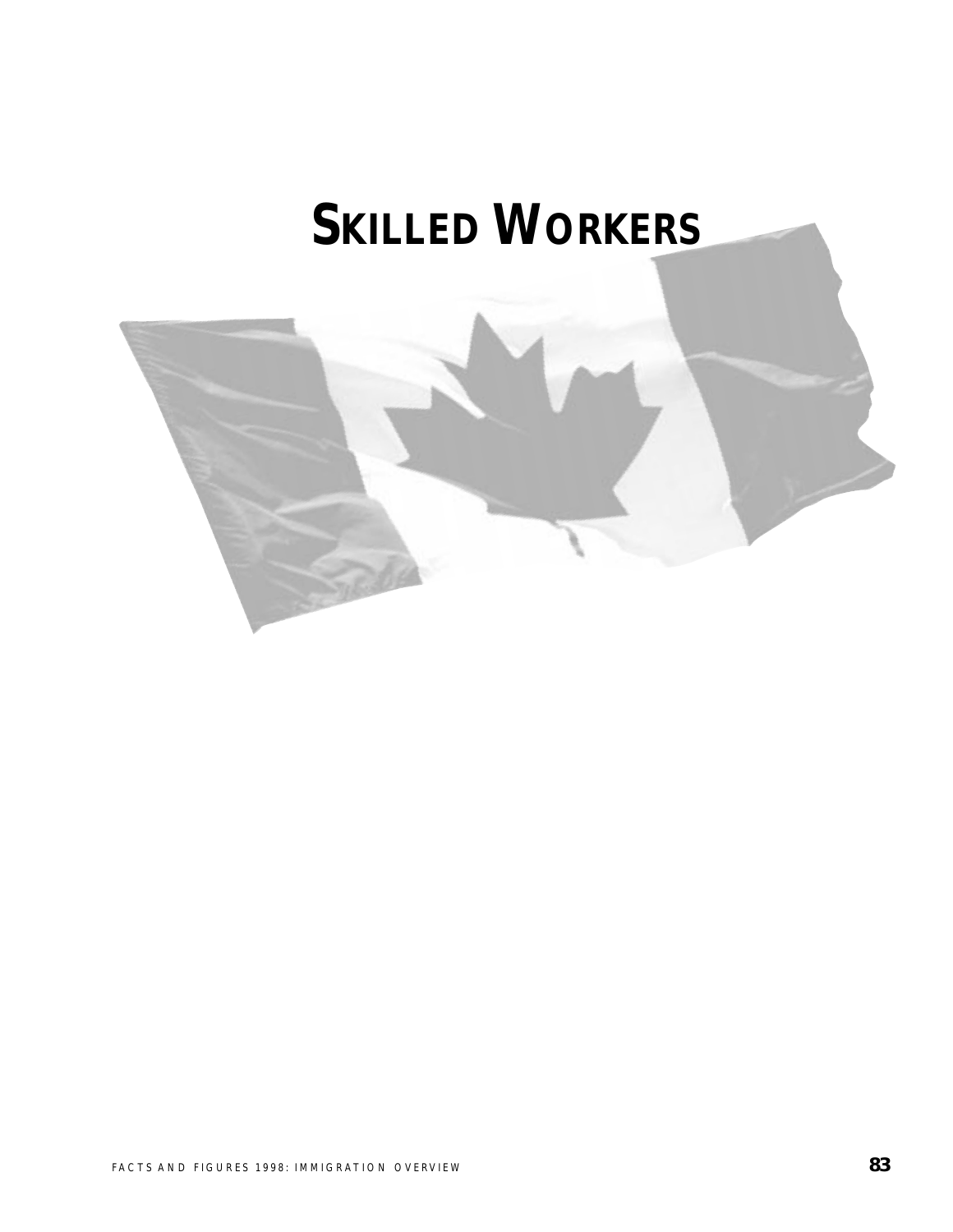# SKILLED WORKERS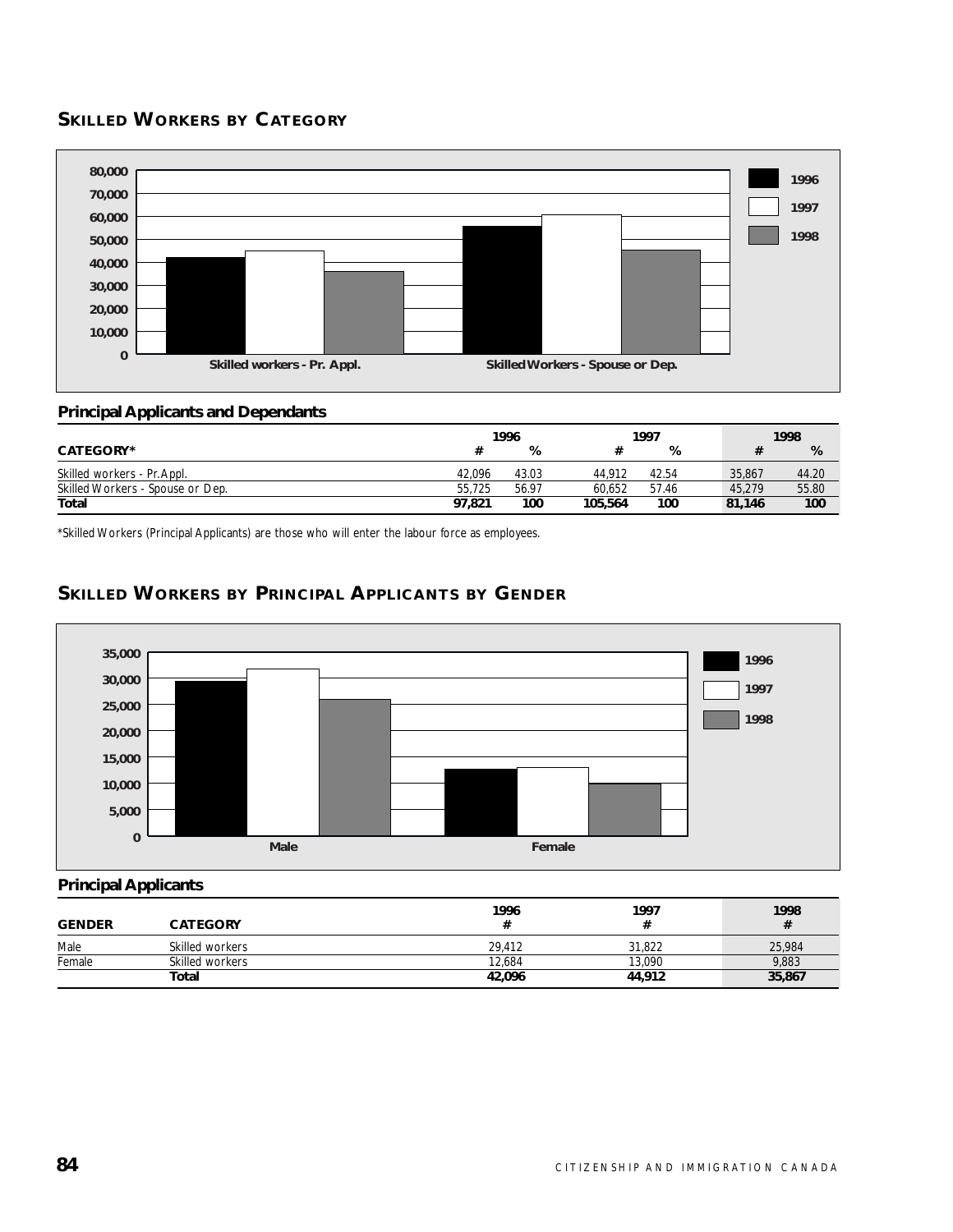## SKILLED WORKERS BY CATEGORY

### Principal Applicants and Dependants

| CATEGORY* | 1996 # | 1996 % | 1997 # | 1997 % | 1998 # | 1998 % |
|---|---|---|---|---|---|---|
| Skilled workers - Pr.Appl. | 42,096 | 43.03 | 44,912 | 42.54 | 35,867 | 44.20 |
| Skilled Workers - Spouse or Dep. | 55,725 | 56.97 | 60,652 | 57.46 | 45,279 | 55.80 |
| **Total** | **97,821** | **100** | **105,564** | **100** | **81,146** | **100** |

*Skilled Workers (Principal Applicants) are those who will enter the labour force as employees.

## SKILLED WORKERS BY PRINCIPAL APPLICANTS BY GENDER

### Principal Applicants

| GENDER | CATEGORY | 1996 # | 1997 # | 1998 # |
|---|---|---|---|---|
| Male | Skilled workers | 29,412 | 31,822 | 25,984 |
| Female | Skilled workers | 12,684 | 13,090 | 9,883 |
| | **Total** | **42,096** | **44,912** | **35,867** |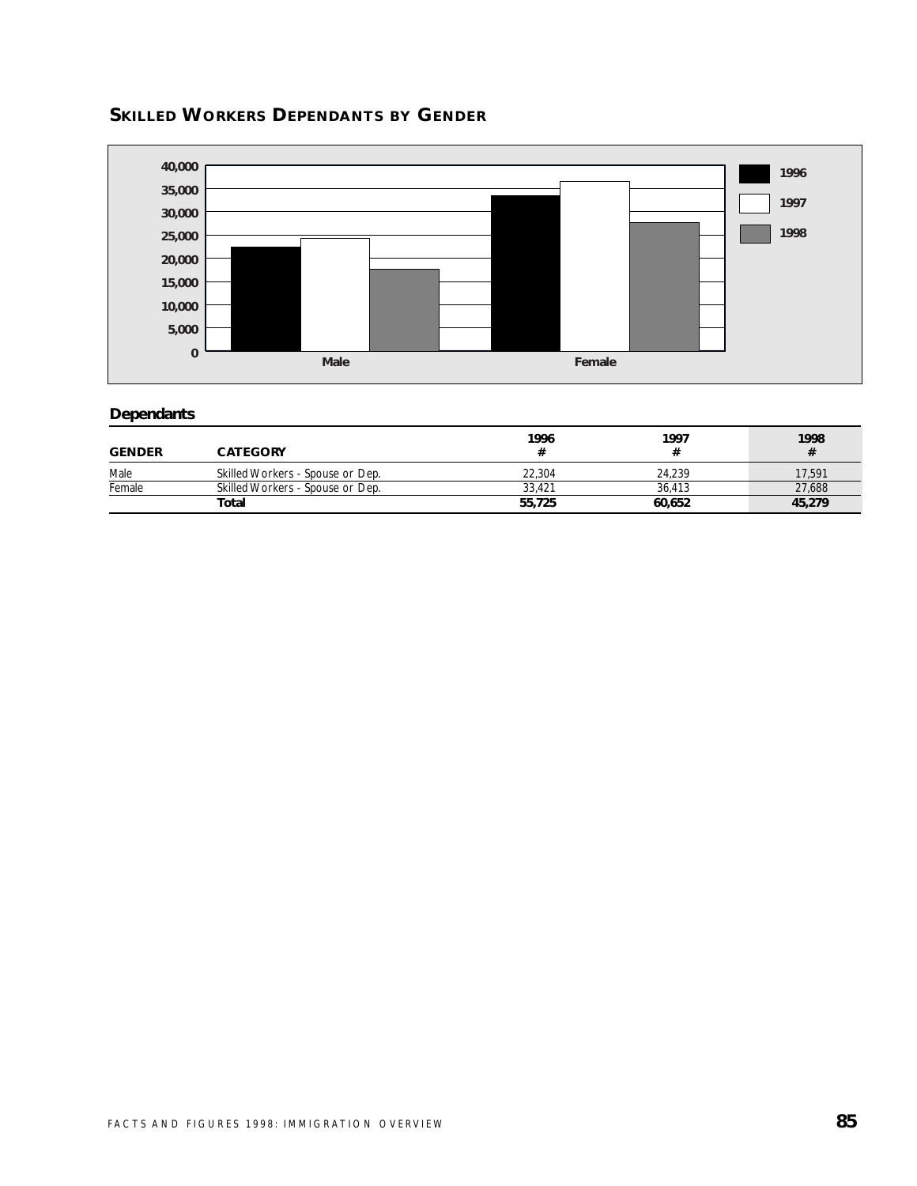## SKILLED WORKERS DEPENDANTS BY GENDER

### Dependants

| GENDER | CATEGORY | 1996 # | 1997 # | 1998 # |
|---|---|---|---|---|
| Male | Skilled Workers - Spouse or Dep. | 22,304 | 24,239 | 17,591 |
| Female | Skilled Workers - Spouse or Dep. | 33,421 | 36,413 | 27,688 |
| | **Total** | **55,725** | **60,652** | **45,279** |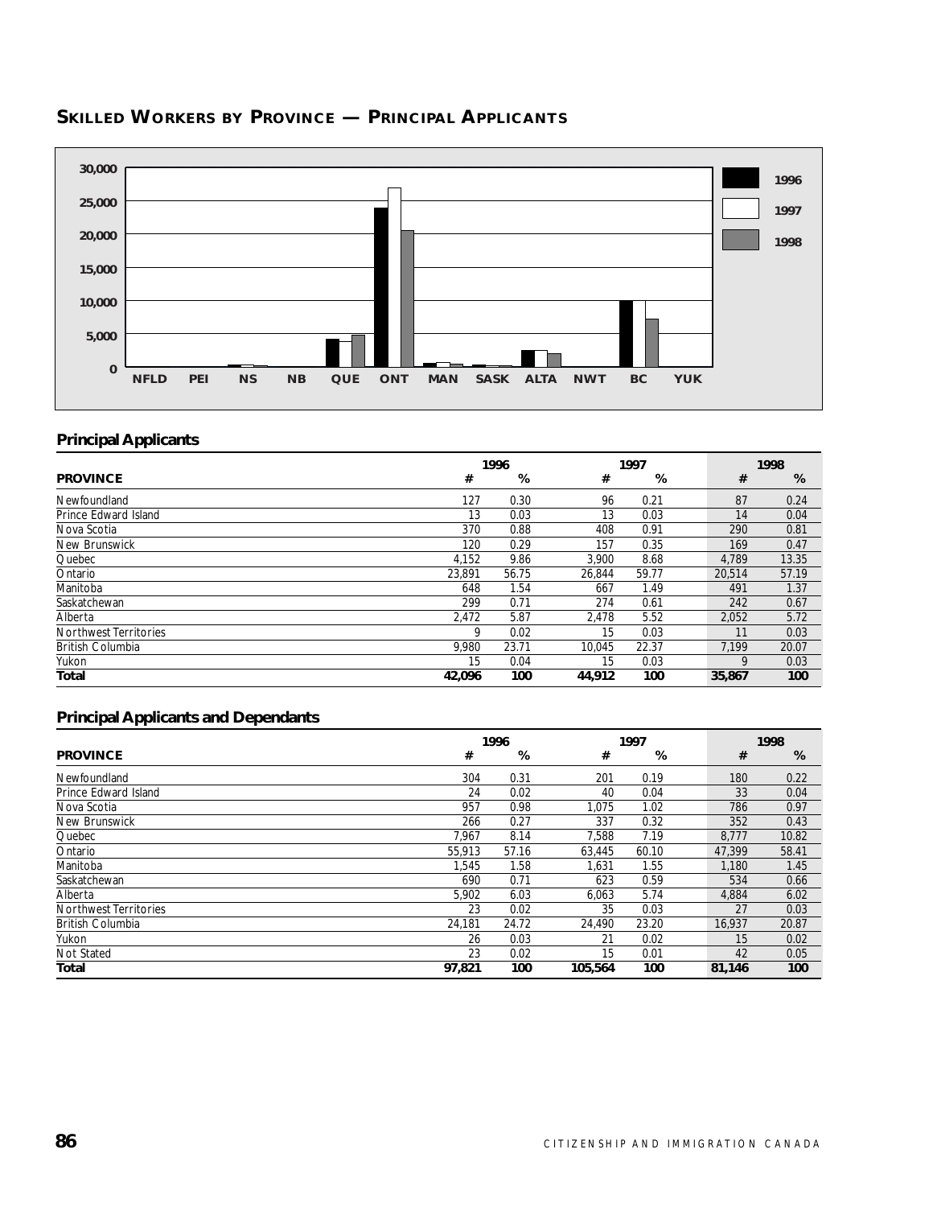## Skilled Workers by Province — Principal Applicants

### Principal Applicants

| PROVINCE | 1996 # | 1996 % | 1997 # | 1997 % | 1998 # | 1998 % |
|---|---|---|---|---|---|---|
| Newfoundland | 127 | 0.30 | 96 | 0.21 | 87 | 0.24 |
| Prince Edward Island | 13 | 0.03 | 13 | 0.03 | 14 | 0.04 |
| Nova Scotia | 370 | 0.88 | 408 | 0.91 | 290 | 0.81 |
| New Brunswick | 120 | 0.29 | 157 | 0.35 | 169 | 0.47 |
| Quebec | 4,152 | 9.86 | 3,900 | 8.68 | 4,789 | 13.35 |
| Ontario | 23,891 | 56.75 | 26,844 | 59.77 | 20,514 | 57.19 |
| Manitoba | 648 | 1.54 | 667 | 1.49 | 491 | 1.37 |
| Saskatchewan | 299 | 0.71 | 274 | 0.61 | 242 | 0.67 |
| Alberta | 2,472 | 5.87 | 2,478 | 5.52 | 2,052 | 5.72 |
| Northwest Territories | 9 | 0.02 | 15 | 0.03 | 11 | 0.03 |
| British Columbia | 9,980 | 23.71 | 10,045 | 22.37 | 7,199 | 20.07 |
| Yukon | 15 | 0.04 | 15 | 0.03 | 9 | 0.03 |
| **Total** | **42,096** | **100** | **44,912** | **100** | **35,867** | **100** |

### Principal Applicants and Dependants

| PROVINCE | 1996 # | 1996 % | 1997 # | 1997 % | 1998 # | 1998 % |
|---|---|---|---|---|---|---|
| Newfoundland | 304 | 0.31 | 201 | 0.19 | 180 | 0.22 |
| Prince Edward Island | 24 | 0.02 | 40 | 0.04 | 33 | 0.04 |
| Nova Scotia | 957 | 0.98 | 1,075 | 1.02 | 786 | 0.97 |
| New Brunswick | 266 | 0.27 | 337 | 0.32 | 352 | 0.43 |
| Quebec | 7,967 | 8.14 | 7,588 | 7.19 | 8,777 | 10.82 |
| Ontario | 55,913 | 57.16 | 63,445 | 60.10 | 47,399 | 58.41 |
| Manitoba | 1,545 | 1.58 | 1,631 | 1.55 | 1,180 | 1.45 |
| Saskatchewan | 690 | 0.71 | 623 | 0.59 | 534 | 0.66 |
| Alberta | 5,902 | 6.03 | 6,063 | 5.74 | 4,884 | 6.02 |
| Northwest Territories | 23 | 0.02 | 35 | 0.03 | 27 | 0.03 |
| British Columbia | 24,181 | 24.72 | 24,490 | 23.20 | 16,937 | 20.87 |
| Yukon | 26 | 0.03 | 21 | 0.02 | 15 | 0.02 |
| Not Stated | 23 | 0.02 | 15 | 0.01 | 42 | 0.05 |
| **Total** | **97,821** | **100** | **105,564** | **100** | **81,146** | **100** |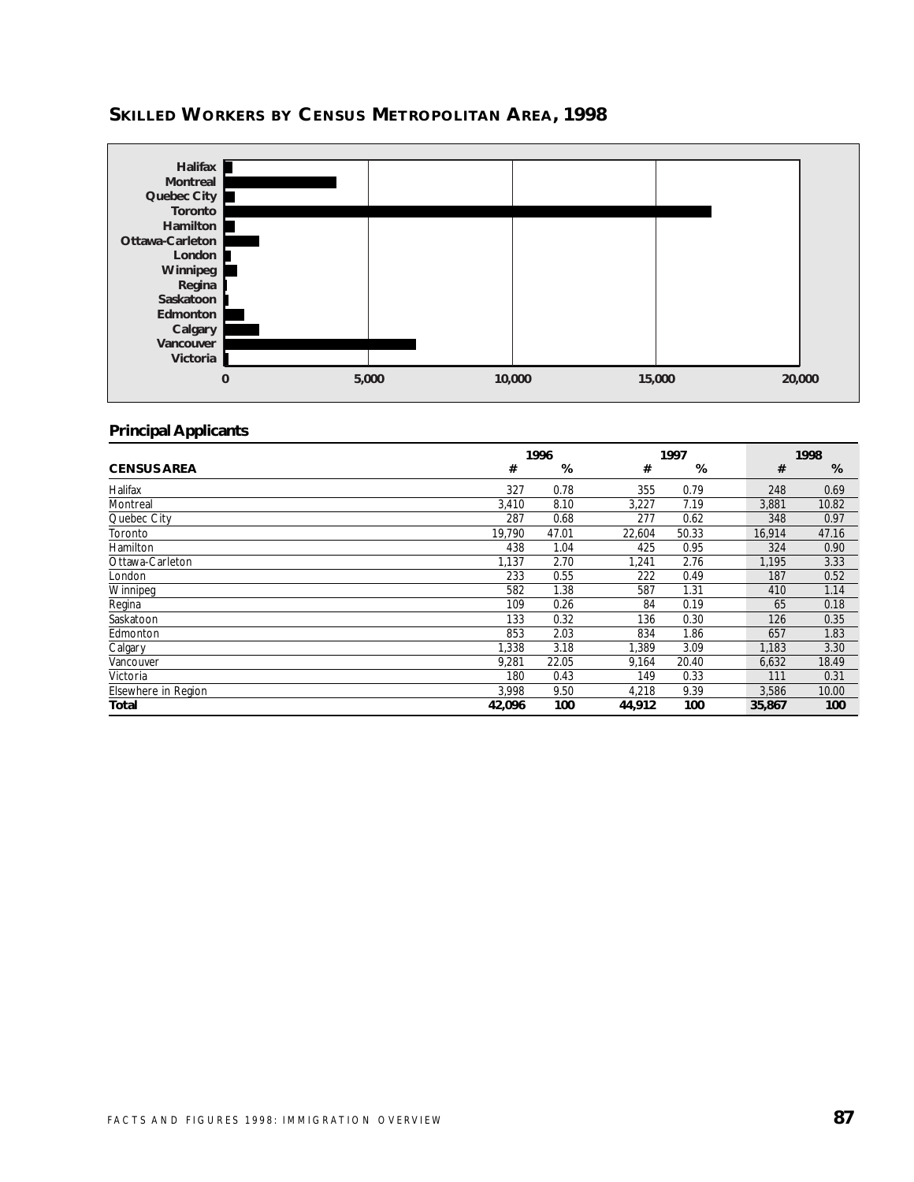## SKILLED WORKERS BY CENSUS METROPOLITAN AREA, 1998

Halifax
Montreal
Quebec City
Toronto
Hamilton
Ottawa-Carleton
London
Winnipeg
Regina
Saskatoon
Edmonton
Calgary
Vancouver
Victoria

0 5,000 10,000 15,000 20,000

### Principal Applicants

| CENSUS AREA | 1996 # | 1996 % | 1997 # | 1997 % | 1998 # | 1998 % |
|---|---|---|---|---|---|---|
| Halifax | 327 | 0.78 | 355 | 0.79 | 248 | 0.69 |
| Montreal | 3,410 | 8.10 | 3,227 | 7.19 | 3,881 | 10.82 |
| Quebec City | 287 | 0.68 | 277 | 0.62 | 348 | 0.97 |
| Toronto | 19,790 | 47.01 | 22,604 | 50.33 | 16,914 | 47.16 |
| Hamilton | 438 | 1.04 | 425 | 0.95 | 324 | 0.90 |
| Ottawa-Carleton | 1,137 | 2.70 | 1,241 | 2.76 | 1,195 | 3.33 |
| London | 233 | 0.55 | 222 | 0.49 | 187 | 0.52 |
| Winnipeg | 582 | 1.38 | 587 | 1.31 | 410 | 1.14 |
| Regina | 109 | 0.26 | 84 | 0.19 | 65 | 0.18 |
| Saskatoon | 133 | 0.32 | 136 | 0.30 | 126 | 0.35 |
| Edmonton | 853 | 2.03 | 834 | 1.86 | 657 | 1.83 |
| Calgary | 1,338 | 3.18 | 1,389 | 3.09 | 1,183 | 3.30 |
| Vancouver | 9,281 | 22.05 | 9,164 | 20.40 | 6,632 | 18.49 |
| Victoria | 180 | 0.43 | 149 | 0.33 | 111 | 0.31 |
| Elsewhere in Region | 3,998 | 9.50 | 4,218 | 9.39 | 3,586 | 10.00 |
| **Total** | **42,096** | **100** | **44,912** | **100** | **35,867** | **100** |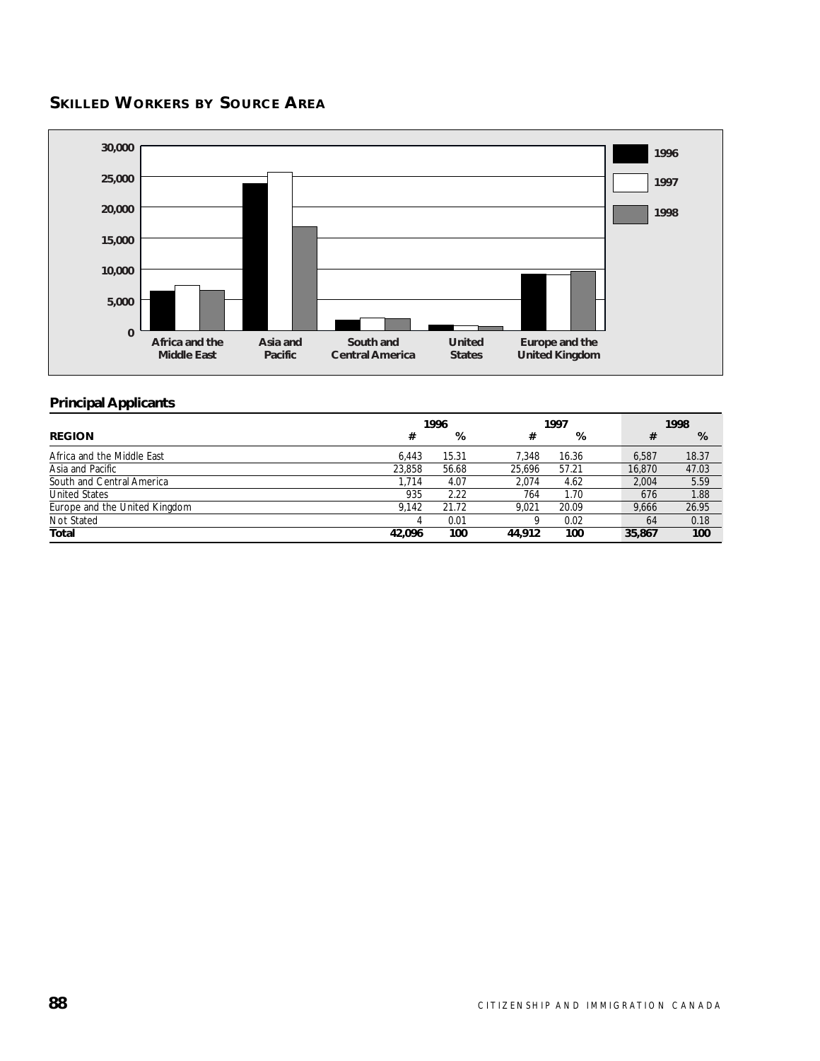## SKILLED WORKERS BY SOURCE AREA

### Principal Applicants

| REGION | 1996 # | 1996 % | 1997 # | 1997 % | 1998 # | 1998 % |
|---|---|---|---|---|---|---|
| Africa and the Middle East | 6,443 | 15.31 | 7,348 | 16.36 | 6,587 | 18.37 |
| Asia and Pacific | 23,858 | 56.68 | 25,696 | 57.21 | 16,870 | 47.03 |
| South and Central America | 1,714 | 4.07 | 2,074 | 4.62 | 2,004 | 5.59 |
| United States | 935 | 2.22 | 764 | 1.70 | 676 | 1.88 |
| Europe and the United Kingdom | 9,142 | 21.72 | 9,021 | 20.09 | 9,666 | 26.95 |
| Not Stated | 4 | 0.01 | 9 | 0.02 | 64 | 0.18 |
| **Total** | **42,096** | **100** | **44,912** | **100** | **35,867** | **100** |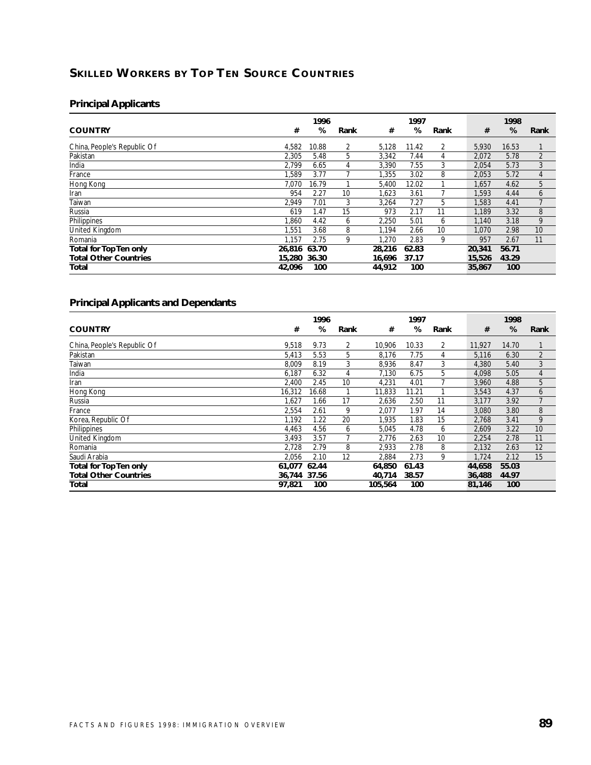## SKILLED WORKERS BY TOP TEN SOURCE COUNTRIES

### Principal Applicants

| COUNTRY | 1996 # | 1996 % | 1996 Rank | 1997 # | 1997 % | 1997 Rank | 1998 # | 1998 % | 1998 Rank |
|---|---|---|---|---|---|---|---|---|---|
| China, People's Republic Of | 4,582 | 10.88 | 2 | 5,128 | 11.42 | 2 | 5,930 | 16.53 | 1 |
| Pakistan | 2,305 | 5.48 | 5 | 3,342 | 7.44 | 4 | 2,072 | 5.78 | 2 |
| India | 2,799 | 6.65 | 4 | 3,390 | 7.55 | 3 | 2,054 | 5.73 | 3 |
| France | 1,589 | 3.77 | 7 | 1,355 | 3.02 | 8 | 2,053 | 5.72 | 4 |
| Hong Kong | 7,070 | 16.79 | 1 | 5,400 | 12.02 | 1 | 1,657 | 4.62 | 5 |
| Iran | 954 | 2.27 | 10 | 1,623 | 3.61 | 7 | 1,593 | 4.44 | 6 |
| Taiwan | 2,949 | 7.01 | 3 | 3,264 | 7.27 | 5 | 1,583 | 4.41 | 7 |
| Russia | 619 | 1.47 | 15 | 973 | 2.17 | 11 | 1,189 | 3.32 | 8 |
| Philippines | 1,860 | 4.42 | 6 | 2,250 | 5.01 | 6 | 1,140 | 3.18 | 9 |
| United Kingdom | 1,551 | 3.68 | 8 | 1,194 | 2.66 | 10 | 1,070 | 2.98 | 10 |
| Romania | 1,157 | 2.75 | 9 | 1,270 | 2.83 | 9 | 957 | 2.67 | 11 |
| **Total for Top Ten only** | **26,816** | **63.70** | | **28,216** | **62.83** | | **20,341** | **56.71** | |
| **Total Other Countries** | **15,280** | **36.30** | | **16,696** | **37.17** | | **15,526** | **43.29** | |
| **Total** | **42,096** | **100** | | **44,912** | **100** | | **35,867** | **100** | |

### Principal Applicants and Dependants

| COUNTRY | 1996 # | 1996 % | 1996 Rank | 1997 # | 1997 % | 1997 Rank | 1998 # | 1998 % | 1998 Rank |
|---|---|---|---|---|---|---|---|---|---|
| China, People's Republic Of | 9,518 | 9.73 | 2 | 10,906 | 10.33 | 2 | 11,927 | 14.70 | 1 |
| Pakistan | 5,413 | 5.53 | 5 | 8,176 | 7.75 | 4 | 5,116 | 6.30 | 2 |
| Taiwan | 8,009 | 8.19 | 3 | 8,936 | 8.47 | 3 | 4,380 | 5.40 | 3 |
| India | 6,187 | 6.32 | 4 | 7,130 | 6.75 | 5 | 4,098 | 5.05 | 4 |
| Iran | 2,400 | 2.45 | 10 | 4,231 | 4.01 | 7 | 3,960 | 4.88 | 5 |
| Hong Kong | 16,312 | 16.68 | 1 | 11,833 | 11.21 | 1 | 3,543 | 4.37 | 6 |
| Russia | 1,627 | 1.66 | 17 | 2,636 | 2.50 | 11 | 3,177 | 3.92 | 7 |
| France | 2,554 | 2.61 | 9 | 2,077 | 1.97 | 14 | 3,080 | 3.80 | 8 |
| Korea, Republic Of | 1,192 | 1.22 | 20 | 1,935 | 1.83 | 15 | 2,768 | 3.41 | 9 |
| Philippines | 4,463 | 4.56 | 6 | 5,045 | 4.78 | 6 | 2,609 | 3.22 | 10 |
| United Kingdom | 3,493 | 3.57 | 7 | 2,776 | 2.63 | 10 | 2,254 | 2.78 | 11 |
| Romania | 2,728 | 2.79 | 8 | 2,933 | 2.78 | 8 | 2,132 | 2.63 | 12 |
| Saudi Arabia | 2,056 | 2.10 | 12 | 2,884 | 2.73 | 9 | 1,724 | 2.12 | 15 |
| **Total for Top Ten only** | **61,077** | **62.44** | | **64,850** | **61.43** | | **44,658** | **55.03** | |
| **Total Other Countries** | **36,744** | **37.56** | | **40,714** | **38.57** | | **36,488** | **44.97** | |
| **Total** | **97,821** | **100** | | **105,564** | **100** | | **81,146** | **100** | |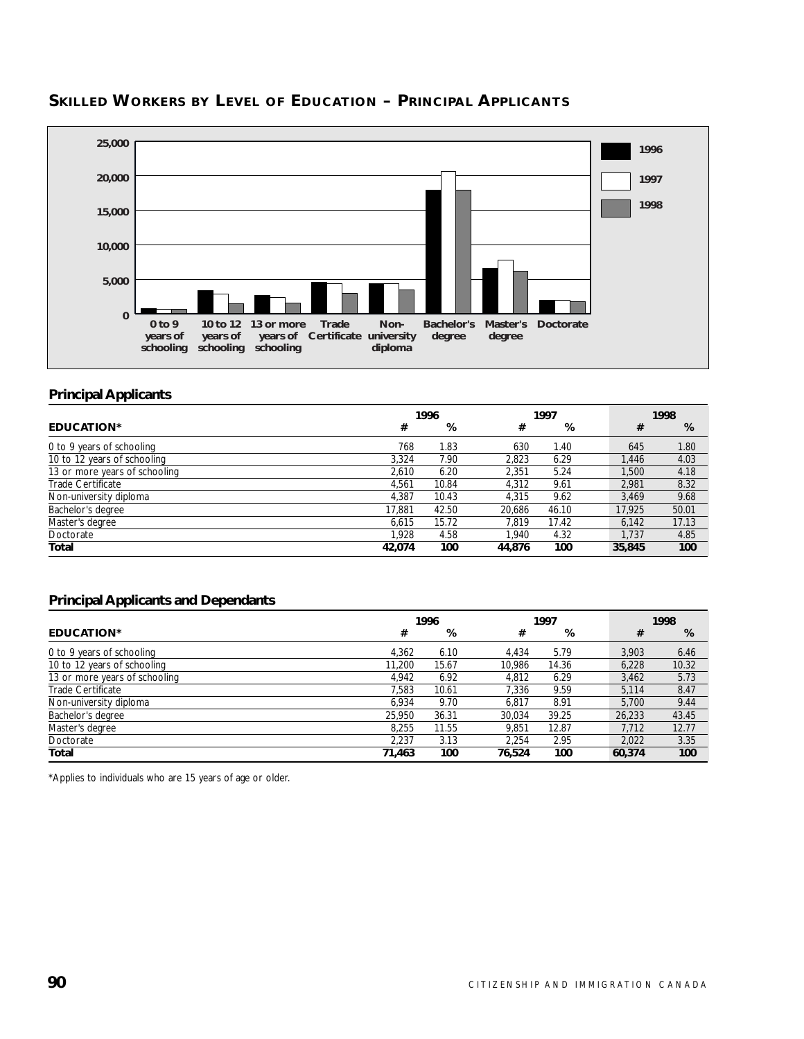## SKILLED WORKERS BY LEVEL OF EDUCATION – PRINCIPAL APPLICANTS

### Principal Applicants

| EDUCATION* | 1996 # | 1996 % | 1997 # | 1997 % | 1998 # | 1998 % |
|---|---|---|---|---|---|---|
| 0 to 9 years of schooling | 768 | 1.83 | 630 | 1.40 | 645 | 1.80 |
| 10 to 12 years of schooling | 3,324 | 7.90 | 2,823 | 6.29 | 1,446 | 4.03 |
| 13 or more years of schooling | 2,610 | 6.20 | 2,351 | 5.24 | 1,500 | 4.18 |
| Trade Certificate | 4,561 | 10.84 | 4,312 | 9.61 | 2,981 | 8.32 |
| Non-university diploma | 4,387 | 10.43 | 4,315 | 9.62 | 3,469 | 9.68 |
| Bachelor's degree | 17,881 | 42.50 | 20,686 | 46.10 | 17,925 | 50.01 |
| Master's degree | 6,615 | 15.72 | 7,819 | 17.42 | 6,142 | 17.13 |
| Doctorate | 1,928 | 4.58 | 1,940 | 4.32 | 1,737 | 4.85 |
| **Total** | **42,074** | **100** | **44,876** | **100** | **35,845** | **100** |

### Principal Applicants and Dependants

| EDUCATION* | 1996 # | 1996 % | 1997 # | 1997 % | 1998 # | 1998 % |
|---|---|---|---|---|---|---|
| 0 to 9 years of schooling | 4,362 | 6.10 | 4,434 | 5.79 | 3,903 | 6.46 |
| 10 to 12 years of schooling | 11,200 | 15.67 | 10,986 | 14.36 | 6,228 | 10.32 |
| 13 or more years of schooling | 4,942 | 6.92 | 4,812 | 6.29 | 3,462 | 5.73 |
| Trade Certificate | 7,583 | 10.61 | 7,336 | 9.59 | 5,114 | 8.47 |
| Non-university diploma | 6,934 | 9.70 | 6,817 | 8.91 | 5,700 | 9.44 |
| Bachelor's degree | 25,950 | 36.31 | 30,034 | 39.25 | 26,233 | 43.45 |
| Master's degree | 8,255 | 11.55 | 9,851 | 12.87 | 7,712 | 12.77 |
| Doctorate | 2,237 | 3.13 | 2,254 | 2.95 | 2,022 | 3.35 |
| **Total** | **71,463** | **100** | **76,524** | **100** | **60,374** | **100** |

*Applies to individuals who are 15 years of age or older.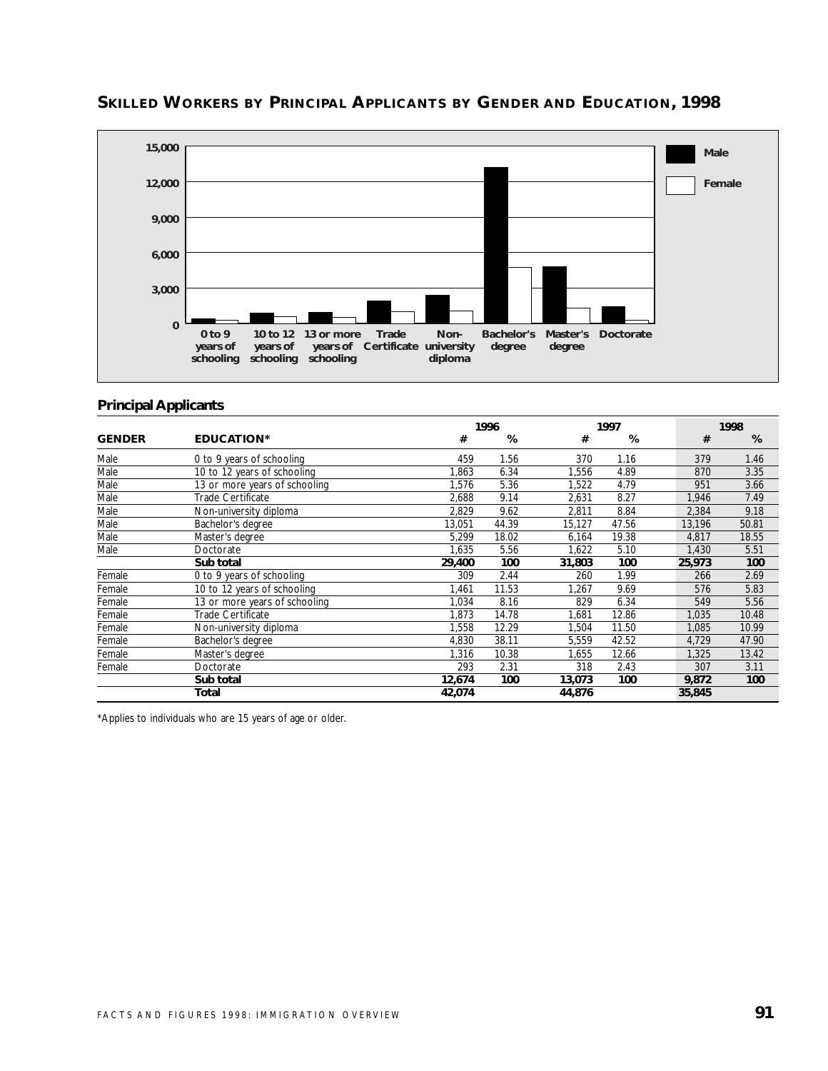## SKILLED WORKERS BY PRINCIPAL APPLICANTS BY GENDER AND EDUCATION, 1998

### Principal Applicants

| GENDER | EDUCATION* | 1996 # | 1996 % | 1997 # | 1997 % | 1998 # | 1998 % |
|---|---|---|---|---|---|---|---|
| Male | 0 to 9 years of schooling | 459 | 1.56 | 370 | 1.16 | 379 | 1.46 |
| Male | 10 to 12 years of schooling | 1,863 | 6.34 | 1,556 | 4.89 | 870 | 3.35 |
| Male | 13 or more years of schooling | 1,576 | 5.36 | 1,522 | 4.79 | 951 | 3.66 |
| Male | Trade Certificate | 2,688 | 9.14 | 2,631 | 8.27 | 1,946 | 7.49 |
| Male | Non-university diploma | 2,829 | 9.62 | 2,811 | 8.84 | 2,384 | 9.18 |
| Male | Bachelor's degree | 13,051 | 44.39 | 15,127 | 47.56 | 13,196 | 50.81 |
| Male | Master's degree | 5,299 | 18.02 | 6,164 | 19.38 | 4,817 | 18.55 |
| Male | Doctorate | 1,635 | 5.56 | 1,622 | 5.10 | 1,430 | 5.51 |
| | **Sub total** | **29,400** | **100** | **31,803** | **100** | **25,973** | **100** |
| Female | 0 to 9 years of schooling | 309 | 2.44 | 260 | 1.99 | 266 | 2.69 |
| Female | 10 to 12 years of schooling | 1,461 | 11.53 | 1,267 | 9.69 | 576 | 5.83 |
| Female | 13 or more years of schooling | 1,034 | 8.16 | 829 | 6.34 | 549 | 5.56 |
| Female | Trade Certificate | 1,873 | 14.78 | 1,681 | 12.86 | 1,035 | 10.48 |
| Female | Non-university diploma | 1,558 | 12.29 | 1,504 | 11.50 | 1,085 | 10.99 |
| Female | Bachelor's degree | 4,830 | 38.11 | 5,559 | 42.52 | 4,729 | 47.90 |
| Female | Master's degree | 1,316 | 10.38 | 1,655 | 12.66 | 1,325 | 13.42 |
| Female | Doctorate | 293 | 2.31 | 318 | 2.43 | 307 | 3.11 |
| | **Sub total** | **12,674** | **100** | **13,073** | **100** | **9,872** | **100** |
| | **Total** | **42,074** | | **44,876** | | **35,845** | |

*Applies to individuals who are 15 years of age or older.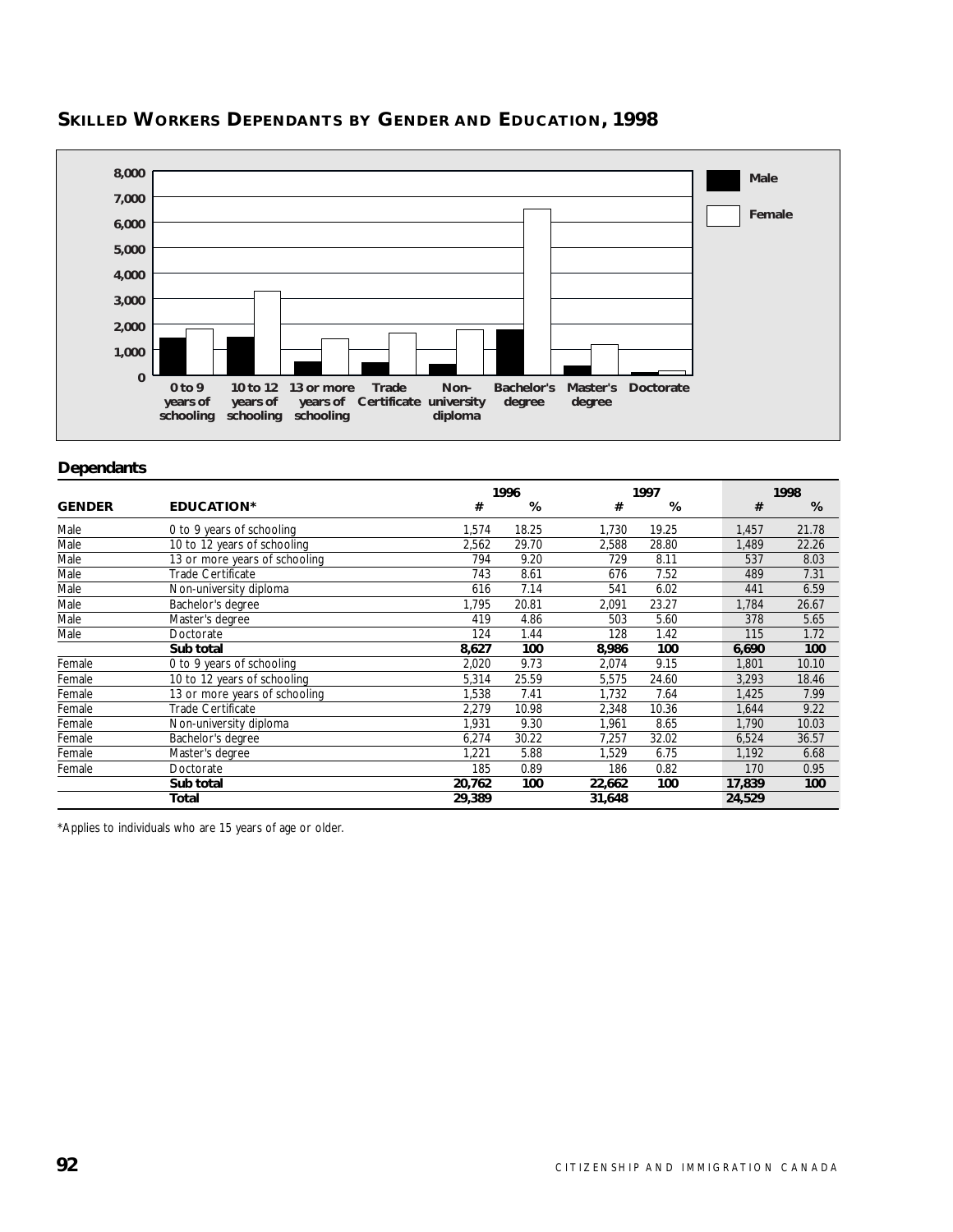## SKILLED WORKERS DEPENDANTS BY GENDER AND EDUCATION, 1998

### Dependants

| GENDER | EDUCATION* | 1996 # | 1996 % | 1997 # | 1997 % | 1998 # | 1998 % |
|---|---|---|---|---|---|---|---|
| Male | 0 to 9 years of schooling | 1,574 | 18.25 | 1,730 | 19.25 | 1,457 | 21.78 |
| Male | 10 to 12 years of schooling | 2,562 | 29.70 | 2,588 | 28.80 | 1,489 | 22.26 |
| Male | 13 or more years of schooling | 794 | 9.20 | 729 | 8.11 | 537 | 8.03 |
| Male | Trade Certificate | 743 | 8.61 | 676 | 7.52 | 489 | 7.31 |
| Male | Non-university diploma | 616 | 7.14 | 541 | 6.02 | 441 | 6.59 |
| Male | Bachelor's degree | 1,795 | 20.81 | 2,091 | 23.27 | 1,784 | 26.67 |
| Male | Master's degree | 419 | 4.86 | 503 | 5.60 | 378 | 5.65 |
| Male | Doctorate | 124 | 1.44 | 128 | 1.42 | 115 | 1.72 |
| | **Sub total** | **8,627** | **100** | **8,986** | **100** | **6,690** | **100** |
| Female | 0 to 9 years of schooling | 2,020 | 9.73 | 2,074 | 9.15 | 1,801 | 10.10 |
| Female | 10 to 12 years of schooling | 5,314 | 25.59 | 5,575 | 24.60 | 3,293 | 18.46 |
| Female | 13 or more years of schooling | 1,538 | 7.41 | 1,732 | 7.64 | 1,425 | 7.99 |
| Female | Trade Certificate | 2,279 | 10.98 | 2,348 | 10.36 | 1,644 | 9.22 |
| Female | Non-university diploma | 1,931 | 9.30 | 1,961 | 8.65 | 1,790 | 10.03 |
| Female | Bachelor's degree | 6,274 | 30.22 | 7,257 | 32.02 | 6,524 | 36.57 |
| Female | Master's degree | 1,221 | 5.88 | 1,529 | 6.75 | 1,192 | 6.68 |
| Female | Doctorate | 185 | 0.89 | 186 | 0.82 | 170 | 0.95 |
| | **Sub total** | **20,762** | **100** | **22,662** | **100** | **17,839** | **100** |
| | **Total** | **29,389** | | **31,648** | | **24,529** | |

*Applies to individuals who are 15 years of age or older.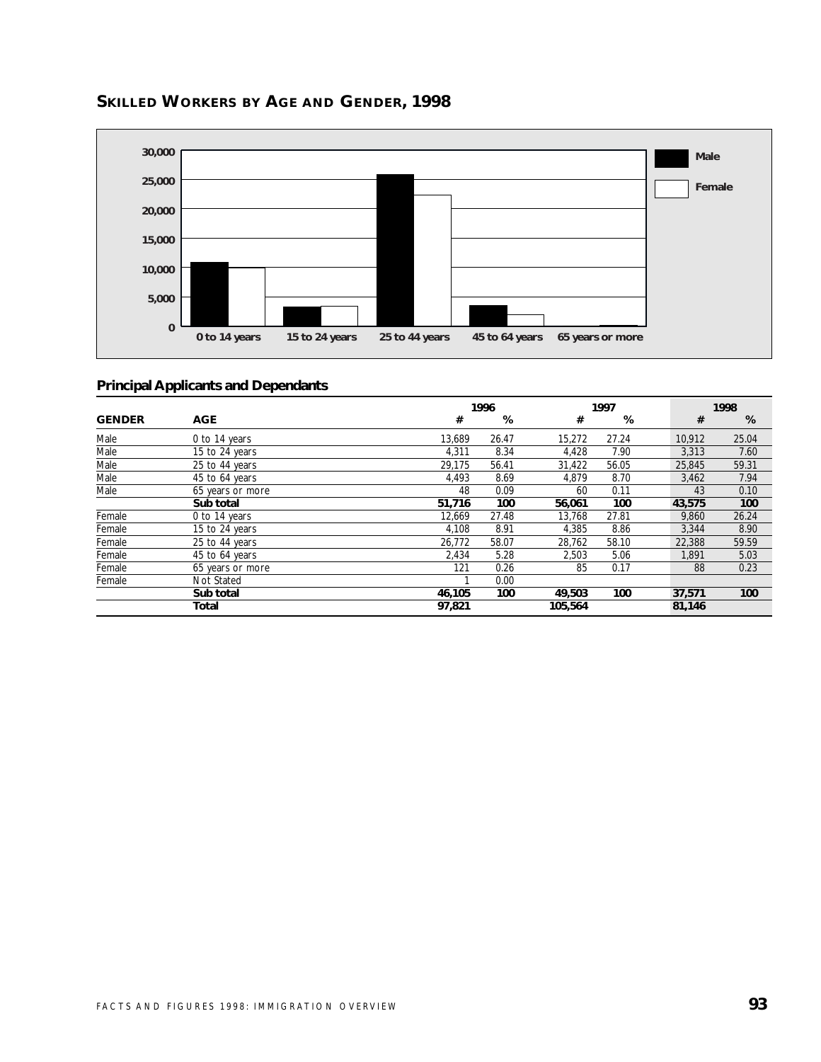## SKILLED WORKERS BY AGE AND GENDER, 1998

### Principal Applicants and Dependants

| GENDER | AGE | 1996 # | 1996 % | 1997 # | 1997 % | 1998 # | 1998 % |
|---|---|---|---|---|---|---|---|
| Male | 0 to 14 years | 13,689 | 26.47 | 15,272 | 27.24 | 10,912 | 25.04 |
| Male | 15 to 24 years | 4,311 | 8.34 | 4,428 | 7.90 | 3,313 | 7.60 |
| Male | 25 to 44 years | 29,175 | 56.41 | 31,422 | 56.05 | 25,845 | 59.31 |
| Male | 45 to 64 years | 4,493 | 8.69 | 4,879 | 8.70 | 3,462 | 7.94 |
| Male | 65 years or more | 48 | 0.09 | 60 | 0.11 | 43 | 0.10 |
| | **Sub total** | **51,716** | **100** | **56,061** | **100** | **43,575** | **100** |
| Female | 0 to 14 years | 12,669 | 27.48 | 13,768 | 27.81 | 9,860 | 26.24 |
| Female | 15 to 24 years | 4,108 | 8.91 | 4,385 | 8.86 | 3,344 | 8.90 |
| Female | 25 to 44 years | 26,772 | 58.07 | 28,762 | 58.10 | 22,388 | 59.59 |
| Female | 45 to 64 years | 2,434 | 5.28 | 2,503 | 5.06 | 1,891 | 5.03 |
| Female | 65 years or more | 121 | 0.26 | 85 | 0.17 | 88 | 0.23 |
| Female | Not Stated | 1 | 0.00 | | | | |
| | **Sub total** | **46,105** | **100** | **49,503** | **100** | **37,571** | **100** |
| | **Total** | **97,821** | | **105,564** | | **81,146** | |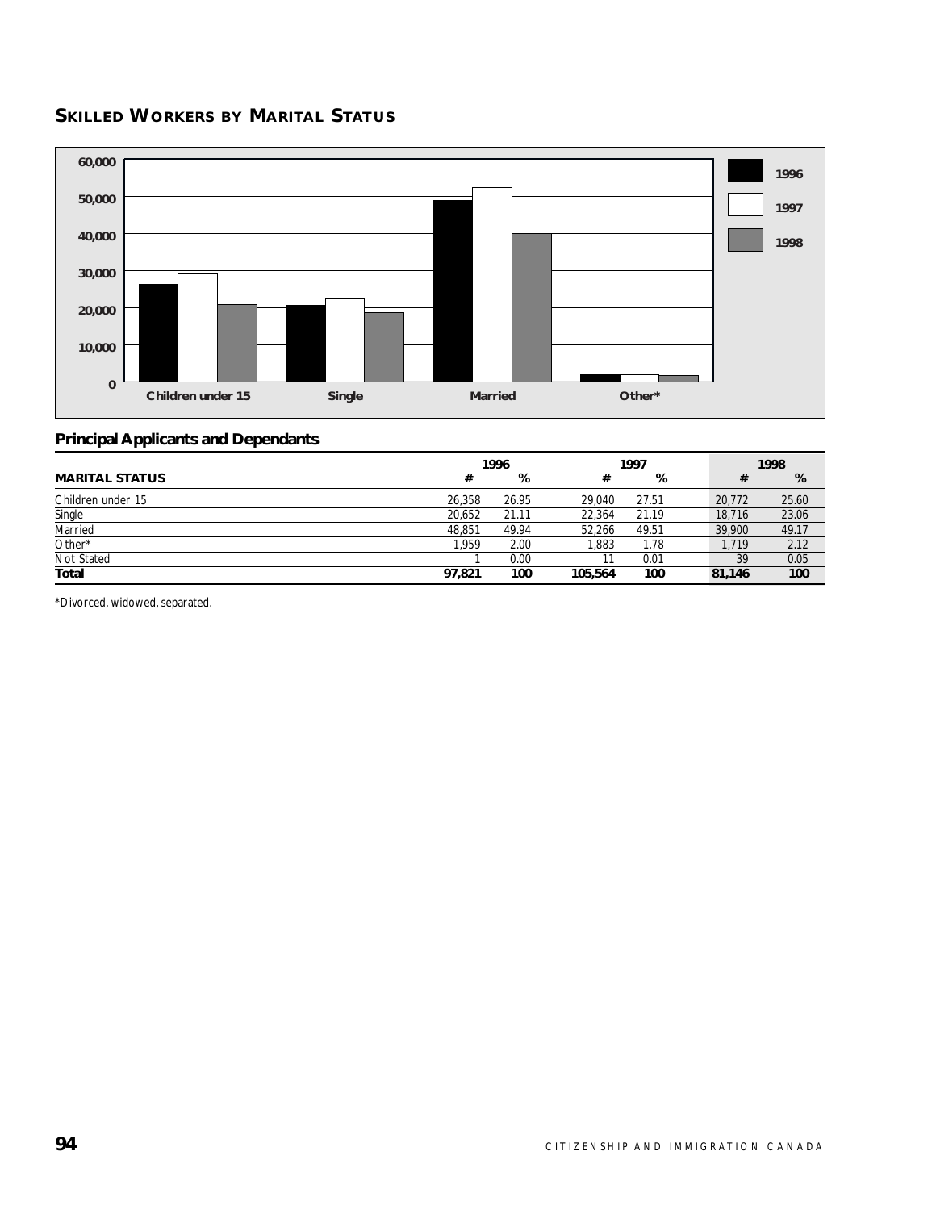## SKILLED WORKERS BY MARITAL STATUS

### Principal Applicants and Dependants

| MARITAL STATUS | 1996 # | 1996 % | 1997 # | 1997 % | 1998 # | 1998 % |
|---|---|---|---|---|---|---|
| Children under 15 | 26,358 | 26.95 | 29,040 | 27.51 | 20,772 | 25.60 |
| Single | 20,652 | 21.11 | 22,364 | 21.19 | 18,716 | 23.06 |
| Married | 48,851 | 49.94 | 52,266 | 49.51 | 39,900 | 49.17 |
| Other* | 1,959 | 2.00 | 1,883 | 1.78 | 1,719 | 2.12 |
| Not Stated | 1 | 0.00 | 11 | 0.01 | 39 | 0.05 |
| **Total** | **97,821** | **100** | **105,564** | **100** | **81,146** | **100** |

*Divorced, widowed, separated.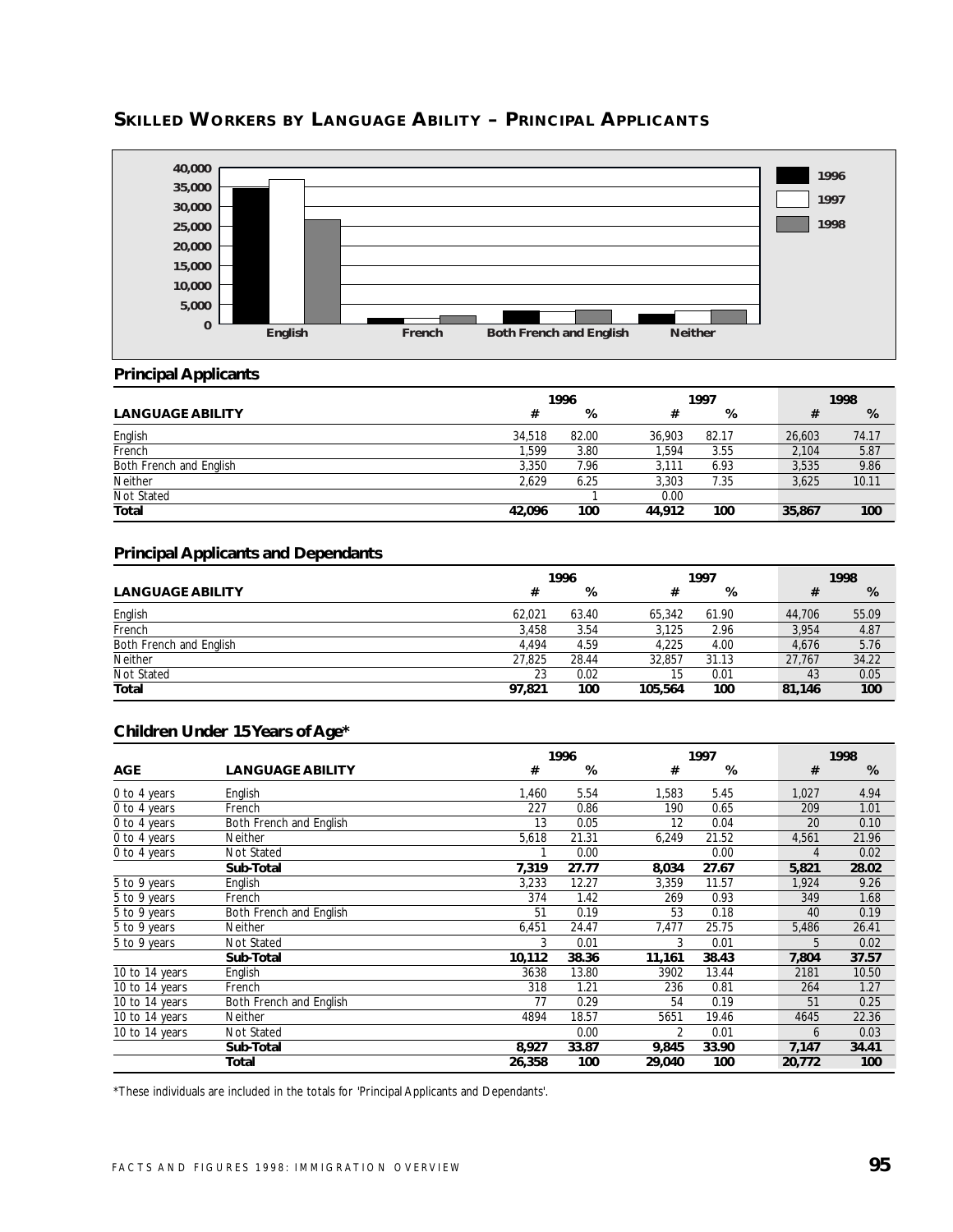## SKILLED WORKERS BY LANGUAGE ABILITY – PRINCIPAL APPLICANTS

### Principal Applicants

| LANGUAGE ABILITY | 1996 # | 1996 % | 1997 # | 1997 % | 1998 # | 1998 % |
|---|---|---|---|---|---|---|
| English | 34,518 | 82.00 | 36,903 | 82.17 | 26,603 | 74.17 |
| French | 1,599 | 3.80 | 1,594 | 3.55 | 2,104 | 5.87 |
| Both French and English | 3,350 | 7.96 | 3,111 | 6.93 | 3,535 | 9.86 |
| Neither | 2,629 | 6.25 | 3,303 | 7.35 | 3,625 | 10.11 |
| Not Stated | | 1 | 0.00 | | | |
| **Total** | **42,096** | **100** | **44,912** | **100** | **35,867** | **100** |

### Principal Applicants and Dependants

| LANGUAGE ABILITY | 1996 # | 1996 % | 1997 # | 1997 % | 1998 # | 1998 % |
|---|---|---|---|---|---|---|
| English | 62,021 | 63.40 | 65,342 | 61.90 | 44,706 | 55.09 |
| French | 3,458 | 3.54 | 3,125 | 2.96 | 3,954 | 4.87 |
| Both French and English | 4,494 | 4.59 | 4,225 | 4.00 | 4,676 | 5.76 |
| Neither | 27,825 | 28.44 | 32,857 | 31.13 | 27,767 | 34.22 |
| Not Stated | 23 | 0.02 | 15 | 0.01 | 43 | 0.05 |
| **Total** | **97,821** | **100** | **105,564** | **100** | **81,146** | **100** |

### Children Under 15 Years of Age*

| AGE | LANGUAGE ABILITY | 1996 # | 1996 % | 1997 # | 1997 % | 1998 # | 1998 % |
|---|---|---|---|---|---|---|---|
| 0 to 4 years | English | 1,460 | 5.54 | 1,583 | 5.45 | 1,027 | 4.94 |
| 0 to 4 years | French | 227 | 0.86 | 190 | 0.65 | 209 | 1.01 |
| 0 to 4 years | Both French and English | 13 | 0.05 | 12 | 0.04 | 20 | 0.10 |
| 0 to 4 years | Neither | 5,618 | 21.31 | 6,249 | 21.52 | 4,561 | 21.96 |
| 0 to 4 years | Not Stated | 1 | 0.00 | | 0.00 | 4 | 0.02 |
| | **Sub-Total** | **7,319** | **27.77** | **8,034** | **27.67** | **5,821** | **28.02** |
| 5 to 9 years | English | 3,233 | 12.27 | 3,359 | 11.57 | 1,924 | 9.26 |
| 5 to 9 years | French | 374 | 1.42 | 269 | 0.93 | 349 | 1.68 |
| 5 to 9 years | Both French and English | 51 | 0.19 | 53 | 0.18 | 40 | 0.19 |
| 5 to 9 years | Neither | 6,451 | 24.47 | 7,477 | 25.75 | 5,486 | 26.41 |
| 5 to 9 years | Not Stated | 3 | 0.01 | 3 | 0.01 | 5 | 0.02 |
| | **Sub-Total** | **10,112** | **38.36** | **11,161** | **38.43** | **7,804** | **37.57** |
| 10 to 14 years | English | 3638 | 13.80 | 3902 | 13.44 | 2181 | 10.50 |
| 10 to 14 years | French | 318 | 1.21 | 236 | 0.81 | 264 | 1.27 |
| 10 to 14 years | Both French and English | 77 | 0.29 | 54 | 0.19 | 51 | 0.25 |
| 10 to 14 years | Neither | 4894 | 18.57 | 5651 | 19.46 | 4645 | 22.36 |
| 10 to 14 years | Not Stated | | 0.00 | 2 | 0.01 | 6 | 0.03 |
| | **Sub-Total** | **8,927** | **33.87** | **9,845** | **33.90** | **7,147** | **34.41** |
| | **Total** | **26,358** | **100** | **29,040** | **100** | **20,772** | **100** |

*These individuals are included in the totals for 'Principal Applicants and Dependants'.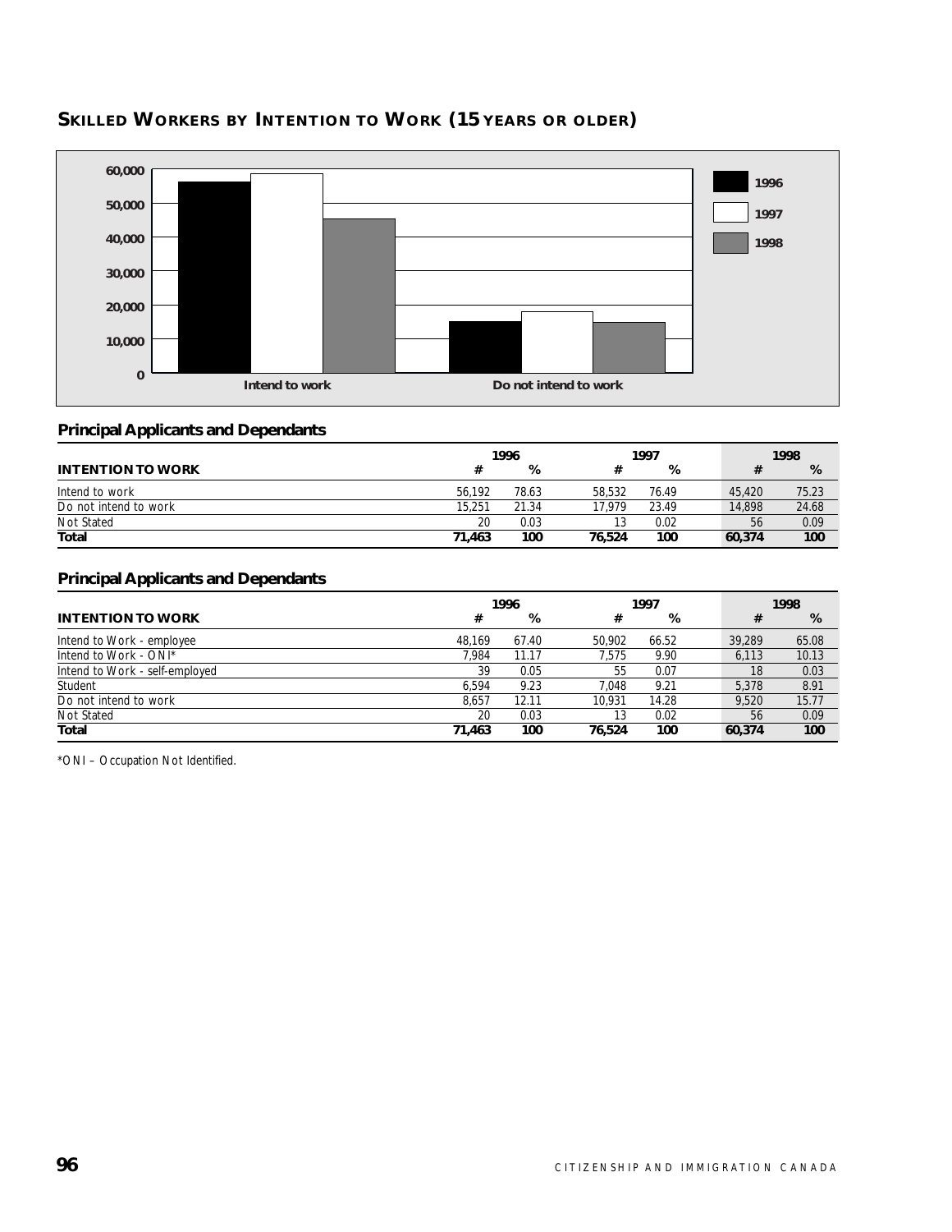## SKILLED WORKERS BY INTENTION TO WORK (15 YEARS OR OLDER)

### Principal Applicants and Dependants

| INTENTION TO WORK | 1996 # | 1996 % | 1997 # | 1997 % | 1998 # | 1998 % |
|---|---|---|---|---|---|---|
| Intend to work | 56,192 | 78.63 | 58,532 | 76.49 | 45,420 | 75.23 |
| Do not intend to work | 15,251 | 21.34 | 17,979 | 23.49 | 14,898 | 24.68 |
| Not Stated | 20 | 0.03 | 13 | 0.02 | 56 | 0.09 |
| **Total** | **71,463** | **100** | **76,524** | **100** | **60,374** | **100** |

### Principal Applicants and Dependants

| INTENTION TO WORK | 1996 # | 1996 % | 1997 # | 1997 % | 1998 # | 1998 % |
|---|---|---|---|---|---|---|
| Intend to Work - employee | 48,169 | 67.40 | 50,902 | 66.52 | 39,289 | 65.08 |
| Intend to Work - ONI* | 7,984 | 11.17 | 7,575 | 9.90 | 6,113 | 10.13 |
| Intend to Work - self-employed | 39 | 0.05 | 55 | 0.07 | 18 | 0.03 |
| Student | 6,594 | 9.23 | 7,048 | 9.21 | 5,378 | 8.91 |
| Do not intend to work | 8,657 | 12.11 | 10,931 | 14.28 | 9,520 | 15.77 |
| Not Stated | 20 | 0.03 | 13 | 0.02 | 56 | 0.09 |
| **Total** | **71,463** | **100** | **76,524** | **100** | **60,374** | **100** |

*ONI – Occupation Not Identified.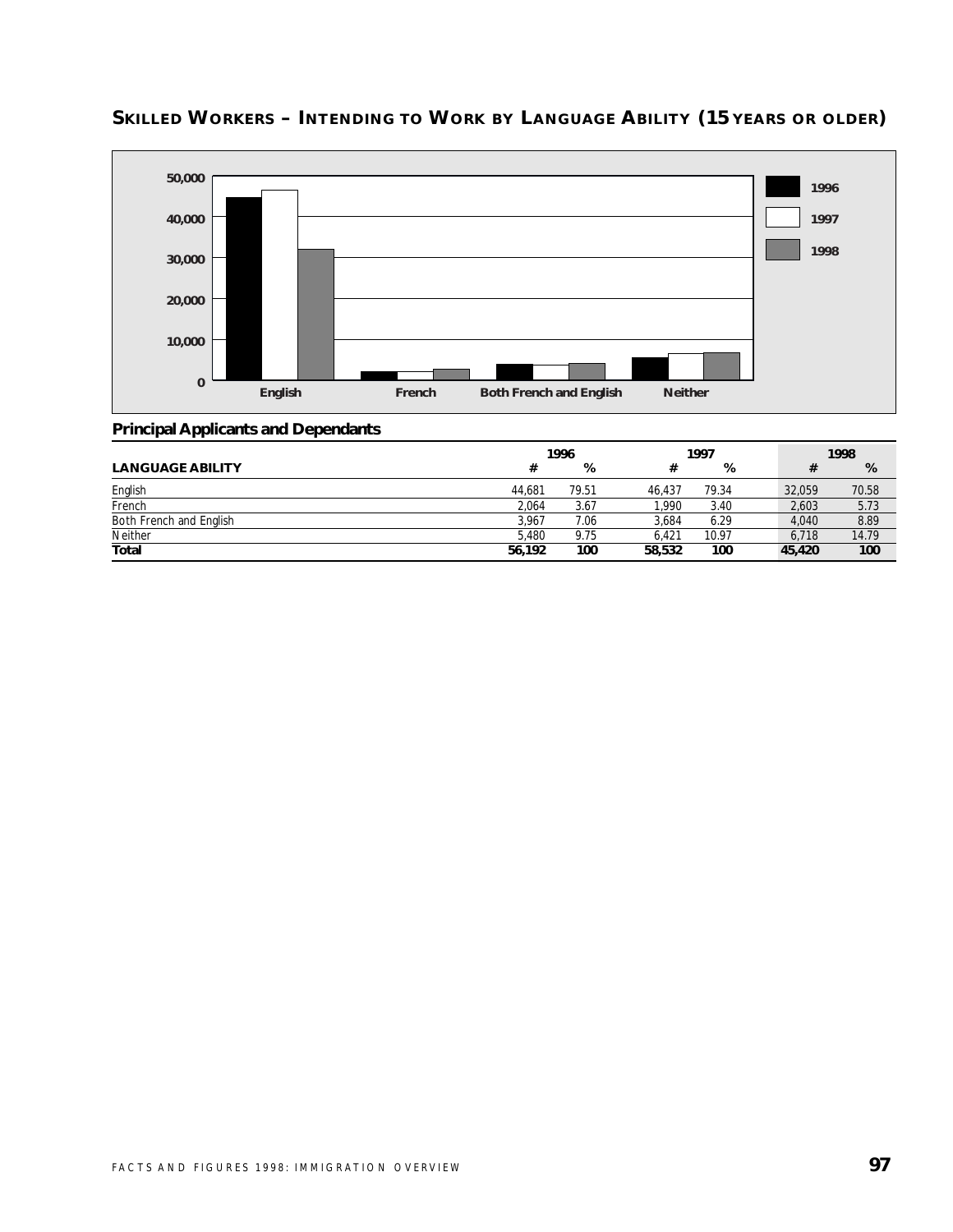## SKILLED WORKERS – INTENDING TO WORK BY LANGUAGE ABILITY (15 YEARS OR OLDER)

### Principal Applicants and Dependants

| LANGUAGE ABILITY | 1996 # | 1996 % | 1997 # | 1997 % | 1998 # | 1998 % |
|---|---|---|---|---|---|---|
| English | 44,681 | 79.51 | 46,437 | 79.34 | 32,059 | 70.58 |
| French | 2,064 | 3.67 | 1,990 | 3.40 | 2,603 | 5.73 |
| Both French and English | 3,967 | 7.06 | 3,684 | 6.29 | 4,040 | 8.89 |
| Neither | 5,480 | 9.75 | 6,421 | 10.97 | 6,718 | 14.79 |
| **Total** | **56,192** | **100** | **58,532** | **100** | **45,420** | **100** |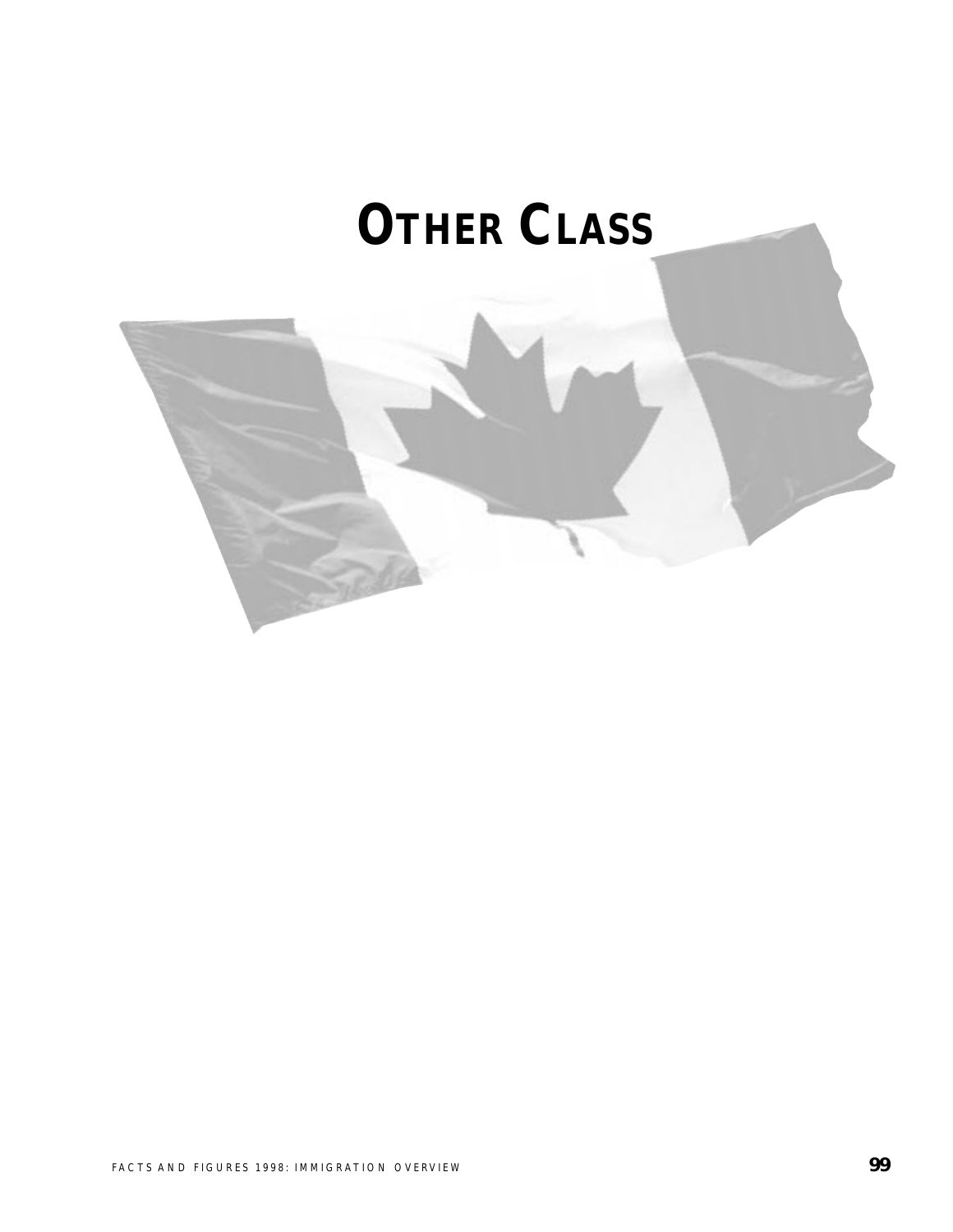# OTHER CLASS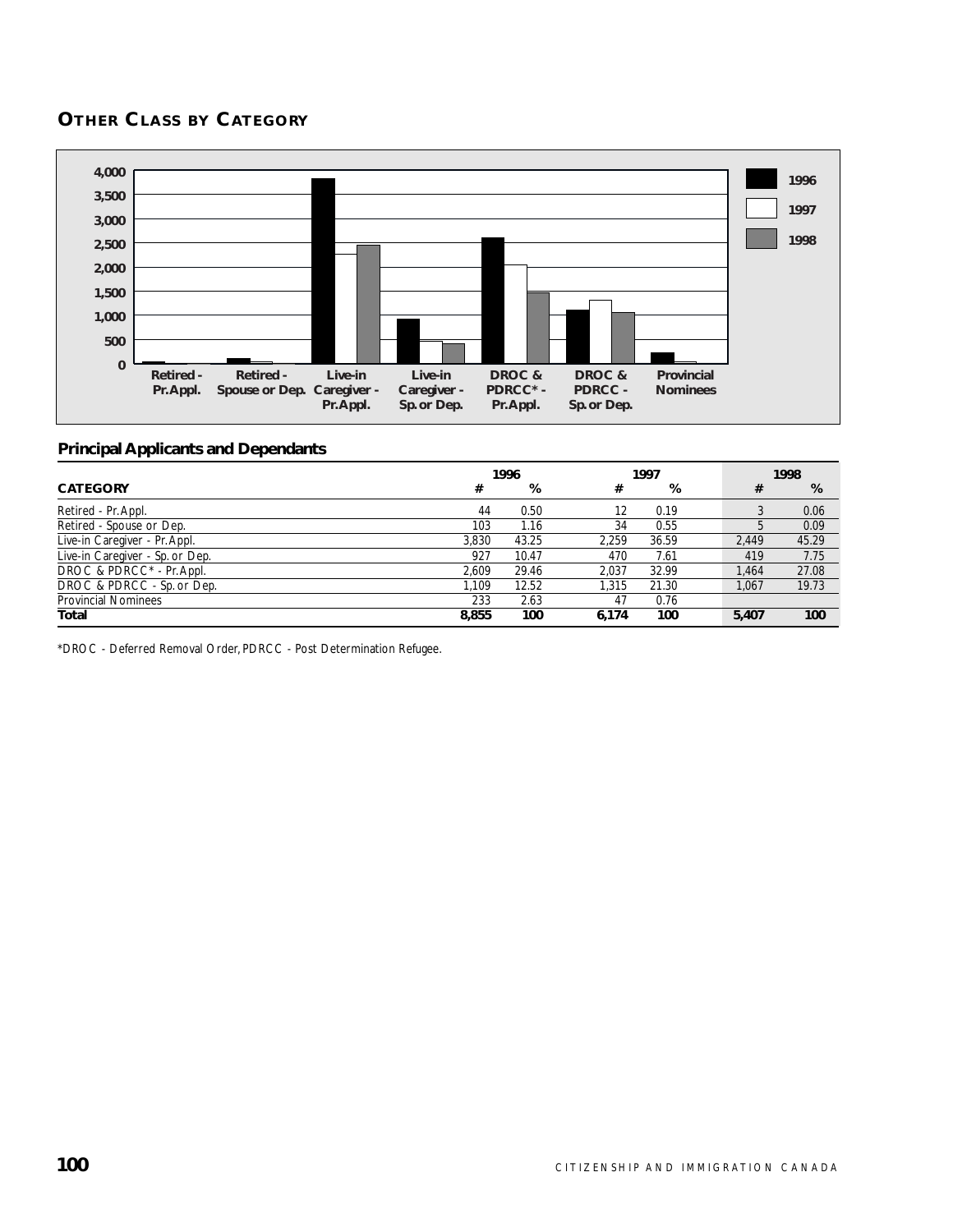## OTHER CLASS BY CATEGORY

### Principal Applicants and Dependants

| CATEGORY | 1996 # | 1996 % | 1997 # | 1997 % | 1998 # | 1998 % |
|---|---|---|---|---|---|---|
| Retired - Pr. Appl. | 44 | 0.50 | 12 | 0.19 | 3 | 0.06 |
| Retired - Spouse or Dep. | 103 | 1.16 | 34 | 0.55 | 5 | 0.09 |
| Live-in Caregiver - Pr. Appl. | 3,830 | 43.25 | 2,259 | 36.59 | 2,449 | 45.29 |
| Live-in Caregiver - Sp. or Dep. | 927 | 10.47 | 470 | 7.61 | 419 | 7.75 |
| DROC & PDRCC* - Pr. Appl. | 2,609 | 29.46 | 2,037 | 32.99 | 1,464 | 27.08 |
| DROC & PDRCC - Sp. or Dep. | 1,109 | 12.52 | 1,315 | 21.30 | 1,067 | 19.73 |
| Provincial Nominees | 233 | 2.63 | 47 | 0.76 | | |
| **Total** | **8,855** | **100** | **6,174** | **100** | **5,407** | **100** |

*DROC - Deferred Removal Order, PDRCC - Post Determination Refugee.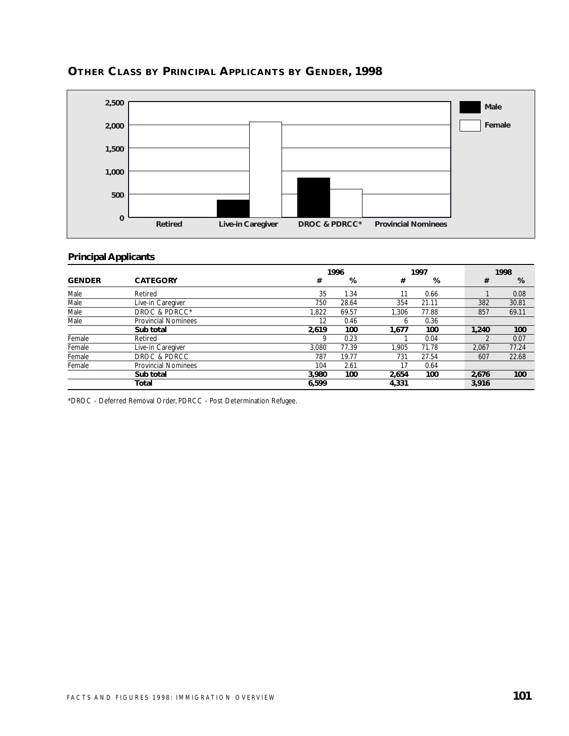## OTHER CLASS BY PRINCIPAL APPLICANTS BY GENDER, 1998

### Principal Applicants

| GENDER | CATEGORY | 1996 # | 1996 % | 1997 # | 1997 % | 1998 # | 1998 % |
|---|---|---|---|---|---|---|---|
| Male | Retired | 35 | 1.34 | 11 | 0.66 | 1 | 0.08 |
| Male | Live-in Caregiver | 750 | 28.64 | 354 | 21.11 | 382 | 30.81 |
| Male | DROC & PDRCC* | 1,822 | 69.57 | 1,306 | 77.88 | 857 | 69.11 |
| Male | Provincial Nominees | 12 | 0.46 | 6 | 0.36 | | |
| | **Sub total** | **2,619** | **100** | **1,677** | **100** | **1,240** | **100** |
| Female | Retired | 9 | 0.23 | 1 | 0.04 | 2 | 0.07 |
| Female | Live-in Caregiver | 3,080 | 77.39 | 1,905 | 71.78 | 2,067 | 77.24 |
| Female | DROC & PDRCC | 787 | 19.77 | 731 | 27.54 | 607 | 22.68 |
| Female | Provincial Nominees | 104 | 2.61 | 17 | 0.64 | | |
| | **Sub total** | **3,980** | **100** | **2,654** | **100** | **2,676** | **100** |
| | **Total** | **6,599** | | **4,331** | | **3,916** | |

*DROC - Deferred Removal Order, PDRCC - Post Determination Refugee.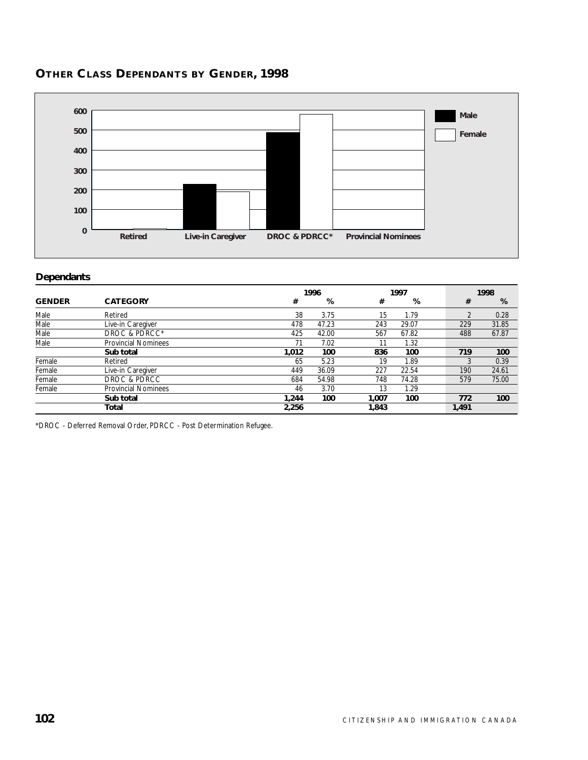## OTHER CLASS DEPENDANTS BY GENDER, 1998

### Dependants

| GENDER | CATEGORY | 1996 # | 1996 % | 1997 # | 1997 % | 1998 # | 1998 % |
|---|---|---|---|---|---|---|---|
| Male | Retired | 38 | 3.75 | 15 | 1.79 | 2 | 0.28 |
| Male | Live-in Caregiver | 478 | 47.23 | 243 | 29.07 | 229 | 31.85 |
| Male | DROC & PDRCC* | 425 | 42.00 | 567 | 67.82 | 488 | 67.87 |
| Male | Provincial Nominees | 71 | 7.02 | 11 | 1.32 | | |
| | **Sub total** | **1,012** | **100** | **836** | **100** | **719** | **100** |
| Female | Retired | 65 | 5.23 | 19 | 1.89 | 3 | 0.39 |
| Female | Live-in Caregiver | 449 | 36.09 | 227 | 22.54 | 190 | 24.61 |
| Female | DROC & PDRCC | 684 | 54.98 | 748 | 74.28 | 579 | 75.00 |
| Female | Provincial Nominees | 46 | 3.70 | 13 | 1.29 | | |
| | **Sub total** | **1,244** | **100** | **1,007** | **100** | **772** | **100** |
| | **Total** | **2,256** | | **1,843** | | **1,491** | |

*DROC - Deferred Removal Order, PDRCC - Post Determination Refugee.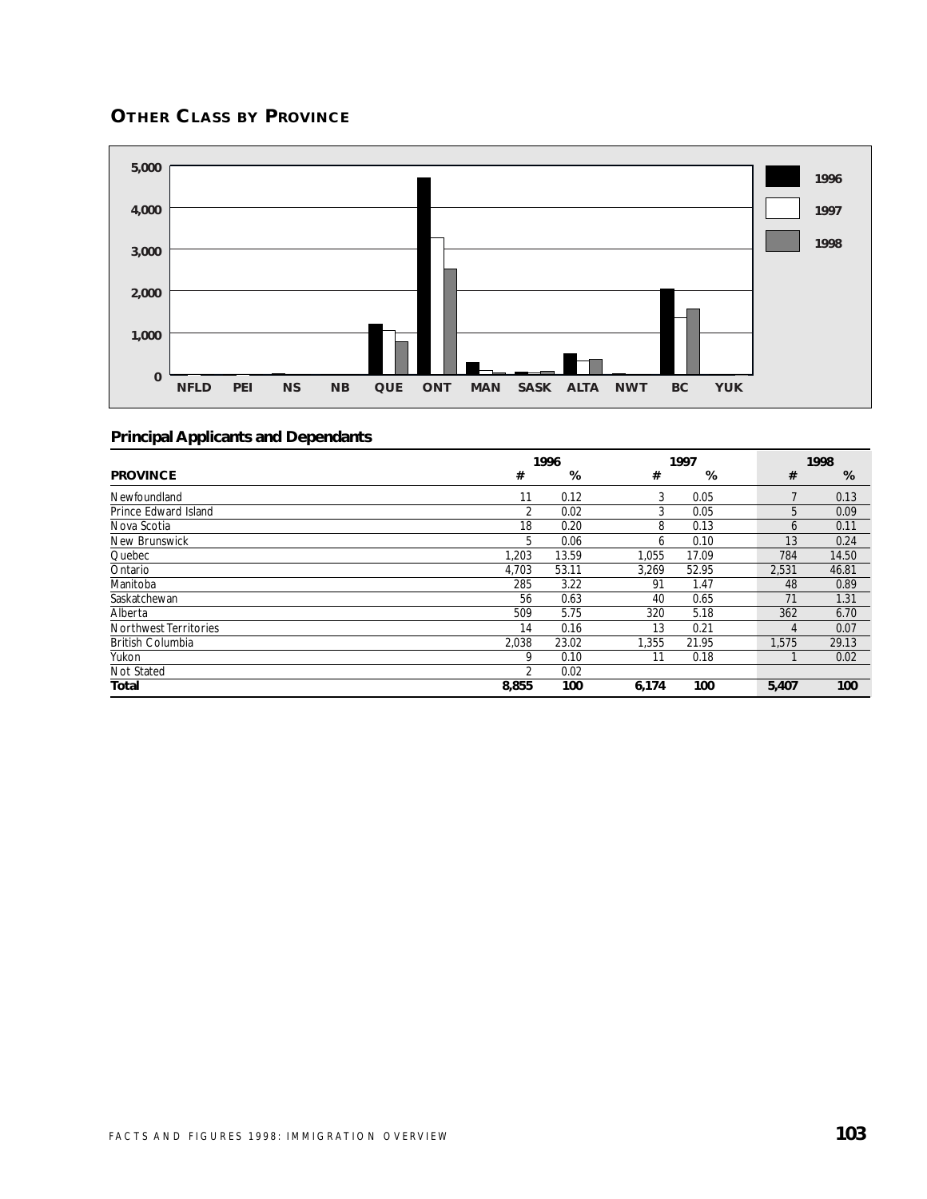## OTHER CLASS BY PROVINCE

### Principal Applicants and Dependants

| PROVINCE | 1996 # | 1996 % | 1997 # | 1997 % | 1998 # | 1998 % |
|---|---|---|---|---|---|---|
| Newfoundland | 11 | 0.12 | 3 | 0.05 | 7 | 0.13 |
| Prince Edward Island | 2 | 0.02 | 3 | 0.05 | 5 | 0.09 |
| Nova Scotia | 18 | 0.20 | 8 | 0.13 | 6 | 0.11 |
| New Brunswick | 5 | 0.06 | 6 | 0.10 | 13 | 0.24 |
| Quebec | 1,203 | 13.59 | 1,055 | 17.09 | 784 | 14.50 |
| Ontario | 4,703 | 53.11 | 3,269 | 52.95 | 2,531 | 46.81 |
| Manitoba | 285 | 3.22 | 91 | 1.47 | 48 | 0.89 |
| Saskatchewan | 56 | 0.63 | 40 | 0.65 | 71 | 1.31 |
| Alberta | 509 | 5.75 | 320 | 5.18 | 362 | 6.70 |
| Northwest Territories | 14 | 0.16 | 13 | 0.21 | 4 | 0.07 |
| British Columbia | 2,038 | 23.02 | 1,355 | 21.95 | 1,575 | 29.13 |
| Yukon | 9 | 0.10 | 11 | 0.18 | 1 | 0.02 |
| Not Stated | 2 | 0.02 | | | | |
| **Total** | **8,855** | **100** | **6,174** | **100** | **5,407** | **100** |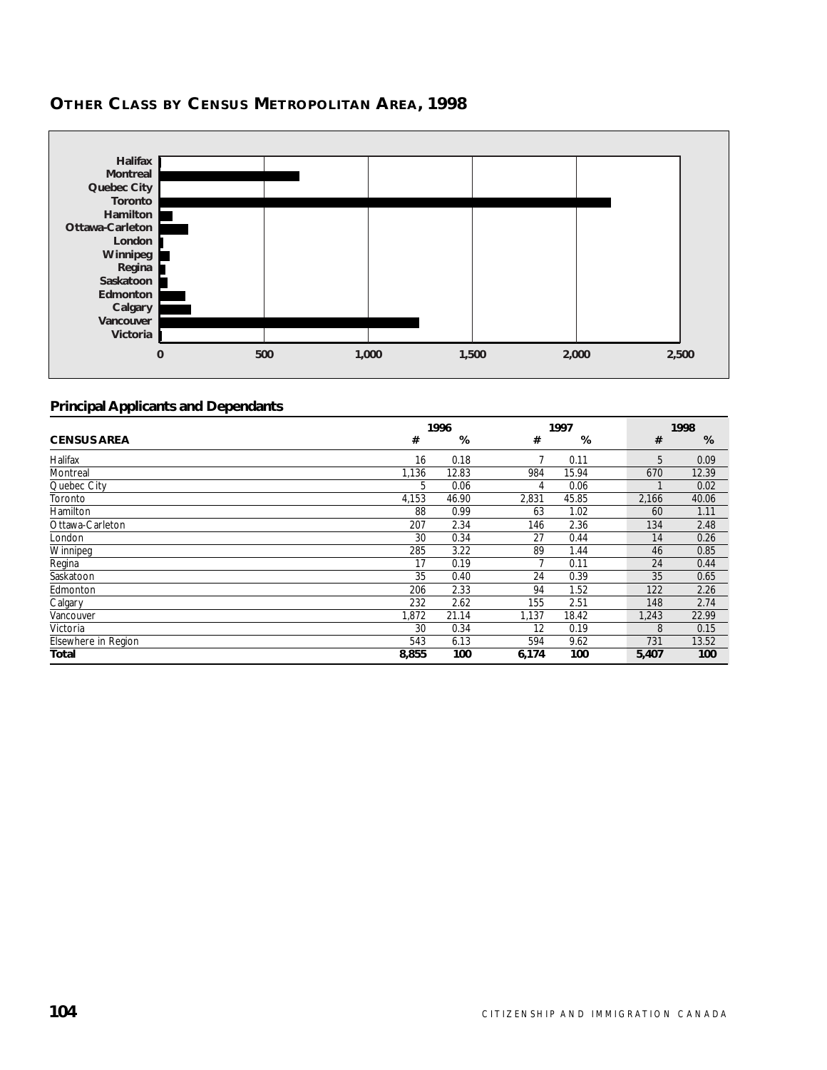## OTHER CLASS BY CENSUS METROPOLITAN AREA, 1998

### Principal Applicants and Dependants

| CENSUS AREA | 1996 # | 1996 % | 1997 # | 1997 % | 1998 # | 1998 % |
|---|---|---|---|---|---|---|
| Halifax | 16 | 0.18 | 7 | 0.11 | 5 | 0.09 |
| Montreal | 1,136 | 12.83 | 984 | 15.94 | 670 | 12.39 |
| Quebec City | 5 | 0.06 | 4 | 0.06 | 1 | 0.02 |
| Toronto | 4,153 | 46.90 | 2,831 | 45.85 | 2,166 | 40.06 |
| Hamilton | 88 | 0.99 | 63 | 1.02 | 60 | 1.11 |
| Ottawa-Carleton | 207 | 2.34 | 146 | 2.36 | 134 | 2.48 |
| London | 30 | 0.34 | 27 | 0.44 | 14 | 0.26 |
| Winnipeg | 285 | 3.22 | 89 | 1.44 | 46 | 0.85 |
| Regina | 17 | 0.19 | 7 | 0.11 | 24 | 0.44 |
| Saskatoon | 35 | 0.40 | 24 | 0.39 | 35 | 0.65 |
| Edmonton | 206 | 2.33 | 94 | 1.52 | 122 | 2.26 |
| Calgary | 232 | 2.62 | 155 | 2.51 | 148 | 2.74 |
| Vancouver | 1,872 | 21.14 | 1,137 | 18.42 | 1,243 | 22.99 |
| Victoria | 30 | 0.34 | 12 | 0.19 | 8 | 0.15 |
| Elsewhere in Region | 543 | 6.13 | 594 | 9.62 | 731 | 13.52 |
| **Total** | **8,855** | **100** | **6,174** | **100** | **5,407** | **100** |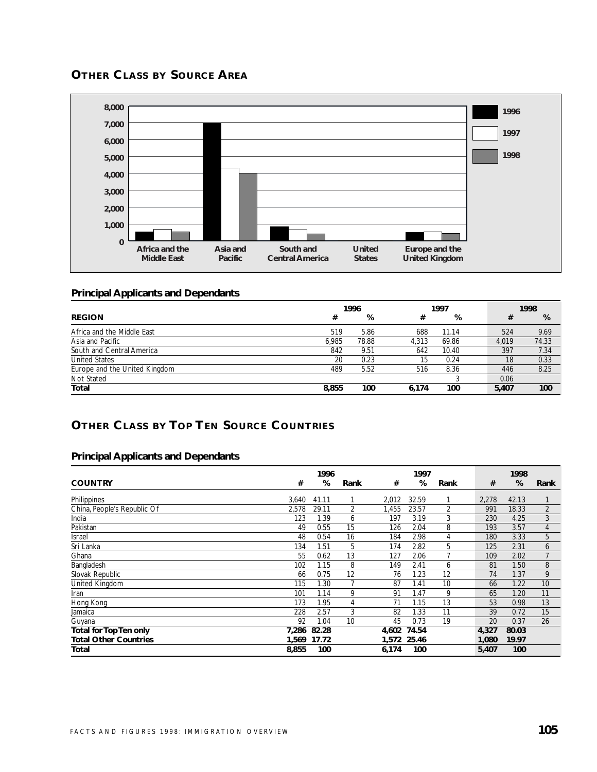## OTHER CLASS BY SOURCE AREA

### Principal Applicants and Dependants

| REGION | 1996 # | 1996 % | 1997 # | 1997 % | 1998 # | 1998 % |
|---|---|---|---|---|---|---|
| Africa and the Middle East | 519 | 5.86 | 688 | 11.14 | 524 | 9.69 |
| Asia and Pacific | 6,985 | 78.88 | 4,313 | 69.86 | 4,019 | 74.33 |
| South and Central America | 842 | 9.51 | 642 | 10.40 | 397 | 7.34 |
| United States | 20 | 0.23 | 15 | 0.24 | 18 | 0.33 |
| Europe and the United Kingdom | 489 | 5.52 | 516 | 8.36 | 446 | 8.25 |
| Not Stated | | | | 3 | 0.06 | |
| **Total** | **8,855** | **100** | **6,174** | **100** | **5,407** | **100** |

## OTHER CLASS BY TOP TEN SOURCE COUNTRIES

### Principal Applicants and Dependants

| COUNTRY | 1996 # | 1996 % | 1996 Rank | 1997 # | 1997 % | 1997 Rank | 1998 # | 1998 % | 1998 Rank |
|---|---|---|---|---|---|---|---|---|---|
| Philippines | 3,640 | 41.11 | 1 | 2,012 | 32.59 | 1 | 2,278 | 42.13 | 1 |
| China, People's Republic Of | 2,578 | 29.11 | 2 | 1,455 | 23.57 | 2 | 991 | 18.33 | 2 |
| India | 123 | 1.39 | 6 | 197 | 3.19 | 3 | 230 | 4.25 | 3 |
| Pakistan | 49 | 0.55 | 15 | 126 | 2.04 | 8 | 193 | 3.57 | 4 |
| Israel | 48 | 0.54 | 16 | 184 | 2.98 | 4 | 180 | 3.33 | 5 |
| Sri Lanka | 134 | 1.51 | 5 | 174 | 2.82 | 5 | 125 | 2.31 | 6 |
| Ghana | 55 | 0.62 | 13 | 127 | 2.06 | 7 | 109 | 2.02 | 7 |
| Bangladesh | 102 | 1.15 | 8 | 149 | 2.41 | 6 | 81 | 1.50 | 8 |
| Slovak Republic | 66 | 0.75 | 12 | 76 | 1.23 | 12 | 74 | 1.37 | 9 |
| United Kingdom | 115 | 1.30 | 7 | 87 | 1.41 | 10 | 66 | 1.22 | 10 |
| Iran | 101 | 1.14 | 9 | 91 | 1.47 | 9 | 65 | 1.20 | 11 |
| Hong Kong | 173 | 1.95 | 4 | 71 | 1.15 | 13 | 53 | 0.98 | 13 |
| Jamaica | 228 | 2.57 | 3 | 82 | 1.33 | 11 | 39 | 0.72 | 15 |
| Guyana | 92 | 1.04 | 10 | 45 | 0.73 | 19 | 20 | 0.37 | 26 |
| **Total for Top Ten only** | **7,286** | **82.28** | | **4,602** | **74.54** | | **4,327** | **80.03** | |
| **Total Other Countries** | **1,569** | **17.72** | | **1,572** | **25.46** | | **1,080** | **19.97** | |
| **Total** | **8,855** | **100** | | **6,174** | **100** | | **5,407** | **100** | |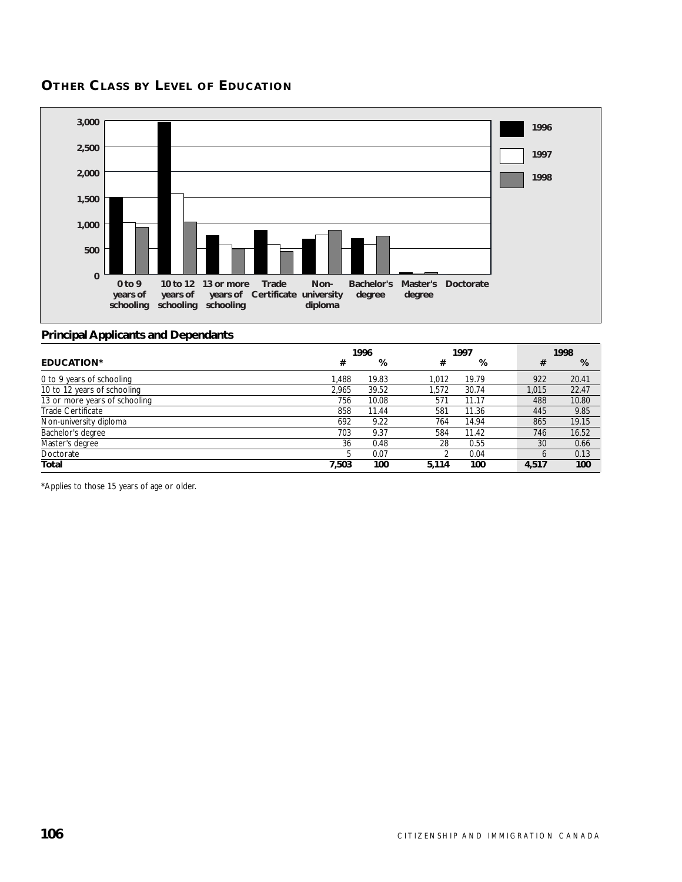## OTHER CLASS BY LEVEL OF EDUCATION

### Principal Applicants and Dependants

| EDUCATION* | 1996 # | 1996 % | 1997 # | 1997 % | 1998 # | 1998 % |
|---|---|---|---|---|---|---|
| 0 to 9 years of schooling | 1,488 | 19.83 | 1,012 | 19.79 | 922 | 20.41 |
| 10 to 12 years of schooling | 2,965 | 39.52 | 1,572 | 30.74 | 1,015 | 22.47 |
| 13 or more years of schooling | 756 | 10.08 | 571 | 11.17 | 488 | 10.80 |
| Trade Certificate | 858 | 11.44 | 581 | 11.36 | 445 | 9.85 |
| Non-university diploma | 692 | 9.22 | 764 | 14.94 | 865 | 19.15 |
| Bachelor's degree | 703 | 9.37 | 584 | 11.42 | 746 | 16.52 |
| Master's degree | 36 | 0.48 | 28 | 0.55 | 30 | 0.66 |
| Doctorate | 5 | 0.07 | 2 | 0.04 | 6 | 0.13 |
| **Total** | **7,503** | **100** | **5,114** | **100** | **4,517** | **100** |

*Applies to those 15 years of age or older.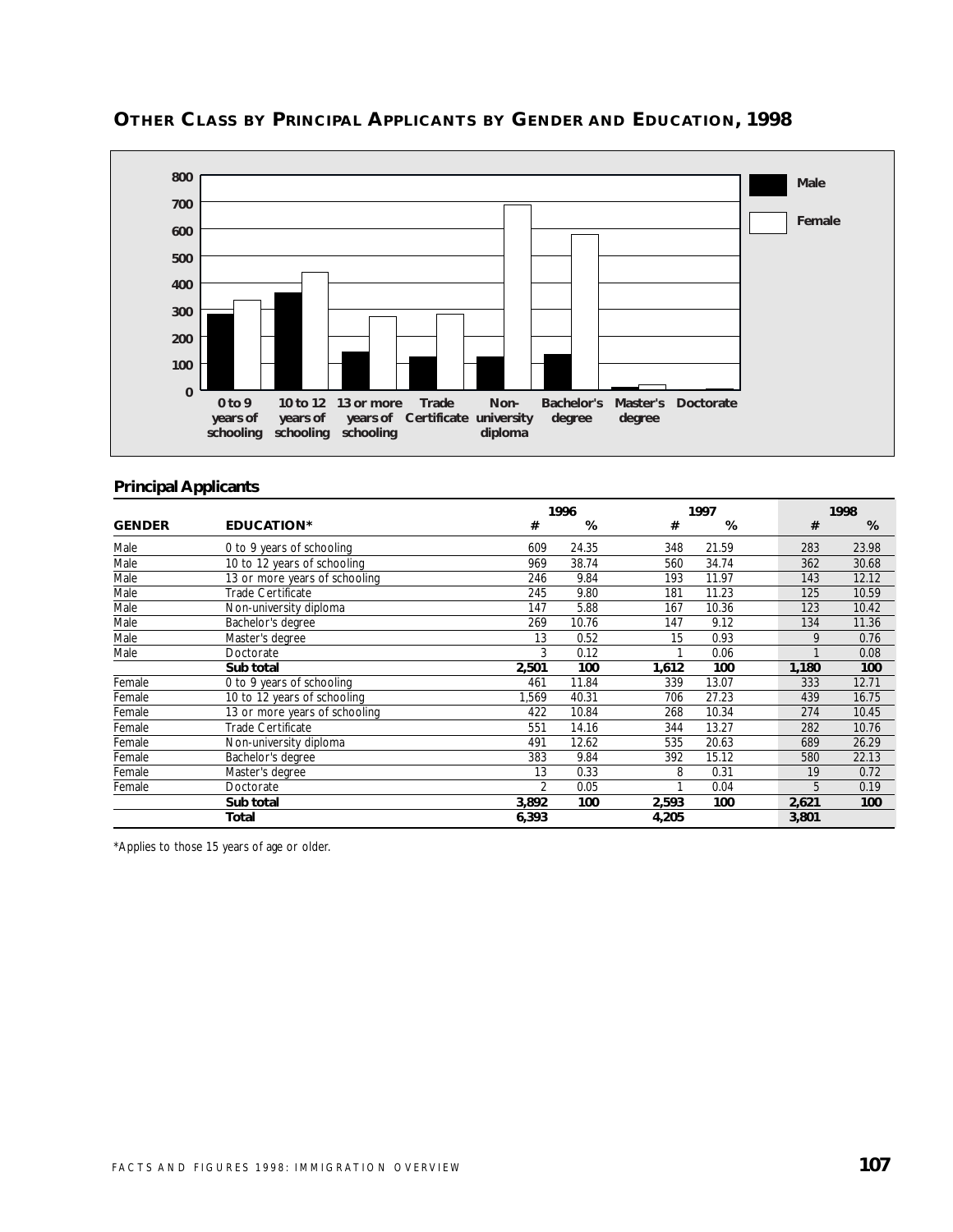## OTHER CLASS BY PRINCIPAL APPLICANTS BY GENDER AND EDUCATION, 1998

### Principal Applicants

| GENDER | EDUCATION* | 1996 # | 1996 % | 1997 # | 1997 % | 1998 # | 1998 % |
|---|---|---|---|---|---|---|---|
| Male | 0 to 9 years of schooling | 609 | 24.35 | 348 | 21.59 | 283 | 23.98 |
| Male | 10 to 12 years of schooling | 969 | 38.74 | 560 | 34.74 | 362 | 30.68 |
| Male | 13 or more years of schooling | 246 | 9.84 | 193 | 11.97 | 143 | 12.12 |
| Male | Trade Certificate | 245 | 9.80 | 181 | 11.23 | 125 | 10.59 |
| Male | Non-university diploma | 147 | 5.88 | 167 | 10.36 | 123 | 10.42 |
| Male | Bachelor's degree | 269 | 10.76 | 147 | 9.12 | 134 | 11.36 |
| Male | Master's degree | 13 | 0.52 | 15 | 0.93 | 9 | 0.76 |
| Male | Doctorate | 3 | 0.12 | 1 | 0.06 | 1 | 0.08 |
| | **Sub total** | **2,501** | **100** | **1,612** | **100** | **1,180** | **100** |
| Female | 0 to 9 years of schooling | 461 | 11.84 | 339 | 13.07 | 333 | 12.71 |
| Female | 10 to 12 years of schooling | 1,569 | 40.31 | 706 | 27.23 | 439 | 16.75 |
| Female | 13 or more years of schooling | 422 | 10.84 | 268 | 10.34 | 274 | 10.45 |
| Female | Trade Certificate | 551 | 14.16 | 344 | 13.27 | 282 | 10.76 |
| Female | Non-university diploma | 491 | 12.62 | 535 | 20.63 | 689 | 26.29 |
| Female | Bachelor's degree | 383 | 9.84 | 392 | 15.12 | 580 | 22.13 |
| Female | Master's degree | 13 | 0.33 | 8 | 0.31 | 19 | 0.72 |
| Female | Doctorate | 2 | 0.05 | 1 | 0.04 | 5 | 0.19 |
| | **Sub total** | **3,892** | **100** | **2,593** | **100** | **2,621** | **100** |
| | **Total** | **6,393** | | **4,205** | | **3,801** | |

*Applies to those 15 years of age or older.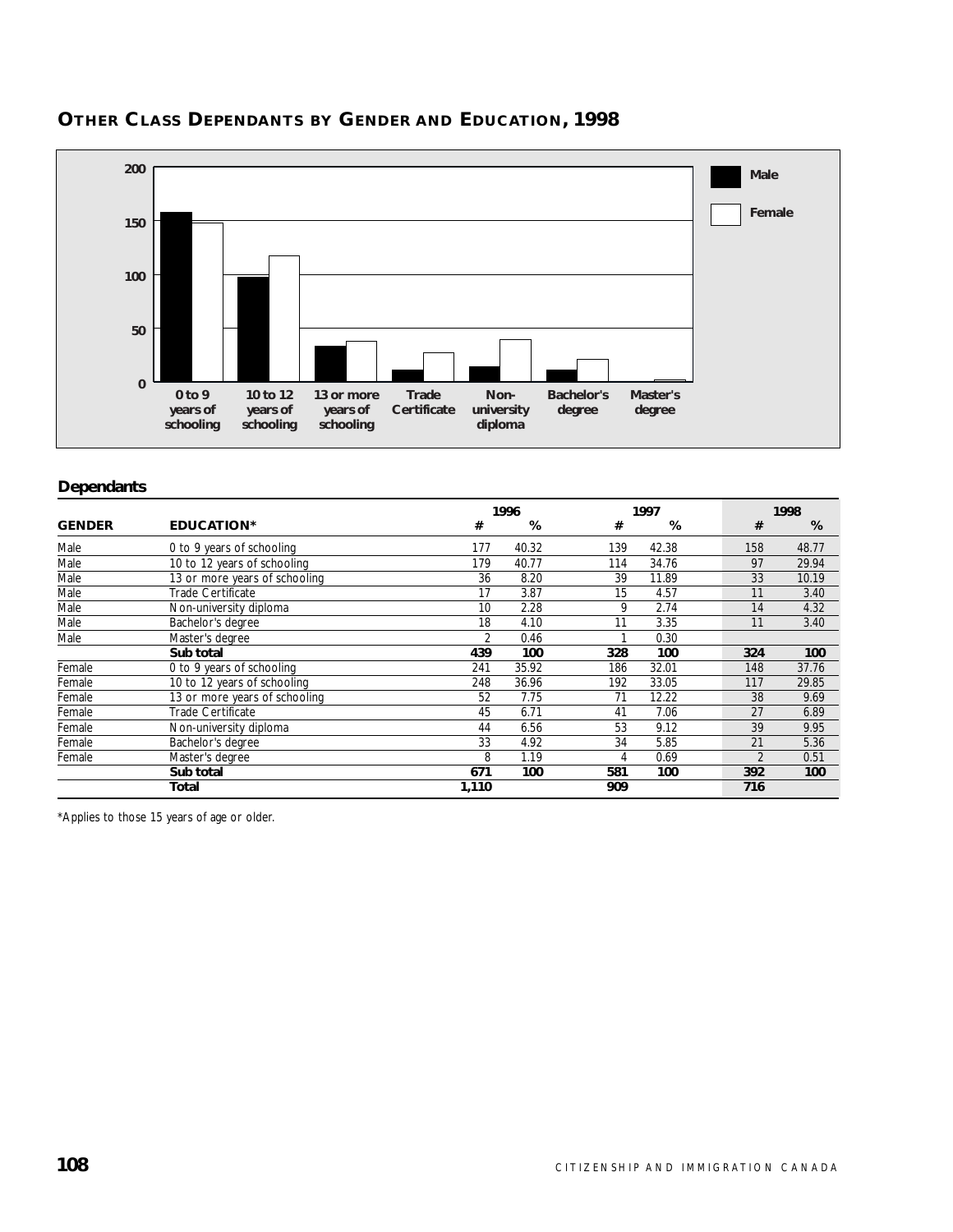## OTHER CLASS DEPENDANTS BY GENDER AND EDUCATION, 1998

### Dependants

| GENDER | EDUCATION* | 1996 # | 1996 % | 1997 # | 1997 % | 1998 # | 1998 % |
|---|---|---|---|---|---|---|---|
| Male | 0 to 9 years of schooling | 177 | 40.32 | 139 | 42.38 | 158 | 48.77 |
| Male | 10 to 12 years of schooling | 179 | 40.77 | 114 | 34.76 | 97 | 29.94 |
| Male | 13 or more years of schooling | 36 | 8.20 | 39 | 11.89 | 33 | 10.19 |
| Male | Trade Certificate | 17 | 3.87 | 15 | 4.57 | 11 | 3.40 |
| Male | Non-university diploma | 10 | 2.28 | 9 | 2.74 | 14 | 4.32 |
| Male | Bachelor's degree | 18 | 4.10 | 11 | 3.35 | 11 | 3.40 |
| Male | Master's degree | 2 | 0.46 | 1 | 0.30 | | |
| | **Sub total** | **439** | **100** | **328** | **100** | **324** | **100** |
| Female | 0 to 9 years of schooling | 241 | 35.92 | 186 | 32.01 | 148 | 37.76 |
| Female | 10 to 12 years of schooling | 248 | 36.96 | 192 | 33.05 | 117 | 29.85 |
| Female | 13 or more years of schooling | 52 | 7.75 | 71 | 12.22 | 38 | 9.69 |
| Female | Trade Certificate | 45 | 6.71 | 41 | 7.06 | 27 | 6.89 |
| Female | Non-university diploma | 44 | 6.56 | 53 | 9.12 | 39 | 9.95 |
| Female | Bachelor's degree | 33 | 4.92 | 34 | 5.85 | 21 | 5.36 |
| Female | Master's degree | 8 | 1.19 | 4 | 0.69 | 2 | 0.51 |
| | **Sub total** | **671** | **100** | **581** | **100** | **392** | **100** |
| | **Total** | **1,110** | | **909** | | **716** | |

*Applies to those 15 years of age or older.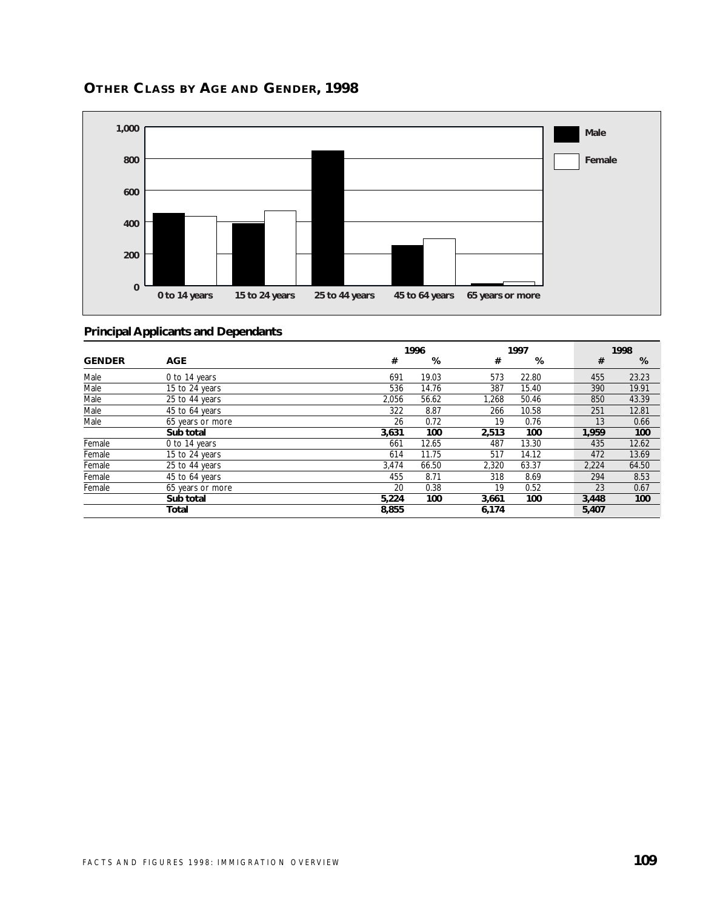## OTHER CLASS BY AGE AND GENDER, 1998

### Principal Applicants and Dependants

| GENDER | AGE | 1996 # | 1996 % | 1997 # | 1997 % | 1998 # | 1998 % |
|---|---|---|---|---|---|---|---|
| Male | 0 to 14 years | 691 | 19.03 | 573 | 22.80 | 455 | 23.23 |
| Male | 15 to 24 years | 536 | 14.76 | 387 | 15.40 | 390 | 19.91 |
| Male | 25 to 44 years | 2,056 | 56.62 | 1,268 | 50.46 | 850 | 43.39 |
| Male | 45 to 64 years | 322 | 8.87 | 266 | 10.58 | 251 | 12.81 |
| Male | 65 years or more | 26 | 0.72 | 19 | 0.76 | 13 | 0.66 |
| | **Sub total** | **3,631** | **100** | **2,513** | **100** | **1,959** | **100** |
| Female | 0 to 14 years | 661 | 12.65 | 487 | 13.30 | 435 | 12.62 |
| Female | 15 to 24 years | 614 | 11.75 | 517 | 14.12 | 472 | 13.69 |
| Female | 25 to 44 years | 3,474 | 66.50 | 2,320 | 63.37 | 2,224 | 64.50 |
| Female | 45 to 64 years | 455 | 8.71 | 318 | 8.69 | 294 | 8.53 |
| Female | 65 years or more | 20 | 0.38 | 19 | 0.52 | 23 | 0.67 |
| | **Sub total** | **5,224** | **100** | **3,661** | **100** | **3,448** | **100** |
| | **Total** | **8,855** | | **6,174** | | **5,407** | |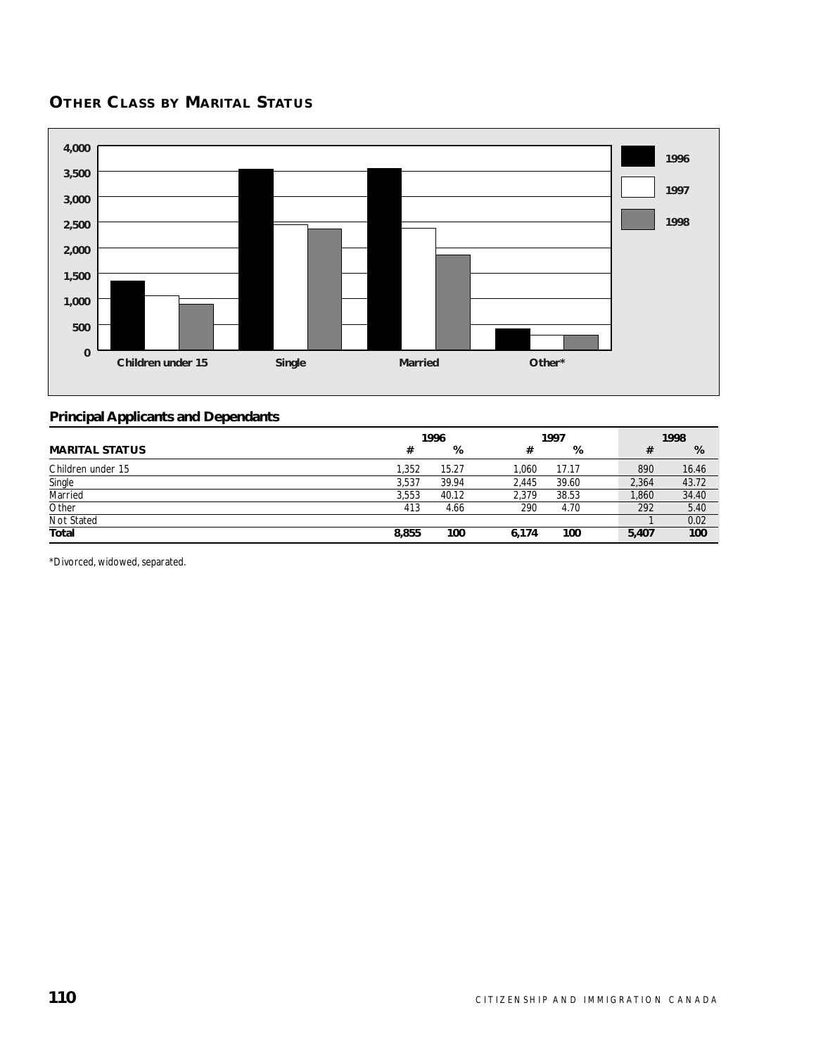## OTHER CLASS BY MARITAL STATUS

## Principal Applicants and Dependants

| MARITAL STATUS | 1996 # | 1996 % | 1997 # | 1997 % | 1998 # | 1998 % |
|---|---|---|---|---|---|---|
| Children under 15 | 1,352 | 15.27 | 1,060 | 17.17 | 890 | 16.46 |
| Single | 3,537 | 39.94 | 2,445 | 39.60 | 2,364 | 43.72 |
| Married | 3,553 | 40.12 | 2,379 | 38.53 | 1,860 | 34.40 |
| Other | 413 | 4.66 | 290 | 4.70 | 292 | 5.40 |
| Not Stated | | | | | 1 | 0.02 |
| **Total** | **8,855** | **100** | **6,174** | **100** | **5,407** | **100** |

*Divorced, widowed, separated.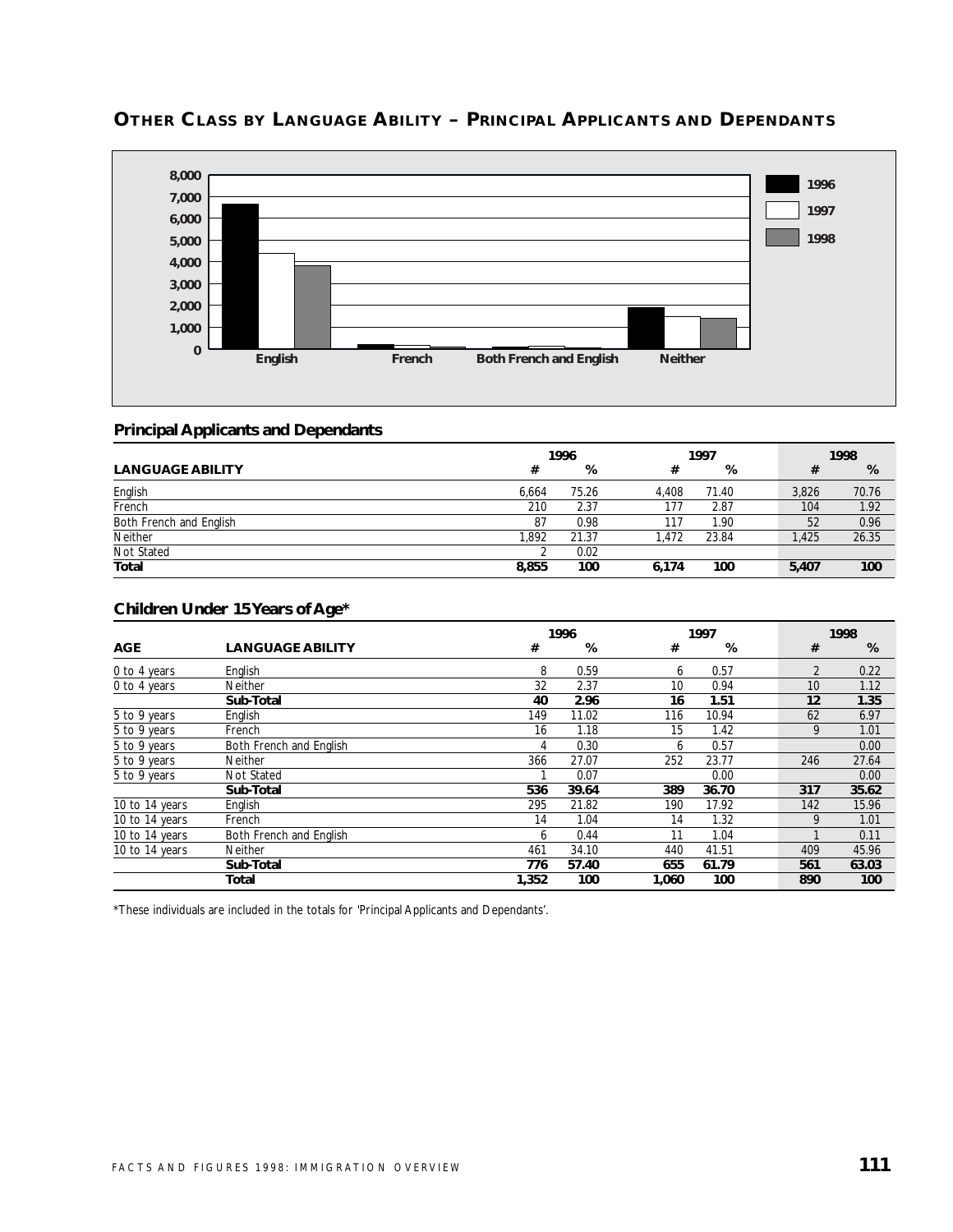## OTHER CLASS BY LANGUAGE ABILITY – PRINCIPAL APPLICANTS AND DEPENDANTS

### Principal Applicants and Dependants

| LANGUAGE ABILITY | 1996 # | 1996 % | 1997 # | 1997 % | 1998 # | 1998 % |
|---|---|---|---|---|---|---|
| English | 6,664 | 75.26 | 4,408 | 71.40 | 3,826 | 70.76 |
| French | 210 | 2.37 | 177 | 2.87 | 104 | 1.92 |
| Both French and English | 87 | 0.98 | 117 | 1.90 | 52 | 0.96 |
| Neither | 1,892 | 21.37 | 1,472 | 23.84 | 1,425 | 26.35 |
| Not Stated | 2 | 0.02 | | | | |
| **Total** | **8,855** | **100** | **6,174** | **100** | **5,407** | **100** |

### Children Under 15 Years of Age*

| AGE | LANGUAGE ABILITY | 1996 # | 1996 % | 1997 # | 1997 % | 1998 # | 1998 % |
|---|---|---|---|---|---|---|---|
| 0 to 4 years | English | 8 | 0.59 | 6 | 0.57 | 2 | 0.22 |
| 0 to 4 years | Neither | 32 | 2.37 | 10 | 0.94 | 10 | 1.12 |
| | **Sub-Total** | **40** | **2.96** | **16** | **1.51** | **12** | **1.35** |
| 5 to 9 years | English | 149 | 11.02 | 116 | 10.94 | 62 | 6.97 |
| 5 to 9 years | French | 16 | 1.18 | 15 | 1.42 | 9 | 1.01 |
| 5 to 9 years | Both French and English | 4 | 0.30 | 6 | 0.57 | | 0.00 |
| 5 to 9 years | Neither | 366 | 27.07 | 252 | 23.77 | 246 | 27.64 |
| 5 to 9 years | Not Stated | 1 | 0.07 | | 0.00 | | 0.00 |
| | **Sub-Total** | **536** | **39.64** | **389** | **36.70** | **317** | **35.62** |
| 10 to 14 years | English | 295 | 21.82 | 190 | 17.92 | 142 | 15.96 |
| 10 to 14 years | French | 14 | 1.04 | 14 | 1.32 | 9 | 1.01 |
| 10 to 14 years | Both French and English | 6 | 0.44 | 11 | 1.04 | 1 | 0.11 |
| 10 to 14 years | Neither | 461 | 34.10 | 440 | 41.51 | 409 | 45.96 |
| | **Sub-Total** | **776** | **57.40** | **655** | **61.79** | **561** | **63.03** |
| | **Total** | **1,352** | **100** | **1,060** | **100** | **890** | **100** |

*These individuals are included in the totals for 'Principal Applicants and Dependants'.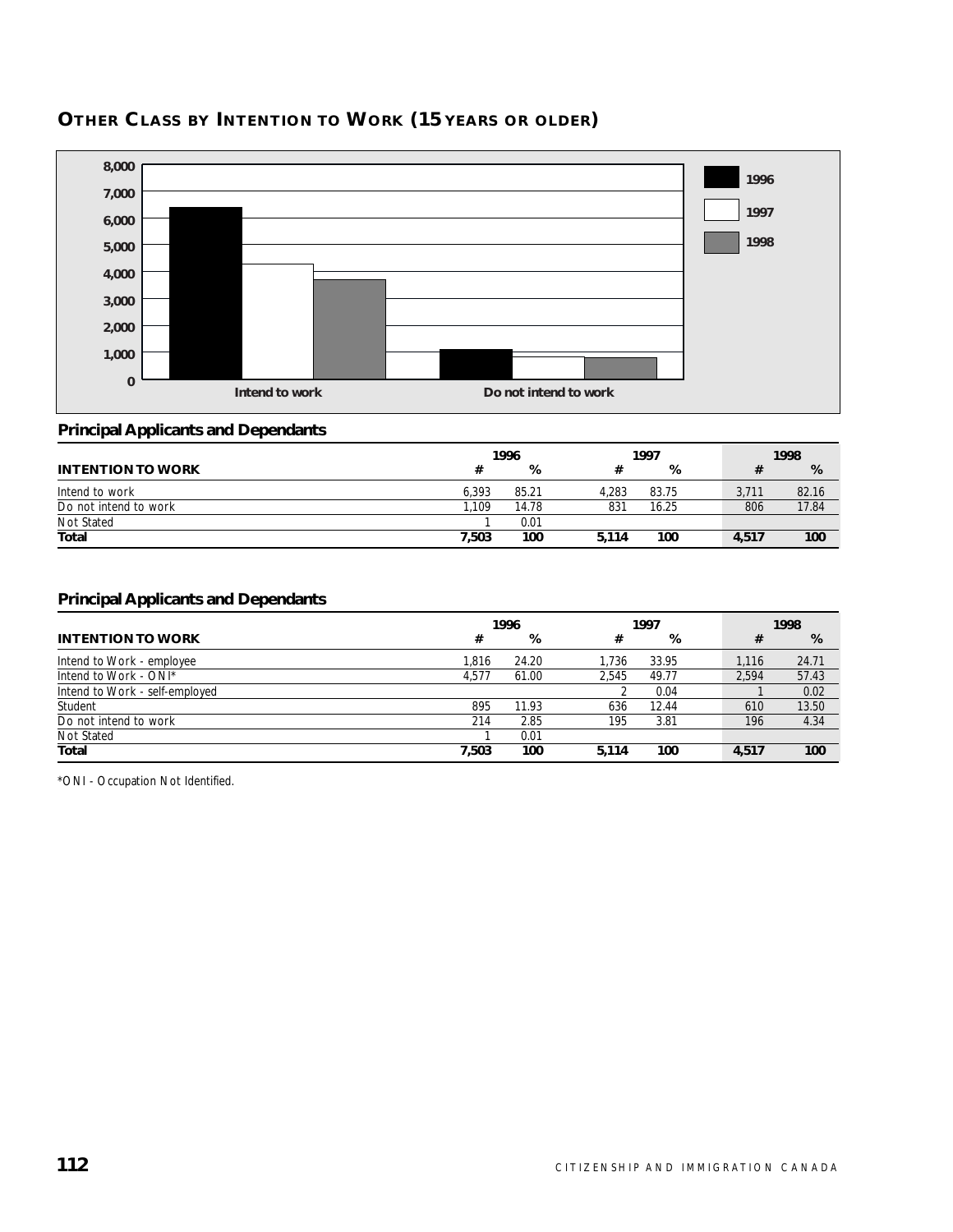## OTHER CLASS BY INTENTION TO WORK (15 YEARS OR OLDER)

### Principal Applicants and Dependants

| INTENTION TO WORK | 1996 # | 1996 % | 1997 # | 1997 % | 1998 # | 1998 % |
|---|---|---|---|---|---|---|
| Intend to work | 6,393 | 85.21 | 4,283 | 83.75 | 3,711 | 82.16 |
| Do not intend to work | 1,109 | 14.78 | 831 | 16.25 | 806 | 17.84 |
| Not Stated | 1 | 0.01 | | | | |
| **Total** | **7,503** | **100** | **5,114** | **100** | **4,517** | **100** |

### Principal Applicants and Dependants

| INTENTION TO WORK | 1996 # | 1996 % | 1997 # | 1997 % | 1998 # | 1998 % |
|---|---|---|---|---|---|---|
| Intend to Work - employee | 1,816 | 24.20 | 1,736 | 33.95 | 1,116 | 24.71 |
| Intend to Work - ONI* | 4,577 | 61.00 | 2,545 | 49.77 | 2,594 | 57.43 |
| Intend to Work - self-employed | | | 2 | 0.04 | 1 | 0.02 |
| Student | 895 | 11.93 | 636 | 12.44 | 610 | 13.50 |
| Do not intend to work | 214 | 2.85 | 195 | 3.81 | 196 | 4.34 |
| Not Stated | 1 | 0.01 | | | | |
| **Total** | **7,503** | **100** | **5,114** | **100** | **4,517** | **100** |

*ONI - Occupation Not Identified.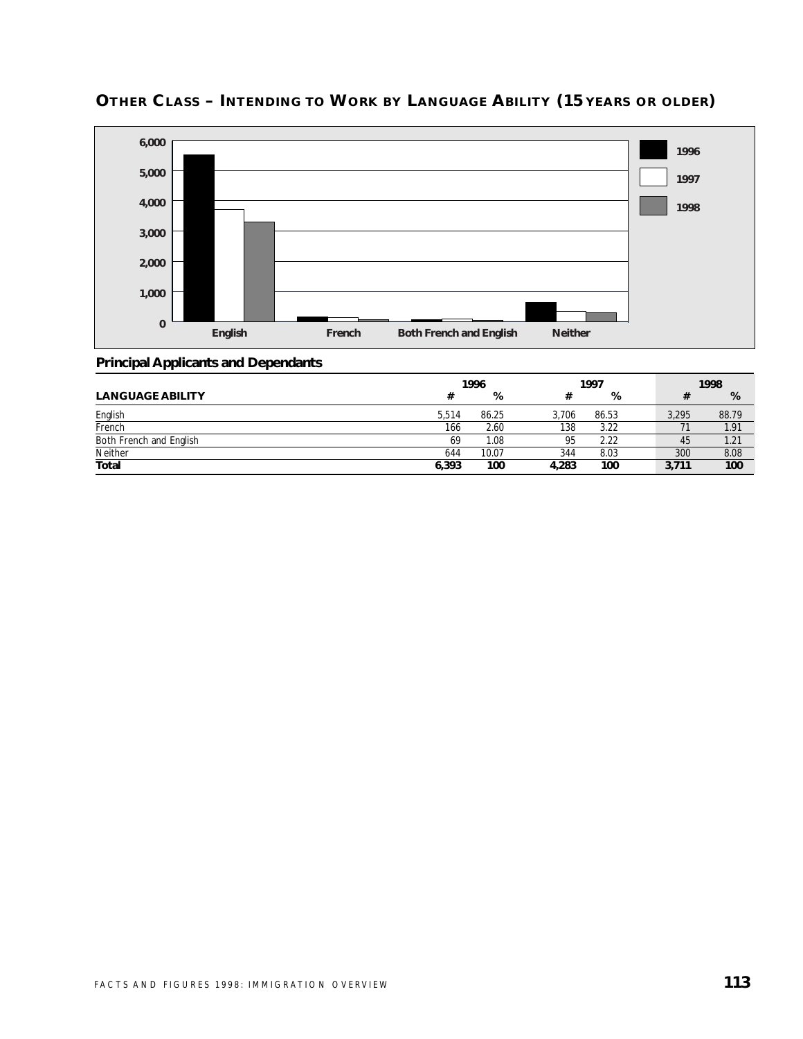## OTHER CLASS – INTENDING TO WORK BY LANGUAGE ABILITY (15 YEARS OR OLDER)

6,000
5,000
4,000
3,000
2,000
1,000
0

English
French
Both French and English
Neither

1996
1997
1998

### Principal Applicants and Dependants

| LANGUAGE ABILITY | 1996 # | 1996 % | 1997 # | 1997 % | 1998 # | 1998 % |
|---|---|---|---|---|---|---|
| English | 5,514 | 86.25 | 3,706 | 86.53 | 3,295 | 88.79 |
| French | 166 | 2.60 | 138 | 3.22 | 71 | 1.91 |
| Both French and English | 69 | 1.08 | 95 | 2.22 | 45 | 1.21 |
| Neither | 644 | 10.07 | 344 | 8.03 | 300 | 8.08 |
| **Total** | **6,393** | **100** | **4,283** | **100** | **3,711** | **100** |